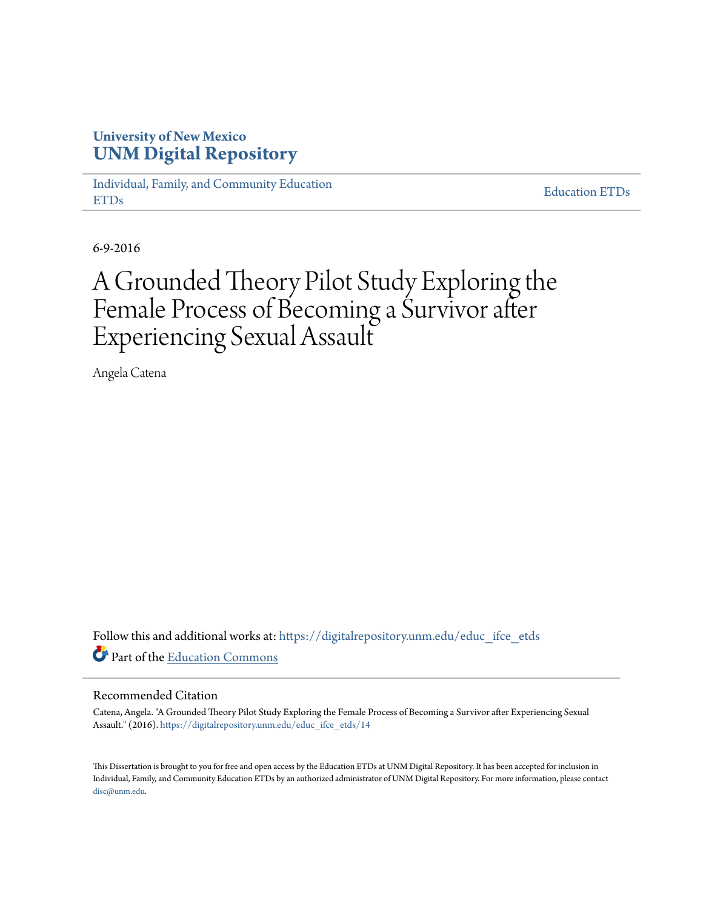University of New Mexico
**UNM Digital Repository**

Individual, Family, and Community Education ETDs

Education ETDs

6-9-2016

# A Grounded Theory Pilot Study Exploring the Female Process of Becoming a Survivor after Experiencing Sexual Assault

Angela Catena

Follow this and additional works at: https://digitalrepository.unm.edu/educ_ifce_etds

Part of the Education Commons

## Recommended Citation

Catena, Angela. "A Grounded Theory Pilot Study Exploring the Female Process of Becoming a Survivor after Experiencing Sexual Assault." (2016). https://digitalrepository.unm.edu/educ_ifce_etds/14

This Dissertation is brought to you for free and open access by the Education ETDs at UNM Digital Repository. It has been accepted for inclusion in Individual, Family, and Community Education ETDs by an authorized administrator of UNM Digital Repository. For more information, please contact disc@unm.edu.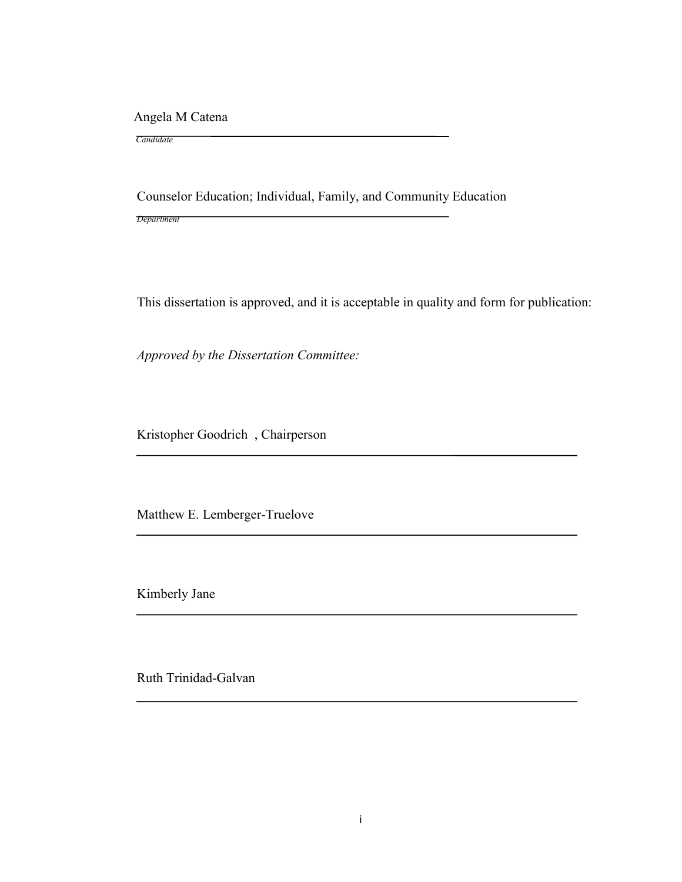Angela M Catena

*Candidate*

Counselor Education; Individual, Family, and Community Education

*Department*

This dissertation is approved, and it is acceptable in quality and form for publication:

*Approved by the Dissertation Committee:*

Kristopher Goodrich , Chairperson

Matthew E. Lemberger-Truelove

Kimberly Jane

Ruth Trinidad-Galvan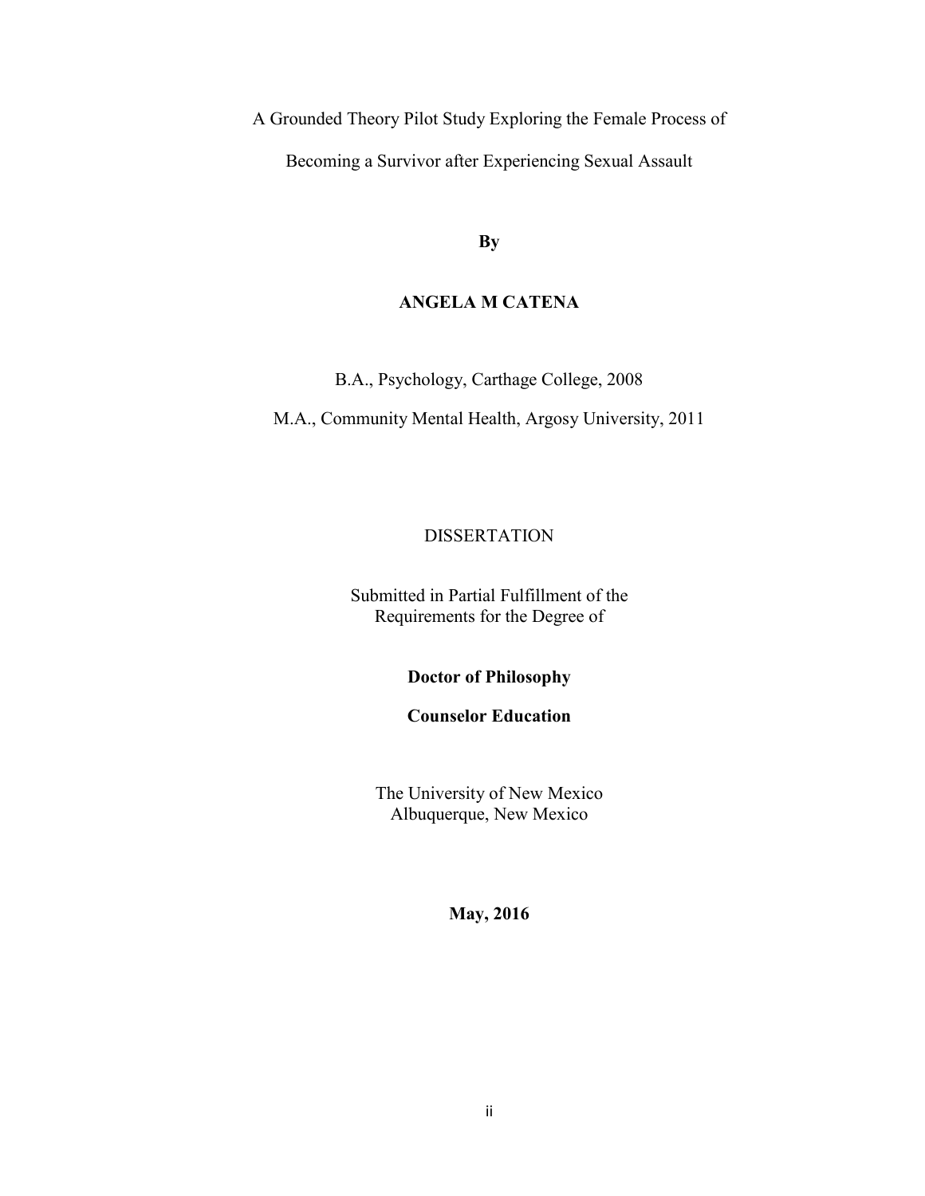A Grounded Theory Pilot Study Exploring the Female Process of

Becoming a Survivor after Experiencing Sexual Assault

**By**

**ANGELA M CATENA**

B.A., Psychology, Carthage College, 2008

M.A., Community Mental Health, Argosy University, 2011

DISSERTATION

Submitted in Partial Fulfillment of the
Requirements for the Degree of

**Doctor of Philosophy**

**Counselor Education**

The University of New Mexico
Albuquerque, New Mexico

**May, 2016**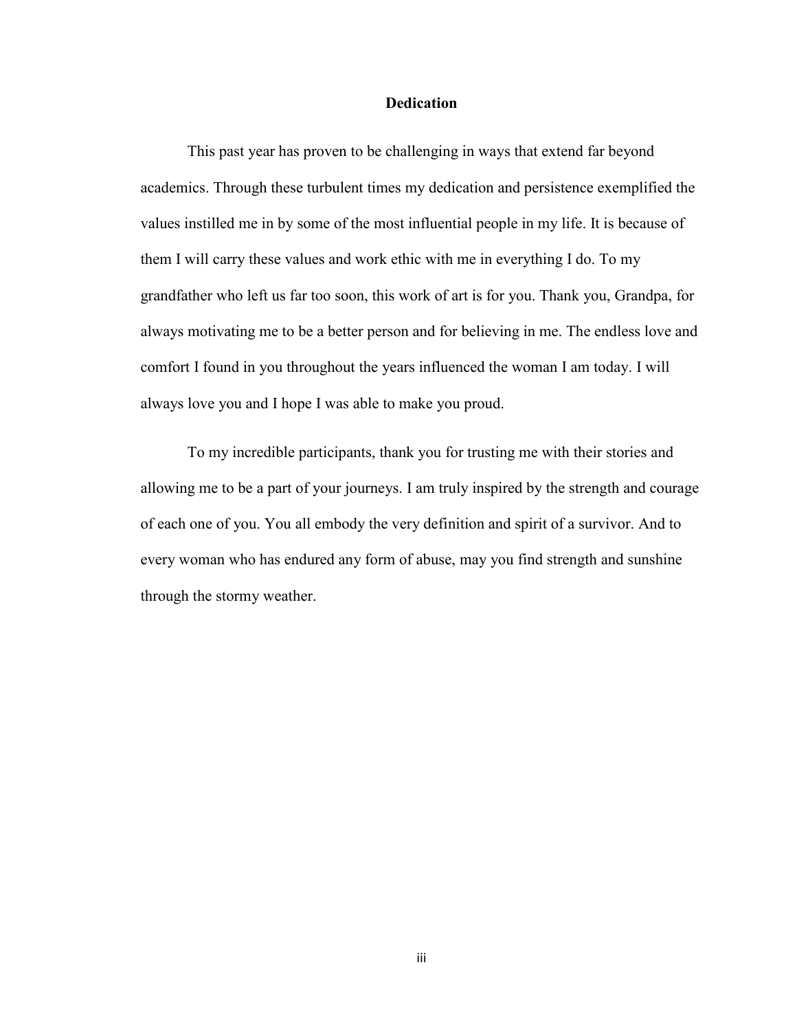# Dedication

This past year has proven to be challenging in ways that extend far beyond academics. Through these turbulent times my dedication and persistence exemplified the values instilled me in by some of the most influential people in my life. It is because of them I will carry these values and work ethic with me in everything I do. To my grandfather who left us far too soon, this work of art is for you. Thank you, Grandpa, for always motivating me to be a better person and for believing in me. The endless love and comfort I found in you throughout the years influenced the woman I am today. I will always love you and I hope I was able to make you proud.

To my incredible participants, thank you for trusting me with their stories and allowing me to be a part of your journeys. I am truly inspired by the strength and courage of each one of you. You all embody the very definition and spirit of a survivor. And to every woman who has endured any form of abuse, may you find strength and sunshine through the stormy weather.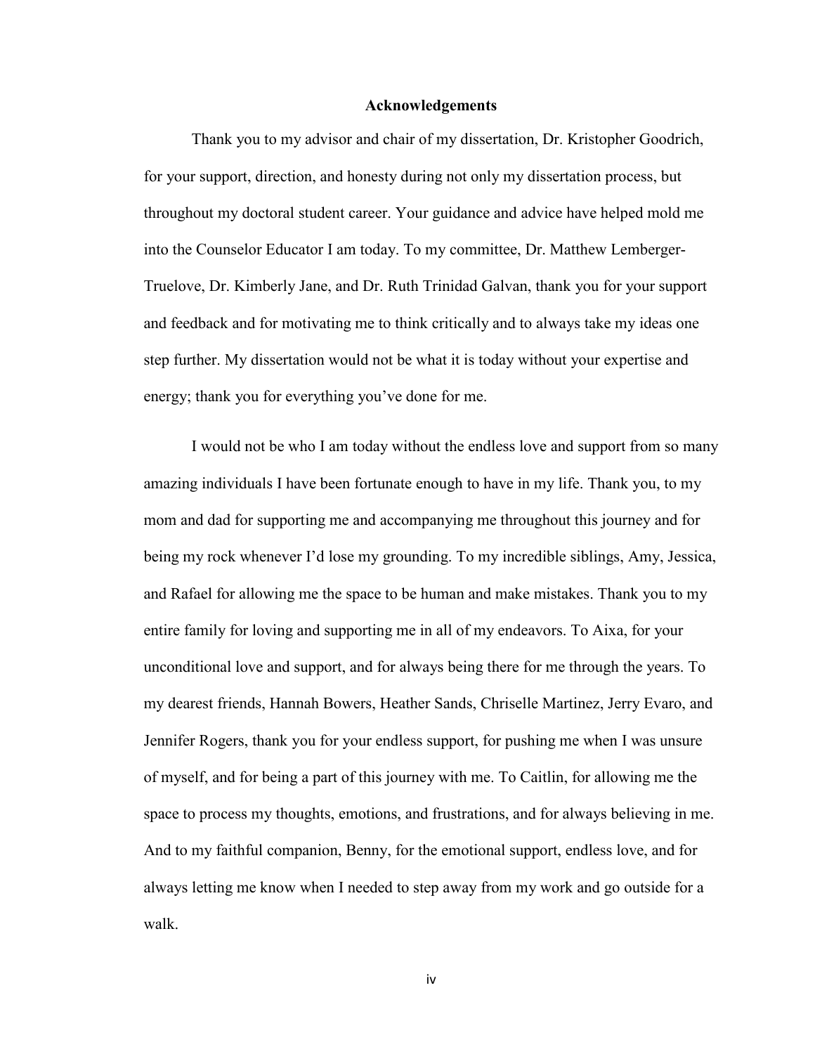# Acknowledgements

Thank you to my advisor and chair of my dissertation, Dr. Kristopher Goodrich, for your support, direction, and honesty during not only my dissertation process, but throughout my doctoral student career. Your guidance and advice have helped mold me into the Counselor Educator I am today. To my committee, Dr. Matthew Lemberger-Truelove, Dr. Kimberly Jane, and Dr. Ruth Trinidad Galvan, thank you for your support and feedback and for motivating me to think critically and to always take my ideas one step further. My dissertation would not be what it is today without your expertise and energy; thank you for everything you've done for me.

I would not be who I am today without the endless love and support from so many amazing individuals I have been fortunate enough to have in my life. Thank you, to my mom and dad for supporting me and accompanying me throughout this journey and for being my rock whenever I'd lose my grounding. To my incredible siblings, Amy, Jessica, and Rafael for allowing me the space to be human and make mistakes. Thank you to my entire family for loving and supporting me in all of my endeavors. To Aixa, for your unconditional love and support, and for always being there for me through the years. To my dearest friends, Hannah Bowers, Heather Sands, Chriselle Martinez, Jerry Evaro, and Jennifer Rogers, thank you for your endless support, for pushing me when I was unsure of myself, and for being a part of this journey with me. To Caitlin, for allowing me the space to process my thoughts, emotions, and frustrations, and for always believing in me. And to my faithful companion, Benny, for the emotional support, endless love, and for always letting me know when I needed to step away from my work and go outside for a walk.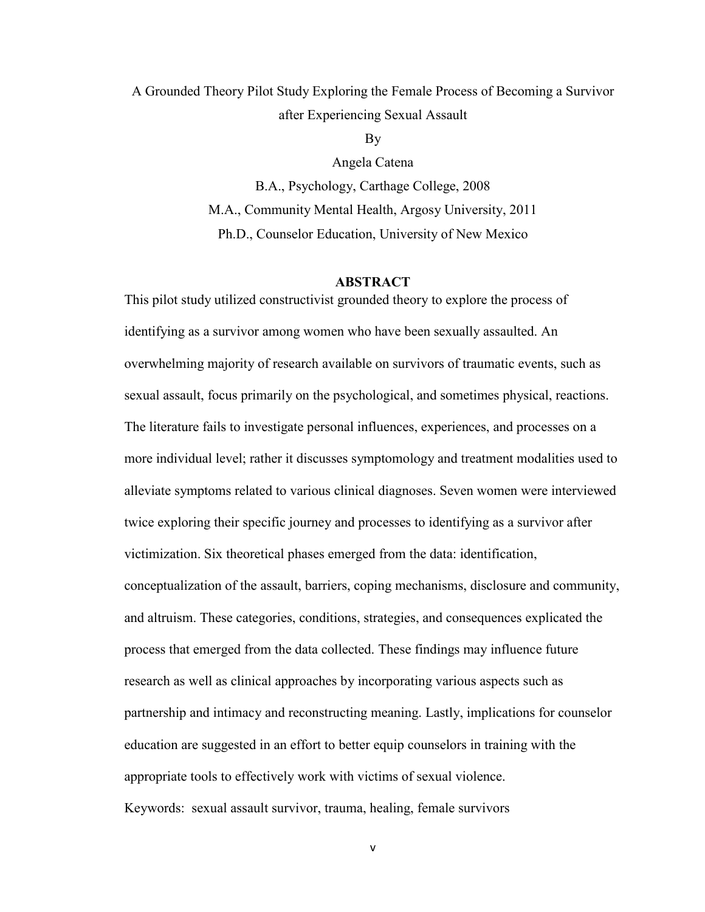A Grounded Theory Pilot Study Exploring the Female Process of Becoming a Survivor after Experiencing Sexual Assault

By

Angela Catena

B.A., Psychology, Carthage College, 2008

M.A., Community Mental Health, Argosy University, 2011

Ph.D., Counselor Education, University of New Mexico

## ABSTRACT

This pilot study utilized constructivist grounded theory to explore the process of identifying as a survivor among women who have been sexually assaulted. An overwhelming majority of research available on survivors of traumatic events, such as sexual assault, focus primarily on the psychological, and sometimes physical, reactions. The literature fails to investigate personal influences, experiences, and processes on a more individual level; rather it discusses symptomology and treatment modalities used to alleviate symptoms related to various clinical diagnoses. Seven women were interviewed twice exploring their specific journey and processes to identifying as a survivor after victimization. Six theoretical phases emerged from the data: identification, conceptualization of the assault, barriers, coping mechanisms, disclosure and community, and altruism. These categories, conditions, strategies, and consequences explicated the process that emerged from the data collected. These findings may influence future research as well as clinical approaches by incorporating various aspects such as partnership and intimacy and reconstructing meaning. Lastly, implications for counselor education are suggested in an effort to better equip counselors in training with the appropriate tools to effectively work with victims of sexual violence.

Keywords: sexual assault survivor, trauma, healing, female survivors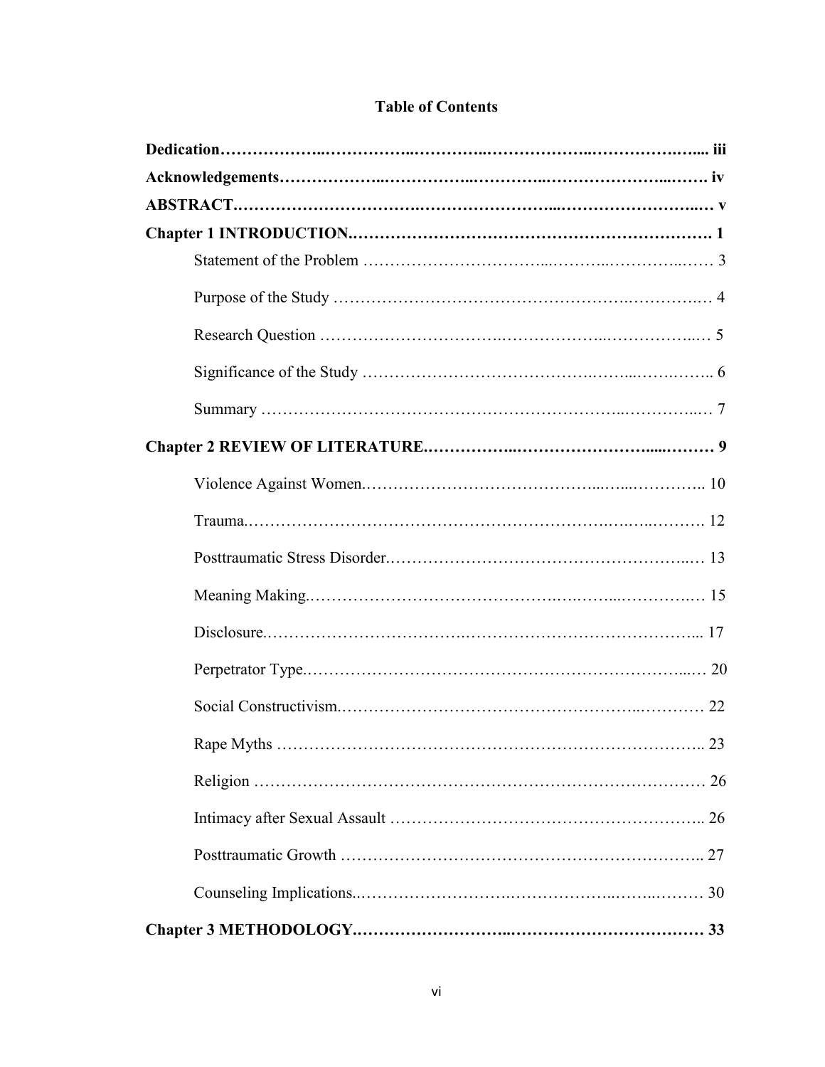# Table of Contents

**Dedication……………….……………..………..…………………..…………….…... iii**

**Acknowledgements………………..……………..…………..………………...……. iv**

**ABSTRACT……………………………..………………………...………………….…. v**

**Chapter 1 INTRODUCTION..……………………………………………………………. 1**

Statement of the Problem …………………………...………..…………..…… 3

Purpose of the Study ………………………………………………..………….… 4

Research Question …………………………….………………..……………..… 5

Significance of the Study …………………………………….……...…….…….. 6

Summary ………………………………………………………...…………..… 7

**Chapter 2 REVIEW OF LITERATURE.……………..…………………….....……… 9**

Violence Against Women.…………………………………...…...………….. 10

Trauma.…………………………………………………….….…..………. 12

Posttraumatic Stress Disorder.…………………………………………….…..… 13

Meaning Making.………………………………………….….……..………….… 15

Disclosure.……………………………….……………………………………... 17

Perpetrator Type.……………………………………….…………………...… 20

Social Constructivism.…………………………………………………..………… 22

Rape Myths ……………………………………………………………………….. 23

Religion ………………………………………………………………………… 26

Intimacy after Sexual Assault ……………………………………………….. 26

Posttraumatic Growth ……………………………………………………….. 27

Counseling Implications..……………………….………………..……..……… 30

**Chapter 3 METHODOLOGY.………………………..……………………………… 33**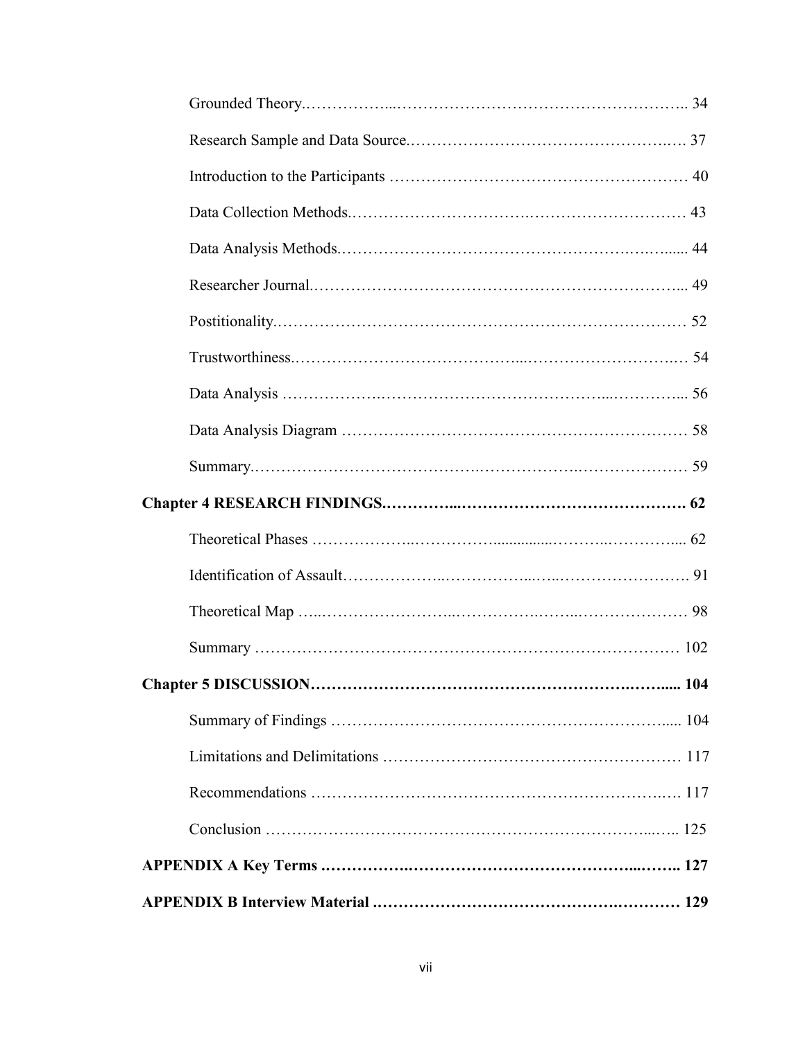Grounded Theory.................................................................................. 34

Research Sample and Data Source.......................................................... 37

Introduction to the Participants .............................................................. 40

Data Collection Methods......................................................................... 43

Data Analysis Methods............................................................................ 44

Researcher Journal.................................................................................. 49

Postitionality............................................................................................ 52

Trustworthiness........................................................................................ 54

Data Analysis .......................................................................................... 56

Data Analysis Diagram ........................................................................... 58

Summary.................................................................................................. 59

**Chapter 4 RESEARCH FINDINGS.......................................................... 62**

Theoretical Phases .................................................................................. 62

Identification of Assault........................................................................... 91

Theoretical Map ...................................................................................... 98

Summary ................................................................................................. 102

**Chapter 5 DISCUSSION.......................................................................... 104**

Summary of Findings .............................................................................. 104

Limitations and Delimitations ................................................................. 117

Recommendations ................................................................................... 117

Conclusion .............................................................................................. 125

**APPENDIX A Key Terms ........................................................................ 127**

**APPENDIX B Interview Material ............................................................ 129**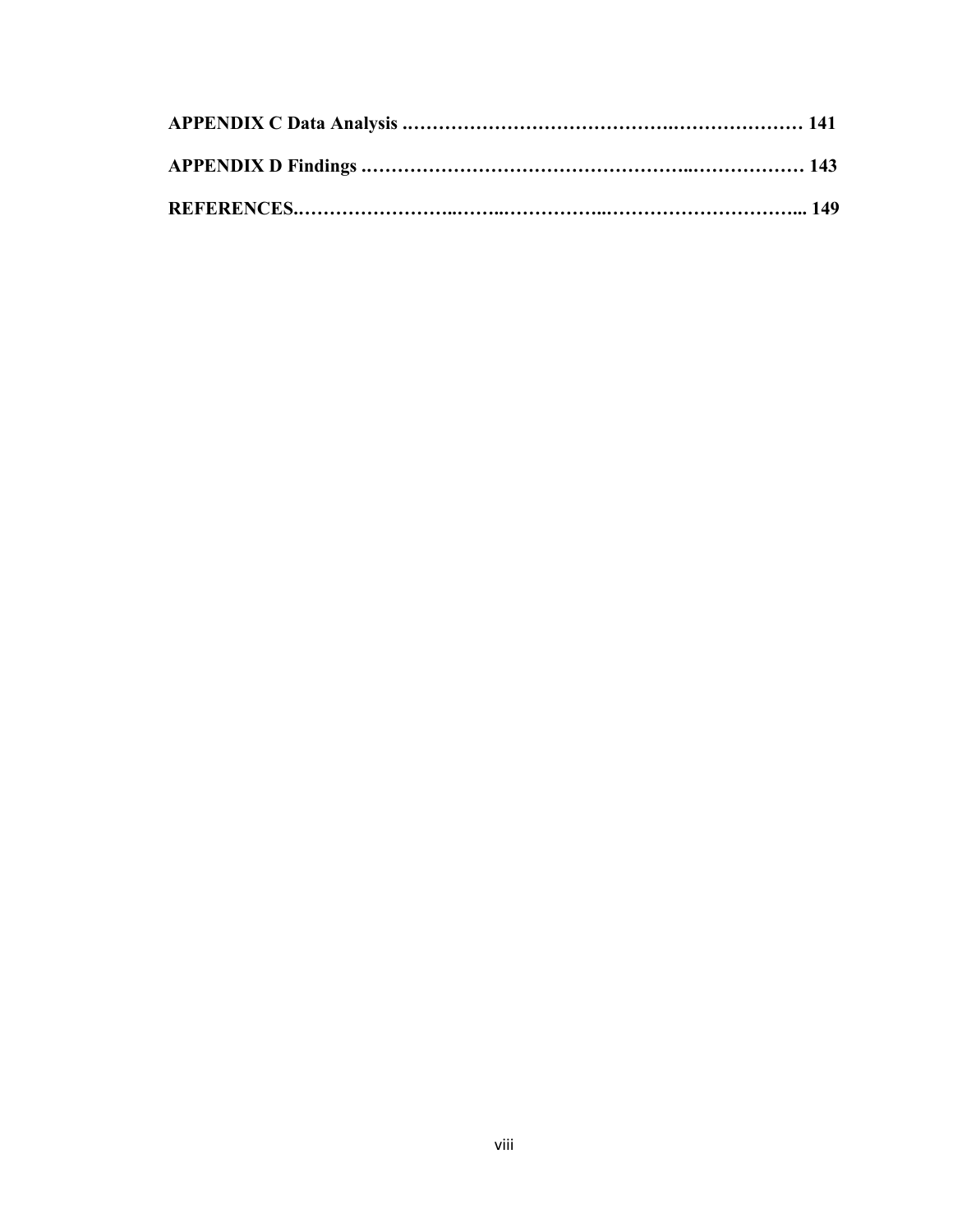**APPENDIX C Data Analysis ……………………………………….………………… 141**

**APPENDIX D Findings ………………………………………………..……………… 143**

**REFERENCES.…………………...……..……………...…………………………... 149**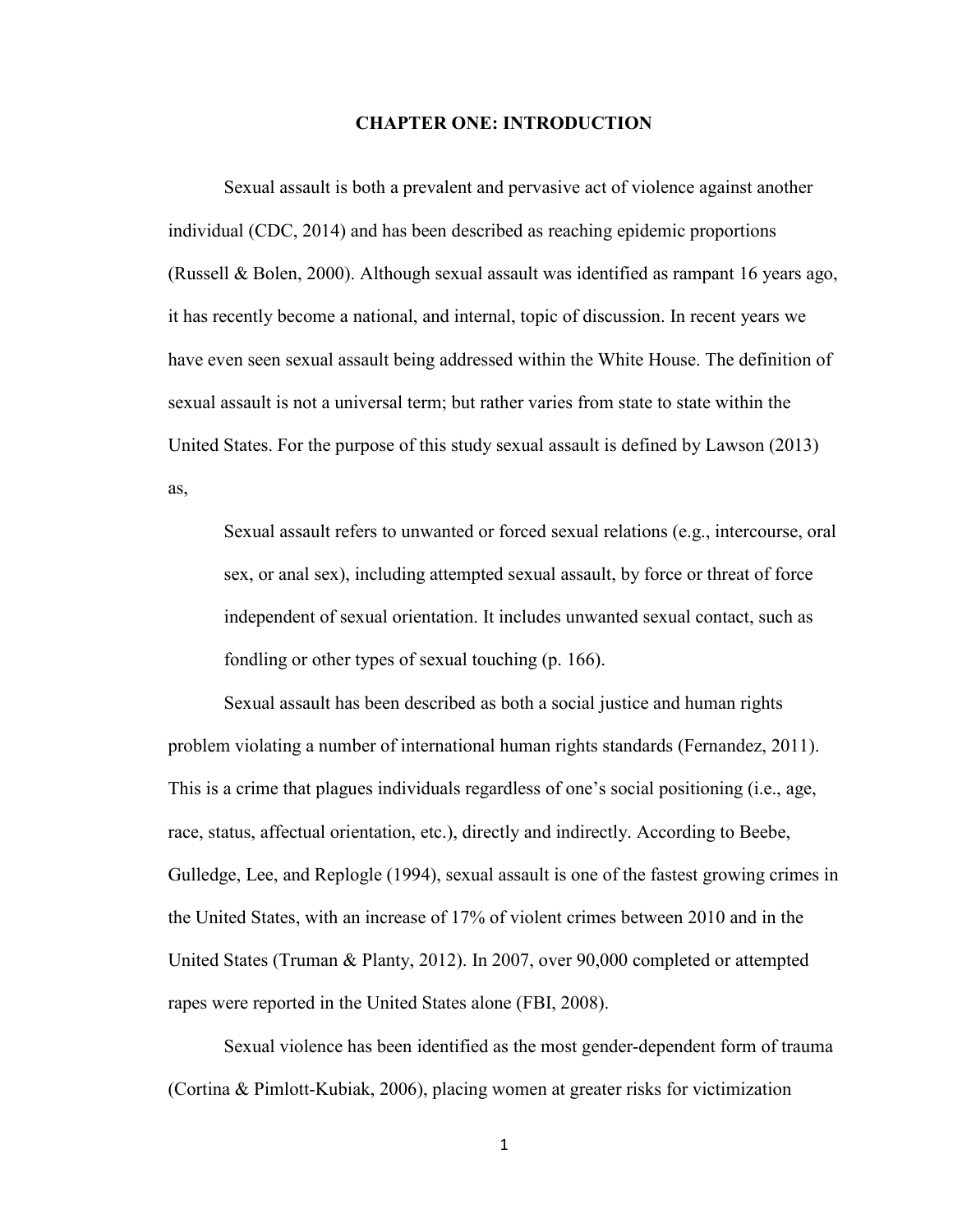# CHAPTER ONE: INTRODUCTION

Sexual assault is both a prevalent and pervasive act of violence against another individual (CDC, 2014) and has been described as reaching epidemic proportions (Russell & Bolen, 2000). Although sexual assault was identified as rampant 16 years ago, it has recently become a national, and internal, topic of discussion. In recent years we have even seen sexual assault being addressed within the White House. The definition of sexual assault is not a universal term; but rather varies from state to state within the United States. For the purpose of this study sexual assault is defined by Lawson (2013) as,

> Sexual assault refers to unwanted or forced sexual relations (e.g., intercourse, oral sex, or anal sex), including attempted sexual assault, by force or threat of force independent of sexual orientation. It includes unwanted sexual contact, such as fondling or other types of sexual touching (p. 166).

Sexual assault has been described as both a social justice and human rights problem violating a number of international human rights standards (Fernandez, 2011). This is a crime that plagues individuals regardless of one's social positioning (i.e., age, race, status, affectual orientation, etc.), directly and indirectly. According to Beebe, Gulledge, Lee, and Replogle (1994), sexual assault is one of the fastest growing crimes in the United States, with an increase of 17% of violent crimes between 2010 and in the United States (Truman & Planty, 2012). In 2007, over 90,000 completed or attempted rapes were reported in the United States alone (FBI, 2008).

Sexual violence has been identified as the most gender-dependent form of trauma (Cortina & Pimlott-Kubiak, 2006), placing women at greater risks for victimization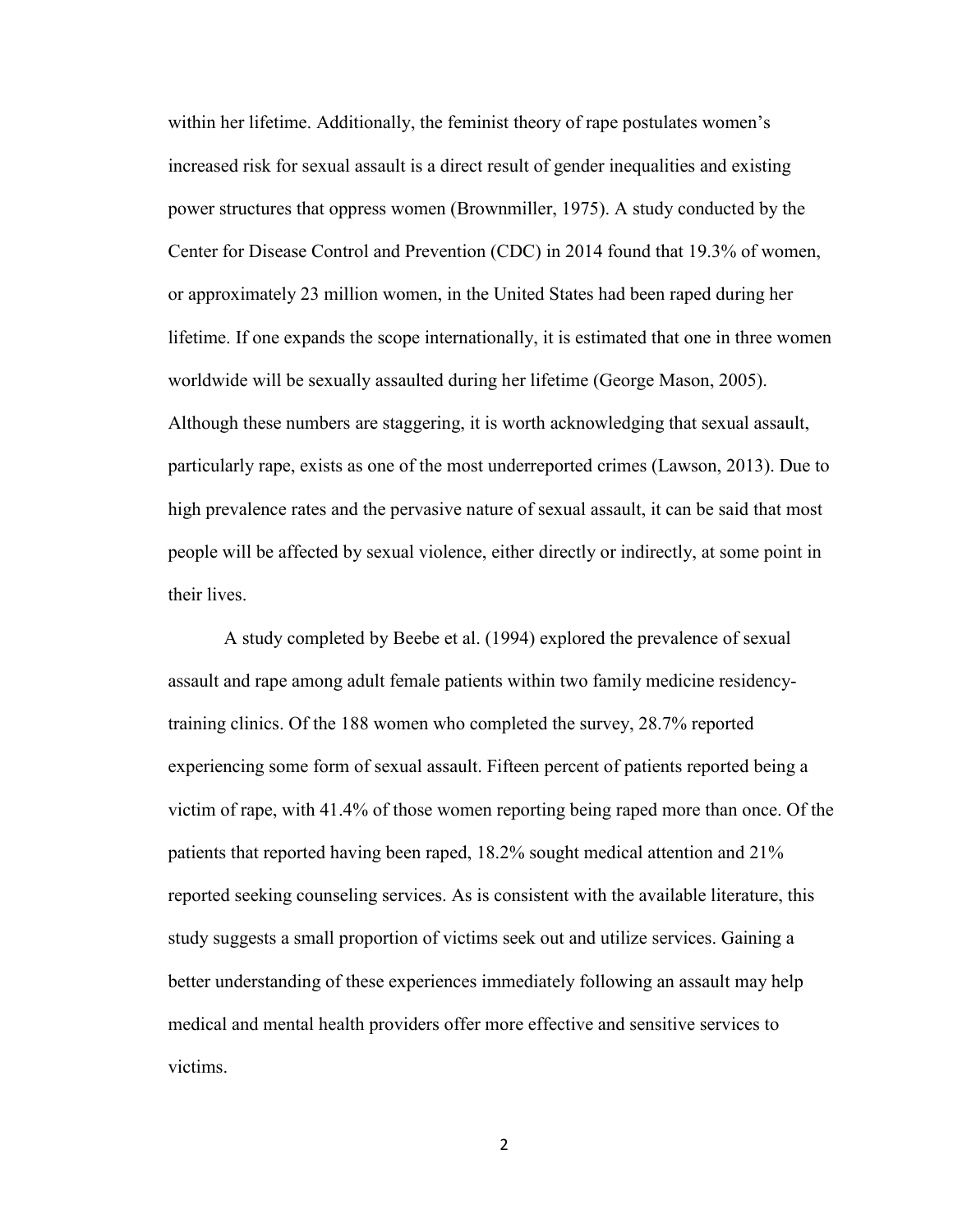within her lifetime. Additionally, the feminist theory of rape postulates women's increased risk for sexual assault is a direct result of gender inequalities and existing power structures that oppress women (Brownmiller, 1975). A study conducted by the Center for Disease Control and Prevention (CDC) in 2014 found that 19.3% of women, or approximately 23 million women, in the United States had been raped during her lifetime. If one expands the scope internationally, it is estimated that one in three women worldwide will be sexually assaulted during her lifetime (George Mason, 2005). Although these numbers are staggering, it is worth acknowledging that sexual assault, particularly rape, exists as one of the most underreported crimes (Lawson, 2013). Due to high prevalence rates and the pervasive nature of sexual assault, it can be said that most people will be affected by sexual violence, either directly or indirectly, at some point in their lives.

A study completed by Beebe et al. (1994) explored the prevalence of sexual assault and rape among adult female patients within two family medicine residency-training clinics. Of the 188 women who completed the survey, 28.7% reported experiencing some form of sexual assault. Fifteen percent of patients reported being a victim of rape, with 41.4% of those women reporting being raped more than once. Of the patients that reported having been raped, 18.2% sought medical attention and 21% reported seeking counseling services. As is consistent with the available literature, this study suggests a small proportion of victims seek out and utilize services. Gaining a better understanding of these experiences immediately following an assault may help medical and mental health providers offer more effective and sensitive services to victims.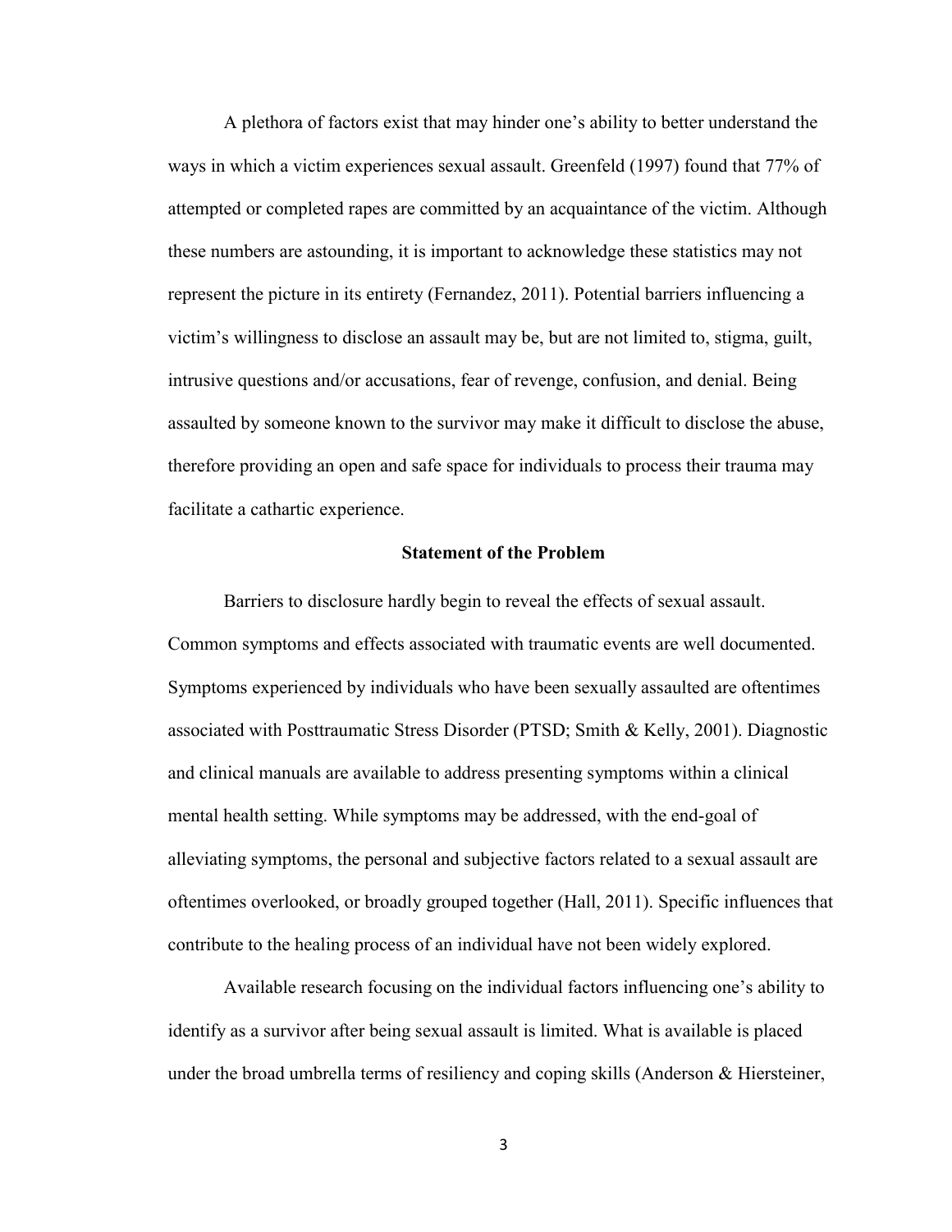A plethora of factors exist that may hinder one's ability to better understand the ways in which a victim experiences sexual assault. Greenfeld (1997) found that 77% of attempted or completed rapes are committed by an acquaintance of the victim. Although these numbers are astounding, it is important to acknowledge these statistics may not represent the picture in its entirety (Fernandez, 2011). Potential barriers influencing a victim's willingness to disclose an assault may be, but are not limited to, stigma, guilt, intrusive questions and/or accusations, fear of revenge, confusion, and denial. Being assaulted by someone known to the survivor may make it difficult to disclose the abuse, therefore providing an open and safe space for individuals to process their trauma may facilitate a cathartic experience.

## Statement of the Problem

Barriers to disclosure hardly begin to reveal the effects of sexual assault. Common symptoms and effects associated with traumatic events are well documented. Symptoms experienced by individuals who have been sexually assaulted are oftentimes associated with Posttraumatic Stress Disorder (PTSD; Smith & Kelly, 2001). Diagnostic and clinical manuals are available to address presenting symptoms within a clinical mental health setting. While symptoms may be addressed, with the end-goal of alleviating symptoms, the personal and subjective factors related to a sexual assault are oftentimes overlooked, or broadly grouped together (Hall, 2011). Specific influences that contribute to the healing process of an individual have not been widely explored.

Available research focusing on the individual factors influencing one's ability to identify as a survivor after being sexual assault is limited. What is available is placed under the broad umbrella terms of resiliency and coping skills (Anderson & Hiersteiner,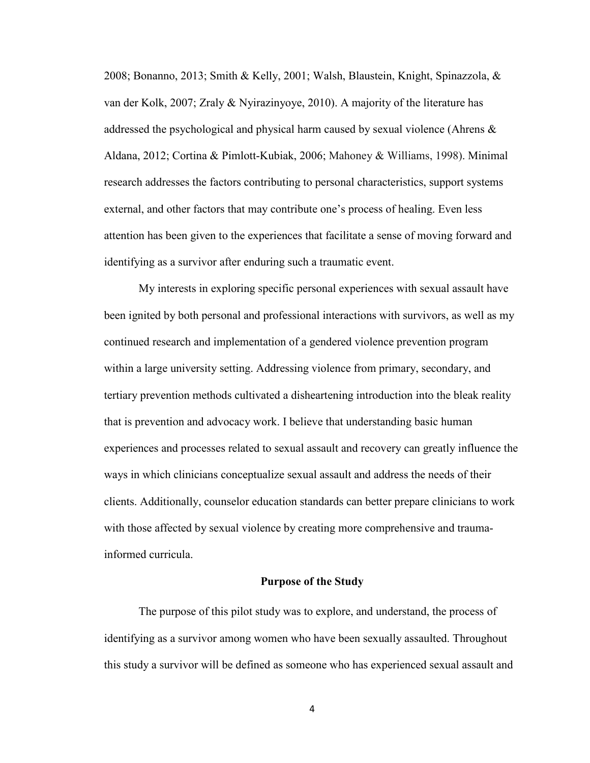2008; Bonanno, 2013; Smith & Kelly, 2001; Walsh, Blaustein, Knight, Spinazzola, & van der Kolk, 2007; Zraly & Nyirazinyoye, 2010). A majority of the literature has addressed the psychological and physical harm caused by sexual violence (Ahrens & Aldana, 2012; Cortina & Pimlott-Kubiak, 2006; Mahoney & Williams, 1998). Minimal research addresses the factors contributing to personal characteristics, support systems external, and other factors that may contribute one's process of healing. Even less attention has been given to the experiences that facilitate a sense of moving forward and identifying as a survivor after enduring such a traumatic event.

My interests in exploring specific personal experiences with sexual assault have been ignited by both personal and professional interactions with survivors, as well as my continued research and implementation of a gendered violence prevention program within a large university setting. Addressing violence from primary, secondary, and tertiary prevention methods cultivated a disheartening introduction into the bleak reality that is prevention and advocacy work. I believe that understanding basic human experiences and processes related to sexual assault and recovery can greatly influence the ways in which clinicians conceptualize sexual assault and address the needs of their clients. Additionally, counselor education standards can better prepare clinicians to work with those affected by sexual violence by creating more comprehensive and trauma-informed curricula.

## Purpose of the Study

The purpose of this pilot study was to explore, and understand, the process of identifying as a survivor among women who have been sexually assaulted. Throughout this study a survivor will be defined as someone who has experienced sexual assault and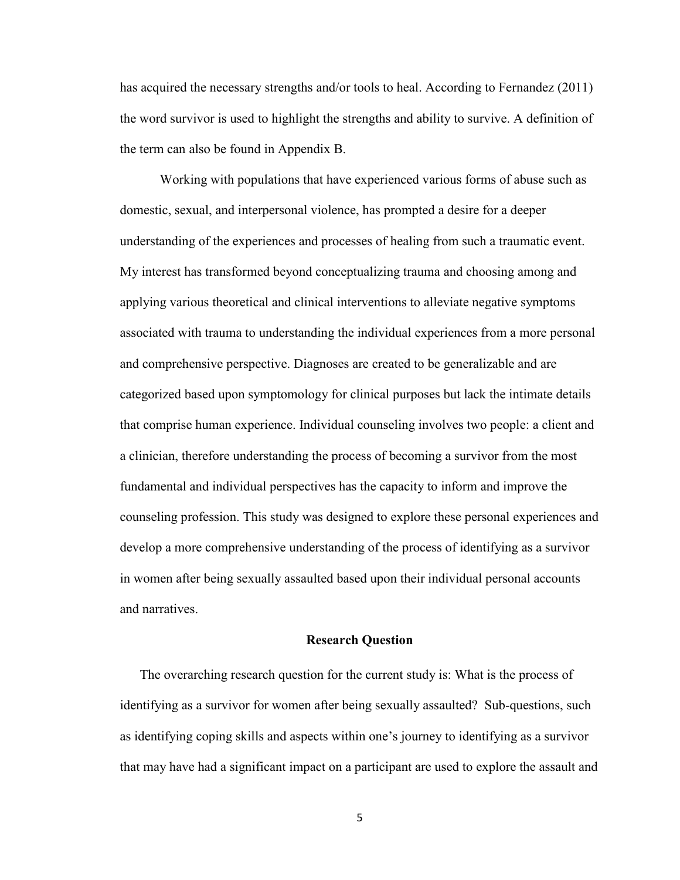has acquired the necessary strengths and/or tools to heal. According to Fernandez (2011) the word survivor is used to highlight the strengths and ability to survive. A definition of the term can also be found in Appendix B.

Working with populations that have experienced various forms of abuse such as domestic, sexual, and interpersonal violence, has prompted a desire for a deeper understanding of the experiences and processes of healing from such a traumatic event. My interest has transformed beyond conceptualizing trauma and choosing among and applying various theoretical and clinical interventions to alleviate negative symptoms associated with trauma to understanding the individual experiences from a more personal and comprehensive perspective. Diagnoses are created to be generalizable and are categorized based upon symptomology for clinical purposes but lack the intimate details that comprise human experience. Individual counseling involves two people: a client and a clinician, therefore understanding the process of becoming a survivor from the most fundamental and individual perspectives has the capacity to inform and improve the counseling profession. This study was designed to explore these personal experiences and develop a more comprehensive understanding of the process of identifying as a survivor in women after being sexually assaulted based upon their individual personal accounts and narratives.

## Research Question

The overarching research question for the current study is: What is the process of identifying as a survivor for women after being sexually assaulted? Sub-questions, such as identifying coping skills and aspects within one's journey to identifying as a survivor that may have had a significant impact on a participant are used to explore the assault and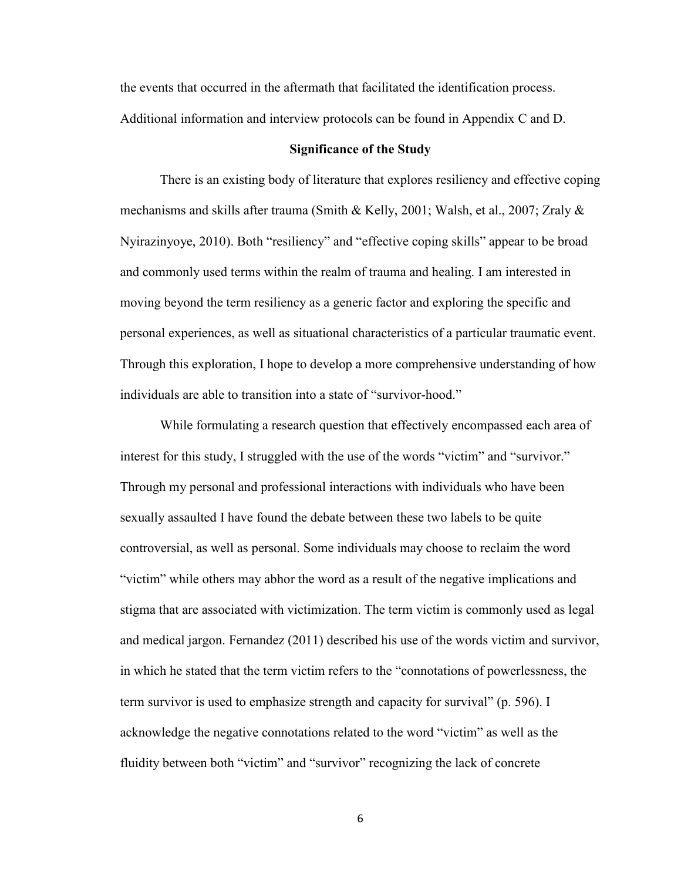the events that occurred in the aftermath that facilitated the identification process. Additional information and interview protocols can be found in Appendix C and D.

## Significance of the Study

There is an existing body of literature that explores resiliency and effective coping mechanisms and skills after trauma (Smith & Kelly, 2001; Walsh, et al., 2007; Zraly & Nyirazinyoye, 2010). Both "resiliency" and "effective coping skills" appear to be broad and commonly used terms within the realm of trauma and healing. I am interested in moving beyond the term resiliency as a generic factor and exploring the specific and personal experiences, as well as situational characteristics of a particular traumatic event. Through this exploration, I hope to develop a more comprehensive understanding of how individuals are able to transition into a state of "survivor-hood."

While formulating a research question that effectively encompassed each area of interest for this study, I struggled with the use of the words "victim" and "survivor." Through my personal and professional interactions with individuals who have been sexually assaulted I have found the debate between these two labels to be quite controversial, as well as personal. Some individuals may choose to reclaim the word "victim" while others may abhor the word as a result of the negative implications and stigma that are associated with victimization. The term victim is commonly used as legal and medical jargon. Fernandez (2011) described his use of the words victim and survivor, in which he stated that the term victim refers to the "connotations of powerlessness, the term survivor is used to emphasize strength and capacity for survival" (p. 596). I acknowledge the negative connotations related to the word "victim" as well as the fluidity between both "victim" and "survivor" recognizing the lack of concrete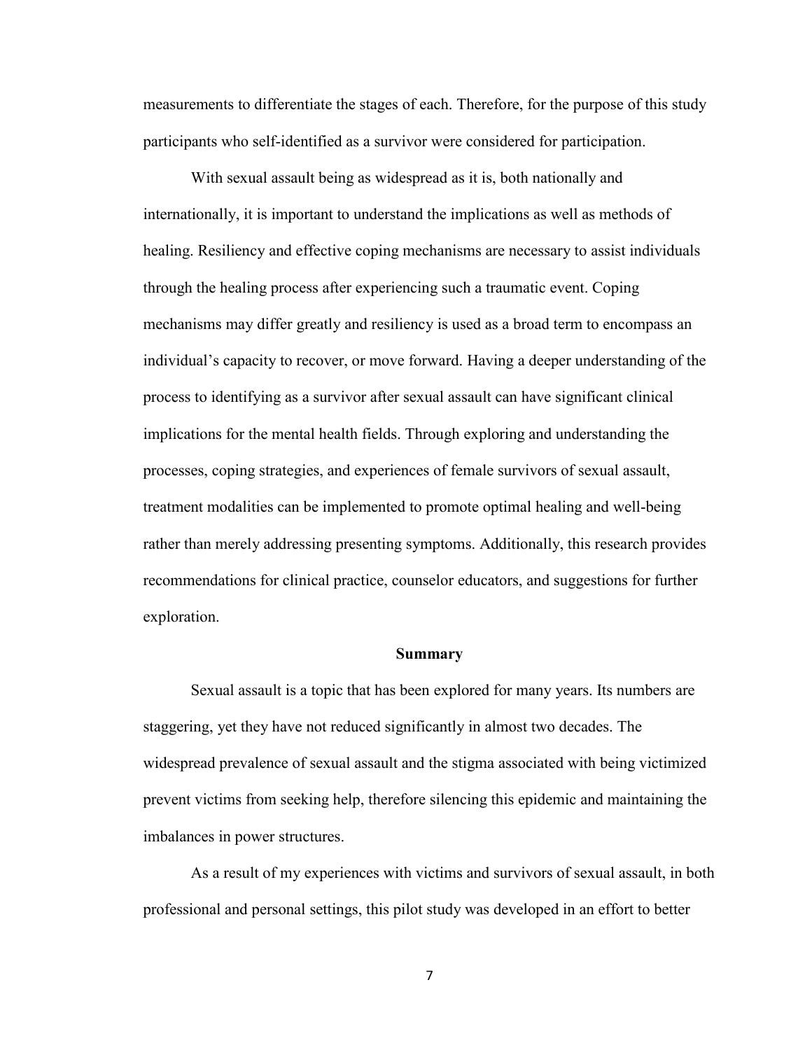measurements to differentiate the stages of each. Therefore, for the purpose of this study participants who self-identified as a survivor were considered for participation.

With sexual assault being as widespread as it is, both nationally and internationally, it is important to understand the implications as well as methods of healing. Resiliency and effective coping mechanisms are necessary to assist individuals through the healing process after experiencing such a traumatic event. Coping mechanisms may differ greatly and resiliency is used as a broad term to encompass an individual's capacity to recover, or move forward. Having a deeper understanding of the process to identifying as a survivor after sexual assault can have significant clinical implications for the mental health fields. Through exploring and understanding the processes, coping strategies, and experiences of female survivors of sexual assault, treatment modalities can be implemented to promote optimal healing and well-being rather than merely addressing presenting symptoms. Additionally, this research provides recommendations for clinical practice, counselor educators, and suggestions for further exploration.

## Summary

Sexual assault is a topic that has been explored for many years. Its numbers are staggering, yet they have not reduced significantly in almost two decades. The widespread prevalence of sexual assault and the stigma associated with being victimized prevent victims from seeking help, therefore silencing this epidemic and maintaining the imbalances in power structures.

As a result of my experiences with victims and survivors of sexual assault, in both professional and personal settings, this pilot study was developed in an effort to better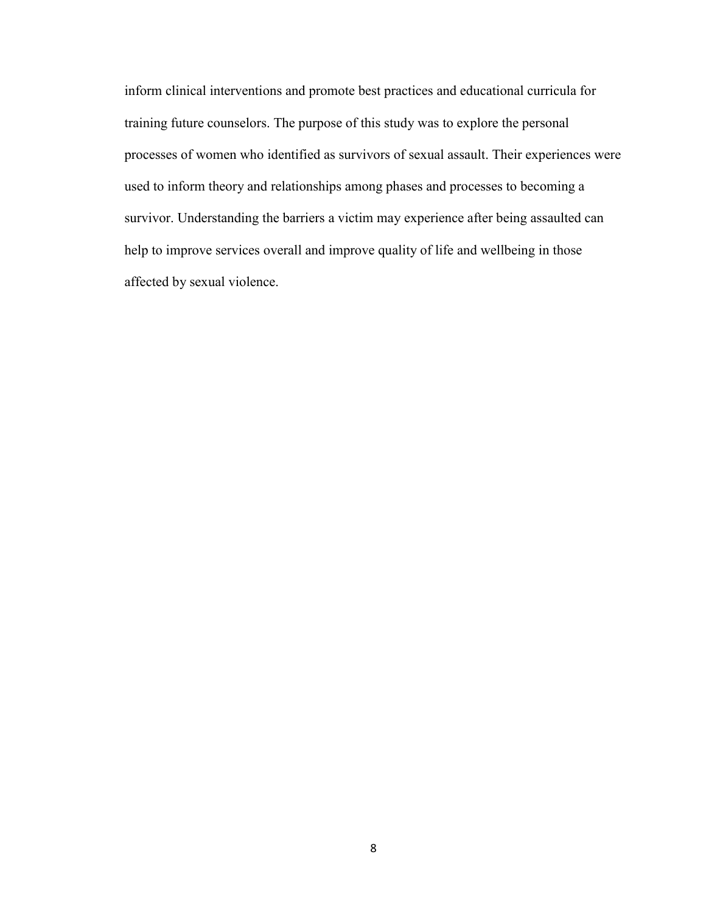inform clinical interventions and promote best practices and educational curricula for training future counselors. The purpose of this study was to explore the personal processes of women who identified as survivors of sexual assault. Their experiences were used to inform theory and relationships among phases and processes to becoming a survivor. Understanding the barriers a victim may experience after being assaulted can help to improve services overall and improve quality of life and wellbeing in those affected by sexual violence.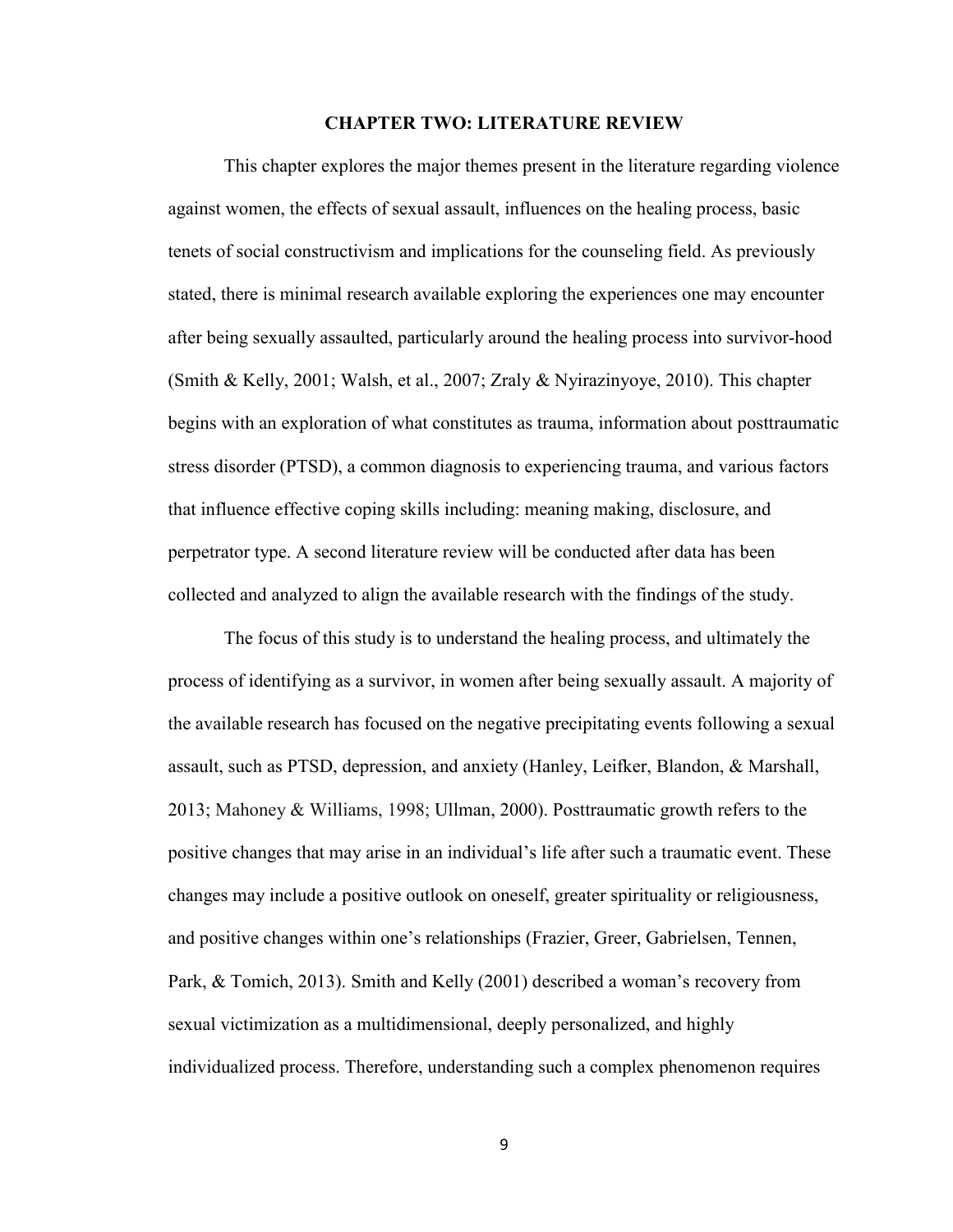# CHAPTER TWO: LITERATURE REVIEW

This chapter explores the major themes present in the literature regarding violence against women, the effects of sexual assault, influences on the healing process, basic tenets of social constructivism and implications for the counseling field. As previously stated, there is minimal research available exploring the experiences one may encounter after being sexually assaulted, particularly around the healing process into survivor-hood (Smith & Kelly, 2001; Walsh, et al., 2007; Zraly & Nyirazinyoye, 2010). This chapter begins with an exploration of what constitutes as trauma, information about posttraumatic stress disorder (PTSD), a common diagnosis to experiencing trauma, and various factors that influence effective coping skills including: meaning making, disclosure, and perpetrator type. A second literature review will be conducted after data has been collected and analyzed to align the available research with the findings of the study.

The focus of this study is to understand the healing process, and ultimately the process of identifying as a survivor, in women after being sexually assault. A majority of the available research has focused on the negative precipitating events following a sexual assault, such as PTSD, depression, and anxiety (Hanley, Leifker, Blandon, & Marshall, 2013; Mahoney & Williams, 1998; Ullman, 2000). Posttraumatic growth refers to the positive changes that may arise in an individual's life after such a traumatic event. These changes may include a positive outlook on oneself, greater spirituality or religiousness, and positive changes within one's relationships (Frazier, Greer, Gabrielsen, Tennen, Park, & Tomich, 2013). Smith and Kelly (2001) described a woman's recovery from sexual victimization as a multidimensional, deeply personalized, and highly individualized process. Therefore, understanding such a complex phenomenon requires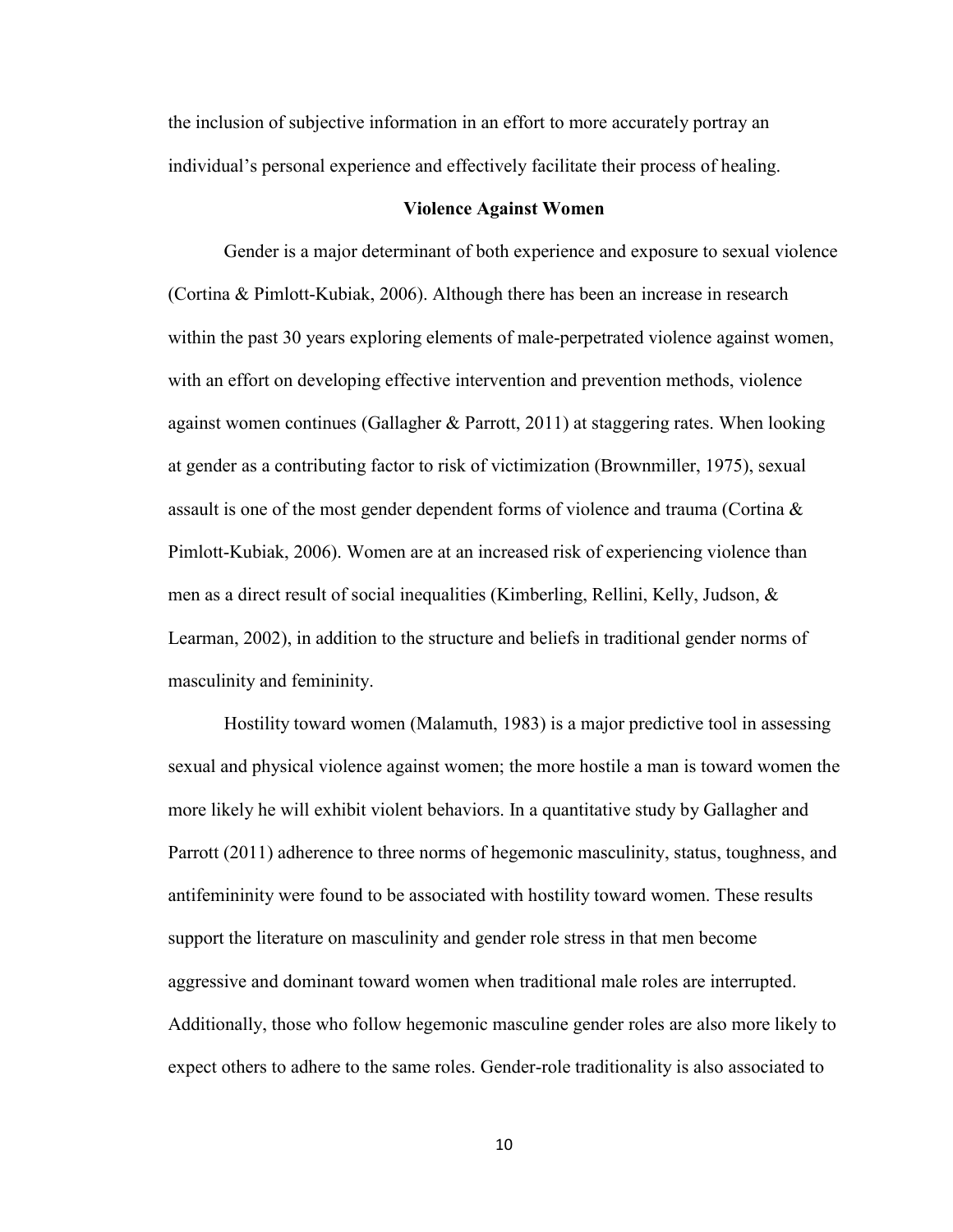the inclusion of subjective information in an effort to more accurately portray an individual's personal experience and effectively facilitate their process of healing.

## Violence Against Women

Gender is a major determinant of both experience and exposure to sexual violence (Cortina & Pimlott-Kubiak, 2006). Although there has been an increase in research within the past 30 years exploring elements of male-perpetrated violence against women, with an effort on developing effective intervention and prevention methods, violence against women continues (Gallagher & Parrott, 2011) at staggering rates. When looking at gender as a contributing factor to risk of victimization (Brownmiller, 1975), sexual assault is one of the most gender dependent forms of violence and trauma (Cortina & Pimlott-Kubiak, 2006). Women are at an increased risk of experiencing violence than men as a direct result of social inequalities (Kimberling, Rellini, Kelly, Judson, & Learman, 2002), in addition to the structure and beliefs in traditional gender norms of masculinity and femininity.

Hostility toward women (Malamuth, 1983) is a major predictive tool in assessing sexual and physical violence against women; the more hostile a man is toward women the more likely he will exhibit violent behaviors. In a quantitative study by Gallagher and Parrott (2011) adherence to three norms of hegemonic masculinity, status, toughness, and antifemininity were found to be associated with hostility toward women. These results support the literature on masculinity and gender role stress in that men become aggressive and dominant toward women when traditional male roles are interrupted. Additionally, those who follow hegemonic masculine gender roles are also more likely to expect others to adhere to the same roles. Gender-role traditionality is also associated to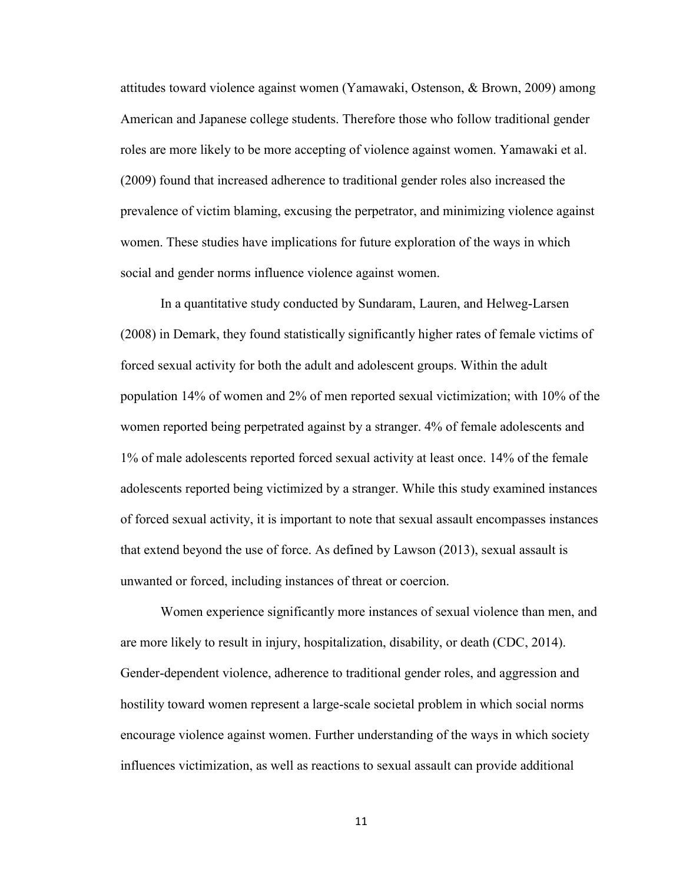attitudes toward violence against women (Yamawaki, Ostenson, & Brown, 2009) among American and Japanese college students. Therefore those who follow traditional gender roles are more likely to be more accepting of violence against women. Yamawaki et al. (2009) found that increased adherence to traditional gender roles also increased the prevalence of victim blaming, excusing the perpetrator, and minimizing violence against women. These studies have implications for future exploration of the ways in which social and gender norms influence violence against women.

In a quantitative study conducted by Sundaram, Lauren, and Helweg-Larsen (2008) in Demark, they found statistically significantly higher rates of female victims of forced sexual activity for both the adult and adolescent groups. Within the adult population 14% of women and 2% of men reported sexual victimization; with 10% of the women reported being perpetrated against by a stranger. 4% of female adolescents and 1% of male adolescents reported forced sexual activity at least once. 14% of the female adolescents reported being victimized by a stranger. While this study examined instances of forced sexual activity, it is important to note that sexual assault encompasses instances that extend beyond the use of force. As defined by Lawson (2013), sexual assault is unwanted or forced, including instances of threat or coercion.

Women experience significantly more instances of sexual violence than men, and are more likely to result in injury, hospitalization, disability, or death (CDC, 2014). Gender-dependent violence, adherence to traditional gender roles, and aggression and hostility toward women represent a large-scale societal problem in which social norms encourage violence against women. Further understanding of the ways in which society influences victimization, as well as reactions to sexual assault can provide additional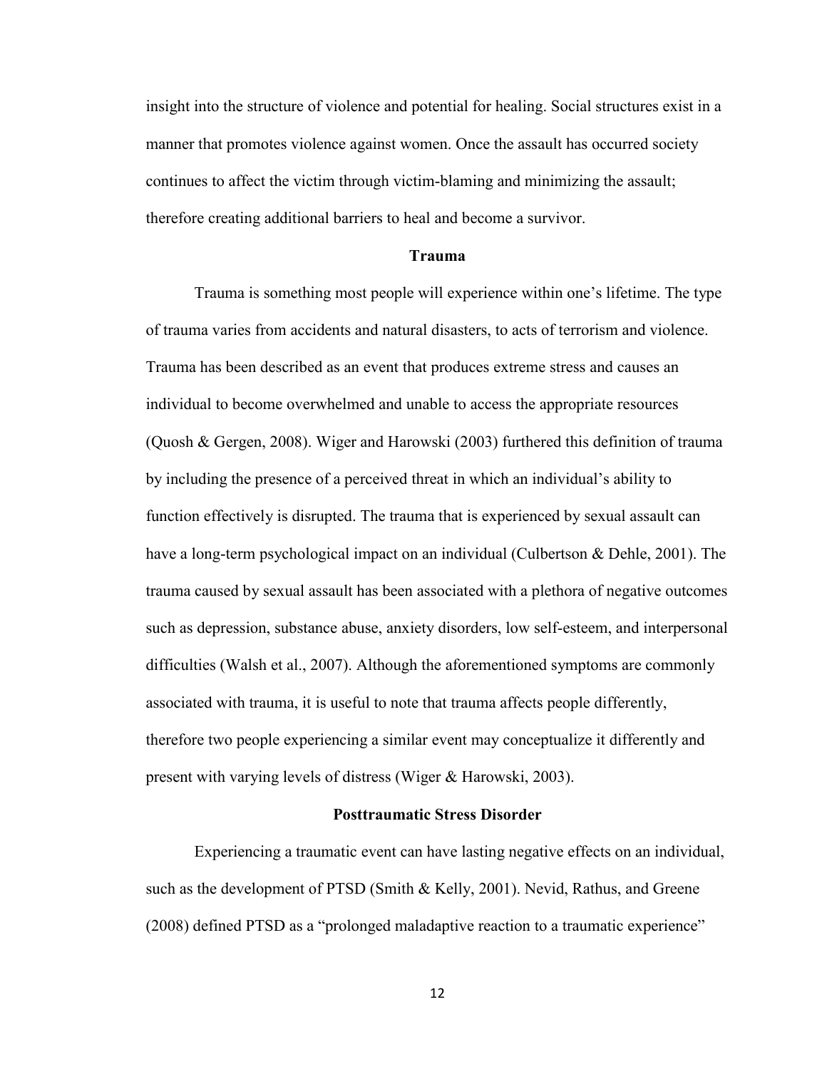insight into the structure of violence and potential for healing. Social structures exist in a manner that promotes violence against women. Once the assault has occurred society continues to affect the victim through victim-blaming and minimizing the assault; therefore creating additional barriers to heal and become a survivor.

## Trauma

Trauma is something most people will experience within one's lifetime. The type of trauma varies from accidents and natural disasters, to acts of terrorism and violence. Trauma has been described as an event that produces extreme stress and causes an individual to become overwhelmed and unable to access the appropriate resources (Quosh & Gergen, 2008). Wiger and Harowski (2003) furthered this definition of trauma by including the presence of a perceived threat in which an individual's ability to function effectively is disrupted. The trauma that is experienced by sexual assault can have a long-term psychological impact on an individual (Culbertson & Dehle, 2001). The trauma caused by sexual assault has been associated with a plethora of negative outcomes such as depression, substance abuse, anxiety disorders, low self-esteem, and interpersonal difficulties (Walsh et al., 2007). Although the aforementioned symptoms are commonly associated with trauma, it is useful to note that trauma affects people differently, therefore two people experiencing a similar event may conceptualize it differently and present with varying levels of distress (Wiger & Harowski, 2003).

## Posttraumatic Stress Disorder

Experiencing a traumatic event can have lasting negative effects on an individual, such as the development of PTSD (Smith & Kelly, 2001). Nevid, Rathus, and Greene (2008) defined PTSD as a "prolonged maladaptive reaction to a traumatic experience"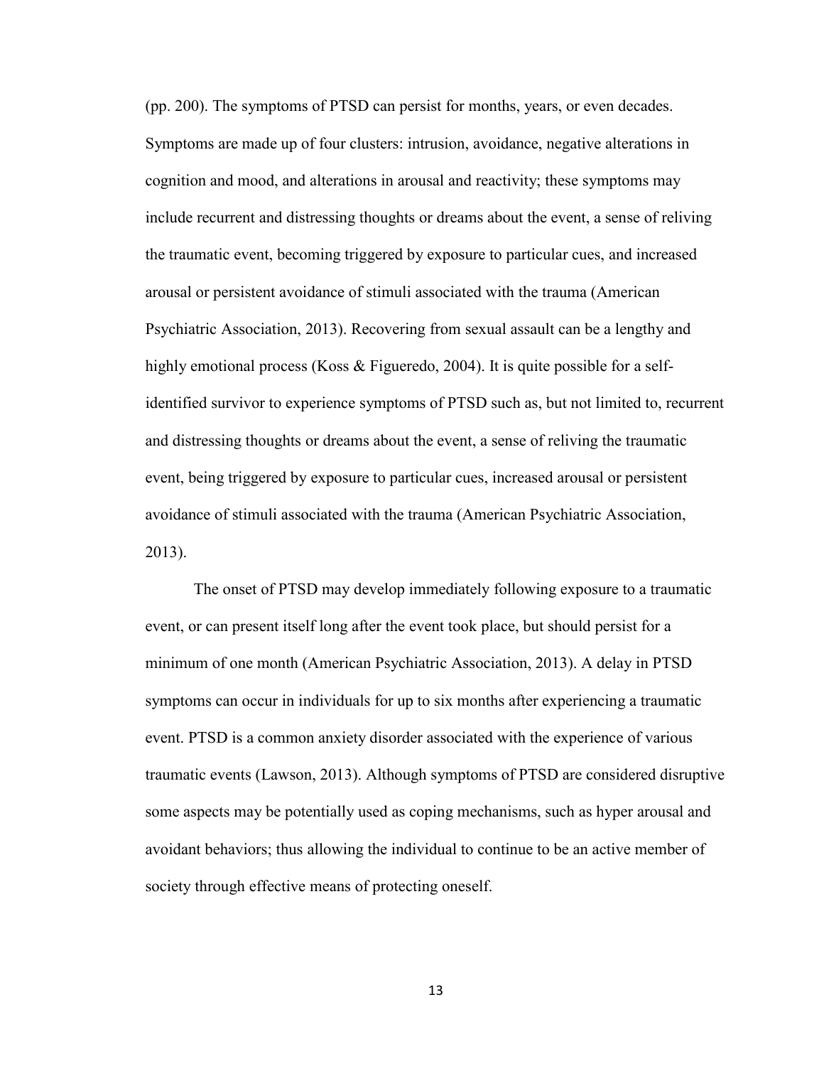(pp. 200). The symptoms of PTSD can persist for months, years, or even decades. Symptoms are made up of four clusters: intrusion, avoidance, negative alterations in cognition and mood, and alterations in arousal and reactivity; these symptoms may include recurrent and distressing thoughts or dreams about the event, a sense of reliving the traumatic event, becoming triggered by exposure to particular cues, and increased arousal or persistent avoidance of stimuli associated with the trauma (American Psychiatric Association, 2013). Recovering from sexual assault can be a lengthy and highly emotional process (Koss & Figueredo, 2004). It is quite possible for a self-identified survivor to experience symptoms of PTSD such as, but not limited to, recurrent and distressing thoughts or dreams about the event, a sense of reliving the traumatic event, being triggered by exposure to particular cues, increased arousal or persistent avoidance of stimuli associated with the trauma (American Psychiatric Association, 2013).

The onset of PTSD may develop immediately following exposure to a traumatic event, or can present itself long after the event took place, but should persist for a minimum of one month (American Psychiatric Association, 2013). A delay in PTSD symptoms can occur in individuals for up to six months after experiencing a traumatic event. PTSD is a common anxiety disorder associated with the experience of various traumatic events (Lawson, 2013). Although symptoms of PTSD are considered disruptive some aspects may be potentially used as coping mechanisms, such as hyper arousal and avoidant behaviors; thus allowing the individual to continue to be an active member of society through effective means of protecting oneself.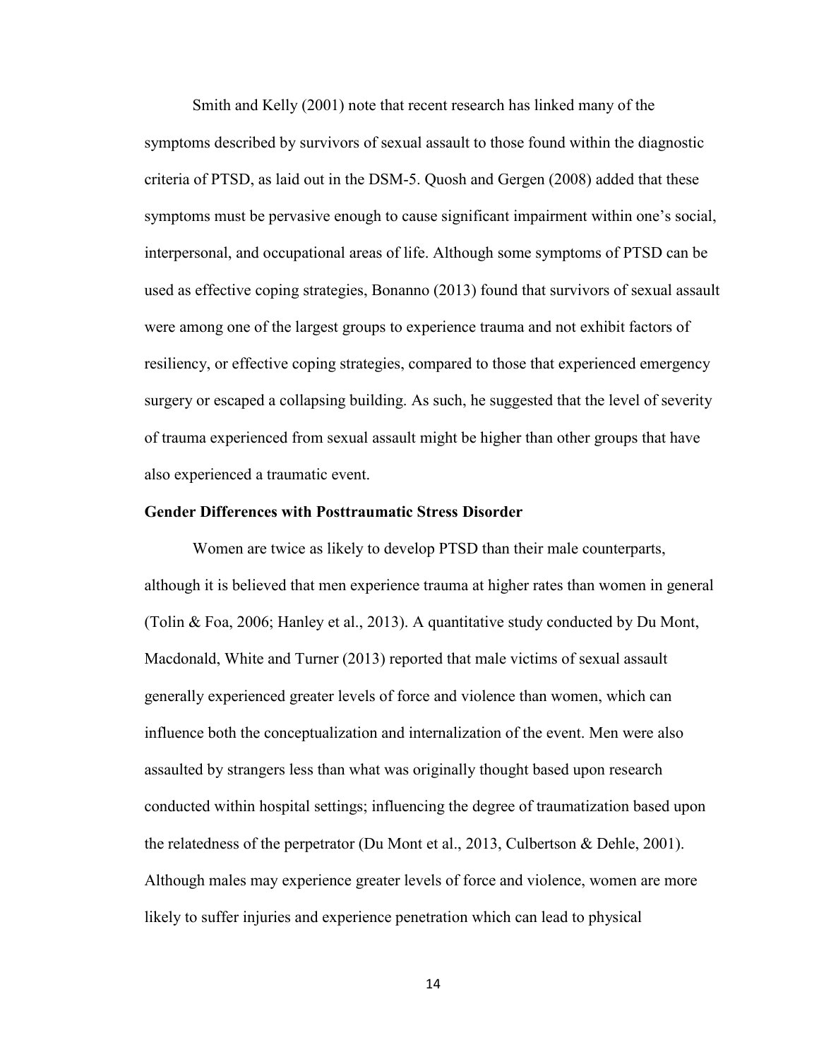Smith and Kelly (2001) note that recent research has linked many of the symptoms described by survivors of sexual assault to those found within the diagnostic criteria of PTSD, as laid out in the DSM-5. Quosh and Gergen (2008) added that these symptoms must be pervasive enough to cause significant impairment within one's social, interpersonal, and occupational areas of life. Although some symptoms of PTSD can be used as effective coping strategies, Bonanno (2013) found that survivors of sexual assault were among one of the largest groups to experience trauma and not exhibit factors of resiliency, or effective coping strategies, compared to those that experienced emergency surgery or escaped a collapsing building. As such, he suggested that the level of severity of trauma experienced from sexual assault might be higher than other groups that have also experienced a traumatic event.

### Gender Differences with Posttraumatic Stress Disorder

Women are twice as likely to develop PTSD than their male counterparts, although it is believed that men experience trauma at higher rates than women in general (Tolin & Foa, 2006; Hanley et al., 2013). A quantitative study conducted by Du Mont, Macdonald, White and Turner (2013) reported that male victims of sexual assault generally experienced greater levels of force and violence than women, which can influence both the conceptualization and internalization of the event. Men were also assaulted by strangers less than what was originally thought based upon research conducted within hospital settings; influencing the degree of traumatization based upon the relatedness of the perpetrator (Du Mont et al., 2013, Culbertson & Dehle, 2001). Although males may experience greater levels of force and violence, women are more likely to suffer injuries and experience penetration which can lead to physical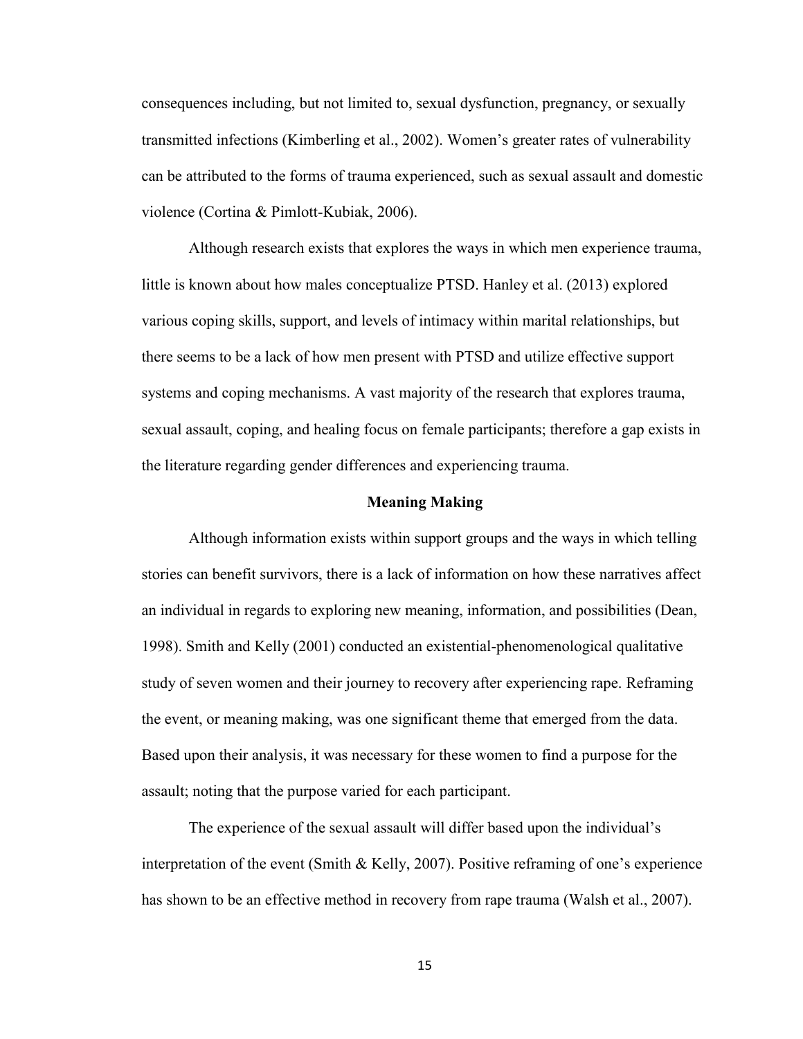consequences including, but not limited to, sexual dysfunction, pregnancy, or sexually transmitted infections (Kimberling et al., 2002). Women's greater rates of vulnerability can be attributed to the forms of trauma experienced, such as sexual assault and domestic violence (Cortina & Pimlott-Kubiak, 2006).

Although research exists that explores the ways in which men experience trauma, little is known about how males conceptualize PTSD. Hanley et al. (2013) explored various coping skills, support, and levels of intimacy within marital relationships, but there seems to be a lack of how men present with PTSD and utilize effective support systems and coping mechanisms. A vast majority of the research that explores trauma, sexual assault, coping, and healing focus on female participants; therefore a gap exists in the literature regarding gender differences and experiencing trauma.

## Meaning Making

Although information exists within support groups and the ways in which telling stories can benefit survivors, there is a lack of information on how these narratives affect an individual in regards to exploring new meaning, information, and possibilities (Dean, 1998). Smith and Kelly (2001) conducted an existential-phenomenological qualitative study of seven women and their journey to recovery after experiencing rape. Reframing the event, or meaning making, was one significant theme that emerged from the data. Based upon their analysis, it was necessary for these women to find a purpose for the assault; noting that the purpose varied for each participant.

The experience of the sexual assault will differ based upon the individual's interpretation of the event (Smith & Kelly, 2007). Positive reframing of one's experience has shown to be an effective method in recovery from rape trauma (Walsh et al., 2007).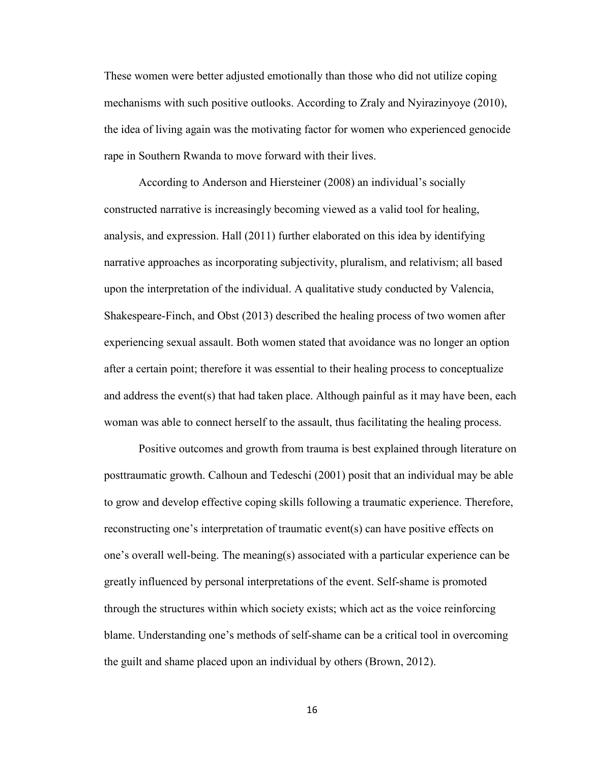These women were better adjusted emotionally than those who did not utilize coping mechanisms with such positive outlooks. According to Zraly and Nyirazinyoye (2010), the idea of living again was the motivating factor for women who experienced genocide rape in Southern Rwanda to move forward with their lives.

According to Anderson and Hiersteiner (2008) an individual's socially constructed narrative is increasingly becoming viewed as a valid tool for healing, analysis, and expression. Hall (2011) further elaborated on this idea by identifying narrative approaches as incorporating subjectivity, pluralism, and relativism; all based upon the interpretation of the individual. A qualitative study conducted by Valencia, Shakespeare-Finch, and Obst (2013) described the healing process of two women after experiencing sexual assault. Both women stated that avoidance was no longer an option after a certain point; therefore it was essential to their healing process to conceptualize and address the event(s) that had taken place. Although painful as it may have been, each woman was able to connect herself to the assault, thus facilitating the healing process.

Positive outcomes and growth from trauma is best explained through literature on posttraumatic growth. Calhoun and Tedeschi (2001) posit that an individual may be able to grow and develop effective coping skills following a traumatic experience. Therefore, reconstructing one's interpretation of traumatic event(s) can have positive effects on one's overall well-being. The meaning(s) associated with a particular experience can be greatly influenced by personal interpretations of the event. Self-shame is promoted through the structures within which society exists; which act as the voice reinforcing blame. Understanding one's methods of self-shame can be a critical tool in overcoming the guilt and shame placed upon an individual by others (Brown, 2012).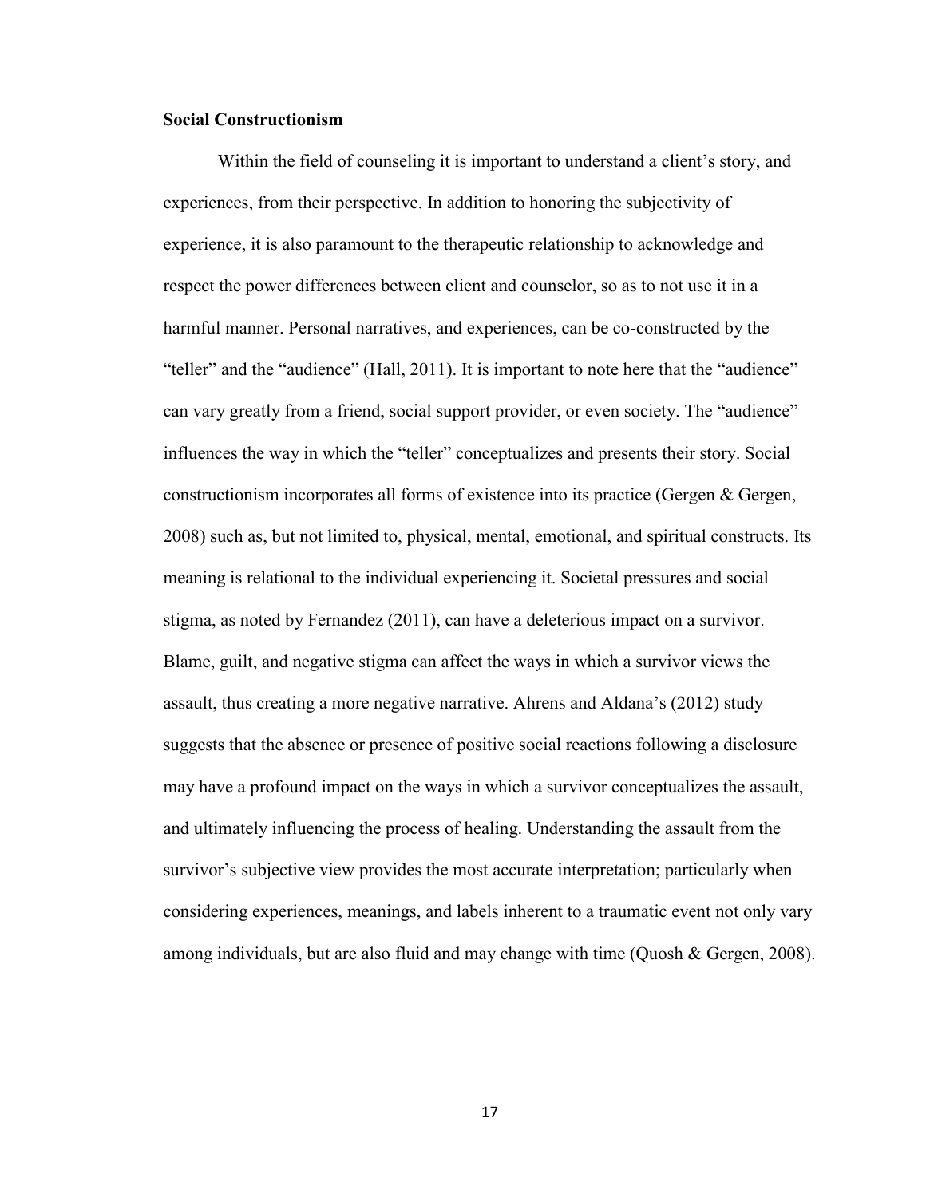**Social Constructionism**

Within the field of counseling it is important to understand a client's story, and experiences, from their perspective. In addition to honoring the subjectivity of experience, it is also paramount to the therapeutic relationship to acknowledge and respect the power differences between client and counselor, so as to not use it in a harmful manner. Personal narratives, and experiences, can be co-constructed by the "teller" and the "audience" (Hall, 2011). It is important to note here that the "audience" can vary greatly from a friend, social support provider, or even society. The "audience" influences the way in which the "teller" conceptualizes and presents their story. Social constructionism incorporates all forms of existence into its practice (Gergen & Gergen, 2008) such as, but not limited to, physical, mental, emotional, and spiritual constructs. Its meaning is relational to the individual experiencing it. Societal pressures and social stigma, as noted by Fernandez (2011), can have a deleterious impact on a survivor. Blame, guilt, and negative stigma can affect the ways in which a survivor views the assault, thus creating a more negative narrative. Ahrens and Aldana's (2012) study suggests that the absence or presence of positive social reactions following a disclosure may have a profound impact on the ways in which a survivor conceptualizes the assault, and ultimately influencing the process of healing. Understanding the assault from the survivor's subjective view provides the most accurate interpretation; particularly when considering experiences, meanings, and labels inherent to a traumatic event not only vary among individuals, but are also fluid and may change with time (Quosh & Gergen, 2008).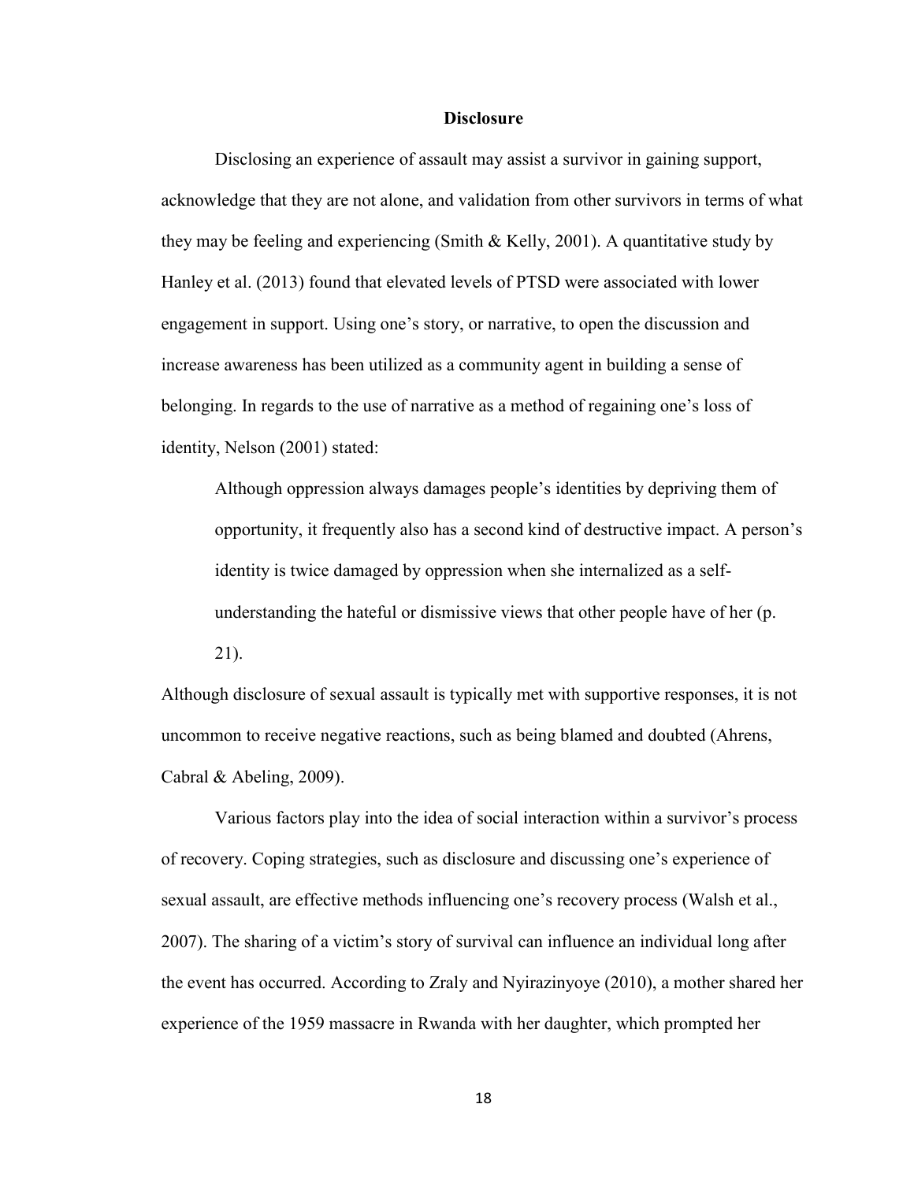## Disclosure

Disclosing an experience of assault may assist a survivor in gaining support, acknowledge that they are not alone, and validation from other survivors in terms of what they may be feeling and experiencing (Smith & Kelly, 2001). A quantitative study by Hanley et al. (2013) found that elevated levels of PTSD were associated with lower engagement in support. Using one's story, or narrative, to open the discussion and increase awareness has been utilized as a community agent in building a sense of belonging. In regards to the use of narrative as a method of regaining one's loss of identity, Nelson (2001) stated:

> Although oppression always damages people's identities by depriving them of opportunity, it frequently also has a second kind of destructive impact. A person's identity is twice damaged by oppression when she internalized as a self-understanding the hateful or dismissive views that other people have of her (p. 21).

Although disclosure of sexual assault is typically met with supportive responses, it is not uncommon to receive negative reactions, such as being blamed and doubted (Ahrens, Cabral & Abeling, 2009).

Various factors play into the idea of social interaction within a survivor's process of recovery. Coping strategies, such as disclosure and discussing one's experience of sexual assault, are effective methods influencing one's recovery process (Walsh et al., 2007). The sharing of a victim's story of survival can influence an individual long after the event has occurred. According to Zraly and Nyirazinyoye (2010), a mother shared her experience of the 1959 massacre in Rwanda with her daughter, which prompted her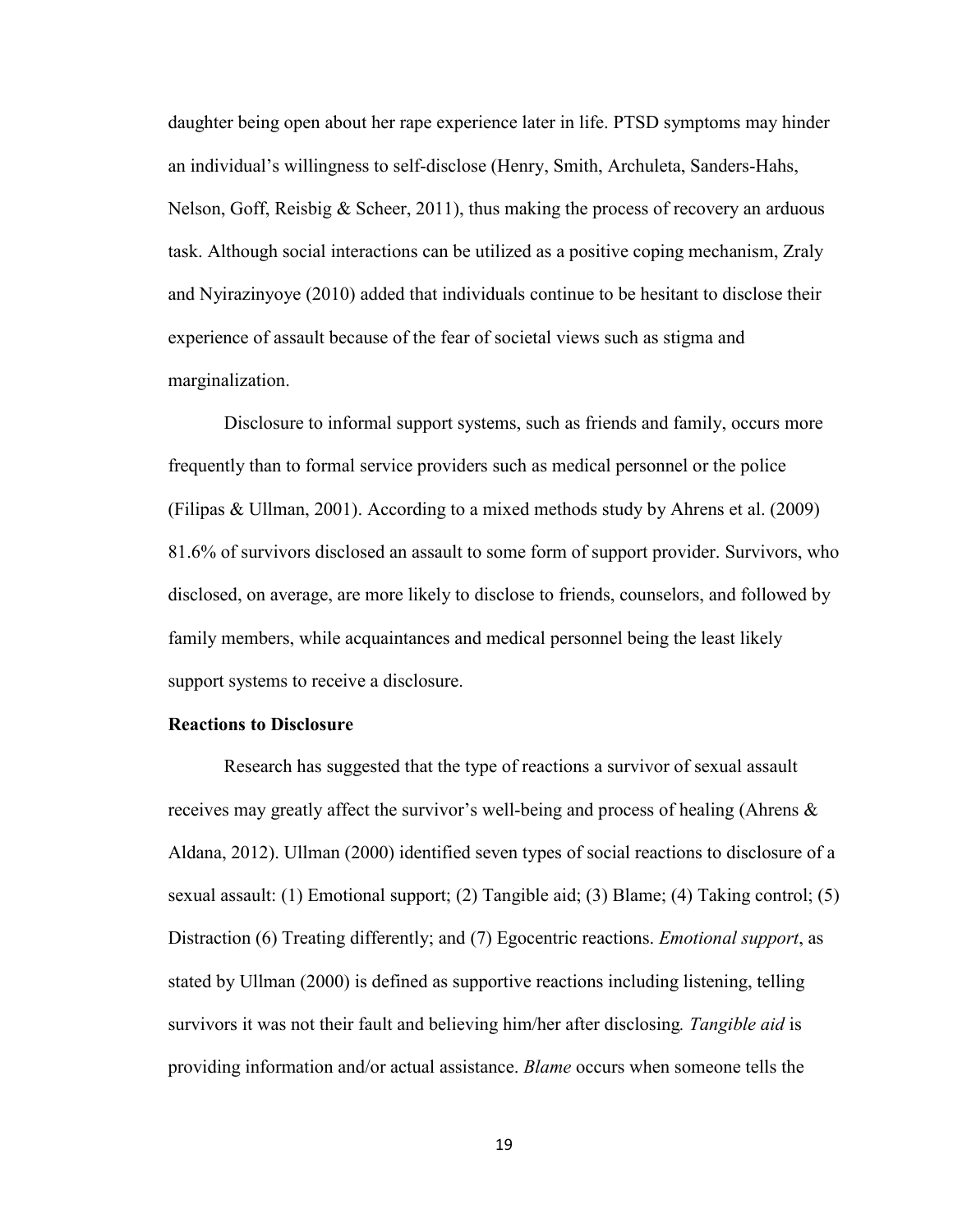daughter being open about her rape experience later in life. PTSD symptoms may hinder an individual's willingness to self-disclose (Henry, Smith, Archuleta, Sanders-Hahs, Nelson, Goff, Reisbig & Scheer, 2011), thus making the process of recovery an arduous task. Although social interactions can be utilized as a positive coping mechanism, Zraly and Nyirazinyoye (2010) added that individuals continue to be hesitant to disclose their experience of assault because of the fear of societal views such as stigma and marginalization.

Disclosure to informal support systems, such as friends and family, occurs more frequently than to formal service providers such as medical personnel or the police (Filipas & Ullman, 2001). According to a mixed methods study by Ahrens et al. (2009) 81.6% of survivors disclosed an assault to some form of support provider. Survivors, who disclosed, on average, are more likely to disclose to friends, counselors, and followed by family members, while acquaintances and medical personnel being the least likely support systems to receive a disclosure.

**Reactions to Disclosure**

Research has suggested that the type of reactions a survivor of sexual assault receives may greatly affect the survivor's well-being and process of healing (Ahrens & Aldana, 2012). Ullman (2000) identified seven types of social reactions to disclosure of a sexual assault: (1) Emotional support; (2) Tangible aid; (3) Blame; (4) Taking control; (5) Distraction (6) Treating differently; and (7) Egocentric reactions. *Emotional support*, as stated by Ullman (2000) is defined as supportive reactions including listening, telling survivors it was not their fault and believing him/her after disclosing. *Tangible aid* is providing information and/or actual assistance. *Blame* occurs when someone tells the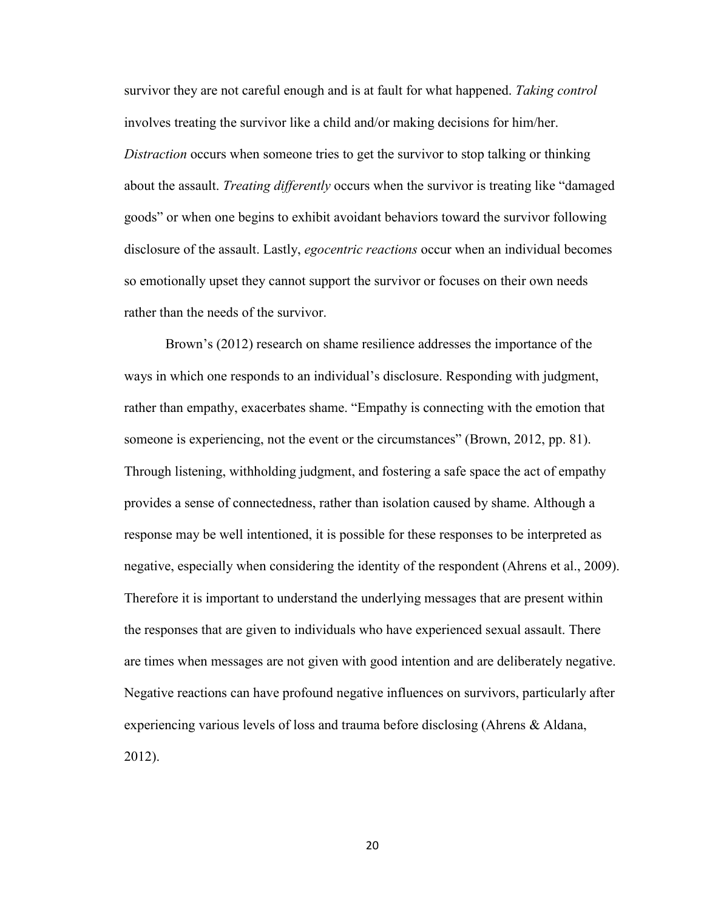survivor they are not careful enough and is at fault for what happened. *Taking control* involves treating the survivor like a child and/or making decisions for him/her. *Distraction* occurs when someone tries to get the survivor to stop talking or thinking about the assault. *Treating differently* occurs when the survivor is treating like "damaged goods" or when one begins to exhibit avoidant behaviors toward the survivor following disclosure of the assault. Lastly, *egocentric reactions* occur when an individual becomes so emotionally upset they cannot support the survivor or focuses on their own needs rather than the needs of the survivor.

Brown's (2012) research on shame resilience addresses the importance of the ways in which one responds to an individual's disclosure. Responding with judgment, rather than empathy, exacerbates shame. "Empathy is connecting with the emotion that someone is experiencing, not the event or the circumstances" (Brown, 2012, pp. 81). Through listening, withholding judgment, and fostering a safe space the act of empathy provides a sense of connectedness, rather than isolation caused by shame. Although a response may be well intentioned, it is possible for these responses to be interpreted as negative, especially when considering the identity of the respondent (Ahrens et al., 2009). Therefore it is important to understand the underlying messages that are present within the responses that are given to individuals who have experienced sexual assault. There are times when messages are not given with good intention and are deliberately negative. Negative reactions can have profound negative influences on survivors, particularly after experiencing various levels of loss and trauma before disclosing (Ahrens & Aldana, 2012).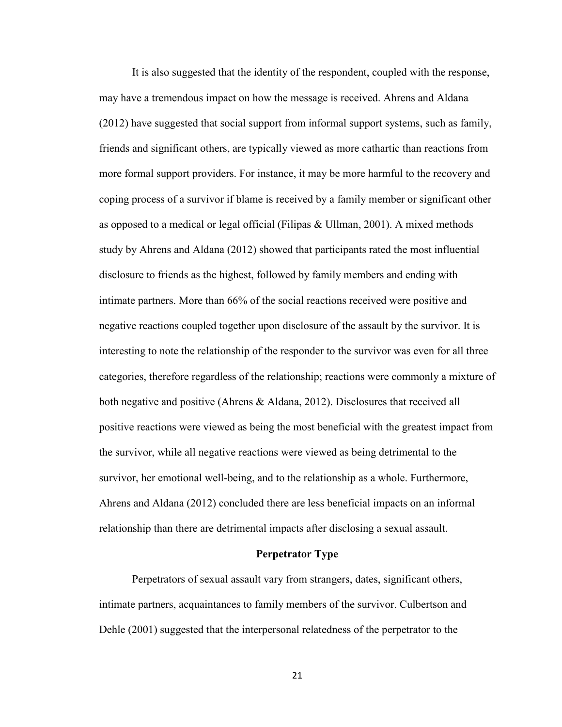It is also suggested that the identity of the respondent, coupled with the response, may have a tremendous impact on how the message is received. Ahrens and Aldana (2012) have suggested that social support from informal support systems, such as family, friends and significant others, are typically viewed as more cathartic than reactions from more formal support providers. For instance, it may be more harmful to the recovery and coping process of a survivor if blame is received by a family member or significant other as opposed to a medical or legal official (Filipas & Ullman, 2001). A mixed methods study by Ahrens and Aldana (2012) showed that participants rated the most influential disclosure to friends as the highest, followed by family members and ending with intimate partners. More than 66% of the social reactions received were positive and negative reactions coupled together upon disclosure of the assault by the survivor. It is interesting to note the relationship of the responder to the survivor was even for all three categories, therefore regardless of the relationship; reactions were commonly a mixture of both negative and positive (Ahrens & Aldana, 2012). Disclosures that received all positive reactions were viewed as being the most beneficial with the greatest impact from the survivor, while all negative reactions were viewed as being detrimental to the survivor, her emotional well-being, and to the relationship as a whole. Furthermore, Ahrens and Aldana (2012) concluded there are less beneficial impacts on an informal relationship than there are detrimental impacts after disclosing a sexual assault.

## Perpetrator Type

Perpetrators of sexual assault vary from strangers, dates, significant others, intimate partners, acquaintances to family members of the survivor. Culbertson and Dehle (2001) suggested that the interpersonal relatedness of the perpetrator to the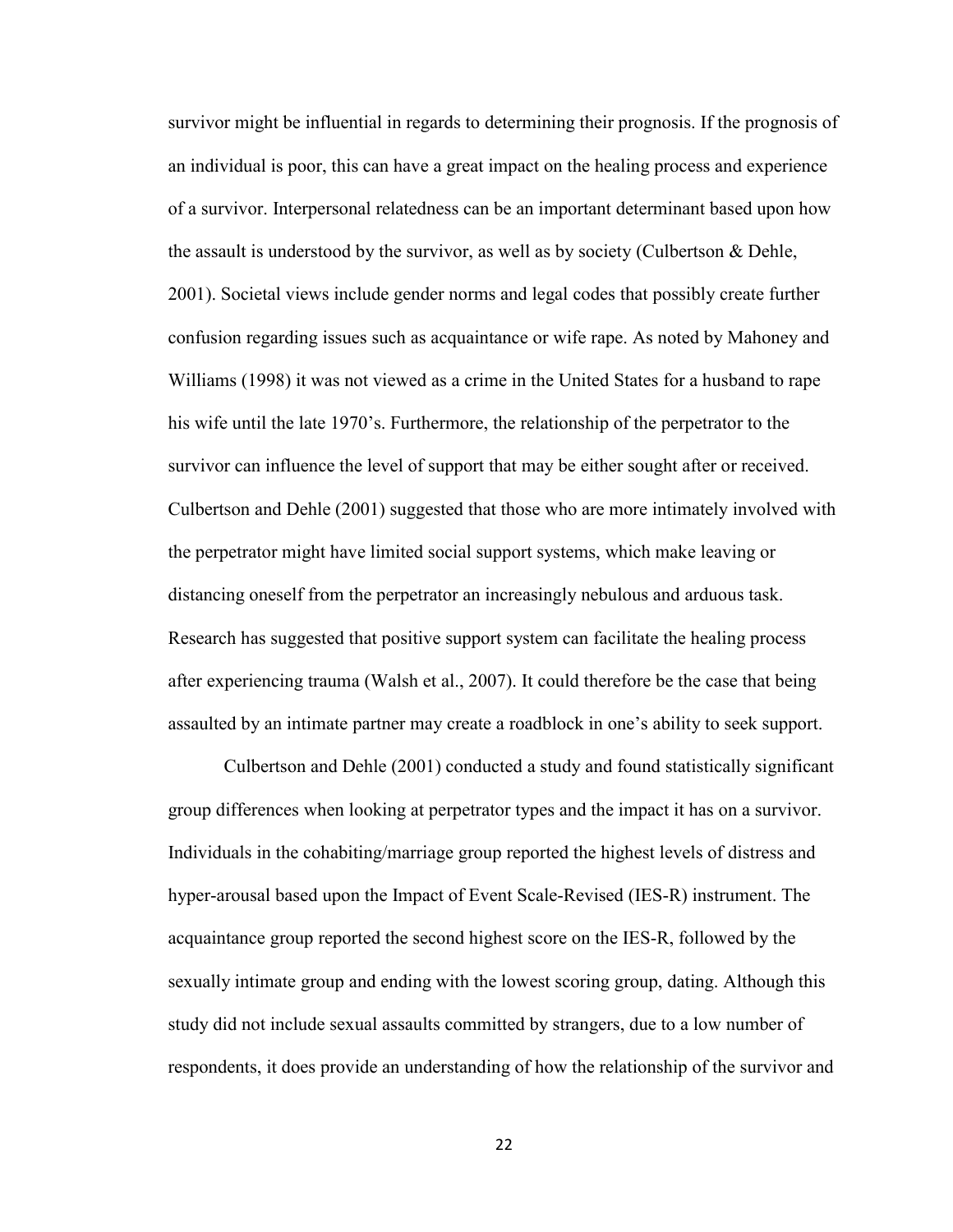survivor might be influential in regards to determining their prognosis. If the prognosis of an individual is poor, this can have a great impact on the healing process and experience of a survivor. Interpersonal relatedness can be an important determinant based upon how the assault is understood by the survivor, as well as by society (Culbertson & Dehle, 2001). Societal views include gender norms and legal codes that possibly create further confusion regarding issues such as acquaintance or wife rape. As noted by Mahoney and Williams (1998) it was not viewed as a crime in the United States for a husband to rape his wife until the late 1970's. Furthermore, the relationship of the perpetrator to the survivor can influence the level of support that may be either sought after or received. Culbertson and Dehle (2001) suggested that those who are more intimately involved with the perpetrator might have limited social support systems, which make leaving or distancing oneself from the perpetrator an increasingly nebulous and arduous task. Research has suggested that positive support system can facilitate the healing process after experiencing trauma (Walsh et al., 2007). It could therefore be the case that being assaulted by an intimate partner may create a roadblock in one's ability to seek support.

Culbertson and Dehle (2001) conducted a study and found statistically significant group differences when looking at perpetrator types and the impact it has on a survivor. Individuals in the cohabiting/marriage group reported the highest levels of distress and hyper-arousal based upon the Impact of Event Scale-Revised (IES-R) instrument. The acquaintance group reported the second highest score on the IES-R, followed by the sexually intimate group and ending with the lowest scoring group, dating. Although this study did not include sexual assaults committed by strangers, due to a low number of respondents, it does provide an understanding of how the relationship of the survivor and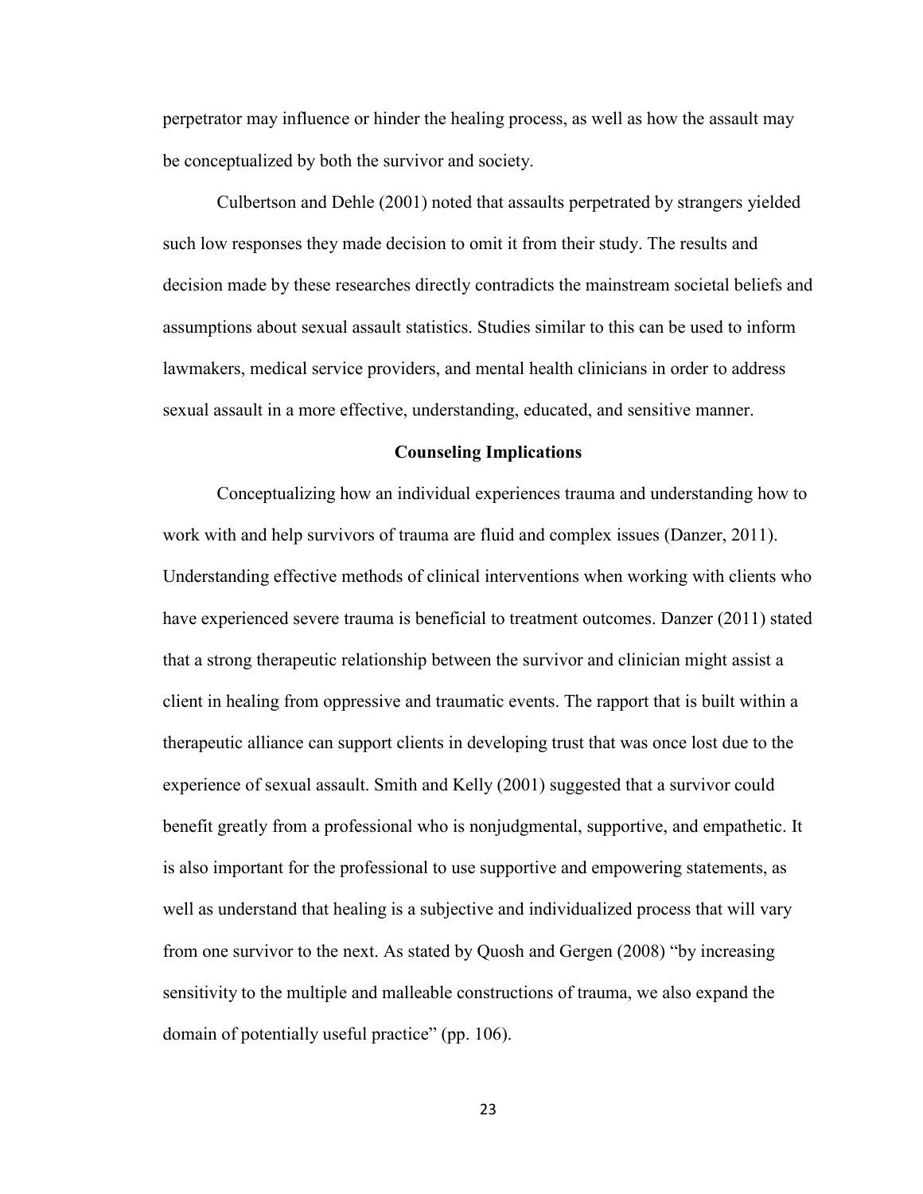perpetrator may influence or hinder the healing process, as well as how the assault may be conceptualized by both the survivor and society.

Culbertson and Dehle (2001) noted that assaults perpetrated by strangers yielded such low responses they made decision to omit it from their study. The results and decision made by these researches directly contradicts the mainstream societal beliefs and assumptions about sexual assault statistics. Studies similar to this can be used to inform lawmakers, medical service providers, and mental health clinicians in order to address sexual assault in a more effective, understanding, educated, and sensitive manner.

## Counseling Implications

Conceptualizing how an individual experiences trauma and understanding how to work with and help survivors of trauma are fluid and complex issues (Danzer, 2011). Understanding effective methods of clinical interventions when working with clients who have experienced severe trauma is beneficial to treatment outcomes. Danzer (2011) stated that a strong therapeutic relationship between the survivor and clinician might assist a client in healing from oppressive and traumatic events. The rapport that is built within a therapeutic alliance can support clients in developing trust that was once lost due to the experience of sexual assault. Smith and Kelly (2001) suggested that a survivor could benefit greatly from a professional who is nonjudgmental, supportive, and empathetic. It is also important for the professional to use supportive and empowering statements, as well as understand that healing is a subjective and individualized process that will vary from one survivor to the next. As stated by Quosh and Gergen (2008) "by increasing sensitivity to the multiple and malleable constructions of trauma, we also expand the domain of potentially useful practice" (pp. 106).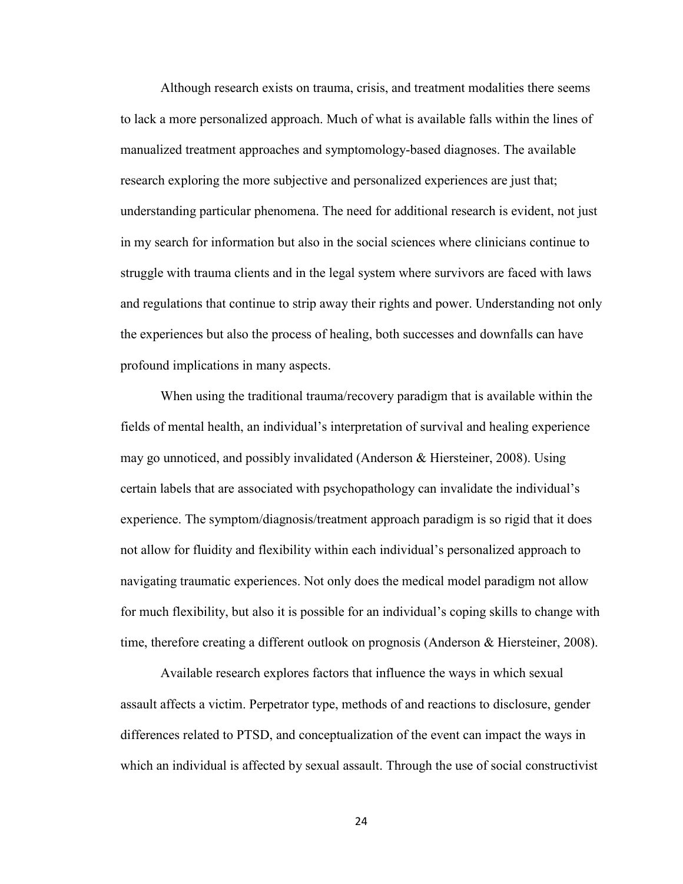Although research exists on trauma, crisis, and treatment modalities there seems to lack a more personalized approach. Much of what is available falls within the lines of manualized treatment approaches and symptomology-based diagnoses. The available research exploring the more subjective and personalized experiences are just that; understanding particular phenomena. The need for additional research is evident, not just in my search for information but also in the social sciences where clinicians continue to struggle with trauma clients and in the legal system where survivors are faced with laws and regulations that continue to strip away their rights and power. Understanding not only the experiences but also the process of healing, both successes and downfalls can have profound implications in many aspects.

When using the traditional trauma/recovery paradigm that is available within the fields of mental health, an individual's interpretation of survival and healing experience may go unnoticed, and possibly invalidated (Anderson & Hiersteiner, 2008). Using certain labels that are associated with psychopathology can invalidate the individual's experience. The symptom/diagnosis/treatment approach paradigm is so rigid that it does not allow for fluidity and flexibility within each individual's personalized approach to navigating traumatic experiences. Not only does the medical model paradigm not allow for much flexibility, but also it is possible for an individual's coping skills to change with time, therefore creating a different outlook on prognosis (Anderson & Hiersteiner, 2008).

Available research explores factors that influence the ways in which sexual assault affects a victim. Perpetrator type, methods of and reactions to disclosure, gender differences related to PTSD, and conceptualization of the event can impact the ways in which an individual is affected by sexual assault. Through the use of social constructivist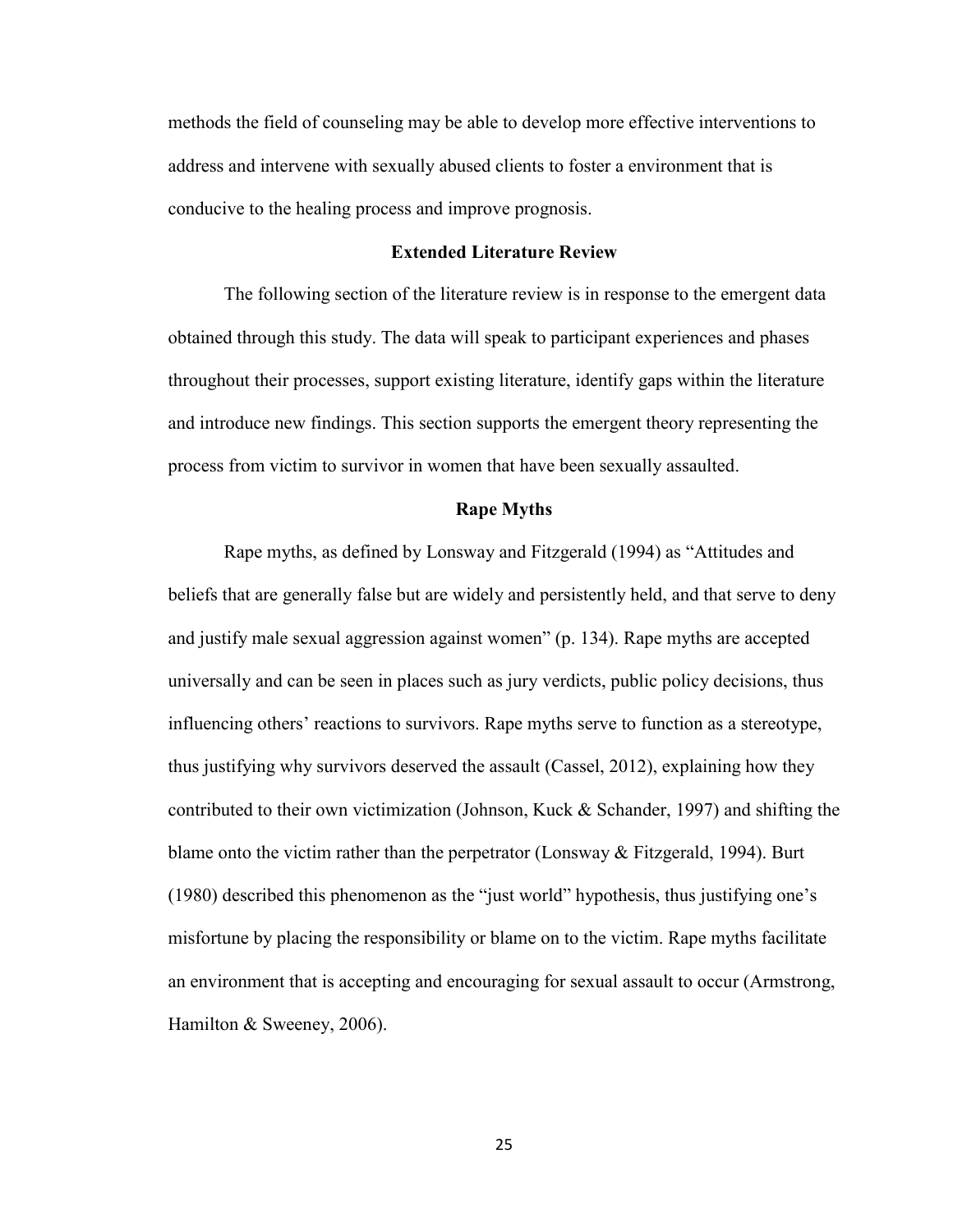methods the field of counseling may be able to develop more effective interventions to address and intervene with sexually abused clients to foster a environment that is conducive to the healing process and improve prognosis.

## Extended Literature Review

The following section of the literature review is in response to the emergent data obtained through this study. The data will speak to participant experiences and phases throughout their processes, support existing literature, identify gaps within the literature and introduce new findings. This section supports the emergent theory representing the process from victim to survivor in women that have been sexually assaulted.

## Rape Myths

Rape myths, as defined by Lonsway and Fitzgerald (1994) as "Attitudes and beliefs that are generally false but are widely and persistently held, and that serve to deny and justify male sexual aggression against women" (p. 134). Rape myths are accepted universally and can be seen in places such as jury verdicts, public policy decisions, thus influencing others' reactions to survivors. Rape myths serve to function as a stereotype, thus justifying why survivors deserved the assault (Cassel, 2012), explaining how they contributed to their own victimization (Johnson, Kuck & Schander, 1997) and shifting the blame onto the victim rather than the perpetrator (Lonsway & Fitzgerald, 1994). Burt (1980) described this phenomenon as the "just world" hypothesis, thus justifying one's misfortune by placing the responsibility or blame on to the victim. Rape myths facilitate an environment that is accepting and encouraging for sexual assault to occur (Armstrong, Hamilton & Sweeney, 2006).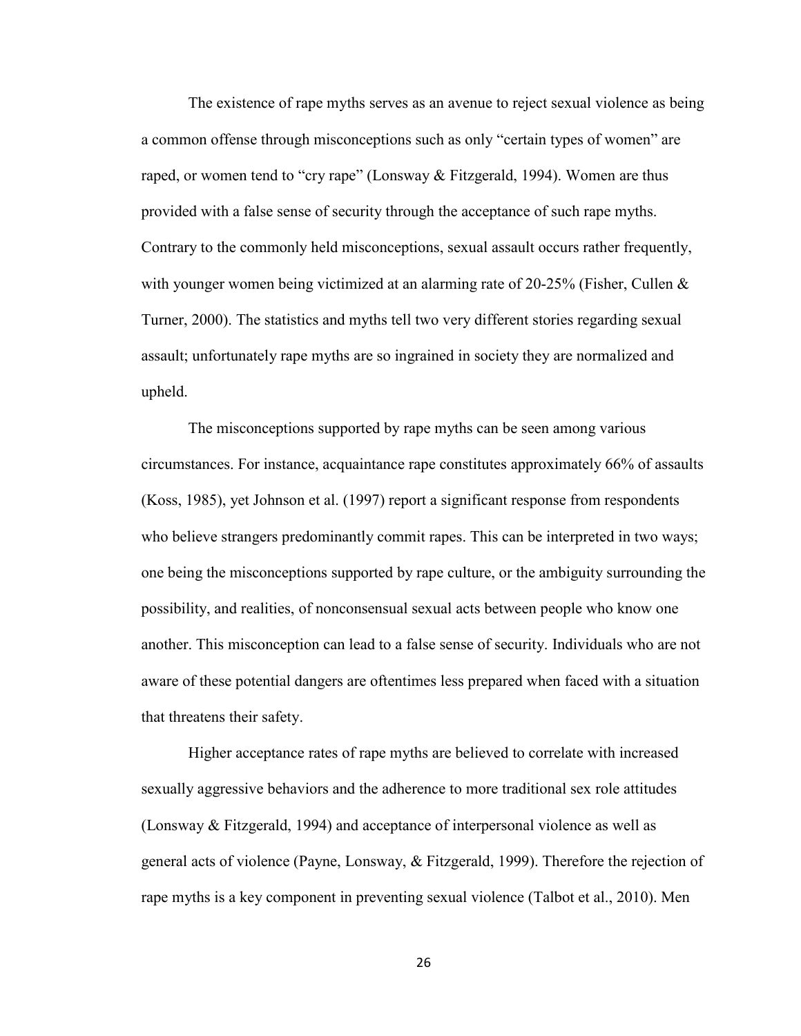The existence of rape myths serves as an avenue to reject sexual violence as being a common offense through misconceptions such as only "certain types of women" are raped, or women tend to "cry rape" (Lonsway & Fitzgerald, 1994). Women are thus provided with a false sense of security through the acceptance of such rape myths. Contrary to the commonly held misconceptions, sexual assault occurs rather frequently, with younger women being victimized at an alarming rate of 20-25% (Fisher, Cullen & Turner, 2000). The statistics and myths tell two very different stories regarding sexual assault; unfortunately rape myths are so ingrained in society they are normalized and upheld.

The misconceptions supported by rape myths can be seen among various circumstances. For instance, acquaintance rape constitutes approximately 66% of assaults (Koss, 1985), yet Johnson et al. (1997) report a significant response from respondents who believe strangers predominantly commit rapes. This can be interpreted in two ways; one being the misconceptions supported by rape culture, or the ambiguity surrounding the possibility, and realities, of nonconsensual sexual acts between people who know one another. This misconception can lead to a false sense of security. Individuals who are not aware of these potential dangers are oftentimes less prepared when faced with a situation that threatens their safety.

Higher acceptance rates of rape myths are believed to correlate with increased sexually aggressive behaviors and the adherence to more traditional sex role attitudes (Lonsway & Fitzgerald, 1994) and acceptance of interpersonal violence as well as general acts of violence (Payne, Lonsway, & Fitzgerald, 1999). Therefore the rejection of rape myths is a key component in preventing sexual violence (Talbot et al., 2010). Men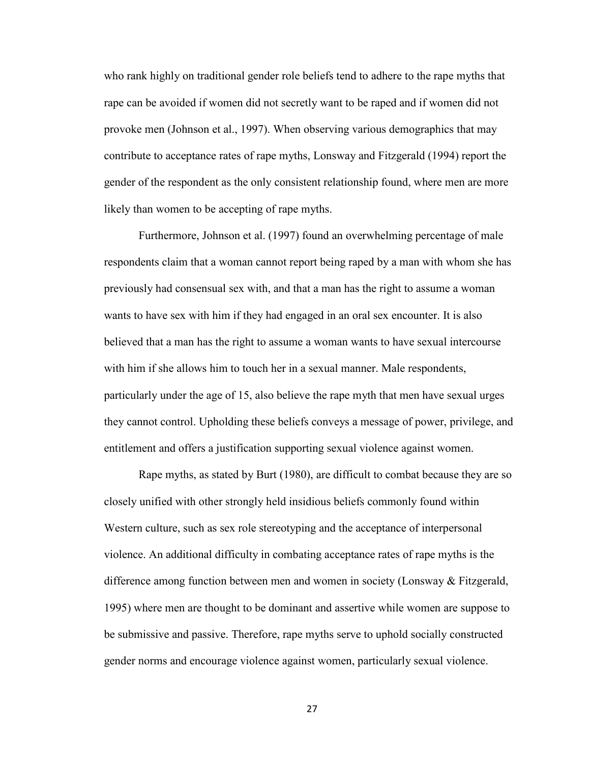who rank highly on traditional gender role beliefs tend to adhere to the rape myths that rape can be avoided if women did not secretly want to be raped and if women did not provoke men (Johnson et al., 1997). When observing various demographics that may contribute to acceptance rates of rape myths, Lonsway and Fitzgerald (1994) report the gender of the respondent as the only consistent relationship found, where men are more likely than women to be accepting of rape myths.

Furthermore, Johnson et al. (1997) found an overwhelming percentage of male respondents claim that a woman cannot report being raped by a man with whom she has previously had consensual sex with, and that a man has the right to assume a woman wants to have sex with him if they had engaged in an oral sex encounter. It is also believed that a man has the right to assume a woman wants to have sexual intercourse with him if she allows him to touch her in a sexual manner. Male respondents, particularly under the age of 15, also believe the rape myth that men have sexual urges they cannot control. Upholding these beliefs conveys a message of power, privilege, and entitlement and offers a justification supporting sexual violence against women.

Rape myths, as stated by Burt (1980), are difficult to combat because they are so closely unified with other strongly held insidious beliefs commonly found within Western culture, such as sex role stereotyping and the acceptance of interpersonal violence. An additional difficulty in combating acceptance rates of rape myths is the difference among function between men and women in society (Lonsway & Fitzgerald, 1995) where men are thought to be dominant and assertive while women are suppose to be submissive and passive. Therefore, rape myths serve to uphold socially constructed gender norms and encourage violence against women, particularly sexual violence.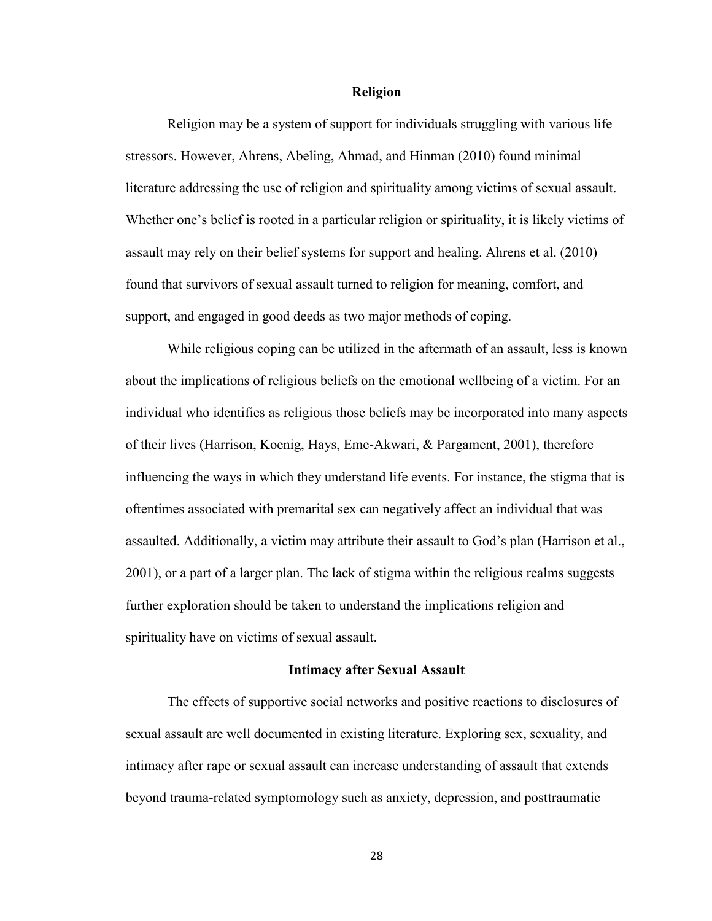## Religion

Religion may be a system of support for individuals struggling with various life stressors. However, Ahrens, Abeling, Ahmad, and Hinman (2010) found minimal literature addressing the use of religion and spirituality among victims of sexual assault. Whether one's belief is rooted in a particular religion or spirituality, it is likely victims of assault may rely on their belief systems for support and healing. Ahrens et al. (2010) found that survivors of sexual assault turned to religion for meaning, comfort, and support, and engaged in good deeds as two major methods of coping.

While religious coping can be utilized in the aftermath of an assault, less is known about the implications of religious beliefs on the emotional wellbeing of a victim. For an individual who identifies as religious those beliefs may be incorporated into many aspects of their lives (Harrison, Koenig, Hays, Eme-Akwari, & Pargament, 2001), therefore influencing the ways in which they understand life events. For instance, the stigma that is oftentimes associated with premarital sex can negatively affect an individual that was assaulted. Additionally, a victim may attribute their assault to God's plan (Harrison et al., 2001), or a part of a larger plan. The lack of stigma within the religious realms suggests further exploration should be taken to understand the implications religion and spirituality have on victims of sexual assault.

## Intimacy after Sexual Assault

The effects of supportive social networks and positive reactions to disclosures of sexual assault are well documented in existing literature. Exploring sex, sexuality, and intimacy after rape or sexual assault can increase understanding of assault that extends beyond trauma-related symptomology such as anxiety, depression, and posttraumatic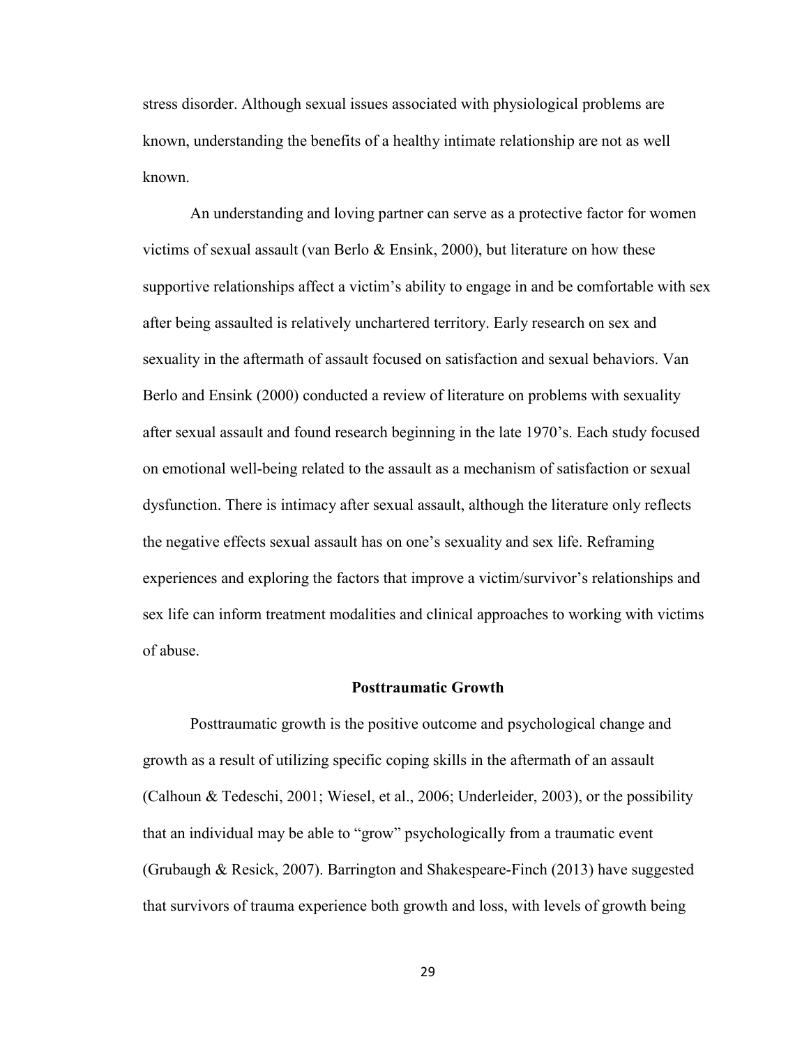stress disorder. Although sexual issues associated with physiological problems are known, understanding the benefits of a healthy intimate relationship are not as well known.

An understanding and loving partner can serve as a protective factor for women victims of sexual assault (van Berlo & Ensink, 2000), but literature on how these supportive relationships affect a victim's ability to engage in and be comfortable with sex after being assaulted is relatively unchartered territory. Early research on sex and sexuality in the aftermath of assault focused on satisfaction and sexual behaviors. Van Berlo and Ensink (2000) conducted a review of literature on problems with sexuality after sexual assault and found research beginning in the late 1970's. Each study focused on emotional well-being related to the assault as a mechanism of satisfaction or sexual dysfunction. There is intimacy after sexual assault, although the literature only reflects the negative effects sexual assault has on one's sexuality and sex life. Reframing experiences and exploring the factors that improve a victim/survivor's relationships and sex life can inform treatment modalities and clinical approaches to working with victims of abuse.

## Posttraumatic Growth

Posttraumatic growth is the positive outcome and psychological change and growth as a result of utilizing specific coping skills in the aftermath of an assault (Calhoun & Tedeschi, 2001; Wiesel, et al., 2006; Underleider, 2003), or the possibility that an individual may be able to "grow" psychologically from a traumatic event (Grubaugh & Resick, 2007). Barrington and Shakespeare-Finch (2013) have suggested that survivors of trauma experience both growth and loss, with levels of growth being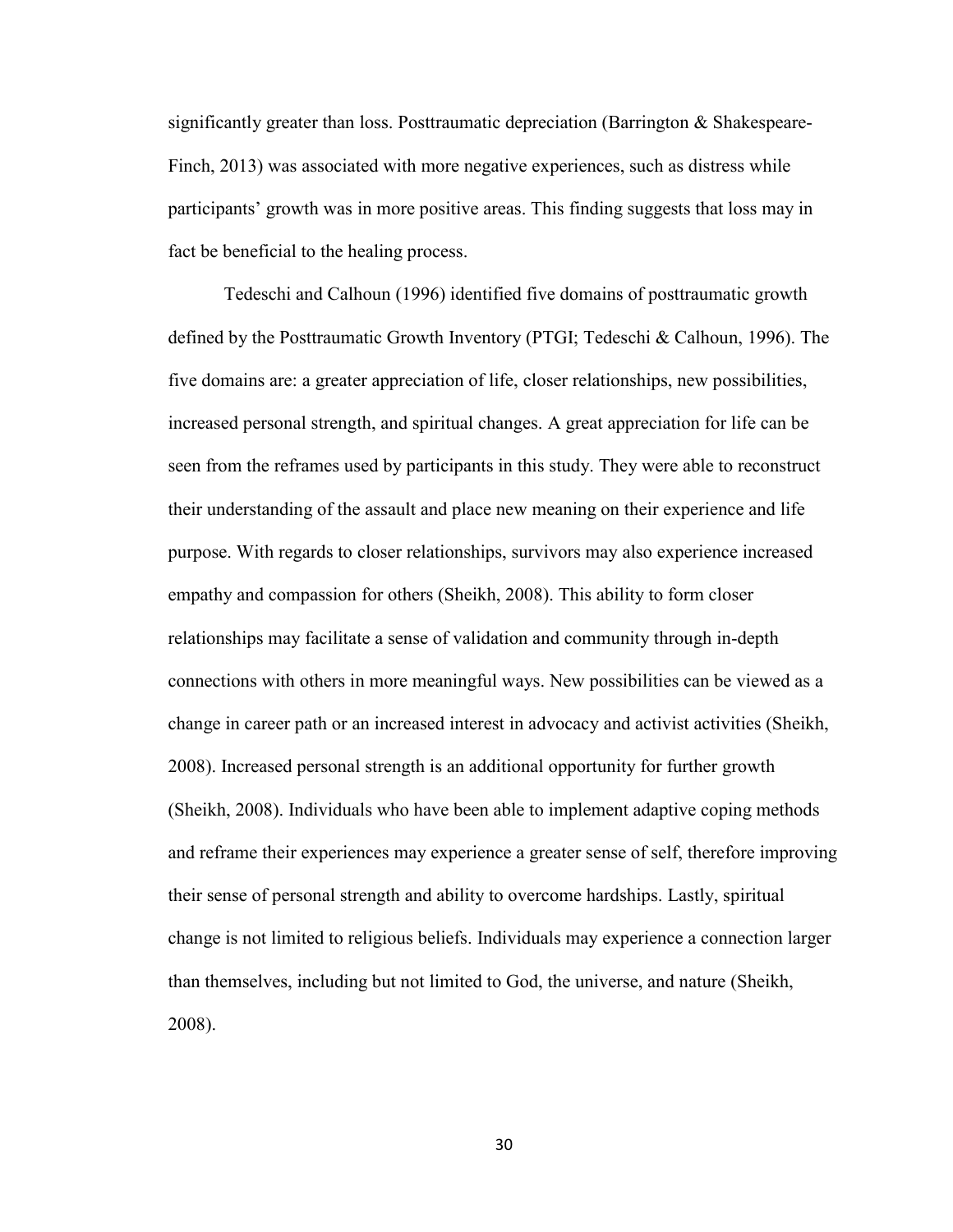significantly greater than loss. Posttraumatic depreciation (Barrington & Shakespeare-Finch, 2013) was associated with more negative experiences, such as distress while participants' growth was in more positive areas. This finding suggests that loss may in fact be beneficial to the healing process.

Tedeschi and Calhoun (1996) identified five domains of posttraumatic growth defined by the Posttraumatic Growth Inventory (PTGI; Tedeschi & Calhoun, 1996). The five domains are: a greater appreciation of life, closer relationships, new possibilities, increased personal strength, and spiritual changes. A great appreciation for life can be seen from the reframes used by participants in this study. They were able to reconstruct their understanding of the assault and place new meaning on their experience and life purpose. With regards to closer relationships, survivors may also experience increased empathy and compassion for others (Sheikh, 2008). This ability to form closer relationships may facilitate a sense of validation and community through in-depth connections with others in more meaningful ways. New possibilities can be viewed as a change in career path or an increased interest in advocacy and activist activities (Sheikh, 2008). Increased personal strength is an additional opportunity for further growth (Sheikh, 2008). Individuals who have been able to implement adaptive coping methods and reframe their experiences may experience a greater sense of self, therefore improving their sense of personal strength and ability to overcome hardships. Lastly, spiritual change is not limited to religious beliefs. Individuals may experience a connection larger than themselves, including but not limited to God, the universe, and nature (Sheikh, 2008).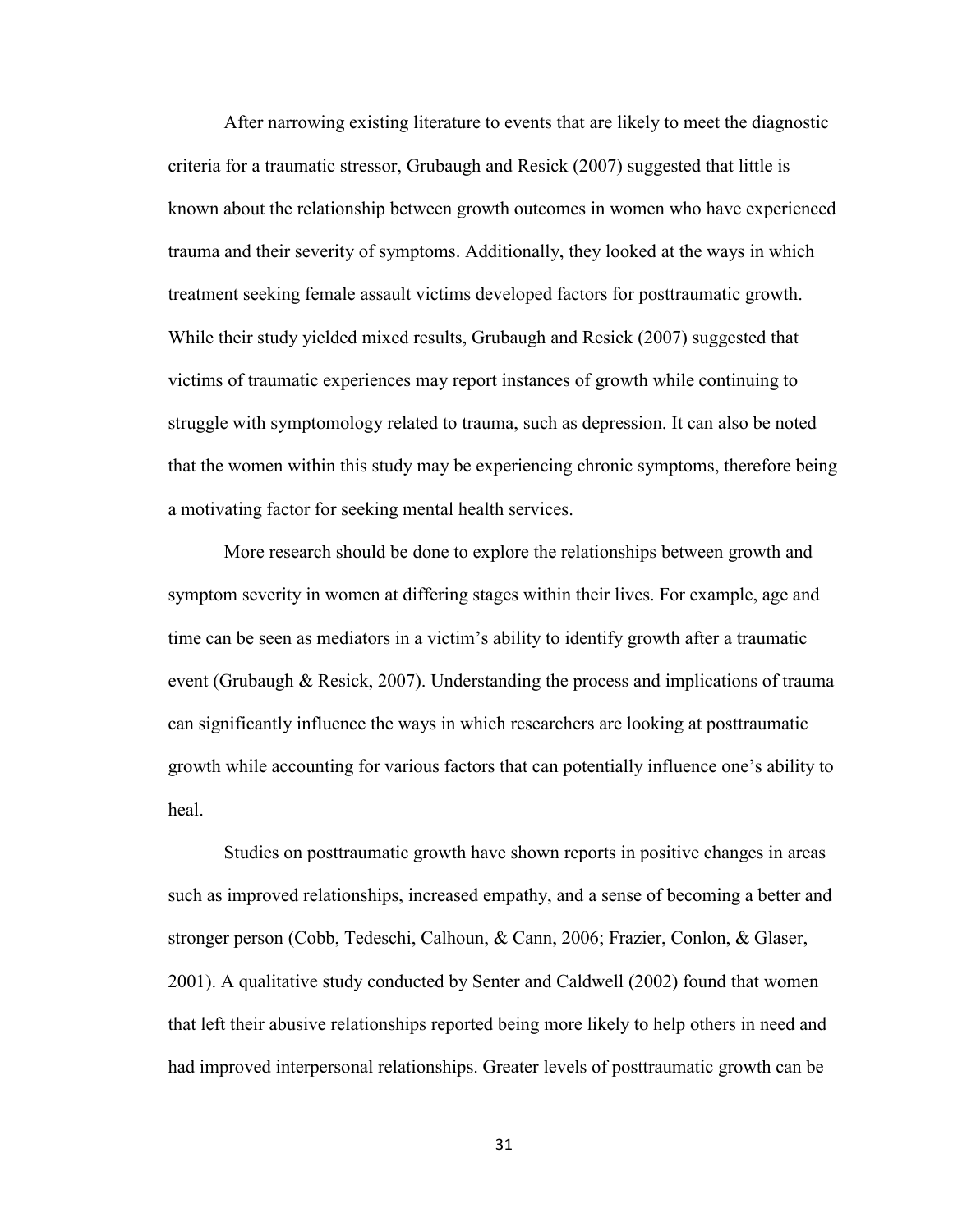After narrowing existing literature to events that are likely to meet the diagnostic criteria for a traumatic stressor, Grubaugh and Resick (2007) suggested that little is known about the relationship between growth outcomes in women who have experienced trauma and their severity of symptoms. Additionally, they looked at the ways in which treatment seeking female assault victims developed factors for posttraumatic growth. While their study yielded mixed results, Grubaugh and Resick (2007) suggested that victims of traumatic experiences may report instances of growth while continuing to struggle with symptomology related to trauma, such as depression. It can also be noted that the women within this study may be experiencing chronic symptoms, therefore being a motivating factor for seeking mental health services.

More research should be done to explore the relationships between growth and symptom severity in women at differing stages within their lives. For example, age and time can be seen as mediators in a victim's ability to identify growth after a traumatic event (Grubaugh & Resick, 2007). Understanding the process and implications of trauma can significantly influence the ways in which researchers are looking at posttraumatic growth while accounting for various factors that can potentially influence one's ability to heal.

Studies on posttraumatic growth have shown reports in positive changes in areas such as improved relationships, increased empathy, and a sense of becoming a better and stronger person (Cobb, Tedeschi, Calhoun, & Cann, 2006; Frazier, Conlon, & Glaser, 2001). A qualitative study conducted by Senter and Caldwell (2002) found that women that left their abusive relationships reported being more likely to help others in need and had improved interpersonal relationships. Greater levels of posttraumatic growth can be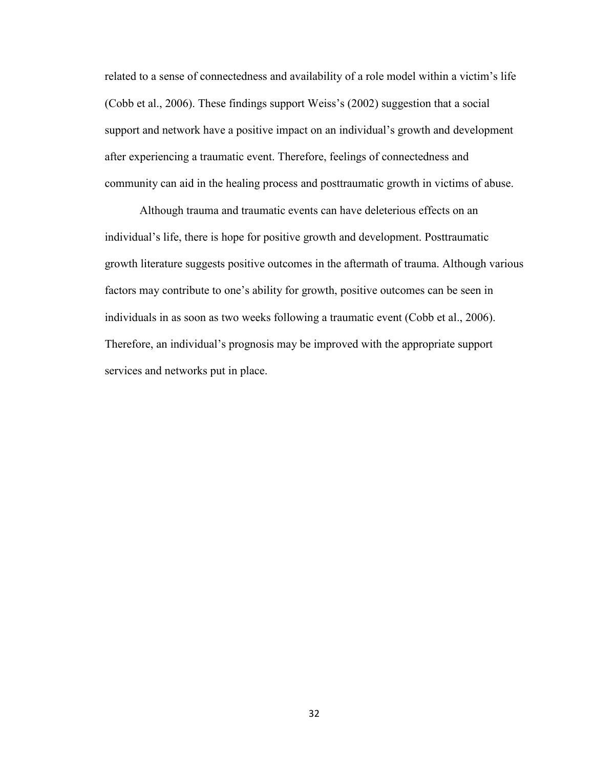related to a sense of connectedness and availability of a role model within a victim's life (Cobb et al., 2006). These findings support Weiss's (2002) suggestion that a social support and network have a positive impact on an individual's growth and development after experiencing a traumatic event. Therefore, feelings of connectedness and community can aid in the healing process and posttraumatic growth in victims of abuse.

Although trauma and traumatic events can have deleterious effects on an individual's life, there is hope for positive growth and development. Posttraumatic growth literature suggests positive outcomes in the aftermath of trauma. Although various factors may contribute to one's ability for growth, positive outcomes can be seen in individuals in as soon as two weeks following a traumatic event (Cobb et al., 2006). Therefore, an individual's prognosis may be improved with the appropriate support services and networks put in place.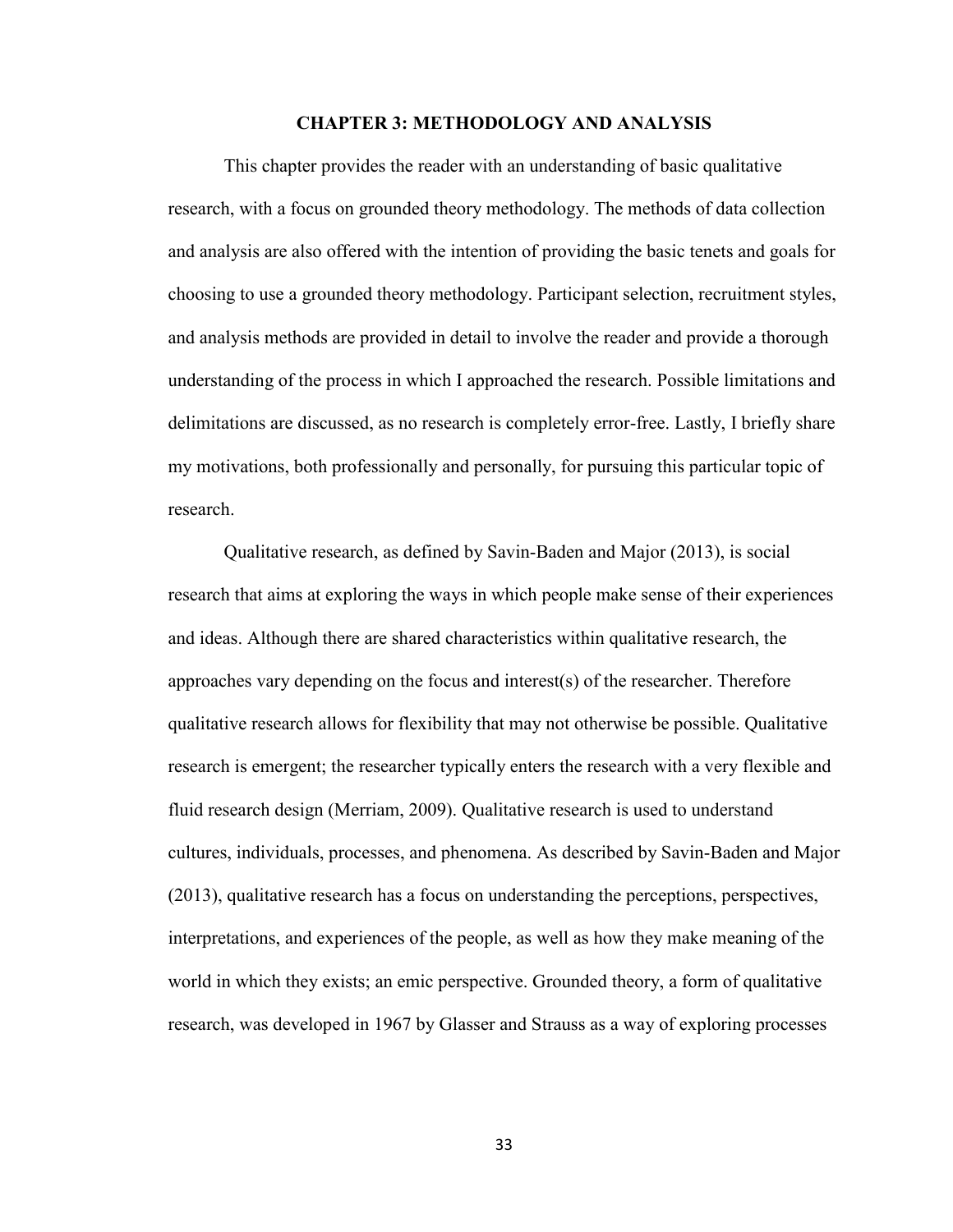# CHAPTER 3: METHODOLOGY AND ANALYSIS

This chapter provides the reader with an understanding of basic qualitative research, with a focus on grounded theory methodology. The methods of data collection and analysis are also offered with the intention of providing the basic tenets and goals for choosing to use a grounded theory methodology. Participant selection, recruitment styles, and analysis methods are provided in detail to involve the reader and provide a thorough understanding of the process in which I approached the research. Possible limitations and delimitations are discussed, as no research is completely error-free. Lastly, I briefly share my motivations, both professionally and personally, for pursuing this particular topic of research.

Qualitative research, as defined by Savin-Baden and Major (2013), is social research that aims at exploring the ways in which people make sense of their experiences and ideas. Although there are shared characteristics within qualitative research, the approaches vary depending on the focus and interest(s) of the researcher. Therefore qualitative research allows for flexibility that may not otherwise be possible. Qualitative research is emergent; the researcher typically enters the research with a very flexible and fluid research design (Merriam, 2009). Qualitative research is used to understand cultures, individuals, processes, and phenomena. As described by Savin-Baden and Major (2013), qualitative research has a focus on understanding the perceptions, perspectives, interpretations, and experiences of the people, as well as how they make meaning of the world in which they exists; an emic perspective. Grounded theory, a form of qualitative research, was developed in 1967 by Glasser and Strauss as a way of exploring processes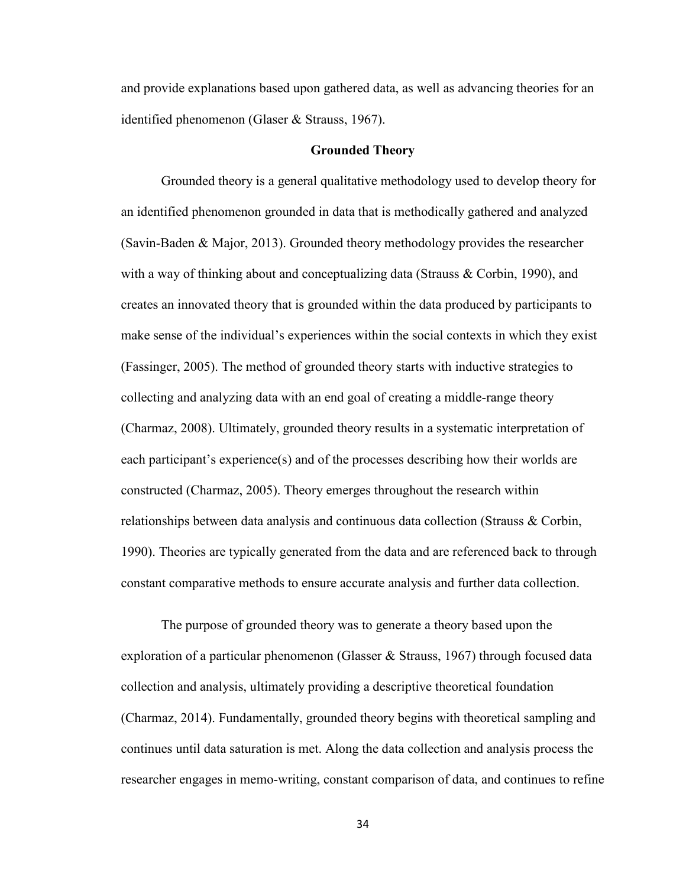and provide explanations based upon gathered data, as well as advancing theories for an identified phenomenon (Glaser & Strauss, 1967).

## Grounded Theory

Grounded theory is a general qualitative methodology used to develop theory for an identified phenomenon grounded in data that is methodically gathered and analyzed (Savin-Baden & Major, 2013). Grounded theory methodology provides the researcher with a way of thinking about and conceptualizing data (Strauss & Corbin, 1990), and creates an innovated theory that is grounded within the data produced by participants to make sense of the individual's experiences within the social contexts in which they exist (Fassinger, 2005). The method of grounded theory starts with inductive strategies to collecting and analyzing data with an end goal of creating a middle-range theory (Charmaz, 2008). Ultimately, grounded theory results in a systematic interpretation of each participant's experience(s) and of the processes describing how their worlds are constructed (Charmaz, 2005). Theory emerges throughout the research within relationships between data analysis and continuous data collection (Strauss & Corbin, 1990). Theories are typically generated from the data and are referenced back to through constant comparative methods to ensure accurate analysis and further data collection.

The purpose of grounded theory was to generate a theory based upon the exploration of a particular phenomenon (Glasser & Strauss, 1967) through focused data collection and analysis, ultimately providing a descriptive theoretical foundation (Charmaz, 2014). Fundamentally, grounded theory begins with theoretical sampling and continues until data saturation is met. Along the data collection and analysis process the researcher engages in memo-writing, constant comparison of data, and continues to refine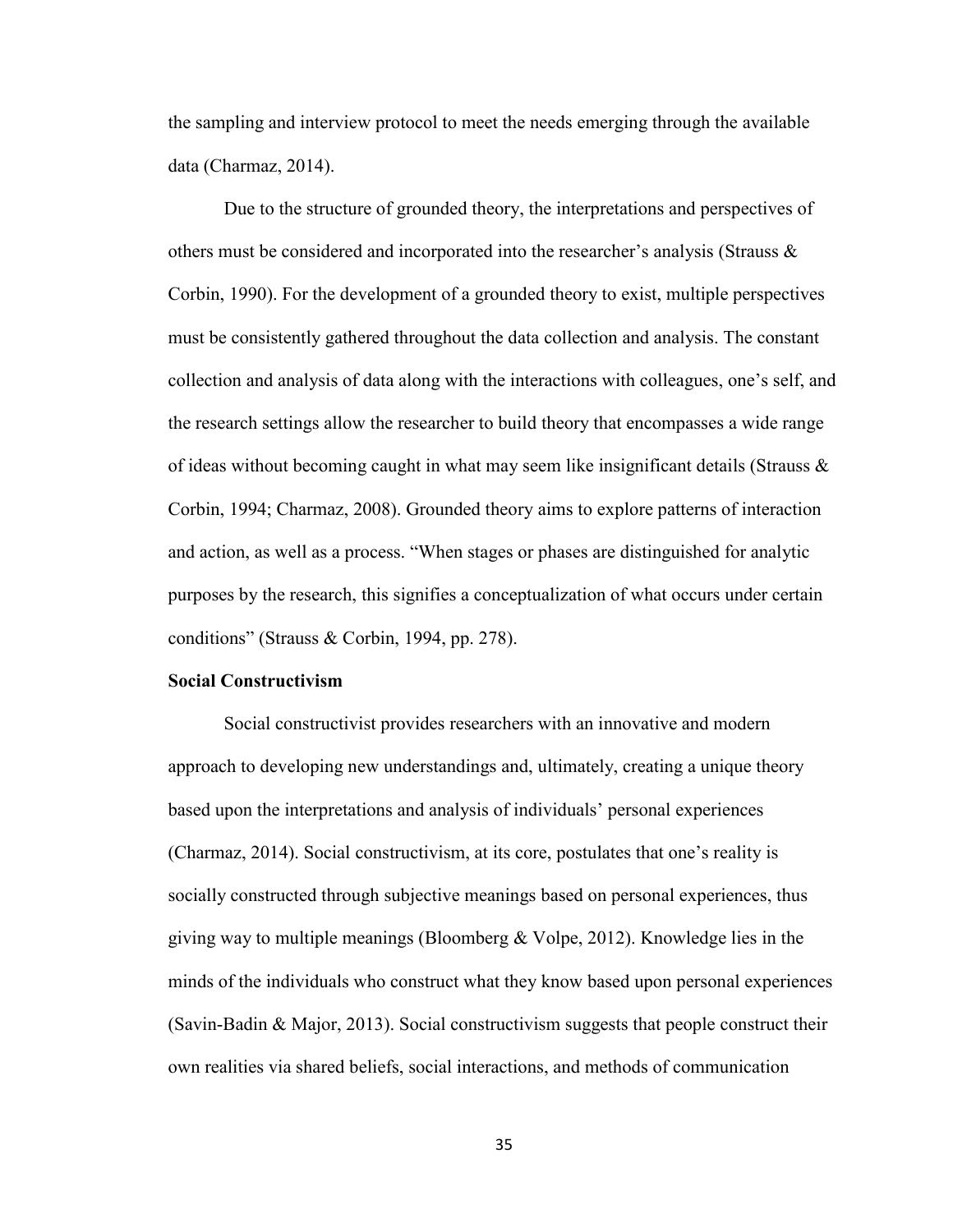the sampling and interview protocol to meet the needs emerging through the available data (Charmaz, 2014).

Due to the structure of grounded theory, the interpretations and perspectives of others must be considered and incorporated into the researcher's analysis (Strauss & Corbin, 1990). For the development of a grounded theory to exist, multiple perspectives must be consistently gathered throughout the data collection and analysis. The constant collection and analysis of data along with the interactions with colleagues, one's self, and the research settings allow the researcher to build theory that encompasses a wide range of ideas without becoming caught in what may seem like insignificant details (Strauss & Corbin, 1994; Charmaz, 2008). Grounded theory aims to explore patterns of interaction and action, as well as a process. "When stages or phases are distinguished for analytic purposes by the research, this signifies a conceptualization of what occurs under certain conditions" (Strauss & Corbin, 1994, pp. 278).

**Social Constructivism**

Social constructivist provides researchers with an innovative and modern approach to developing new understandings and, ultimately, creating a unique theory based upon the interpretations and analysis of individuals' personal experiences (Charmaz, 2014). Social constructivism, at its core, postulates that one's reality is socially constructed through subjective meanings based on personal experiences, thus giving way to multiple meanings (Bloomberg & Volpe, 2012). Knowledge lies in the minds of the individuals who construct what they know based upon personal experiences (Savin-Badin & Major, 2013). Social constructivism suggests that people construct their own realities via shared beliefs, social interactions, and methods of communication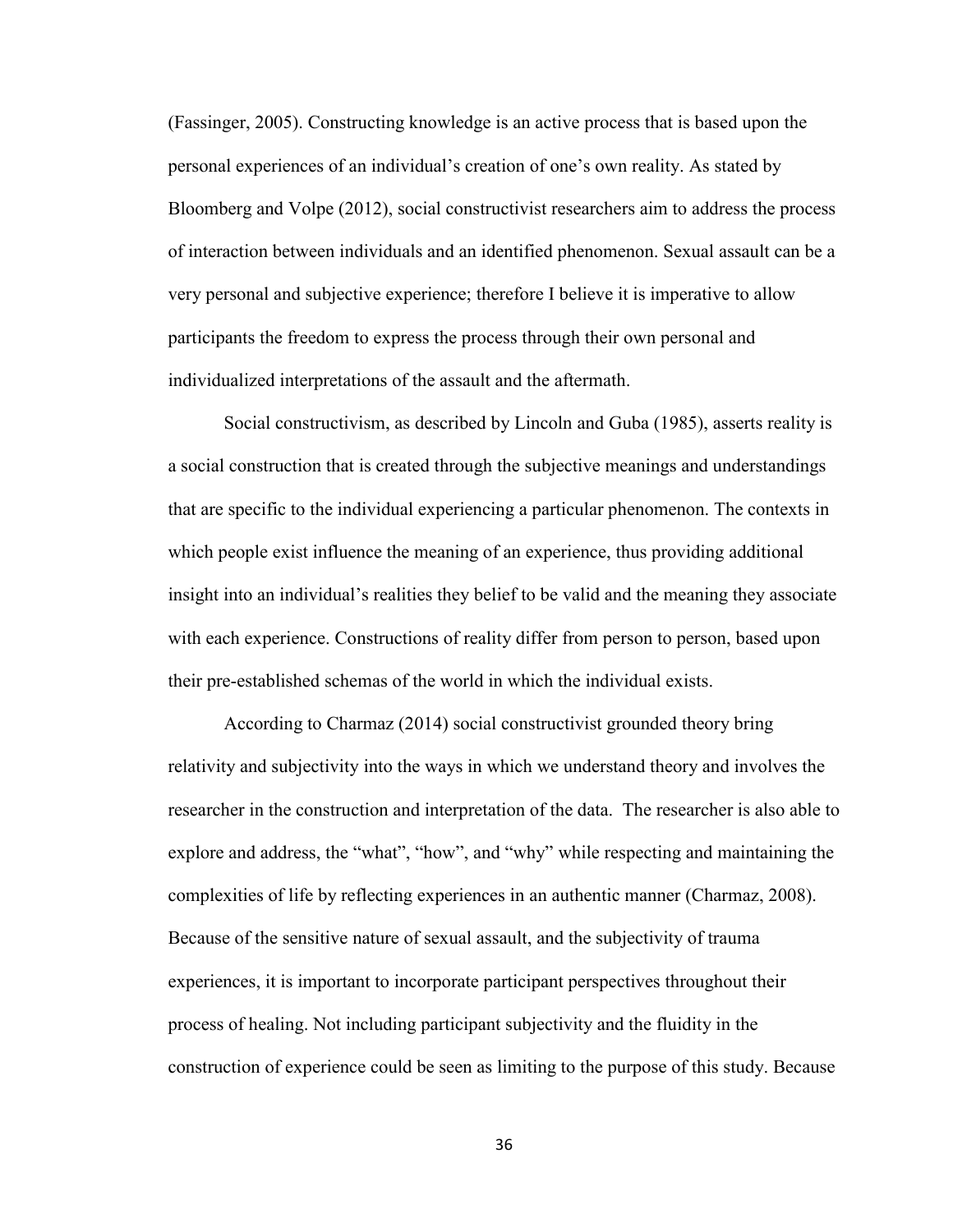(Fassinger, 2005). Constructing knowledge is an active process that is based upon the personal experiences of an individual's creation of one's own reality. As stated by Bloomberg and Volpe (2012), social constructivist researchers aim to address the process of interaction between individuals and an identified phenomenon. Sexual assault can be a very personal and subjective experience; therefore I believe it is imperative to allow participants the freedom to express the process through their own personal and individualized interpretations of the assault and the aftermath.

Social constructivism, as described by Lincoln and Guba (1985), asserts reality is a social construction that is created through the subjective meanings and understandings that are specific to the individual experiencing a particular phenomenon. The contexts in which people exist influence the meaning of an experience, thus providing additional insight into an individual's realities they belief to be valid and the meaning they associate with each experience. Constructions of reality differ from person to person, based upon their pre-established schemas of the world in which the individual exists.

According to Charmaz (2014) social constructivist grounded theory bring relativity and subjectivity into the ways in which we understand theory and involves the researcher in the construction and interpretation of the data. The researcher is also able to explore and address, the "what", "how", and "why" while respecting and maintaining the complexities of life by reflecting experiences in an authentic manner (Charmaz, 2008). Because of the sensitive nature of sexual assault, and the subjectivity of trauma experiences, it is important to incorporate participant perspectives throughout their process of healing. Not including participant subjectivity and the fluidity in the construction of experience could be seen as limiting to the purpose of this study. Because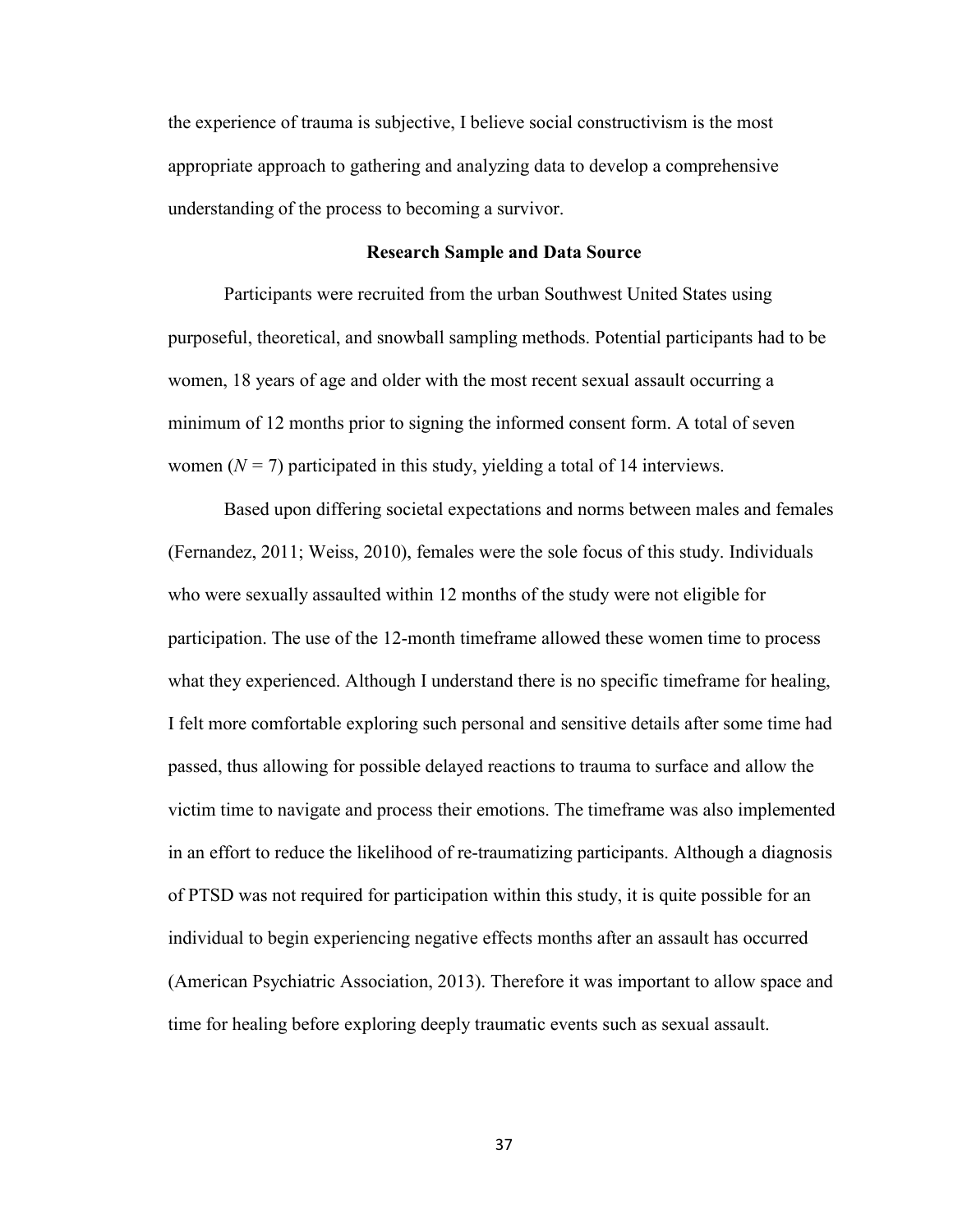the experience of trauma is subjective, I believe social constructivism is the most appropriate approach to gathering and analyzing data to develop a comprehensive understanding of the process to becoming a survivor.

## Research Sample and Data Source

Participants were recruited from the urban Southwest United States using purposeful, theoretical, and snowball sampling methods. Potential participants had to be women, 18 years of age and older with the most recent sexual assault occurring a minimum of 12 months prior to signing the informed consent form. A total of seven women ($N = 7$) participated in this study, yielding a total of 14 interviews.

Based upon differing societal expectations and norms between males and females (Fernandez, 2011; Weiss, 2010), females were the sole focus of this study. Individuals who were sexually assaulted within 12 months of the study were not eligible for participation. The use of the 12-month timeframe allowed these women time to process what they experienced. Although I understand there is no specific timeframe for healing, I felt more comfortable exploring such personal and sensitive details after some time had passed, thus allowing for possible delayed reactions to trauma to surface and allow the victim time to navigate and process their emotions. The timeframe was also implemented in an effort to reduce the likelihood of re-traumatizing participants. Although a diagnosis of PTSD was not required for participation within this study, it is quite possible for an individual to begin experiencing negative effects months after an assault has occurred (American Psychiatric Association, 2013). Therefore it was important to allow space and time for healing before exploring deeply traumatic events such as sexual assault.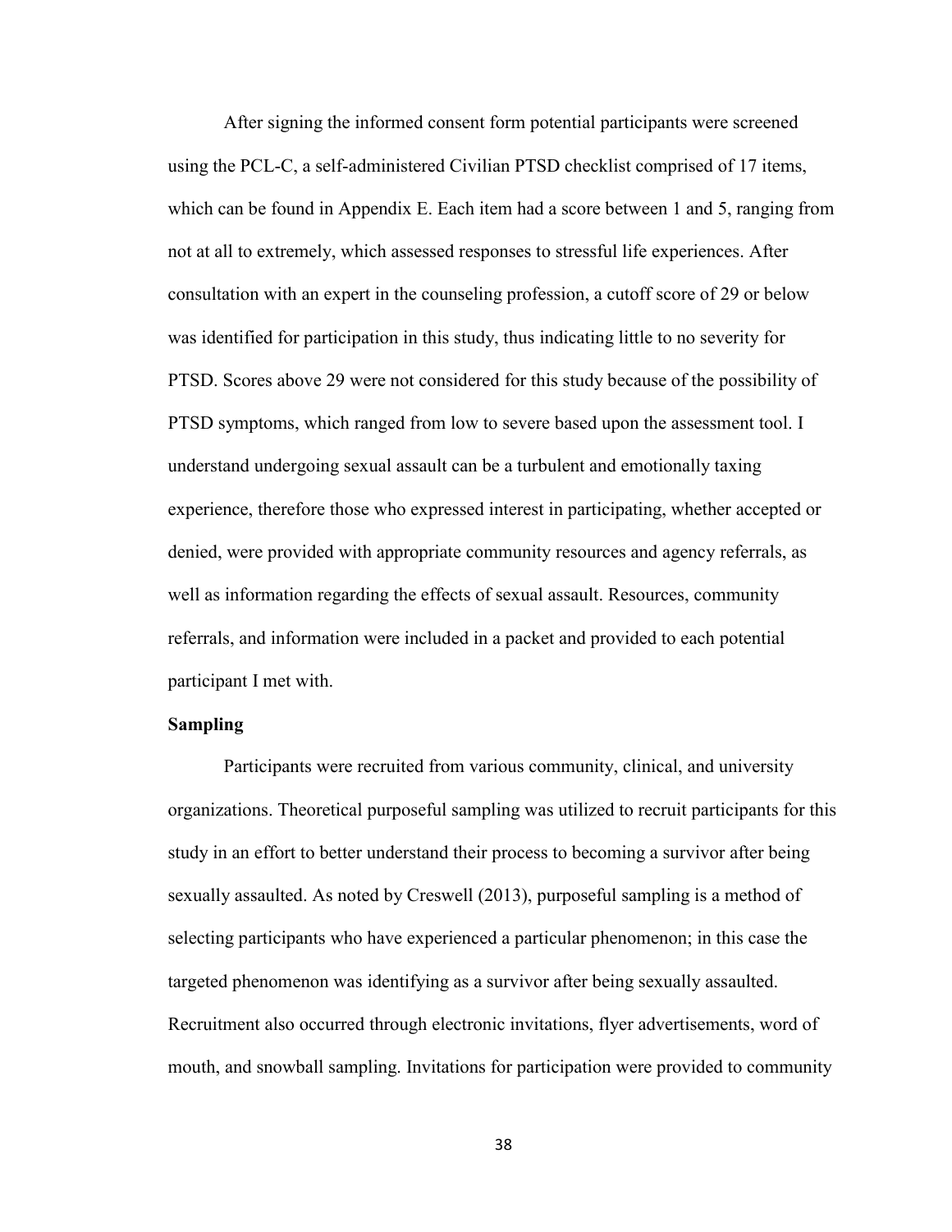After signing the informed consent form potential participants were screened using the PCL-C, a self-administered Civilian PTSD checklist comprised of 17 items, which can be found in Appendix E. Each item had a score between 1 and 5, ranging from not at all to extremely, which assessed responses to stressful life experiences. After consultation with an expert in the counseling profession, a cutoff score of 29 or below was identified for participation in this study, thus indicating little to no severity for PTSD. Scores above 29 were not considered for this study because of the possibility of PTSD symptoms, which ranged from low to severe based upon the assessment tool. I understand undergoing sexual assault can be a turbulent and emotionally taxing experience, therefore those who expressed interest in participating, whether accepted or denied, were provided with appropriate community resources and agency referrals, as well as information regarding the effects of sexual assault. Resources, community referrals, and information were included in a packet and provided to each potential participant I met with.

**Sampling**

Participants were recruited from various community, clinical, and university organizations. Theoretical purposeful sampling was utilized to recruit participants for this study in an effort to better understand their process to becoming a survivor after being sexually assaulted. As noted by Creswell (2013), purposeful sampling is a method of selecting participants who have experienced a particular phenomenon; in this case the targeted phenomenon was identifying as a survivor after being sexually assaulted. Recruitment also occurred through electronic invitations, flyer advertisements, word of mouth, and snowball sampling. Invitations for participation were provided to community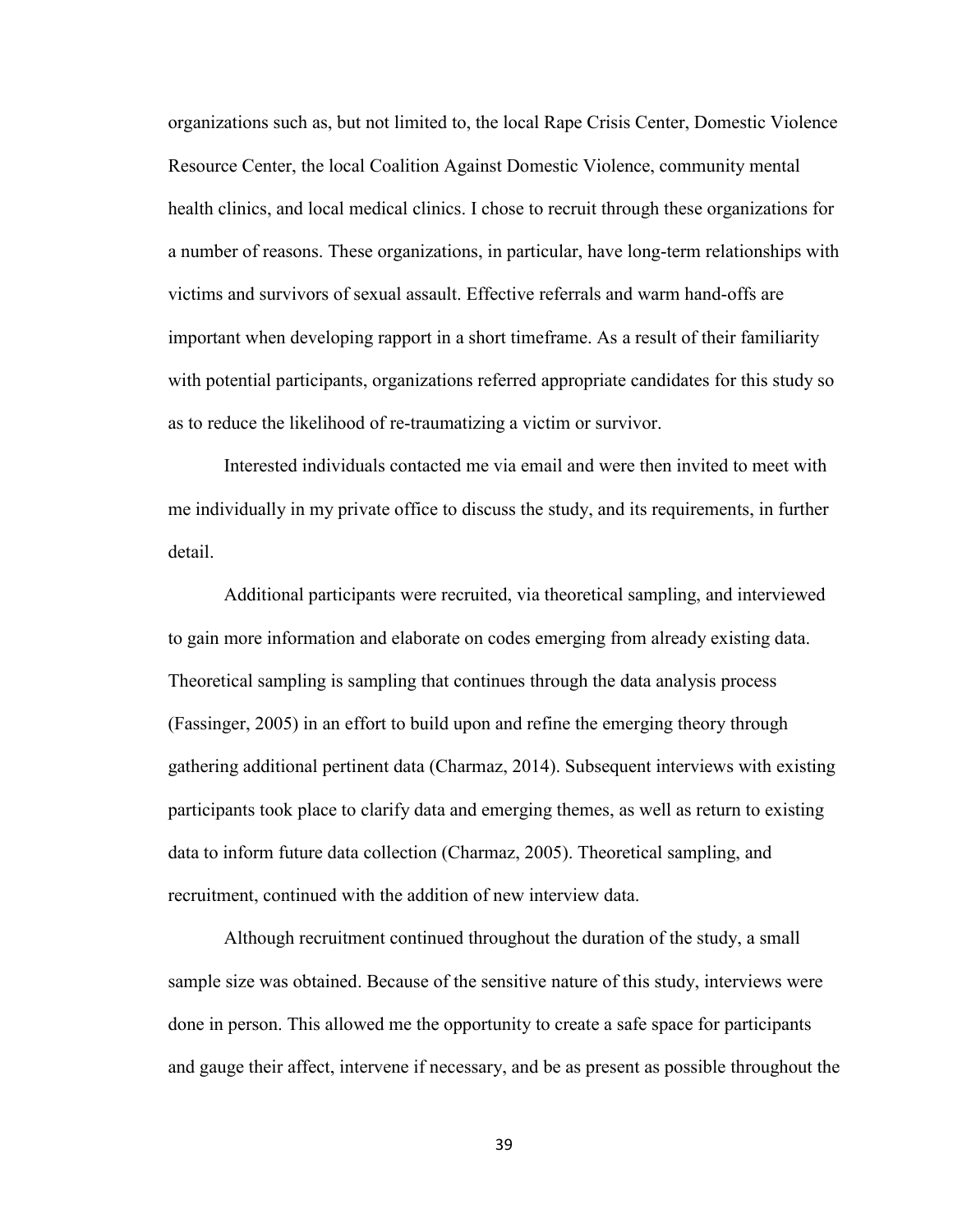organizations such as, but not limited to, the local Rape Crisis Center, Domestic Violence Resource Center, the local Coalition Against Domestic Violence, community mental health clinics, and local medical clinics. I chose to recruit through these organizations for a number of reasons. These organizations, in particular, have long-term relationships with victims and survivors of sexual assault. Effective referrals and warm hand-offs are important when developing rapport in a short timeframe. As a result of their familiarity with potential participants, organizations referred appropriate candidates for this study so as to reduce the likelihood of re-traumatizing a victim or survivor.

Interested individuals contacted me via email and were then invited to meet with me individually in my private office to discuss the study, and its requirements, in further detail.

Additional participants were recruited, via theoretical sampling, and interviewed to gain more information and elaborate on codes emerging from already existing data. Theoretical sampling is sampling that continues through the data analysis process (Fassinger, 2005) in an effort to build upon and refine the emerging theory through gathering additional pertinent data (Charmaz, 2014). Subsequent interviews with existing participants took place to clarify data and emerging themes, as well as return to existing data to inform future data collection (Charmaz, 2005). Theoretical sampling, and recruitment, continued with the addition of new interview data.

Although recruitment continued throughout the duration of the study, a small sample size was obtained. Because of the sensitive nature of this study, interviews were done in person. This allowed me the opportunity to create a safe space for participants and gauge their affect, intervene if necessary, and be as present as possible throughout the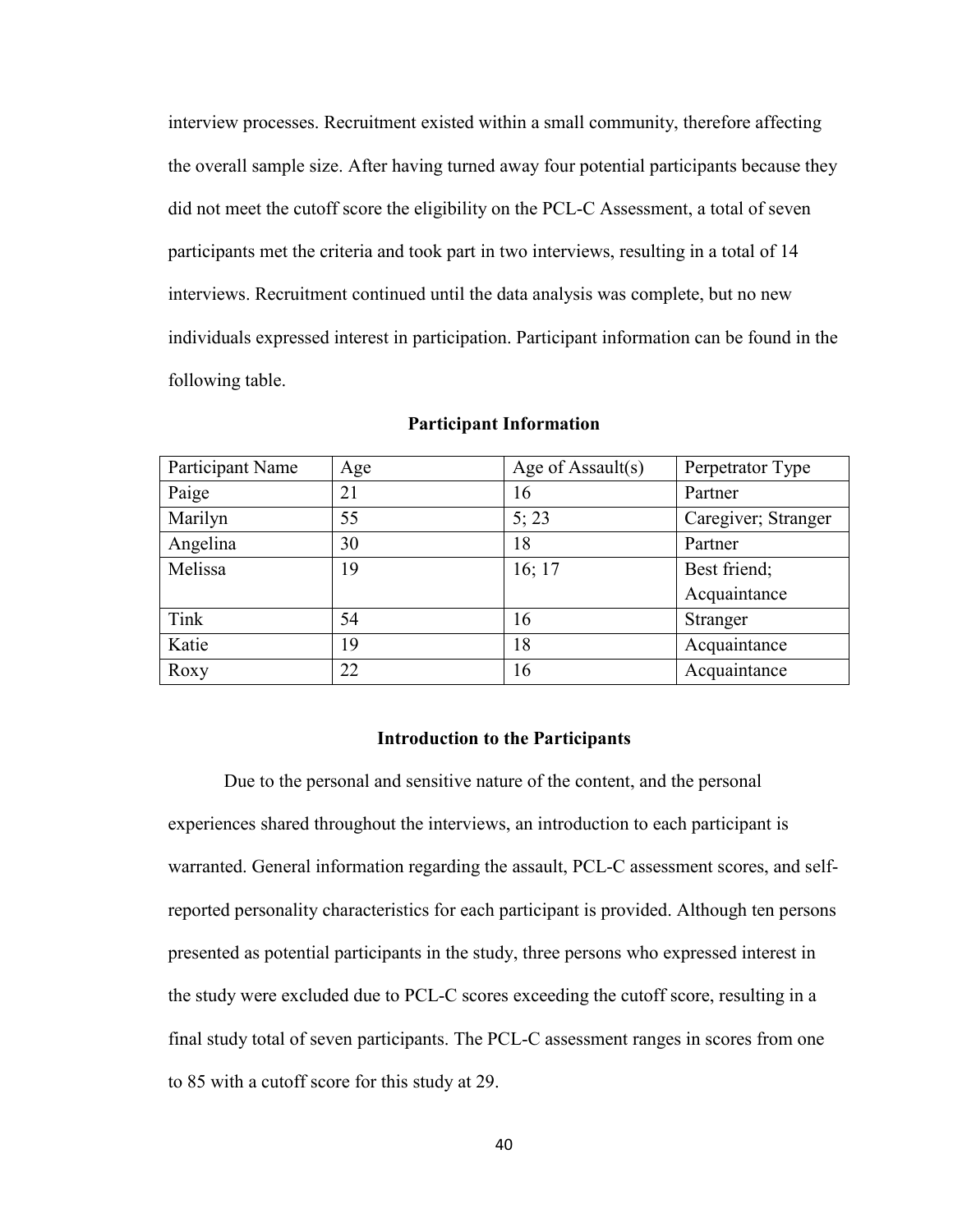interview processes. Recruitment existed within a small community, therefore affecting the overall sample size. After having turned away four potential participants because they did not meet the cutoff score the eligibility on the PCL-C Assessment, a total of seven participants met the criteria and took part in two interviews, resulting in a total of 14 interviews. Recruitment continued until the data analysis was complete, but no new individuals expressed interest in participation. Participant information can be found in the following table.

**Participant Information**

| Participant Name | Age | Age of Assault(s) | Perpetrator Type |
|---|---|---|---|
| Paige | 21 | 16 | Partner |
| Marilyn | 55 | 5; 23 | Caregiver; Stranger |
| Angelina | 30 | 18 | Partner |
| Melissa | 19 | 16; 17 | Best friend; Acquaintance |
| Tink | 54 | 16 | Stranger |
| Katie | 19 | 18 | Acquaintance |
| Roxy | 22 | 16 | Acquaintance |

### Introduction to the Participants

Due to the personal and sensitive nature of the content, and the personal experiences shared throughout the interviews, an introduction to each participant is warranted. General information regarding the assault, PCL-C assessment scores, and self-reported personality characteristics for each participant is provided. Although ten persons presented as potential participants in the study, three persons who expressed interest in the study were excluded due to PCL-C scores exceeding the cutoff score, resulting in a final study total of seven participants. The PCL-C assessment ranges in scores from one to 85 with a cutoff score for this study at 29.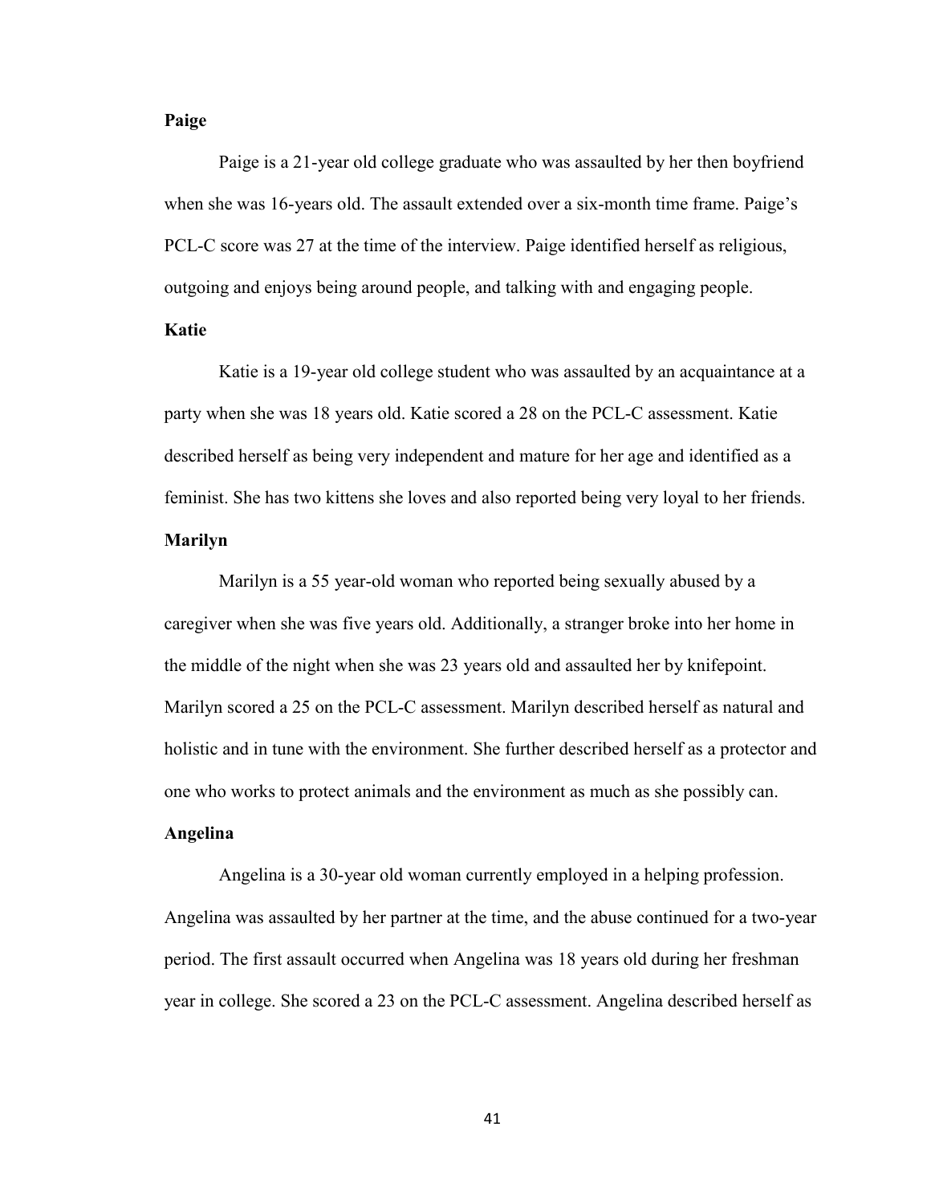**Paige**

Paige is a 21-year old college graduate who was assaulted by her then boyfriend when she was 16-years old. The assault extended over a six-month time frame. Paige's PCL-C score was 27 at the time of the interview. Paige identified herself as religious, outgoing and enjoys being around people, and talking with and engaging people.

**Katie**

Katie is a 19-year old college student who was assaulted by an acquaintance at a party when she was 18 years old. Katie scored a 28 on the PCL-C assessment. Katie described herself as being very independent and mature for her age and identified as a feminist. She has two kittens she loves and also reported being very loyal to her friends.

**Marilyn**

Marilyn is a 55 year-old woman who reported being sexually abused by a caregiver when she was five years old. Additionally, a stranger broke into her home in the middle of the night when she was 23 years old and assaulted her by knifepoint. Marilyn scored a 25 on the PCL-C assessment. Marilyn described herself as natural and holistic and in tune with the environment. She further described herself as a protector and one who works to protect animals and the environment as much as she possibly can.

**Angelina**

Angelina is a 30-year old woman currently employed in a helping profession. Angelina was assaulted by her partner at the time, and the abuse continued for a two-year period. The first assault occurred when Angelina was 18 years old during her freshman year in college. She scored a 23 on the PCL-C assessment. Angelina described herself as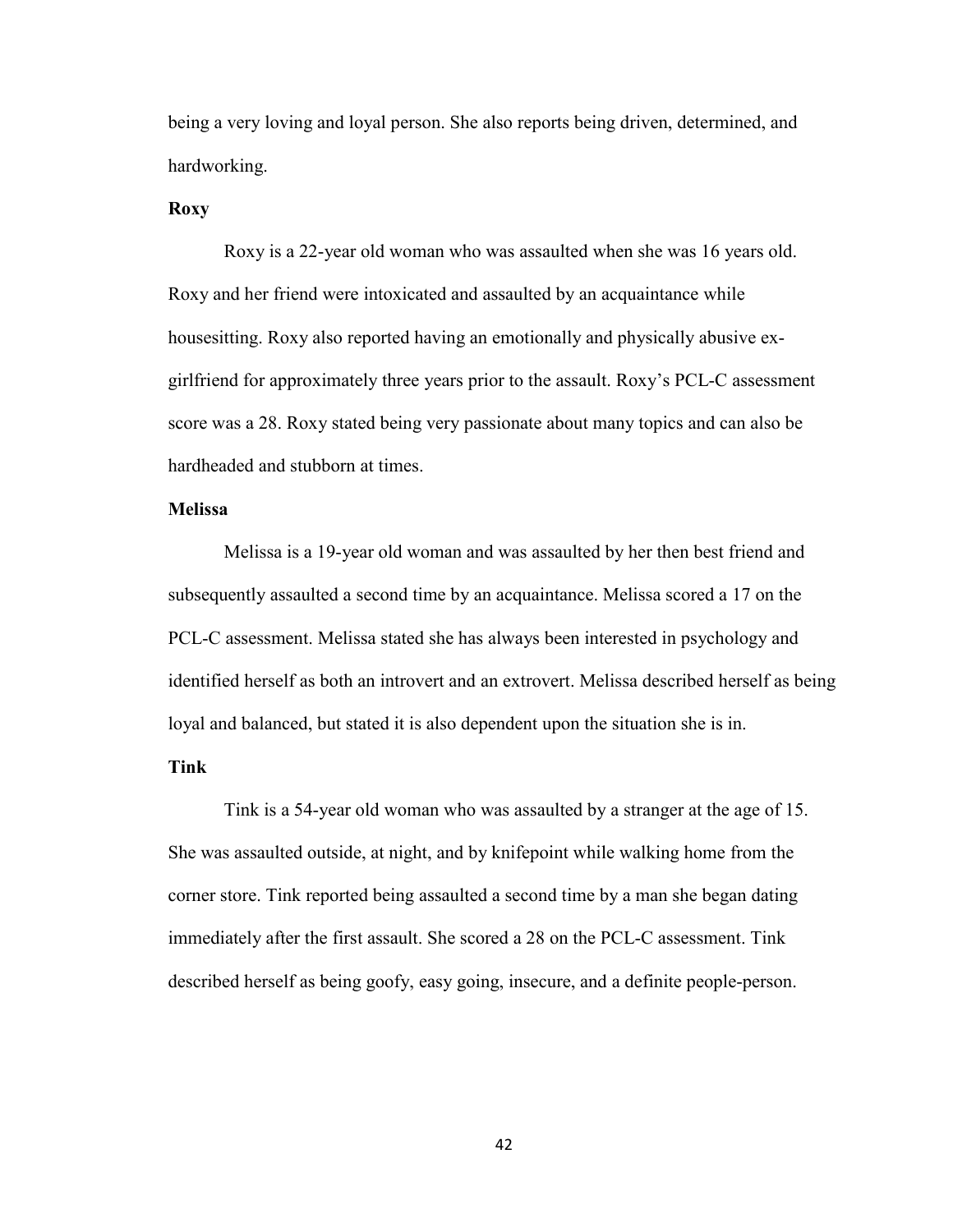being a very loving and loyal person. She also reports being driven, determined, and hardworking.

**Roxy**

Roxy is a 22-year old woman who was assaulted when she was 16 years old. Roxy and her friend were intoxicated and assaulted by an acquaintance while housesitting. Roxy also reported having an emotionally and physically abusive ex-girlfriend for approximately three years prior to the assault. Roxy's PCL-C assessment score was a 28. Roxy stated being very passionate about many topics and can also be hardheaded and stubborn at times.

**Melissa**

Melissa is a 19-year old woman and was assaulted by her then best friend and subsequently assaulted a second time by an acquaintance. Melissa scored a 17 on the PCL-C assessment. Melissa stated she has always been interested in psychology and identified herself as both an introvert and an extrovert. Melissa described herself as being loyal and balanced, but stated it is also dependent upon the situation she is in.

**Tink**

Tink is a 54-year old woman who was assaulted by a stranger at the age of 15. She was assaulted outside, at night, and by knifepoint while walking home from the corner store. Tink reported being assaulted a second time by a man she began dating immediately after the first assault. She scored a 28 on the PCL-C assessment. Tink described herself as being goofy, easy going, insecure, and a definite people-person.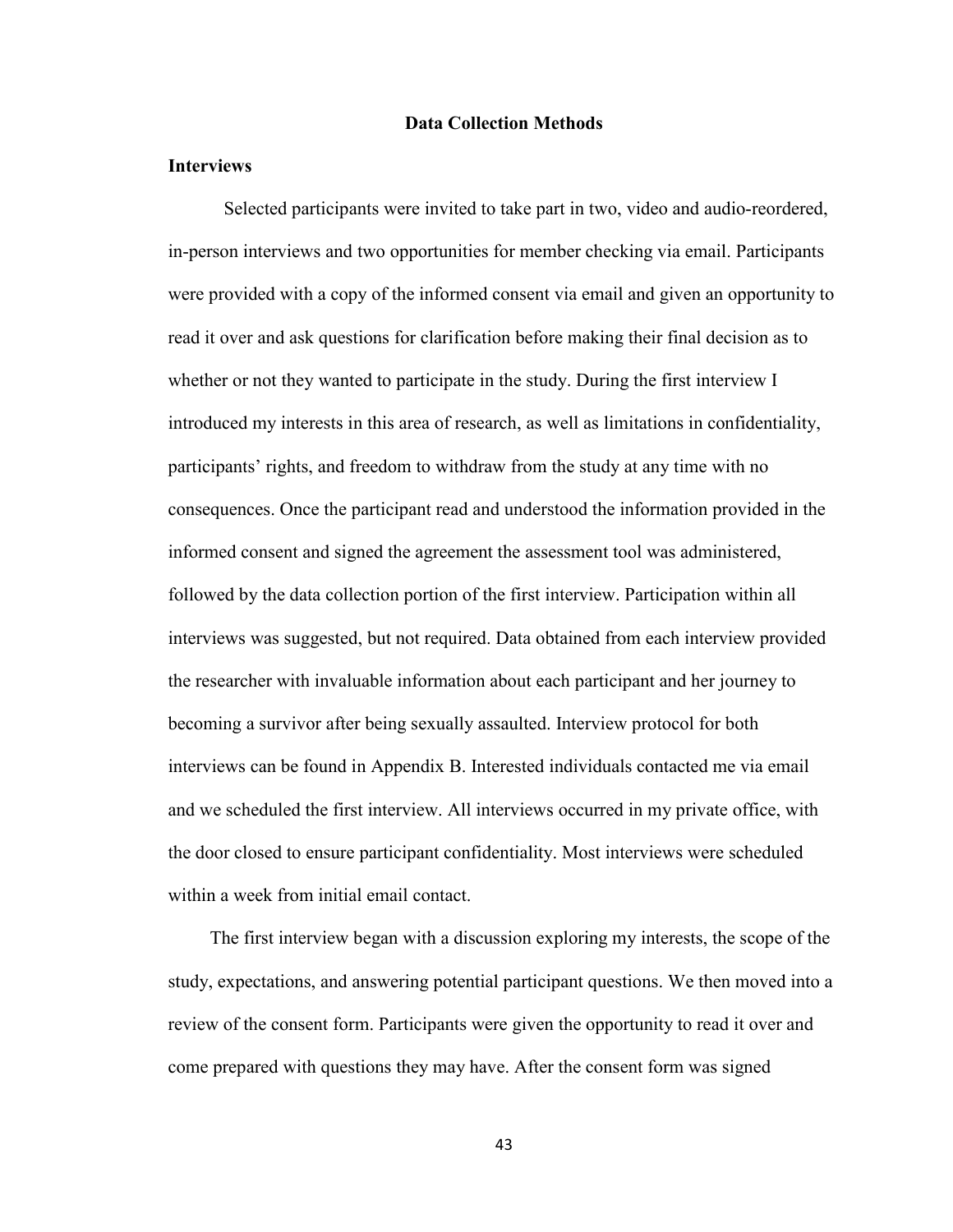## Data Collection Methods

### Interviews

Selected participants were invited to take part in two, video and audio-reordered, in-person interviews and two opportunities for member checking via email. Participants were provided with a copy of the informed consent via email and given an opportunity to read it over and ask questions for clarification before making their final decision as to whether or not they wanted to participate in the study. During the first interview I introduced my interests in this area of research, as well as limitations in confidentiality, participants' rights, and freedom to withdraw from the study at any time with no consequences. Once the participant read and understood the information provided in the informed consent and signed the agreement the assessment tool was administered, followed by the data collection portion of the first interview. Participation within all interviews was suggested, but not required. Data obtained from each interview provided the researcher with invaluable information about each participant and her journey to becoming a survivor after being sexually assaulted. Interview protocol for both interviews can be found in Appendix B. Interested individuals contacted me via email and we scheduled the first interview. All interviews occurred in my private office, with the door closed to ensure participant confidentiality. Most interviews were scheduled within a week from initial email contact.

The first interview began with a discussion exploring my interests, the scope of the study, expectations, and answering potential participant questions. We then moved into a review of the consent form. Participants were given the opportunity to read it over and come prepared with questions they may have. After the consent form was signed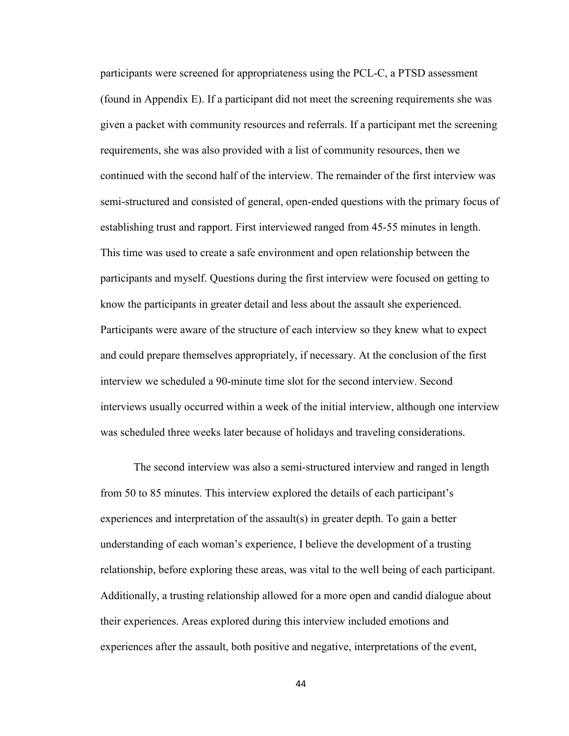participants were screened for appropriateness using the PCL-C, a PTSD assessment (found in Appendix E). If a participant did not meet the screening requirements she was given a packet with community resources and referrals. If a participant met the screening requirements, she was also provided with a list of community resources, then we continued with the second half of the interview. The remainder of the first interview was semi-structured and consisted of general, open-ended questions with the primary focus of establishing trust and rapport. First interviewed ranged from 45-55 minutes in length. This time was used to create a safe environment and open relationship between the participants and myself. Questions during the first interview were focused on getting to know the participants in greater detail and less about the assault she experienced. Participants were aware of the structure of each interview so they knew what to expect and could prepare themselves appropriately, if necessary. At the conclusion of the first interview we scheduled a 90-minute time slot for the second interview. Second interviews usually occurred within a week of the initial interview, although one interview was scheduled three weeks later because of holidays and traveling considerations.

The second interview was also a semi-structured interview and ranged in length from 50 to 85 minutes. This interview explored the details of each participant's experiences and interpretation of the assault(s) in greater depth. To gain a better understanding of each woman's experience, I believe the development of a trusting relationship, before exploring these areas, was vital to the well being of each participant. Additionally, a trusting relationship allowed for a more open and candid dialogue about their experiences. Areas explored during this interview included emotions and experiences after the assault, both positive and negative, interpretations of the event,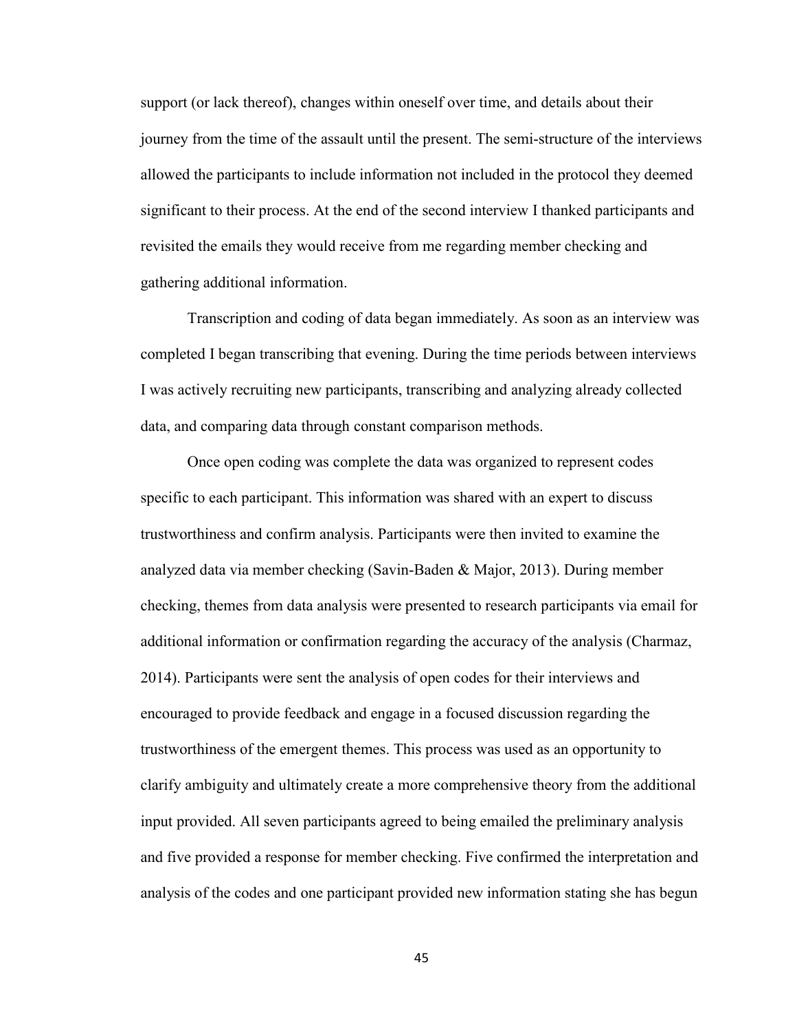support (or lack thereof), changes within oneself over time, and details about their journey from the time of the assault until the present. The semi-structure of the interviews allowed the participants to include information not included in the protocol they deemed significant to their process. At the end of the second interview I thanked participants and revisited the emails they would receive from me regarding member checking and gathering additional information.

Transcription and coding of data began immediately. As soon as an interview was completed I began transcribing that evening. During the time periods between interviews I was actively recruiting new participants, transcribing and analyzing already collected data, and comparing data through constant comparison methods.

Once open coding was complete the data was organized to represent codes specific to each participant. This information was shared with an expert to discuss trustworthiness and confirm analysis. Participants were then invited to examine the analyzed data via member checking (Savin-Baden & Major, 2013). During member checking, themes from data analysis were presented to research participants via email for additional information or confirmation regarding the accuracy of the analysis (Charmaz, 2014). Participants were sent the analysis of open codes for their interviews and encouraged to provide feedback and engage in a focused discussion regarding the trustworthiness of the emergent themes. This process was used as an opportunity to clarify ambiguity and ultimately create a more comprehensive theory from the additional input provided. All seven participants agreed to being emailed the preliminary analysis and five provided a response for member checking. Five confirmed the interpretation and analysis of the codes and one participant provided new information stating she has begun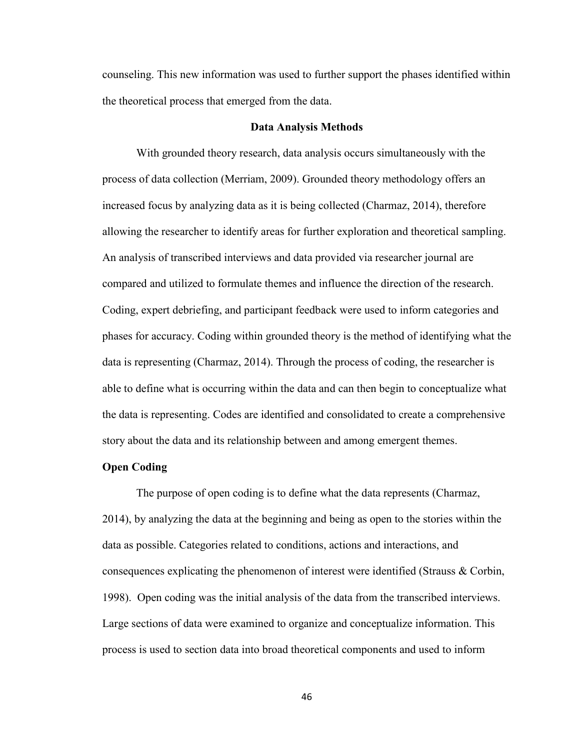counseling. This new information was used to further support the phases identified within the theoretical process that emerged from the data.

## Data Analysis Methods

With grounded theory research, data analysis occurs simultaneously with the process of data collection (Merriam, 2009). Grounded theory methodology offers an increased focus by analyzing data as it is being collected (Charmaz, 2014), therefore allowing the researcher to identify areas for further exploration and theoretical sampling. An analysis of transcribed interviews and data provided via researcher journal are compared and utilized to formulate themes and influence the direction of the research. Coding, expert debriefing, and participant feedback were used to inform categories and phases for accuracy. Coding within grounded theory is the method of identifying what the data is representing (Charmaz, 2014). Through the process of coding, the researcher is able to define what is occurring within the data and can then begin to conceptualize what the data is representing. Codes are identified and consolidated to create a comprehensive story about the data and its relationship between and among emergent themes.

### Open Coding

The purpose of open coding is to define what the data represents (Charmaz, 2014), by analyzing the data at the beginning and being as open to the stories within the data as possible. Categories related to conditions, actions and interactions, and consequences explicating the phenomenon of interest were identified (Strauss & Corbin, 1998). Open coding was the initial analysis of the data from the transcribed interviews. Large sections of data were examined to organize and conceptualize information. This process is used to section data into broad theoretical components and used to inform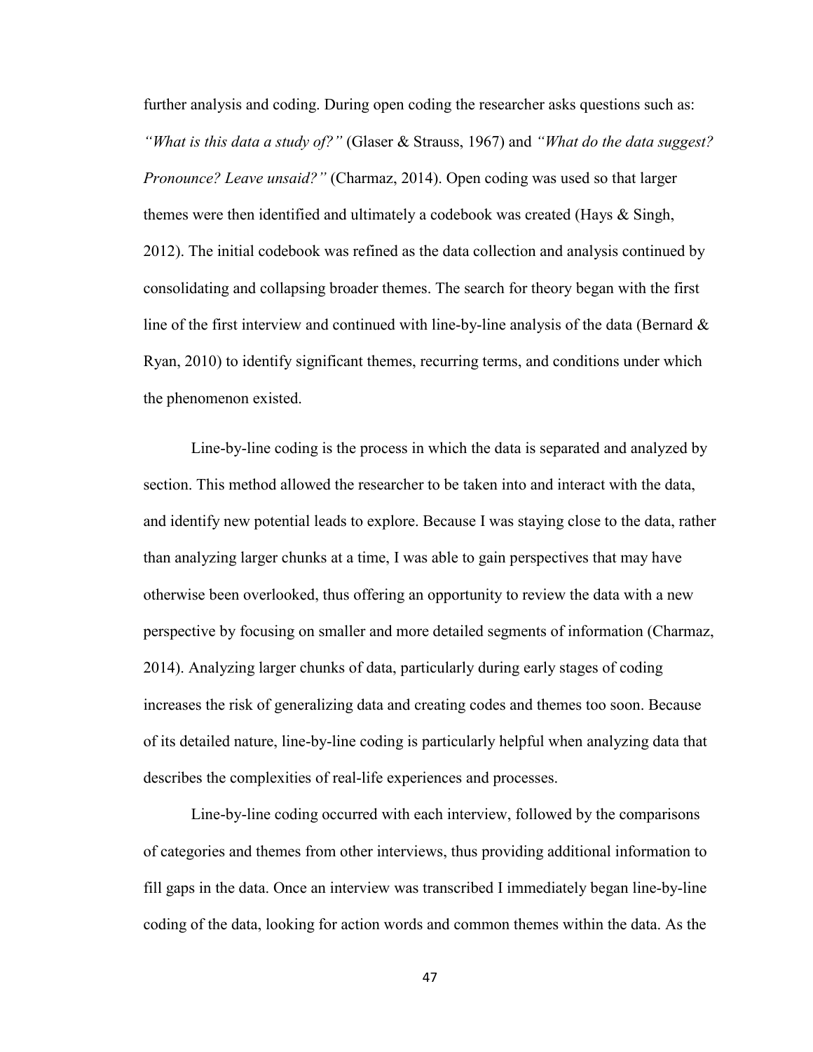further analysis and coding. During open coding the researcher asks questions such as: *"What is this data a study of?"* (Glaser & Strauss, 1967) and *"What do the data suggest? Pronounce? Leave unsaid?"* (Charmaz, 2014). Open coding was used so that larger themes were then identified and ultimately a codebook was created (Hays & Singh, 2012). The initial codebook was refined as the data collection and analysis continued by consolidating and collapsing broader themes. The search for theory began with the first line of the first interview and continued with line-by-line analysis of the data (Bernard & Ryan, 2010) to identify significant themes, recurring terms, and conditions under which the phenomenon existed.

Line-by-line coding is the process in which the data is separated and analyzed by section. This method allowed the researcher to be taken into and interact with the data, and identify new potential leads to explore. Because I was staying close to the data, rather than analyzing larger chunks at a time, I was able to gain perspectives that may have otherwise been overlooked, thus offering an opportunity to review the data with a new perspective by focusing on smaller and more detailed segments of information (Charmaz, 2014). Analyzing larger chunks of data, particularly during early stages of coding increases the risk of generalizing data and creating codes and themes too soon. Because of its detailed nature, line-by-line coding is particularly helpful when analyzing data that describes the complexities of real-life experiences and processes.

Line-by-line coding occurred with each interview, followed by the comparisons of categories and themes from other interviews, thus providing additional information to fill gaps in the data. Once an interview was transcribed I immediately began line-by-line coding of the data, looking for action words and common themes within the data. As the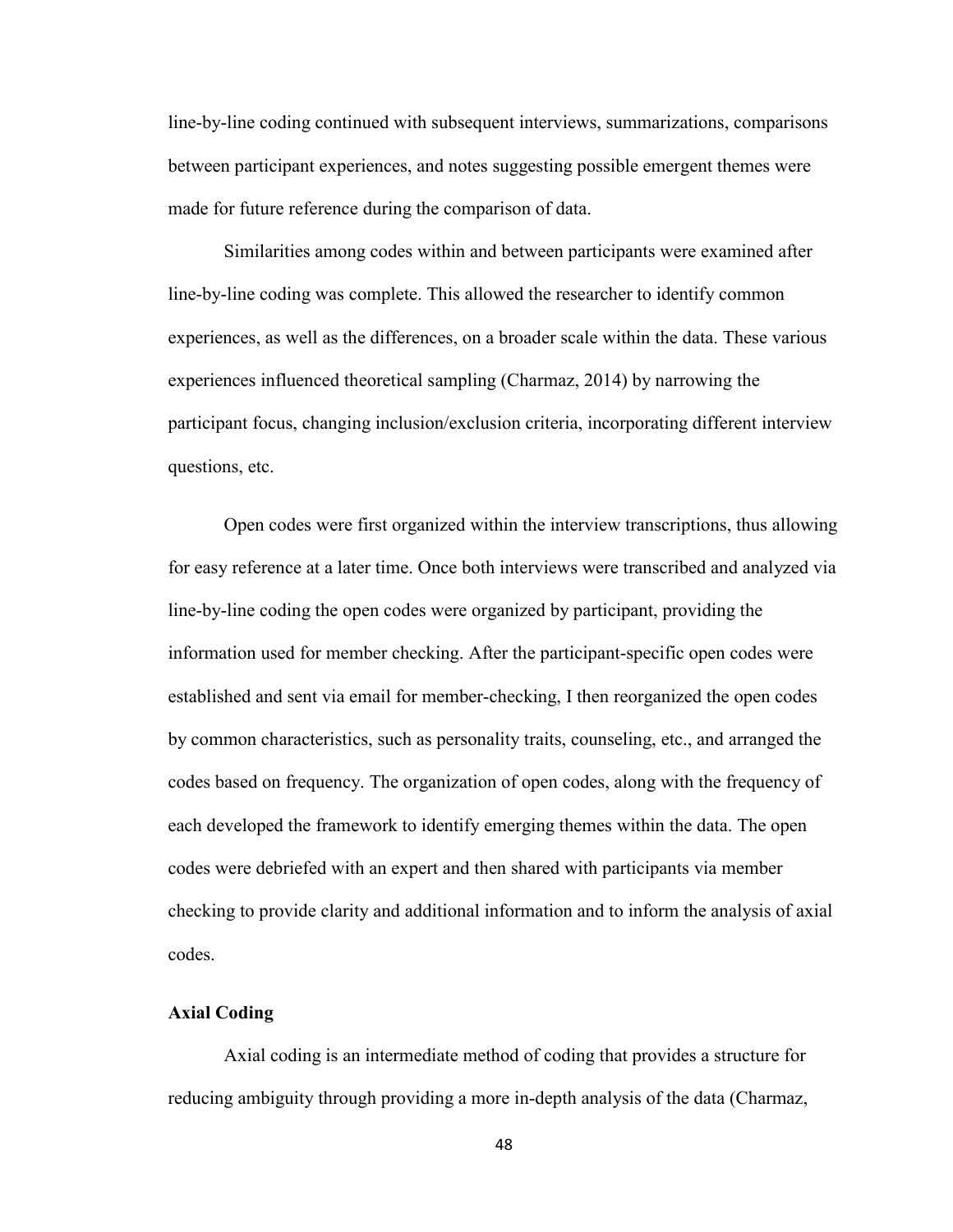line-by-line coding continued with subsequent interviews, summarizations, comparisons between participant experiences, and notes suggesting possible emergent themes were made for future reference during the comparison of data.

Similarities among codes within and between participants were examined after line-by-line coding was complete. This allowed the researcher to identify common experiences, as well as the differences, on a broader scale within the data. These various experiences influenced theoretical sampling (Charmaz, 2014) by narrowing the participant focus, changing inclusion/exclusion criteria, incorporating different interview questions, etc.

Open codes were first organized within the interview transcriptions, thus allowing for easy reference at a later time. Once both interviews were transcribed and analyzed via line-by-line coding the open codes were organized by participant, providing the information used for member checking. After the participant-specific open codes were established and sent via email for member-checking, I then reorganized the open codes by common characteristics, such as personality traits, counseling, etc., and arranged the codes based on frequency. The organization of open codes, along with the frequency of each developed the framework to identify emerging themes within the data. The open codes were debriefed with an expert and then shared with participants via member checking to provide clarity and additional information and to inform the analysis of axial codes.

### Axial Coding

Axial coding is an intermediate method of coding that provides a structure for reducing ambiguity through providing a more in-depth analysis of the data (Charmaz,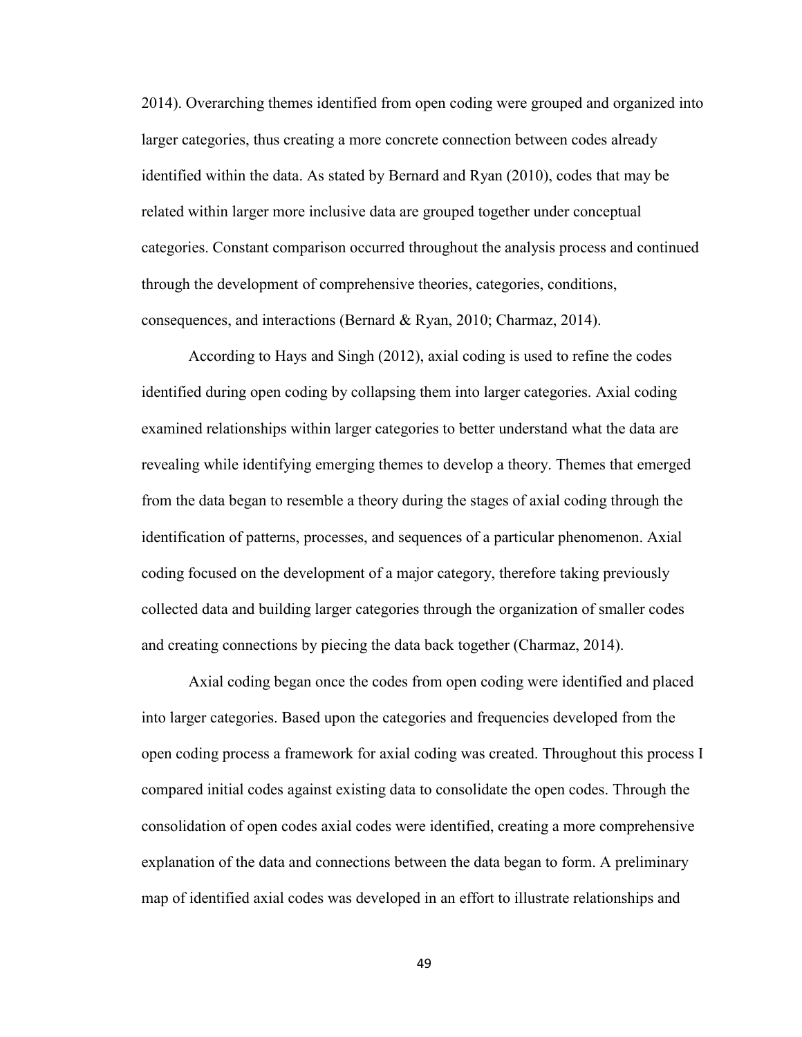2014). Overarching themes identified from open coding were grouped and organized into larger categories, thus creating a more concrete connection between codes already identified within the data. As stated by Bernard and Ryan (2010), codes that may be related within larger more inclusive data are grouped together under conceptual categories. Constant comparison occurred throughout the analysis process and continued through the development of comprehensive theories, categories, conditions, consequences, and interactions (Bernard & Ryan, 2010; Charmaz, 2014).

According to Hays and Singh (2012), axial coding is used to refine the codes identified during open coding by collapsing them into larger categories. Axial coding examined relationships within larger categories to better understand what the data are revealing while identifying emerging themes to develop a theory. Themes that emerged from the data began to resemble a theory during the stages of axial coding through the identification of patterns, processes, and sequences of a particular phenomenon. Axial coding focused on the development of a major category, therefore taking previously collected data and building larger categories through the organization of smaller codes and creating connections by piecing the data back together (Charmaz, 2014).

Axial coding began once the codes from open coding were identified and placed into larger categories. Based upon the categories and frequencies developed from the open coding process a framework for axial coding was created. Throughout this process I compared initial codes against existing data to consolidate the open codes. Through the consolidation of open codes axial codes were identified, creating a more comprehensive explanation of the data and connections between the data began to form. A preliminary map of identified axial codes was developed in an effort to illustrate relationships and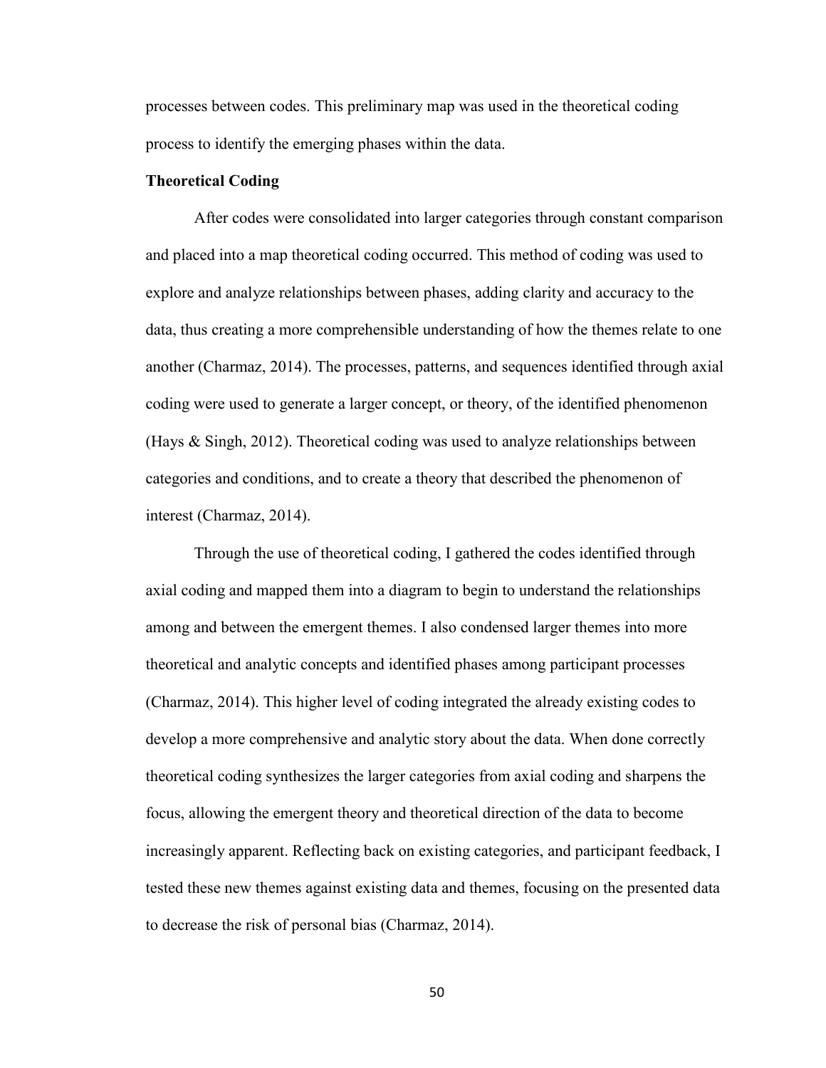processes between codes. This preliminary map was used in the theoretical coding process to identify the emerging phases within the data.

**Theoretical Coding**

After codes were consolidated into larger categories through constant comparison and placed into a map theoretical coding occurred. This method of coding was used to explore and analyze relationships between phases, adding clarity and accuracy to the data, thus creating a more comprehensible understanding of how the themes relate to one another (Charmaz, 2014). The processes, patterns, and sequences identified through axial coding were used to generate a larger concept, or theory, of the identified phenomenon (Hays & Singh, 2012). Theoretical coding was used to analyze relationships between categories and conditions, and to create a theory that described the phenomenon of interest (Charmaz, 2014).

Through the use of theoretical coding, I gathered the codes identified through axial coding and mapped them into a diagram to begin to understand the relationships among and between the emergent themes. I also condensed larger themes into more theoretical and analytic concepts and identified phases among participant processes (Charmaz, 2014). This higher level of coding integrated the already existing codes to develop a more comprehensive and analytic story about the data. When done correctly theoretical coding synthesizes the larger categories from axial coding and sharpens the focus, allowing the emergent theory and theoretical direction of the data to become increasingly apparent. Reflecting back on existing categories, and participant feedback, I tested these new themes against existing data and themes, focusing on the presented data to decrease the risk of personal bias (Charmaz, 2014).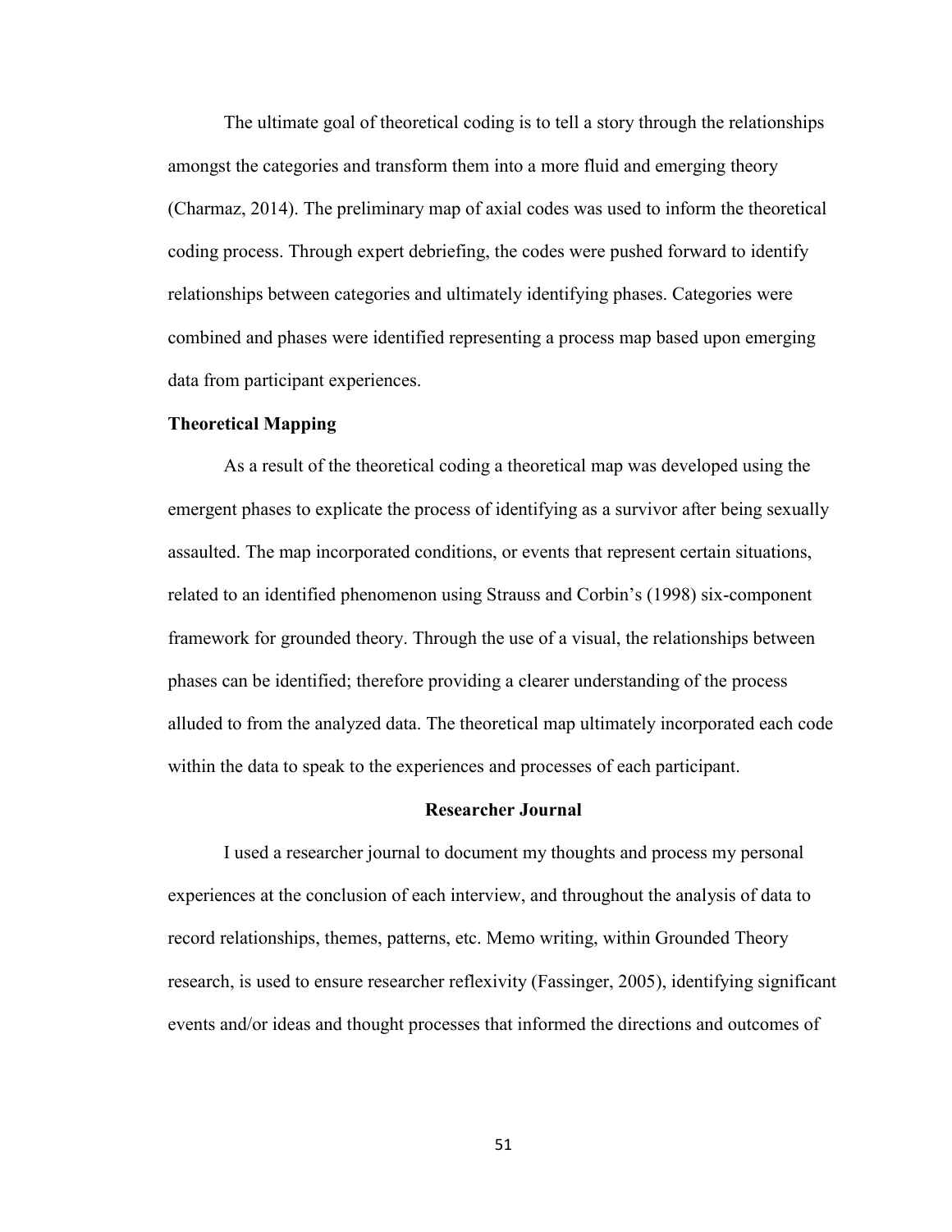The ultimate goal of theoretical coding is to tell a story through the relationships amongst the categories and transform them into a more fluid and emerging theory (Charmaz, 2014). The preliminary map of axial codes was used to inform the theoretical coding process. Through expert debriefing, the codes were pushed forward to identify relationships between categories and ultimately identifying phases. Categories were combined and phases were identified representing a process map based upon emerging data from participant experiences.

### Theoretical Mapping

As a result of the theoretical coding a theoretical map was developed using the emergent phases to explicate the process of identifying as a survivor after being sexually assaulted. The map incorporated conditions, or events that represent certain situations, related to an identified phenomenon using Strauss and Corbin's (1998) six-component framework for grounded theory. Through the use of a visual, the relationships between phases can be identified; therefore providing a clearer understanding of the process alluded to from the analyzed data. The theoretical map ultimately incorporated each code within the data to speak to the experiences and processes of each participant.

## Researcher Journal

I used a researcher journal to document my thoughts and process my personal experiences at the conclusion of each interview, and throughout the analysis of data to record relationships, themes, patterns, etc. Memo writing, within Grounded Theory research, is used to ensure researcher reflexivity (Fassinger, 2005), identifying significant events and/or ideas and thought processes that informed the directions and outcomes of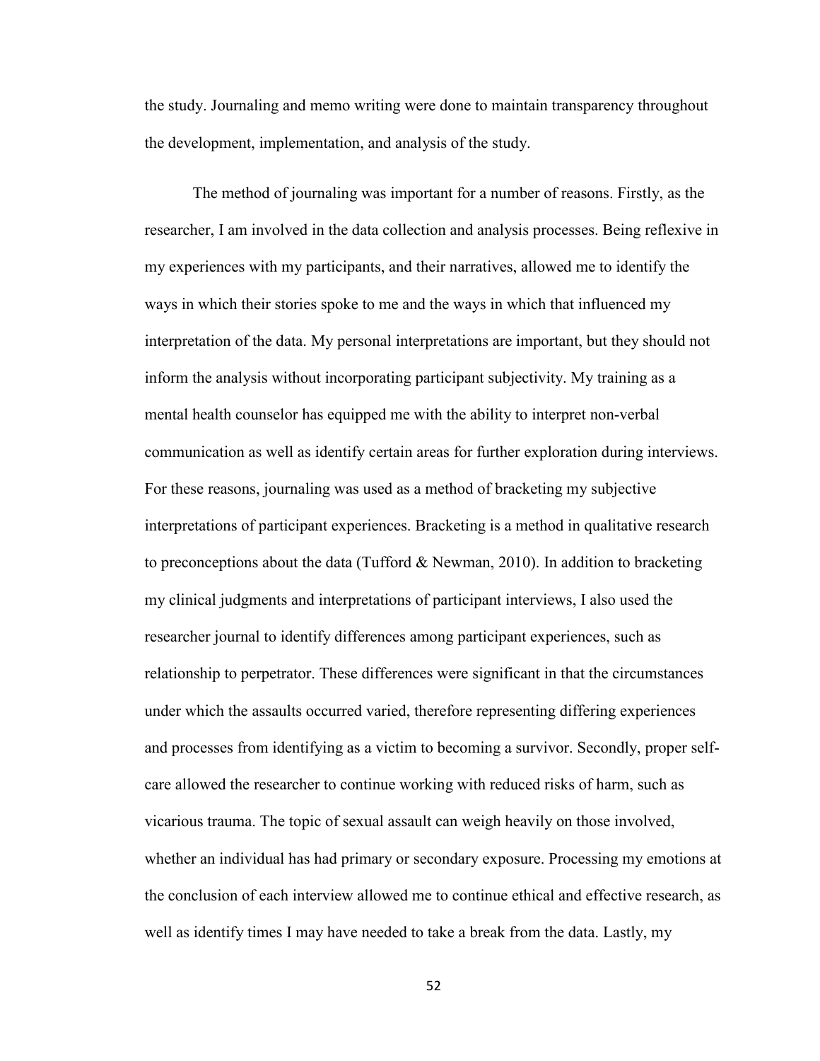the study. Journaling and memo writing were done to maintain transparency throughout the development, implementation, and analysis of the study.

The method of journaling was important for a number of reasons. Firstly, as the researcher, I am involved in the data collection and analysis processes. Being reflexive in my experiences with my participants, and their narratives, allowed me to identify the ways in which their stories spoke to me and the ways in which that influenced my interpretation of the data. My personal interpretations are important, but they should not inform the analysis without incorporating participant subjectivity. My training as a mental health counselor has equipped me with the ability to interpret non-verbal communication as well as identify certain areas for further exploration during interviews. For these reasons, journaling was used as a method of bracketing my subjective interpretations of participant experiences. Bracketing is a method in qualitative research to preconceptions about the data (Tufford & Newman, 2010). In addition to bracketing my clinical judgments and interpretations of participant interviews, I also used the researcher journal to identify differences among participant experiences, such as relationship to perpetrator. These differences were significant in that the circumstances under which the assaults occurred varied, therefore representing differing experiences and processes from identifying as a victim to becoming a survivor. Secondly, proper self-care allowed the researcher to continue working with reduced risks of harm, such as vicarious trauma. The topic of sexual assault can weigh heavily on those involved, whether an individual has had primary or secondary exposure. Processing my emotions at the conclusion of each interview allowed me to continue ethical and effective research, as well as identify times I may have needed to take a break from the data. Lastly, my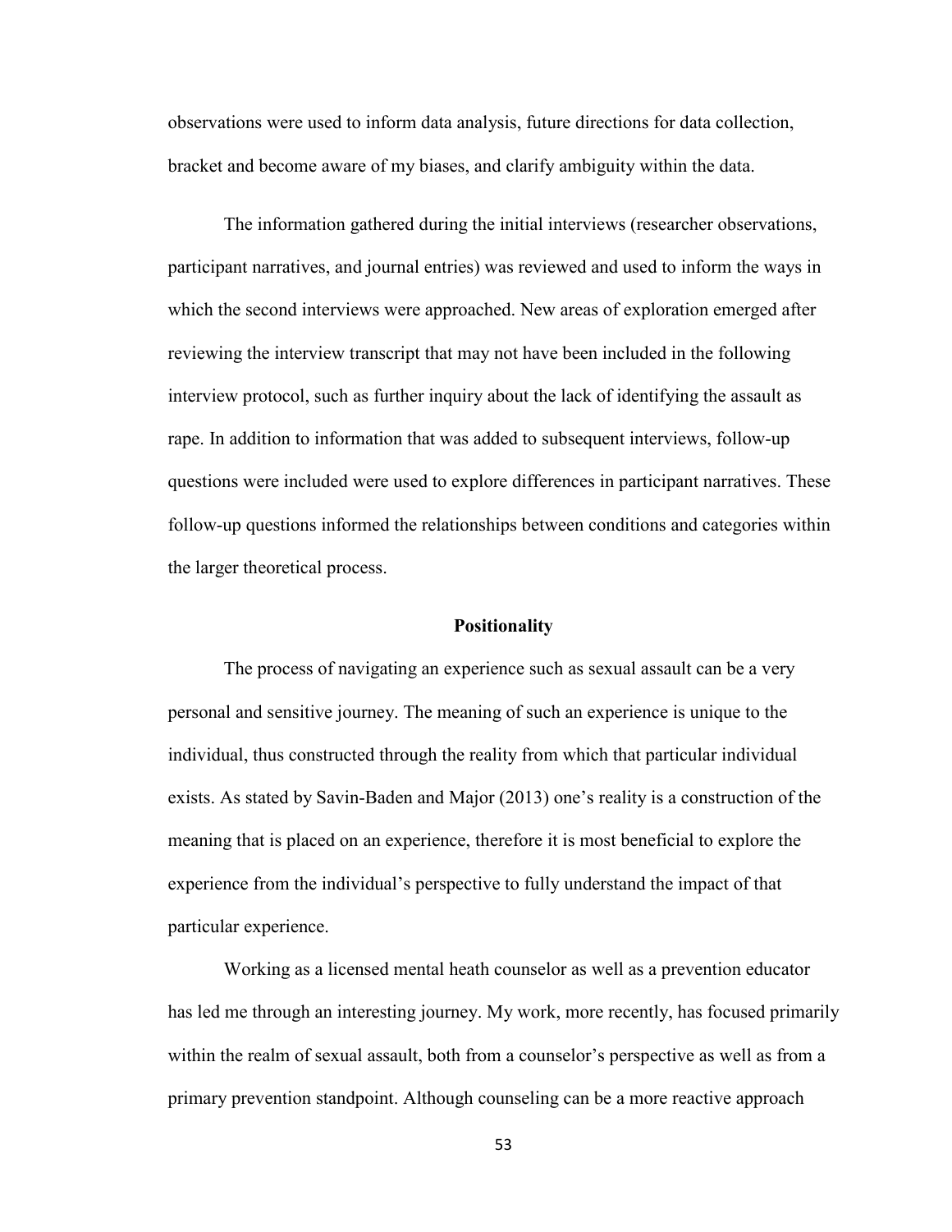observations were used to inform data analysis, future directions for data collection, bracket and become aware of my biases, and clarify ambiguity within the data.

The information gathered during the initial interviews (researcher observations, participant narratives, and journal entries) was reviewed and used to inform the ways in which the second interviews were approached. New areas of exploration emerged after reviewing the interview transcript that may not have been included in the following interview protocol, such as further inquiry about the lack of identifying the assault as rape. In addition to information that was added to subsequent interviews, follow-up questions were included were used to explore differences in participant narratives. These follow-up questions informed the relationships between conditions and categories within the larger theoretical process.

## Positionality

The process of navigating an experience such as sexual assault can be a very personal and sensitive journey. The meaning of such an experience is unique to the individual, thus constructed through the reality from which that particular individual exists. As stated by Savin-Baden and Major (2013) one's reality is a construction of the meaning that is placed on an experience, therefore it is most beneficial to explore the experience from the individual's perspective to fully understand the impact of that particular experience.

Working as a licensed mental heath counselor as well as a prevention educator has led me through an interesting journey. My work, more recently, has focused primarily within the realm of sexual assault, both from a counselor's perspective as well as from a primary prevention standpoint. Although counseling can be a more reactive approach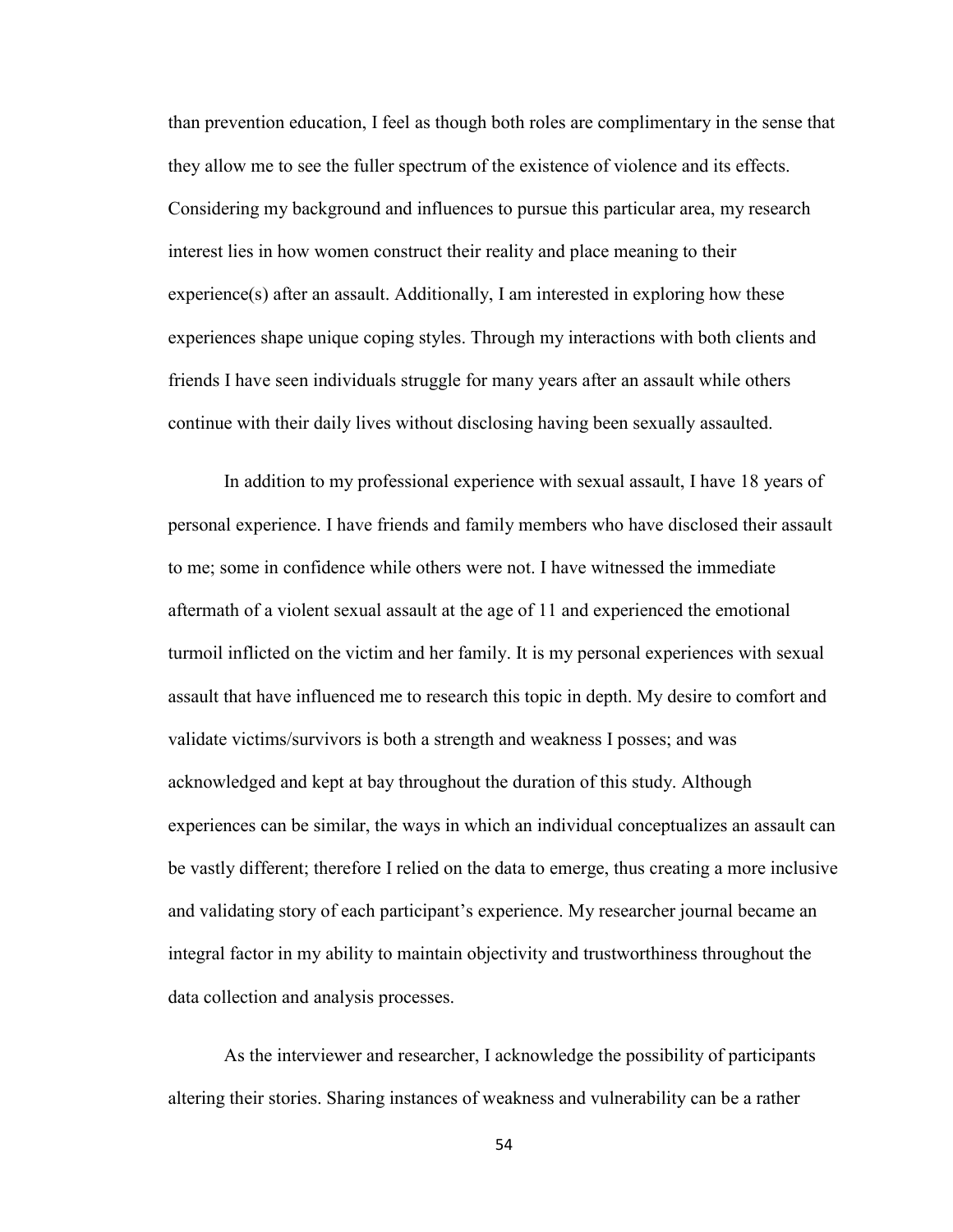than prevention education, I feel as though both roles are complimentary in the sense that they allow me to see the fuller spectrum of the existence of violence and its effects. Considering my background and influences to pursue this particular area, my research interest lies in how women construct their reality and place meaning to their experience(s) after an assault. Additionally, I am interested in exploring how these experiences shape unique coping styles. Through my interactions with both clients and friends I have seen individuals struggle for many years after an assault while others continue with their daily lives without disclosing having been sexually assaulted.

In addition to my professional experience with sexual assault, I have 18 years of personal experience. I have friends and family members who have disclosed their assault to me; some in confidence while others were not. I have witnessed the immediate aftermath of a violent sexual assault at the age of 11 and experienced the emotional turmoil inflicted on the victim and her family. It is my personal experiences with sexual assault that have influenced me to research this topic in depth. My desire to comfort and validate victims/survivors is both a strength and weakness I posses; and was acknowledged and kept at bay throughout the duration of this study. Although experiences can be similar, the ways in which an individual conceptualizes an assault can be vastly different; therefore I relied on the data to emerge, thus creating a more inclusive and validating story of each participant's experience. My researcher journal became an integral factor in my ability to maintain objectivity and trustworthiness throughout the data collection and analysis processes.

As the interviewer and researcher, I acknowledge the possibility of participants altering their stories. Sharing instances of weakness and vulnerability can be a rather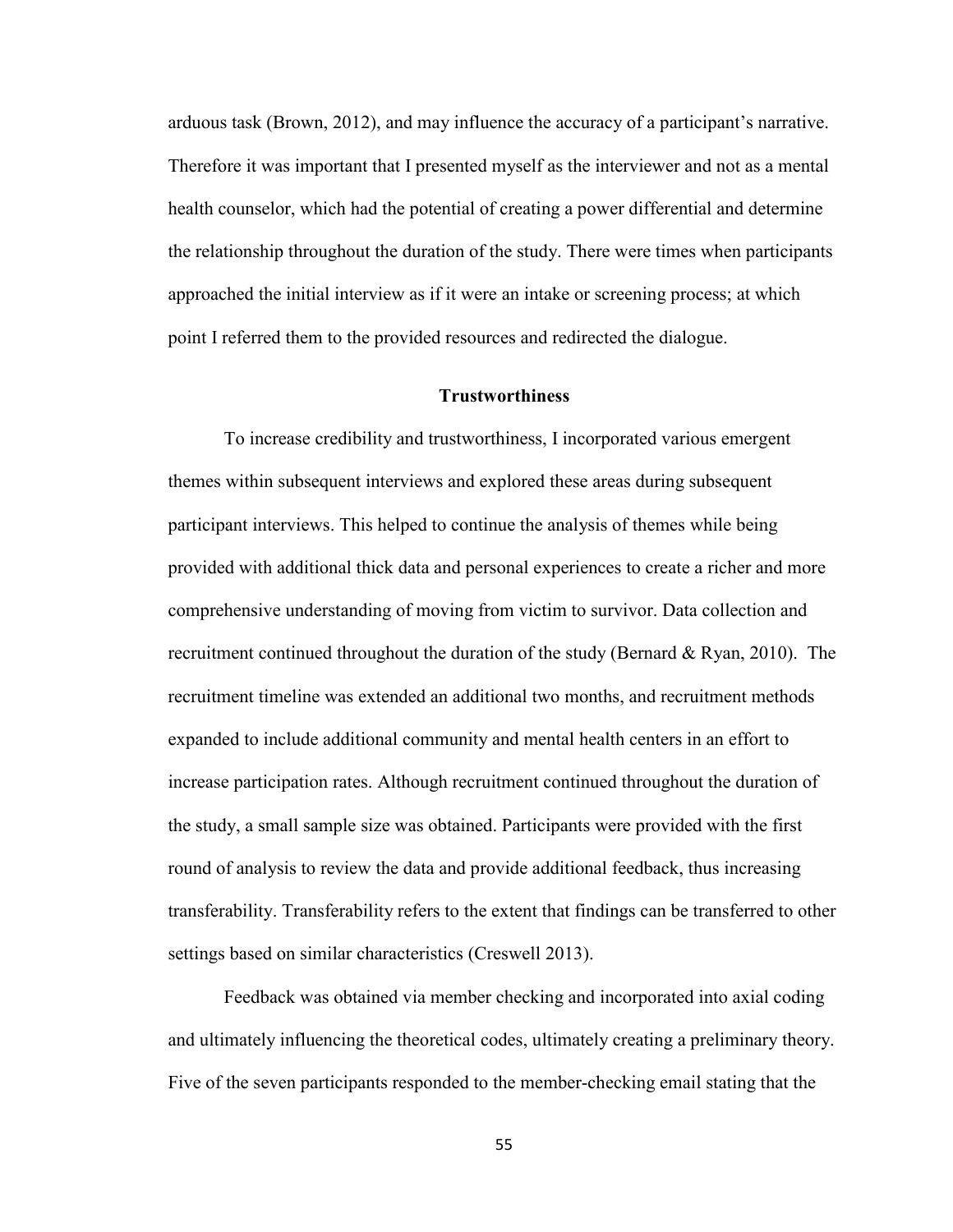arduous task (Brown, 2012), and may influence the accuracy of a participant's narrative. Therefore it was important that I presented myself as the interviewer and not as a mental health counselor, which had the potential of creating a power differential and determine the relationship throughout the duration of the study. There were times when participants approached the initial interview as if it were an intake or screening process; at which point I referred them to the provided resources and redirected the dialogue.

## Trustworthiness

To increase credibility and trustworthiness, I incorporated various emergent themes within subsequent interviews and explored these areas during subsequent participant interviews. This helped to continue the analysis of themes while being provided with additional thick data and personal experiences to create a richer and more comprehensive understanding of moving from victim to survivor. Data collection and recruitment continued throughout the duration of the study (Bernard & Ryan, 2010). The recruitment timeline was extended an additional two months, and recruitment methods expanded to include additional community and mental health centers in an effort to increase participation rates. Although recruitment continued throughout the duration of the study, a small sample size was obtained. Participants were provided with the first round of analysis to review the data and provide additional feedback, thus increasing transferability. Transferability refers to the extent that findings can be transferred to other settings based on similar characteristics (Creswell 2013).

Feedback was obtained via member checking and incorporated into axial coding and ultimately influencing the theoretical codes, ultimately creating a preliminary theory. Five of the seven participants responded to the member-checking email stating that the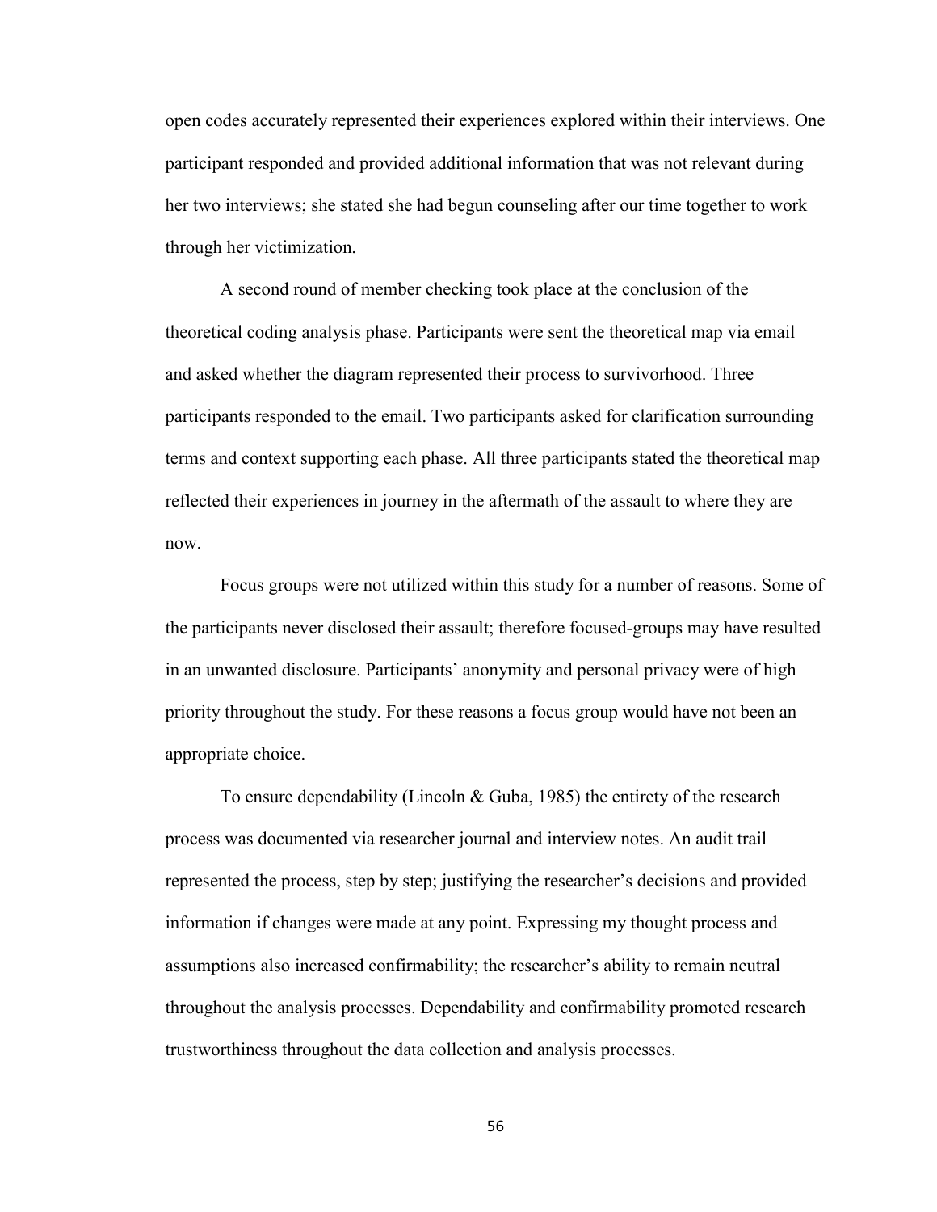open codes accurately represented their experiences explored within their interviews. One participant responded and provided additional information that was not relevant during her two interviews; she stated she had begun counseling after our time together to work through her victimization.

A second round of member checking took place at the conclusion of the theoretical coding analysis phase. Participants were sent the theoretical map via email and asked whether the diagram represented their process to survivorhood. Three participants responded to the email. Two participants asked for clarification surrounding terms and context supporting each phase. All three participants stated the theoretical map reflected their experiences in journey in the aftermath of the assault to where they are now.

Focus groups were not utilized within this study for a number of reasons. Some of the participants never disclosed their assault; therefore focused-groups may have resulted in an unwanted disclosure. Participants' anonymity and personal privacy were of high priority throughout the study. For these reasons a focus group would have not been an appropriate choice.

To ensure dependability (Lincoln & Guba, 1985) the entirety of the research process was documented via researcher journal and interview notes. An audit trail represented the process, step by step; justifying the researcher's decisions and provided information if changes were made at any point. Expressing my thought process and assumptions also increased confirmability; the researcher's ability to remain neutral throughout the analysis processes. Dependability and confirmability promoted research trustworthiness throughout the data collection and analysis processes.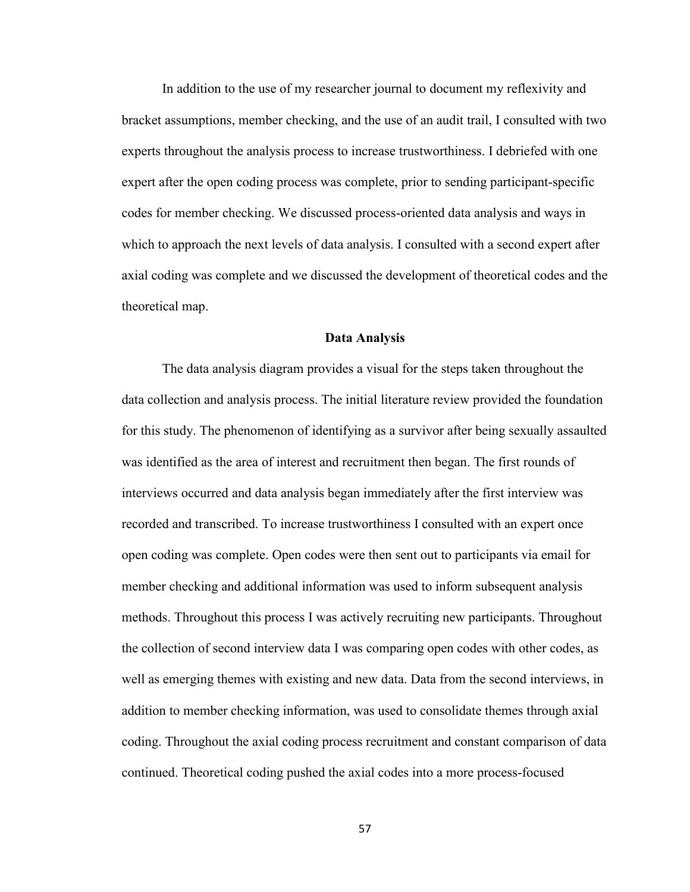In addition to the use of my researcher journal to document my reflexivity and bracket assumptions, member checking, and the use of an audit trail, I consulted with two experts throughout the analysis process to increase trustworthiness. I debriefed with one expert after the open coding process was complete, prior to sending participant-specific codes for member checking. We discussed process-oriented data analysis and ways in which to approach the next levels of data analysis. I consulted with a second expert after axial coding was complete and we discussed the development of theoretical codes and the theoretical map.

## Data Analysis

The data analysis diagram provides a visual for the steps taken throughout the data collection and analysis process. The initial literature review provided the foundation for this study. The phenomenon of identifying as a survivor after being sexually assaulted was identified as the area of interest and recruitment then began. The first rounds of interviews occurred and data analysis began immediately after the first interview was recorded and transcribed. To increase trustworthiness I consulted with an expert once open coding was complete. Open codes were then sent out to participants via email for member checking and additional information was used to inform subsequent analysis methods. Throughout this process I was actively recruiting new participants. Throughout the collection of second interview data I was comparing open codes with other codes, as well as emerging themes with existing and new data. Data from the second interviews, in addition to member checking information, was used to consolidate themes through axial coding. Throughout the axial coding process recruitment and constant comparison of data continued. Theoretical coding pushed the axial codes into a more process-focused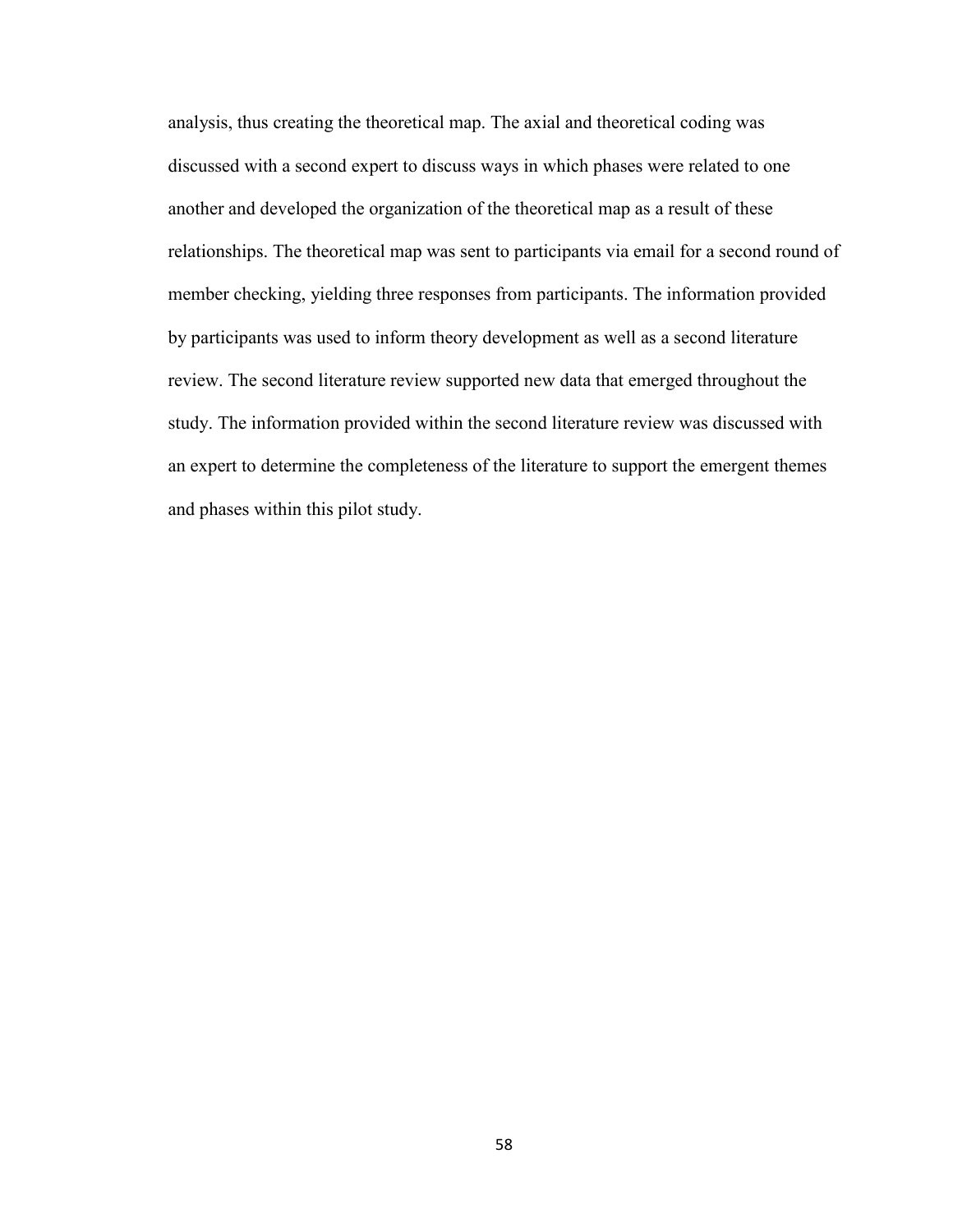analysis, thus creating the theoretical map. The axial and theoretical coding was discussed with a second expert to discuss ways in which phases were related to one another and developed the organization of the theoretical map as a result of these relationships. The theoretical map was sent to participants via email for a second round of member checking, yielding three responses from participants. The information provided by participants was used to inform theory development as well as a second literature review. The second literature review supported new data that emerged throughout the study. The information provided within the second literature review was discussed with an expert to determine the completeness of the literature to support the emergent themes and phases within this pilot study.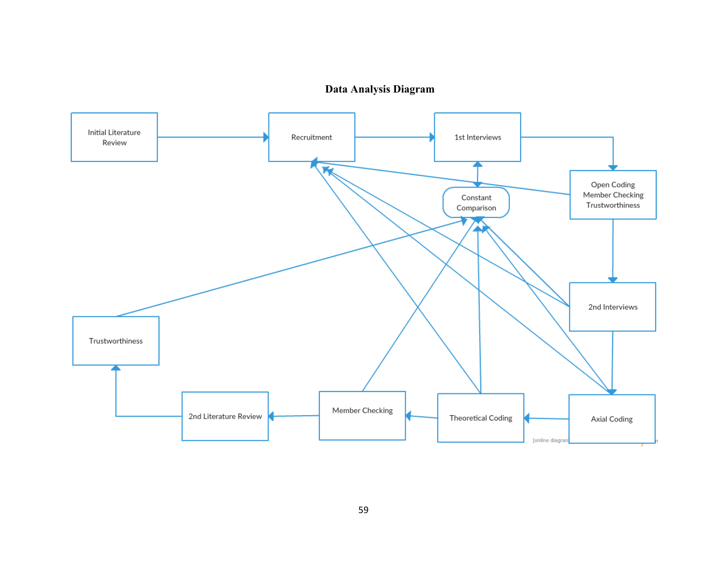**Data Analysis Diagram**

Initial Literature Review

Recruitment

1st Interviews

Open Coding Member Checking Trustworthiness

Constant Comparison

2nd Interviews

Trustworthiness

Axial Coding

Theoretical Coding

Member Checking

2nd Literature Review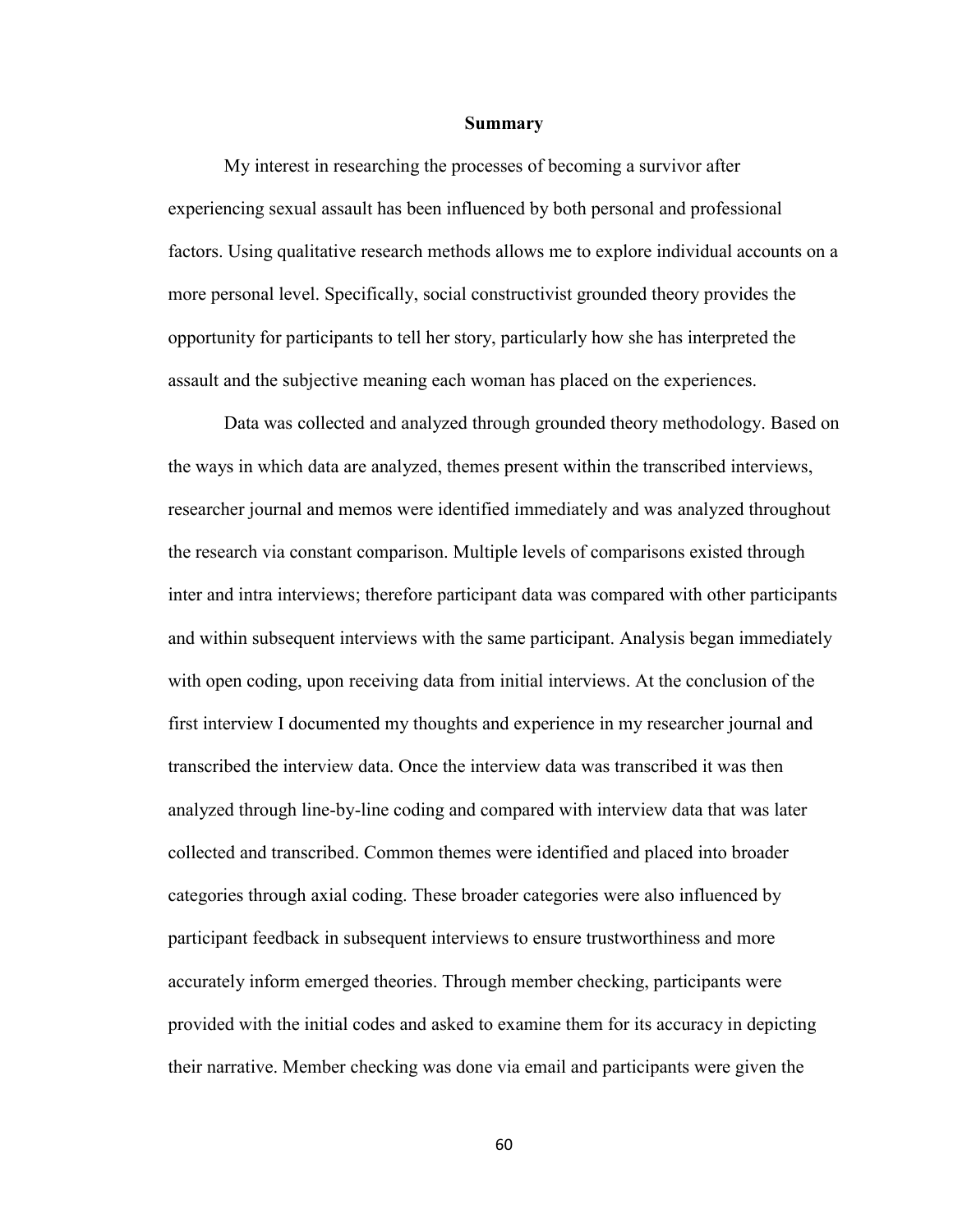## Summary

My interest in researching the processes of becoming a survivor after experiencing sexual assault has been influenced by both personal and professional factors. Using qualitative research methods allows me to explore individual accounts on a more personal level. Specifically, social constructivist grounded theory provides the opportunity for participants to tell her story, particularly how she has interpreted the assault and the subjective meaning each woman has placed on the experiences.

Data was collected and analyzed through grounded theory methodology. Based on the ways in which data are analyzed, themes present within the transcribed interviews, researcher journal and memos were identified immediately and was analyzed throughout the research via constant comparison. Multiple levels of comparisons existed through inter and intra interviews; therefore participant data was compared with other participants and within subsequent interviews with the same participant. Analysis began immediately with open coding, upon receiving data from initial interviews. At the conclusion of the first interview I documented my thoughts and experience in my researcher journal and transcribed the interview data. Once the interview data was transcribed it was then analyzed through line-by-line coding and compared with interview data that was later collected and transcribed. Common themes were identified and placed into broader categories through axial coding. These broader categories were also influenced by participant feedback in subsequent interviews to ensure trustworthiness and more accurately inform emerged theories. Through member checking, participants were provided with the initial codes and asked to examine them for its accuracy in depicting their narrative. Member checking was done via email and participants were given the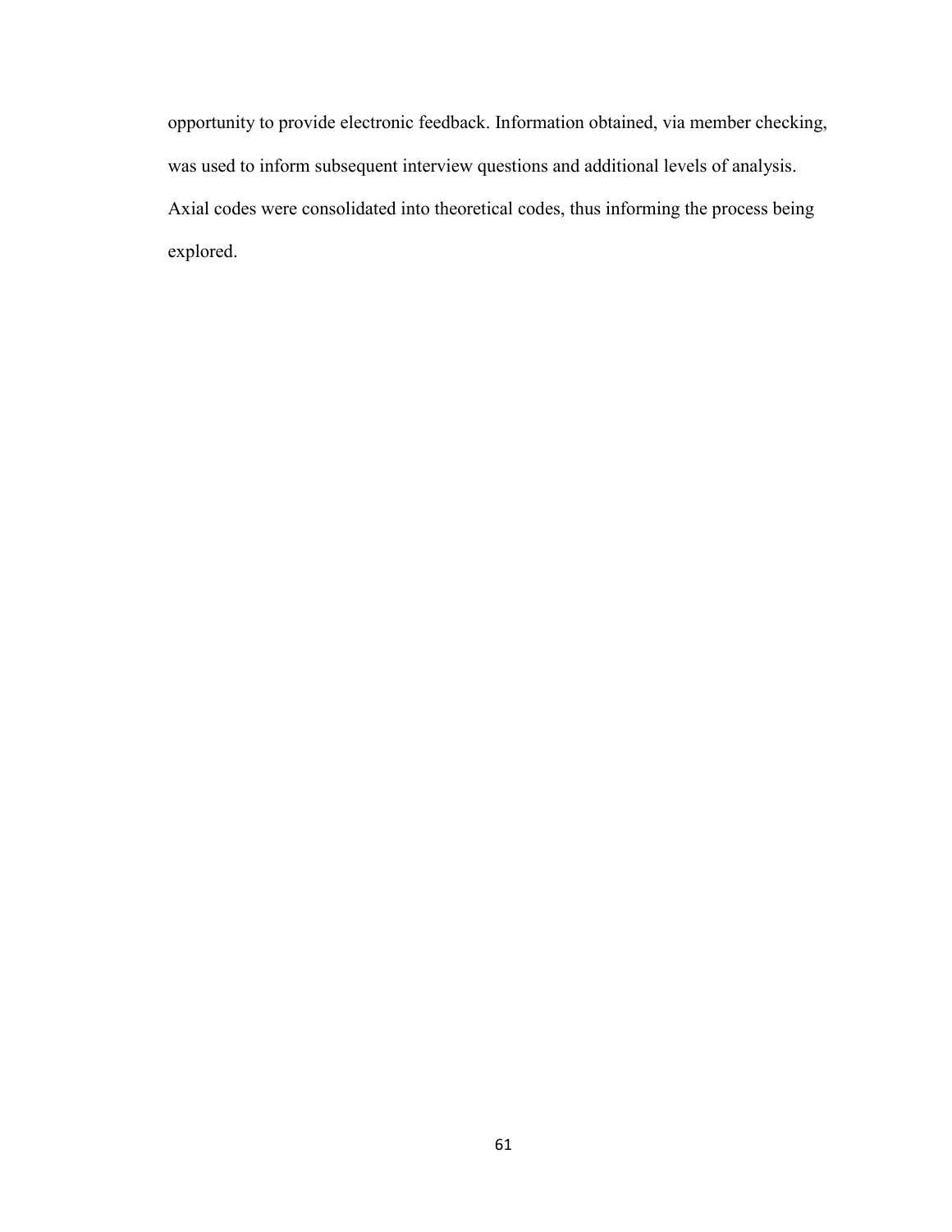opportunity to provide electronic feedback. Information obtained, via member checking, was used to inform subsequent interview questions and additional levels of analysis. Axial codes were consolidated into theoretical codes, thus informing the process being explored.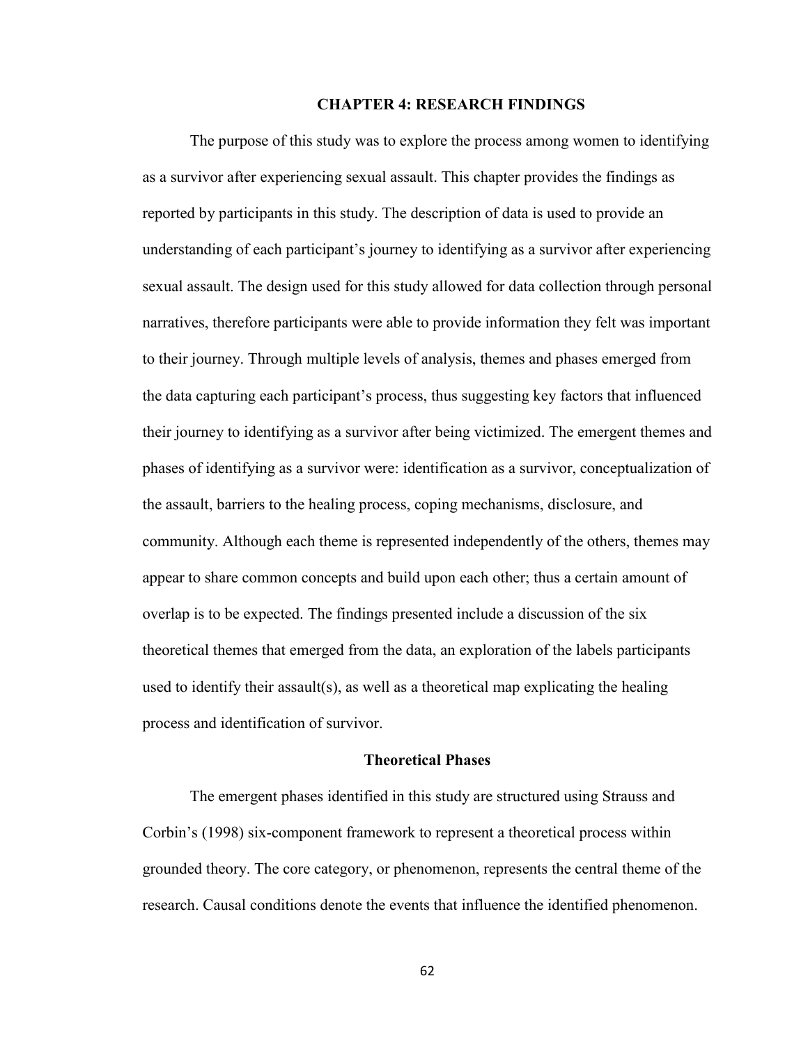# CHAPTER 4: RESEARCH FINDINGS

The purpose of this study was to explore the process among women to identifying as a survivor after experiencing sexual assault. This chapter provides the findings as reported by participants in this study. The description of data is used to provide an understanding of each participant's journey to identifying as a survivor after experiencing sexual assault. The design used for this study allowed for data collection through personal narratives, therefore participants were able to provide information they felt was important to their journey. Through multiple levels of analysis, themes and phases emerged from the data capturing each participant's process, thus suggesting key factors that influenced their journey to identifying as a survivor after being victimized. The emergent themes and phases of identifying as a survivor were: identification as a survivor, conceptualization of the assault, barriers to the healing process, coping mechanisms, disclosure, and community. Although each theme is represented independently of the others, themes may appear to share common concepts and build upon each other; thus a certain amount of overlap is to be expected. The findings presented include a discussion of the six theoretical themes that emerged from the data, an exploration of the labels participants used to identify their assault(s), as well as a theoretical map explicating the healing process and identification of survivor.

## Theoretical Phases

The emergent phases identified in this study are structured using Strauss and Corbin's (1998) six-component framework to represent a theoretical process within grounded theory. The core category, or phenomenon, represents the central theme of the research. Causal conditions denote the events that influence the identified phenomenon.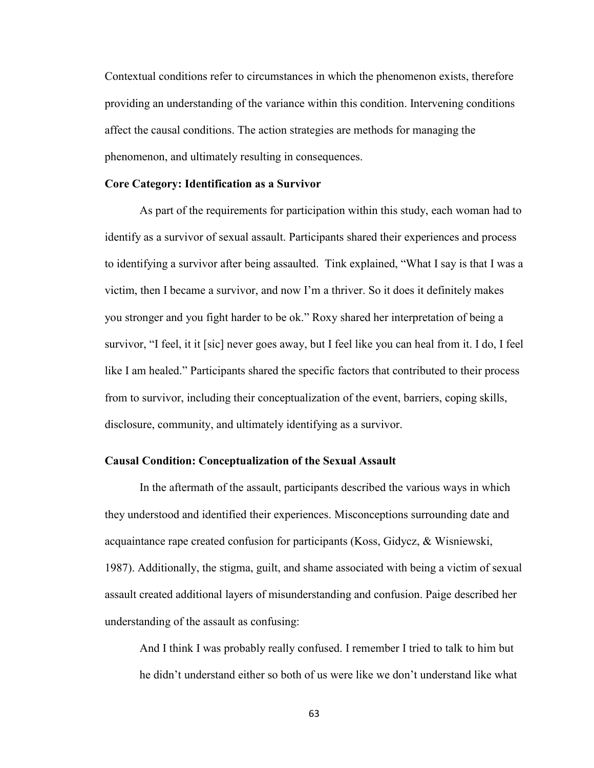Contextual conditions refer to circumstances in which the phenomenon exists, therefore providing an understanding of the variance within this condition. Intervening conditions affect the causal conditions. The action strategies are methods for managing the phenomenon, and ultimately resulting in consequences.

**Core Category: Identification as a Survivor**

As part of the requirements for participation within this study, each woman had to identify as a survivor of sexual assault. Participants shared their experiences and process to identifying a survivor after being assaulted. Tink explained, "What I say is that I was a victim, then I became a survivor, and now I'm a thriver. So it does it definitely makes you stronger and you fight harder to be ok." Roxy shared her interpretation of being a survivor, "I feel, it it [sic] never goes away, but I feel like you can heal from it. I do, I feel like I am healed." Participants shared the specific factors that contributed to their process from to survivor, including their conceptualization of the event, barriers, coping skills, disclosure, community, and ultimately identifying as a survivor.

**Causal Condition: Conceptualization of the Sexual Assault**

In the aftermath of the assault, participants described the various ways in which they understood and identified their experiences. Misconceptions surrounding date and acquaintance rape created confusion for participants (Koss, Gidycz, & Wisniewski, 1987). Additionally, the stigma, guilt, and shame associated with being a victim of sexual assault created additional layers of misunderstanding and confusion. Paige described her understanding of the assault as confusing:

> And I think I was probably really confused. I remember I tried to talk to him but he didn't understand either so both of us were like we don't understand like what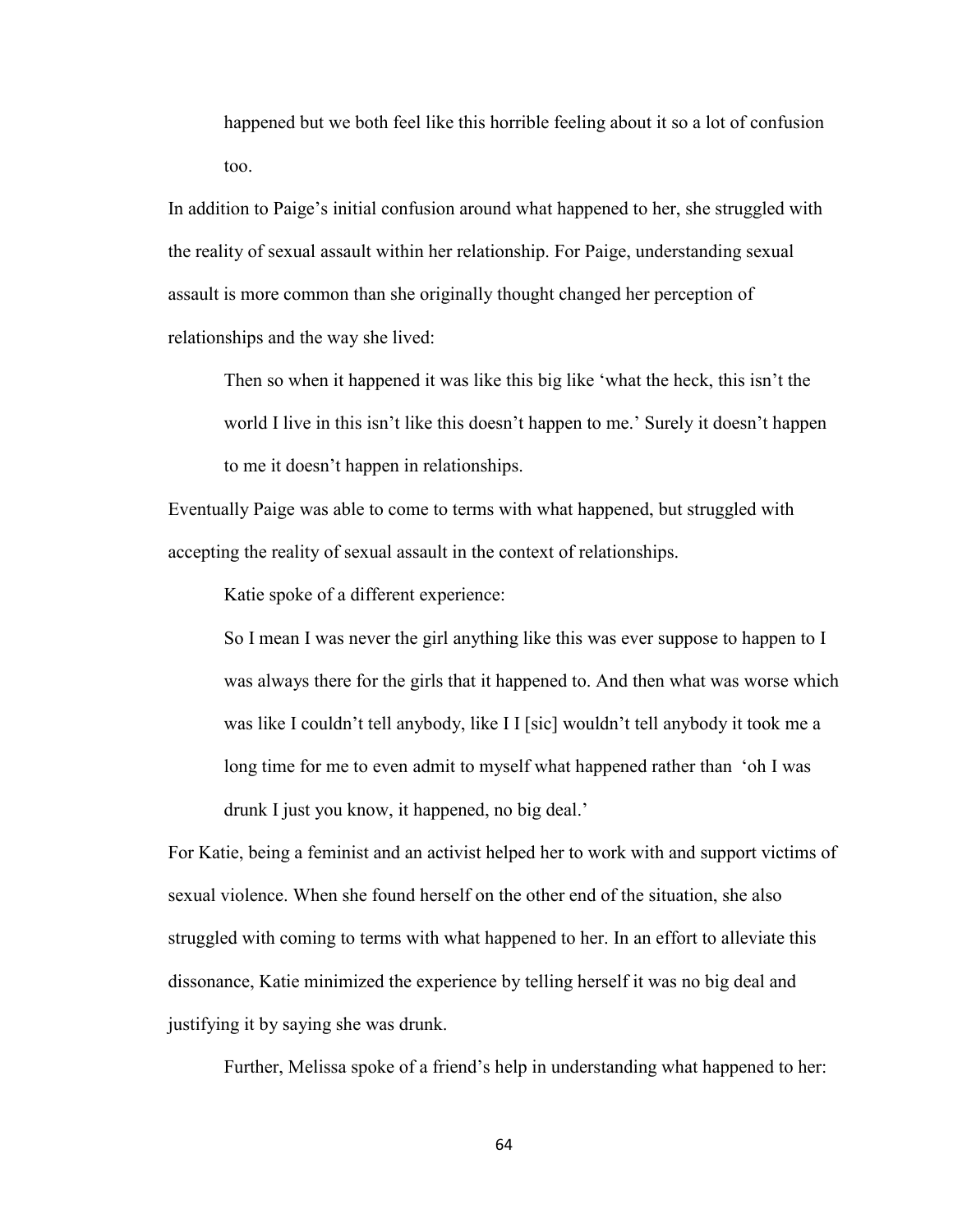> happened but we both feel like this horrible feeling about it so a lot of confusion too.

In addition to Paige's initial confusion around what happened to her, she struggled with the reality of sexual assault within her relationship. For Paige, understanding sexual assault is more common than she originally thought changed her perception of relationships and the way she lived:

> Then so when it happened it was like this big like 'what the heck, this isn't the world I live in this isn't like this doesn't happen to me.' Surely it doesn't happen to me it doesn't happen in relationships.

Eventually Paige was able to come to terms with what happened, but struggled with accepting the reality of sexual assault in the context of relationships.

Katie spoke of a different experience:

> So I mean I was never the girl anything like this was ever suppose to happen to I was always there for the girls that it happened to. And then what was worse which was like I couldn't tell anybody, like I I [sic] wouldn't tell anybody it took me a long time for me to even admit to myself what happened rather than 'oh I was drunk I just you know, it happened, no big deal.'

For Katie, being a feminist and an activist helped her to work with and support victims of sexual violence. When she found herself on the other end of the situation, she also struggled with coming to terms with what happened to her. In an effort to alleviate this dissonance, Katie minimized the experience by telling herself it was no big deal and justifying it by saying she was drunk.

Further, Melissa spoke of a friend's help in understanding what happened to her: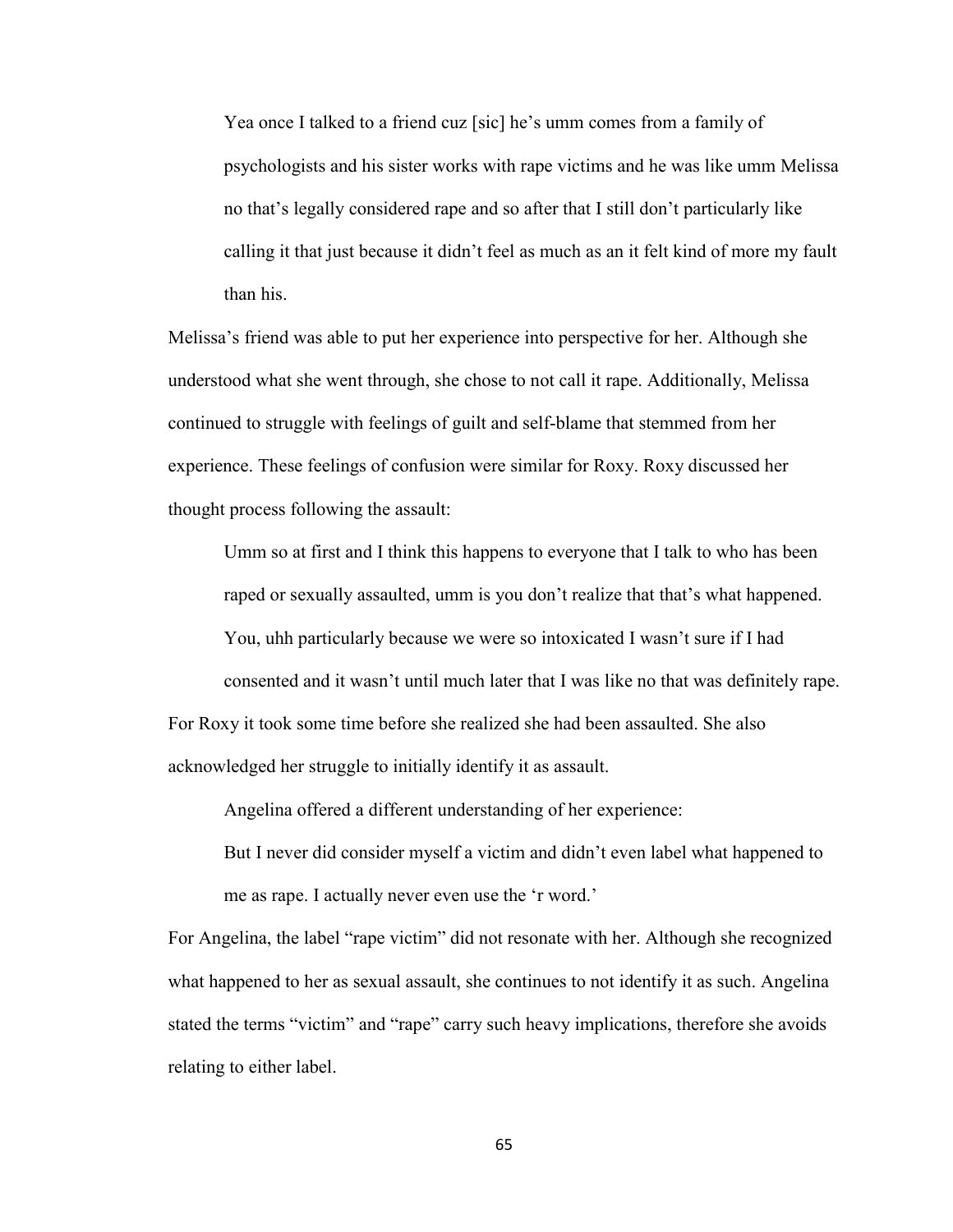> Yea once I talked to a friend cuz [sic] he's umm comes from a family of psychologists and his sister works with rape victims and he was like umm Melissa no that's legally considered rape and so after that I still don't particularly like calling it that just because it didn't feel as much as an it felt kind of more my fault than his.

Melissa's friend was able to put her experience into perspective for her. Although she understood what she went through, she chose to not call it rape. Additionally, Melissa continued to struggle with feelings of guilt and self-blame that stemmed from her experience. These feelings of confusion were similar for Roxy. Roxy discussed her thought process following the assault:

> Umm so at first and I think this happens to everyone that I talk to who has been raped or sexually assaulted, umm is you don't realize that that's what happened. You, uhh particularly because we were so intoxicated I wasn't sure if I had consented and it wasn't until much later that I was like no that was definitely rape.

For Roxy it took some time before she realized she had been assaulted. She also acknowledged her struggle to initially identify it as assault.

Angelina offered a different understanding of her experience:

> But I never did consider myself a victim and didn't even label what happened to me as rape. I actually never even use the 'r word.'

For Angelina, the label "rape victim" did not resonate with her. Although she recognized what happened to her as sexual assault, she continues to not identify it as such. Angelina stated the terms "victim" and "rape" carry such heavy implications, therefore she avoids relating to either label.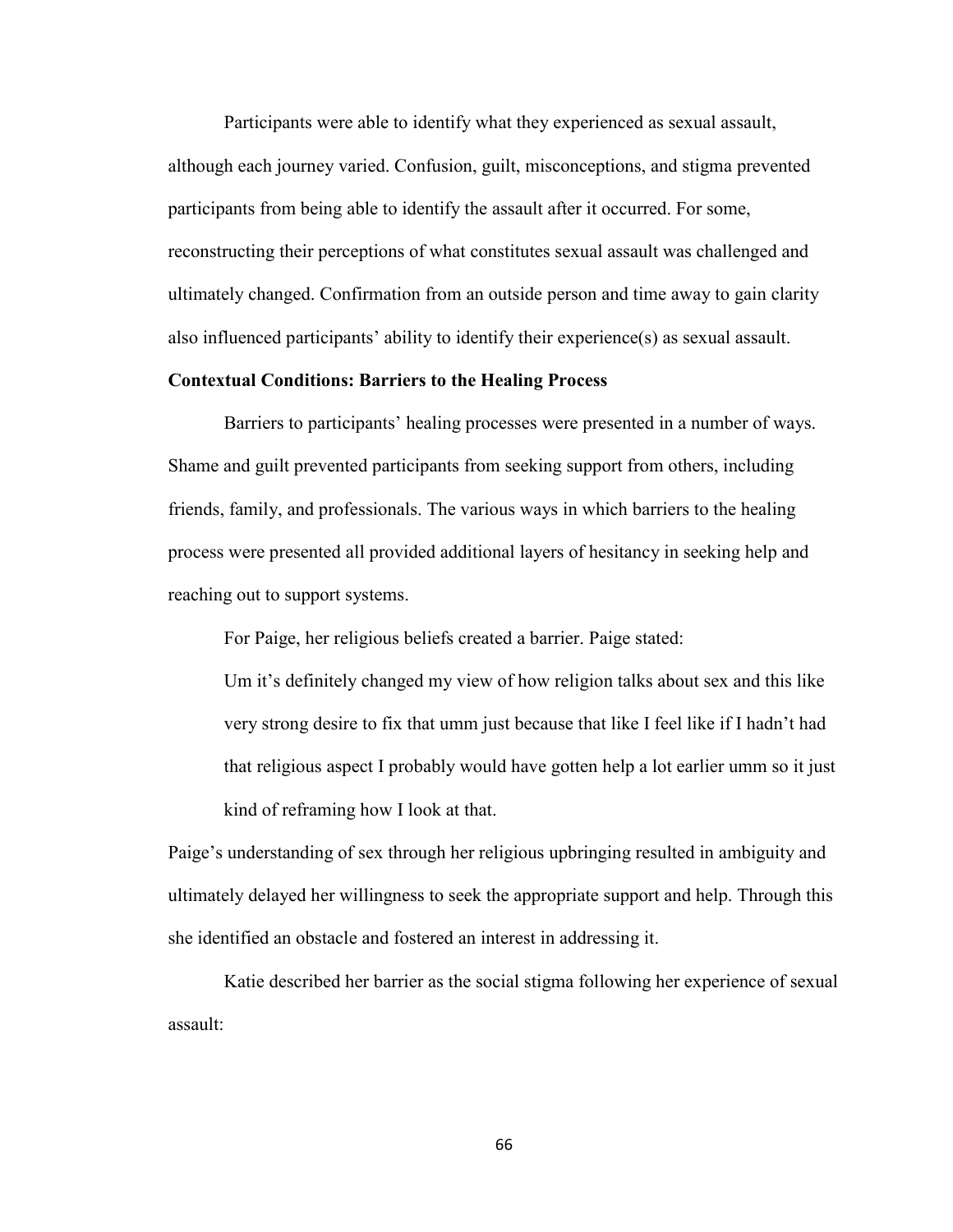Participants were able to identify what they experienced as sexual assault, although each journey varied. Confusion, guilt, misconceptions, and stigma prevented participants from being able to identify the assault after it occurred. For some, reconstructing their perceptions of what constitutes sexual assault was challenged and ultimately changed. Confirmation from an outside person and time away to gain clarity also influenced participants' ability to identify their experience(s) as sexual assault.

**Contextual Conditions: Barriers to the Healing Process**

Barriers to participants' healing processes were presented in a number of ways. Shame and guilt prevented participants from seeking support from others, including friends, family, and professionals. The various ways in which barriers to the healing process were presented all provided additional layers of hesitancy in seeking help and reaching out to support systems.

For Paige, her religious beliefs created a barrier. Paige stated:

> Um it's definitely changed my view of how religion talks about sex and this like very strong desire to fix that umm just because that like I feel like if I hadn't had that religious aspect I probably would have gotten help a lot earlier umm so it just kind of reframing how I look at that.

Paige's understanding of sex through her religious upbringing resulted in ambiguity and ultimately delayed her willingness to seek the appropriate support and help. Through this she identified an obstacle and fostered an interest in addressing it.

Katie described her barrier as the social stigma following her experience of sexual assault: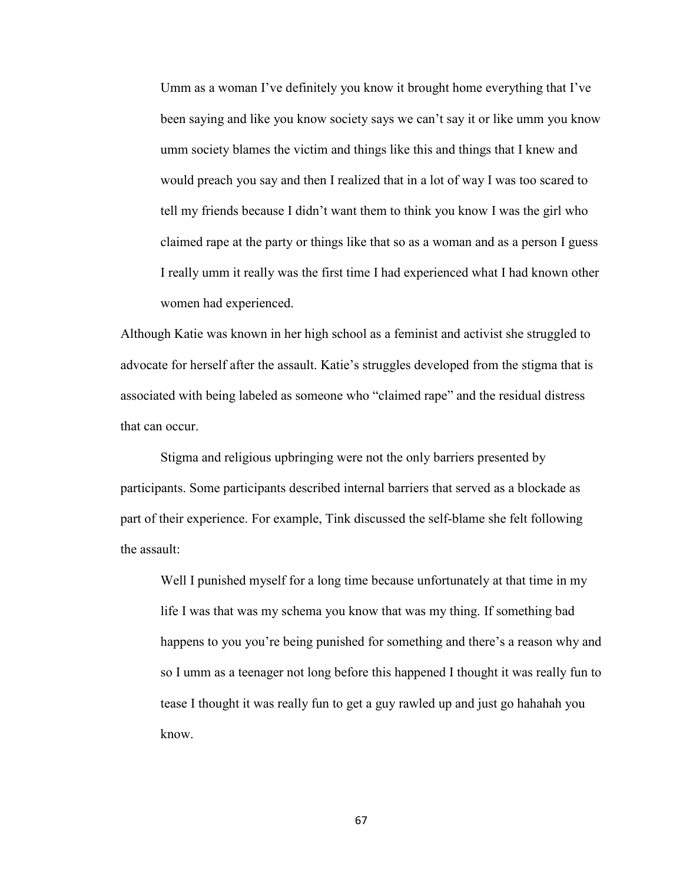> Umm as a woman I've definitely you know it brought home everything that I've been saying and like you know society says we can't say it or like umm you know umm society blames the victim and things like this and things that I knew and would preach you say and then I realized that in a lot of way I was too scared to tell my friends because I didn't want them to think you know I was the girl who claimed rape at the party or things like that so as a woman and as a person I guess I really umm it really was the first time I had experienced what I had known other women had experienced.

Although Katie was known in her high school as a feminist and activist she struggled to advocate for herself after the assault. Katie's struggles developed from the stigma that is associated with being labeled as someone who "claimed rape" and the residual distress that can occur.

Stigma and religious upbringing were not the only barriers presented by participants. Some participants described internal barriers that served as a blockade as part of their experience. For example, Tink discussed the self-blame she felt following the assault:

> Well I punished myself for a long time because unfortunately at that time in my life I was that was my schema you know that was my thing. If something bad happens to you you're being punished for something and there's a reason why and so I umm as a teenager not long before this happened I thought it was really fun to tease I thought it was really fun to get a guy rawled up and just go hahahah you know.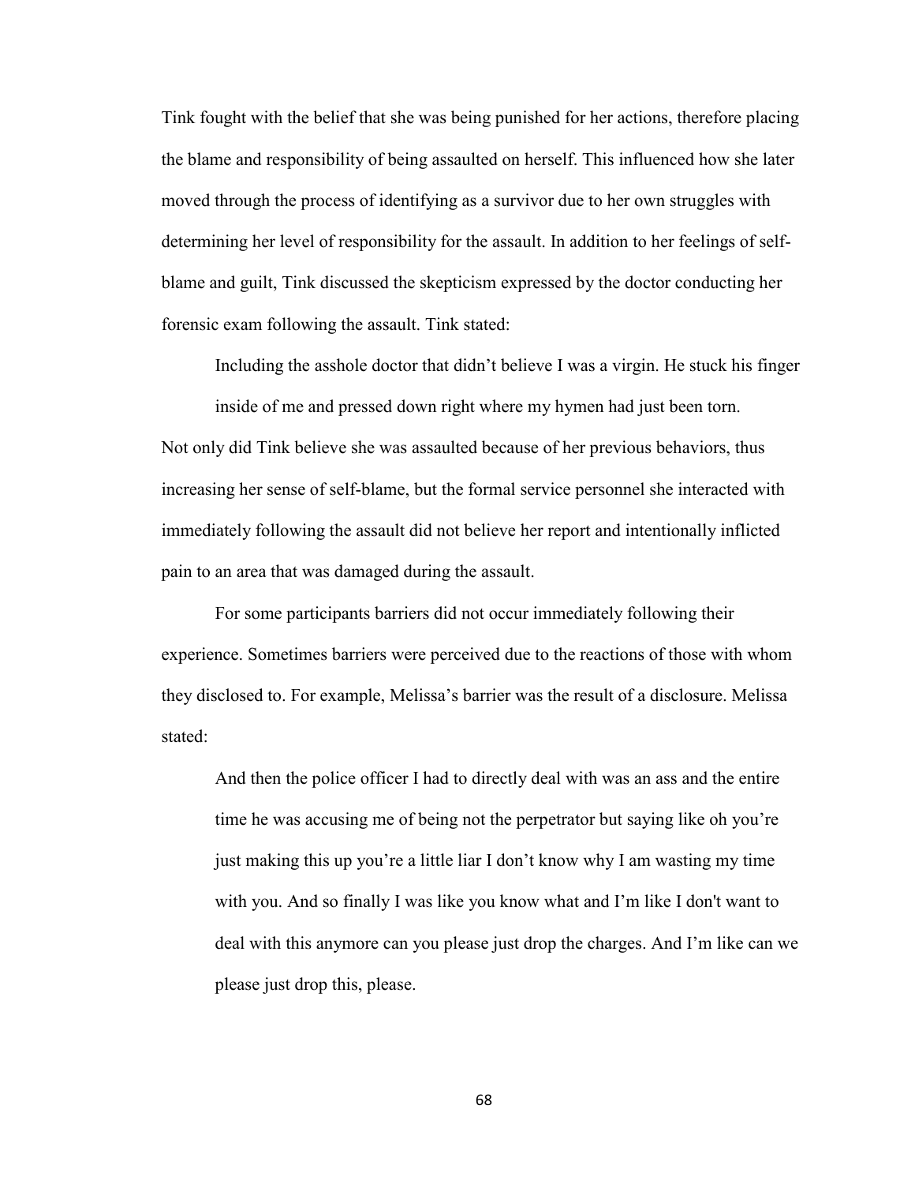Tink fought with the belief that she was being punished for her actions, therefore placing the blame and responsibility of being assaulted on herself. This influenced how she later moved through the process of identifying as a survivor due to her own struggles with determining her level of responsibility for the assault. In addition to her feelings of self-blame and guilt, Tink discussed the skepticism expressed by the doctor conducting her forensic exam following the assault. Tink stated:

> Including the asshole doctor that didn't believe I was a virgin. He stuck his finger inside of me and pressed down right where my hymen had just been torn.

Not only did Tink believe she was assaulted because of her previous behaviors, thus increasing her sense of self-blame, but the formal service personnel she interacted with immediately following the assault did not believe her report and intentionally inflicted pain to an area that was damaged during the assault.

For some participants barriers did not occur immediately following their experience. Sometimes barriers were perceived due to the reactions of those with whom they disclosed to. For example, Melissa's barrier was the result of a disclosure. Melissa stated:

> And then the police officer I had to directly deal with was an ass and the entire time he was accusing me of being not the perpetrator but saying like oh you're just making this up you're a little liar I don't know why I am wasting my time with you. And so finally I was like you know what and I'm like I don't want to deal with this anymore can you please just drop the charges. And I'm like can we please just drop this, please.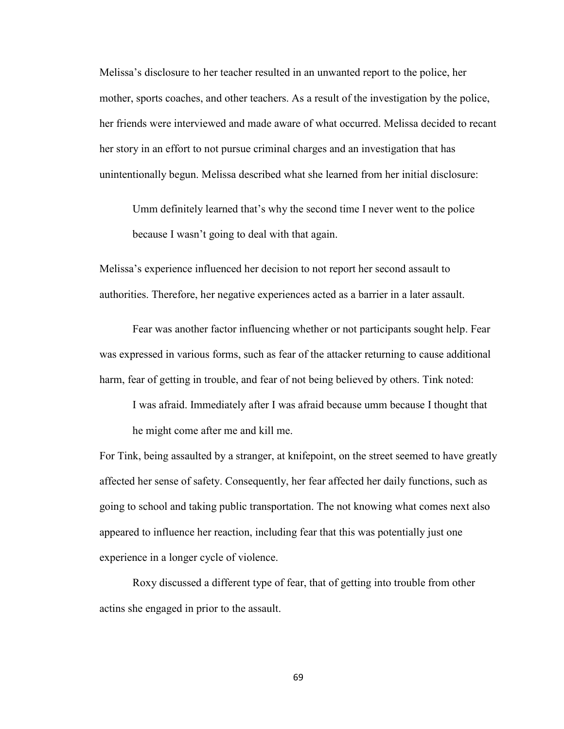Melissa's disclosure to her teacher resulted in an unwanted report to the police, her mother, sports coaches, and other teachers. As a result of the investigation by the police, her friends were interviewed and made aware of what occurred. Melissa decided to recant her story in an effort to not pursue criminal charges and an investigation that has unintentionally begun. Melissa described what she learned from her initial disclosure:

> Umm definitely learned that's why the second time I never went to the police because I wasn't going to deal with that again.

Melissa's experience influenced her decision to not report her second assault to authorities. Therefore, her negative experiences acted as a barrier in a later assault.

Fear was another factor influencing whether or not participants sought help. Fear was expressed in various forms, such as fear of the attacker returning to cause additional harm, fear of getting in trouble, and fear of not being believed by others. Tink noted:

> I was afraid. Immediately after I was afraid because umm because I thought that he might come after me and kill me.

For Tink, being assaulted by a stranger, at knifepoint, on the street seemed to have greatly affected her sense of safety. Consequently, her fear affected her daily functions, such as going to school and taking public transportation. The not knowing what comes next also appeared to influence her reaction, including fear that this was potentially just one experience in a longer cycle of violence.

Roxy discussed a different type of fear, that of getting into trouble from other actins she engaged in prior to the assault.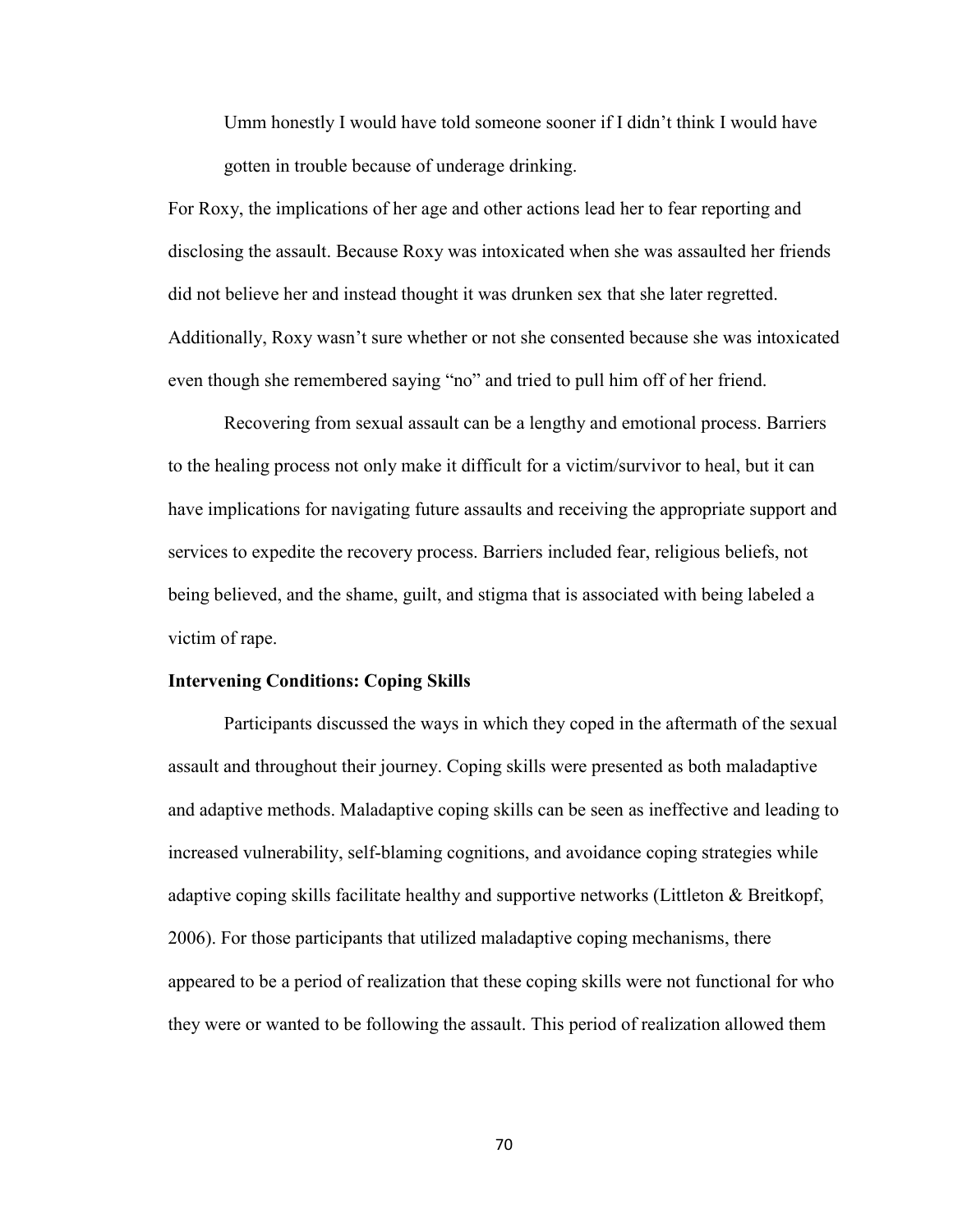> Umm honestly I would have told someone sooner if I didn't think I would have gotten in trouble because of underage drinking.

For Roxy, the implications of her age and other actions lead her to fear reporting and disclosing the assault. Because Roxy was intoxicated when she was assaulted her friends did not believe her and instead thought it was drunken sex that she later regretted. Additionally, Roxy wasn't sure whether or not she consented because she was intoxicated even though she remembered saying "no" and tried to pull him off of her friend.

Recovering from sexual assault can be a lengthy and emotional process. Barriers to the healing process not only make it difficult for a victim/survivor to heal, but it can have implications for navigating future assaults and receiving the appropriate support and services to expedite the recovery process. Barriers included fear, religious beliefs, not being believed, and the shame, guilt, and stigma that is associated with being labeled a victim of rape.

**Intervening Conditions: Coping Skills**

Participants discussed the ways in which they coped in the aftermath of the sexual assault and throughout their journey. Coping skills were presented as both maladaptive and adaptive methods. Maladaptive coping skills can be seen as ineffective and leading to increased vulnerability, self-blaming cognitions, and avoidance coping strategies while adaptive coping skills facilitate healthy and supportive networks (Littleton & Breitkopf, 2006). For those participants that utilized maladaptive coping mechanisms, there appeared to be a period of realization that these coping skills were not functional for who they were or wanted to be following the assault. This period of realization allowed them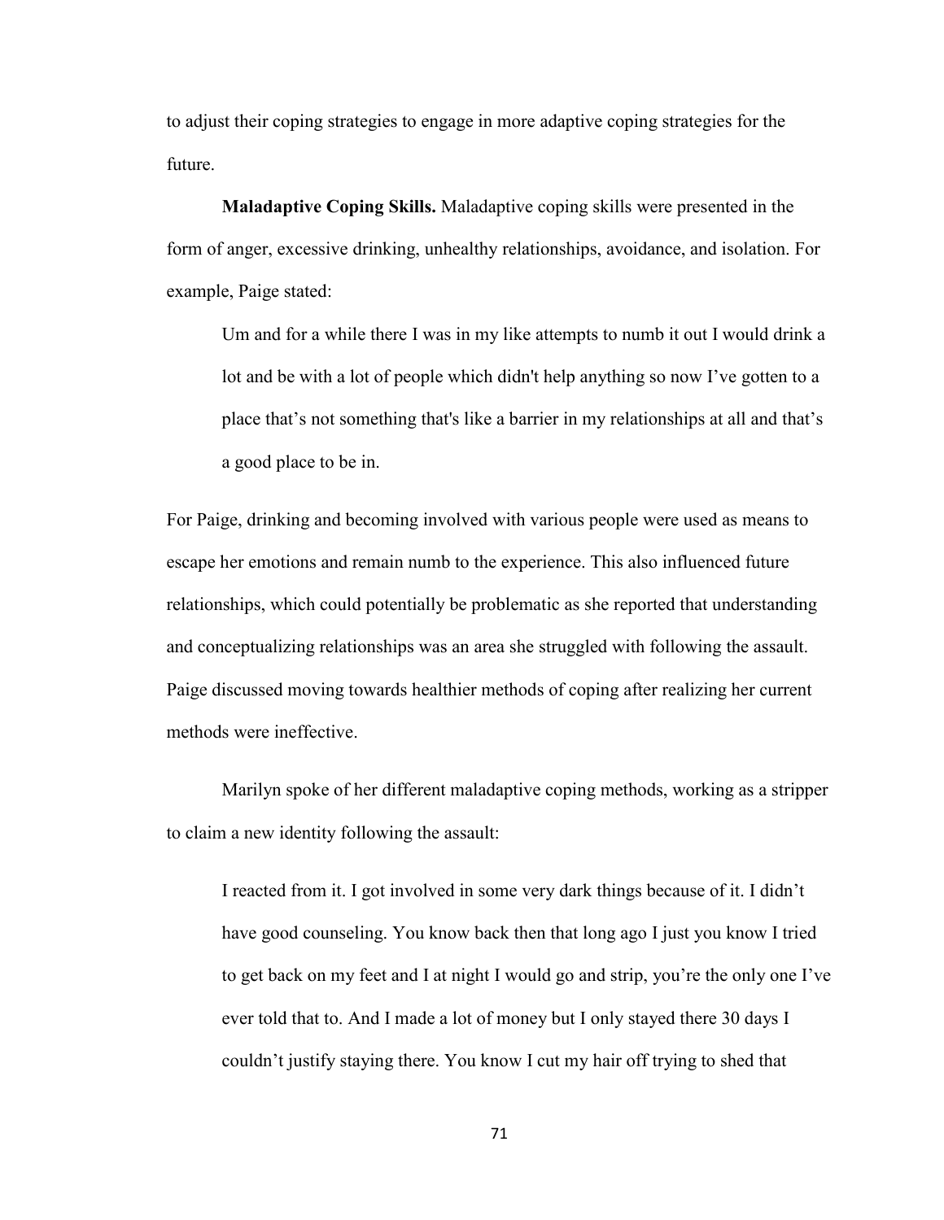to adjust their coping strategies to engage in more adaptive coping strategies for the future.

**Maladaptive Coping Skills.** Maladaptive coping skills were presented in the form of anger, excessive drinking, unhealthy relationships, avoidance, and isolation. For example, Paige stated:

> Um and for a while there I was in my like attempts to numb it out I would drink a lot and be with a lot of people which didn't help anything so now I've gotten to a place that's not something that's like a barrier in my relationships at all and that's a good place to be in.

For Paige, drinking and becoming involved with various people were used as means to escape her emotions and remain numb to the experience. This also influenced future relationships, which could potentially be problematic as she reported that understanding and conceptualizing relationships was an area she struggled with following the assault. Paige discussed moving towards healthier methods of coping after realizing her current methods were ineffective.

Marilyn spoke of her different maladaptive coping methods, working as a stripper to claim a new identity following the assault:

> I reacted from it. I got involved in some very dark things because of it. I didn't have good counseling. You know back then that long ago I just you know I tried to get back on my feet and I at night I would go and strip, you're the only one I've ever told that to. And I made a lot of money but I only stayed there 30 days I couldn't justify staying there. You know I cut my hair off trying to shed that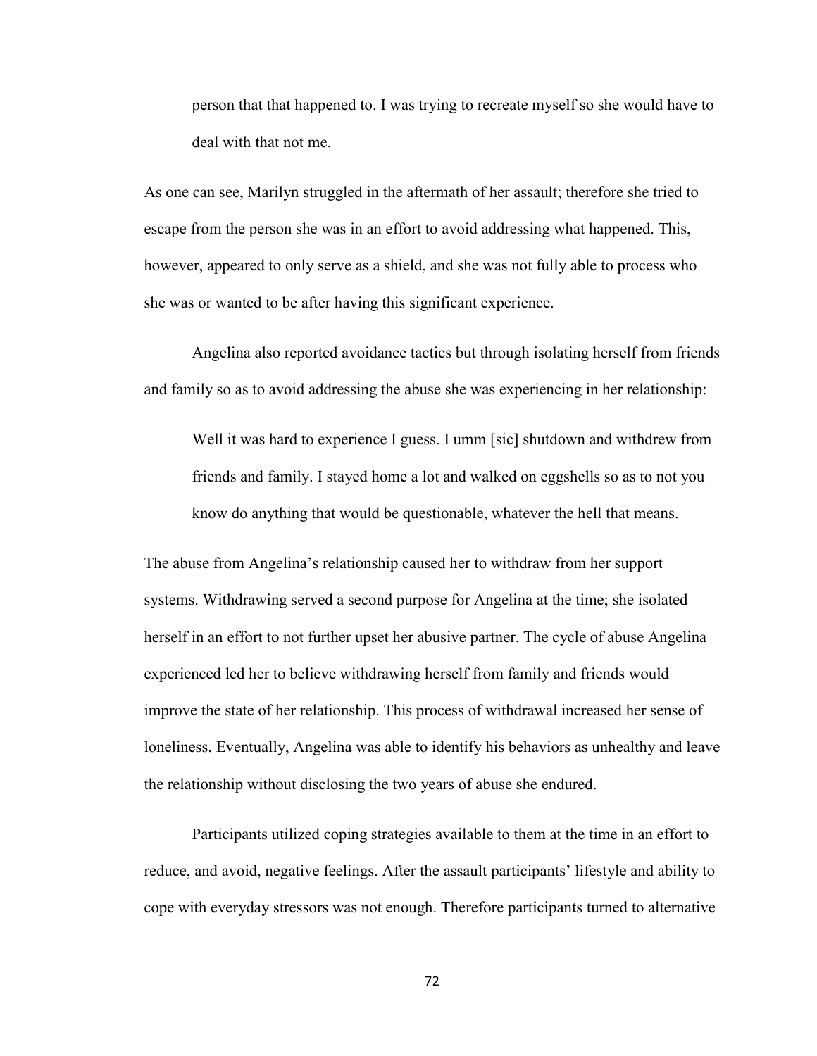> person that that happened to. I was trying to recreate myself so she would have to deal with that not me.

As one can see, Marilyn struggled in the aftermath of her assault; therefore she tried to escape from the person she was in an effort to avoid addressing what happened. This, however, appeared to only serve as a shield, and she was not fully able to process who she was or wanted to be after having this significant experience.

Angelina also reported avoidance tactics but through isolating herself from friends and family so as to avoid addressing the abuse she was experiencing in her relationship:

> Well it was hard to experience I guess. I umm [sic] shutdown and withdrew from friends and family. I stayed home a lot and walked on eggshells so as to not you know do anything that would be questionable, whatever the hell that means.

The abuse from Angelina's relationship caused her to withdraw from her support systems. Withdrawing served a second purpose for Angelina at the time; she isolated herself in an effort to not further upset her abusive partner. The cycle of abuse Angelina experienced led her to believe withdrawing herself from family and friends would improve the state of her relationship. This process of withdrawal increased her sense of loneliness. Eventually, Angelina was able to identify his behaviors as unhealthy and leave the relationship without disclosing the two years of abuse she endured.

Participants utilized coping strategies available to them at the time in an effort to reduce, and avoid, negative feelings. After the assault participants' lifestyle and ability to cope with everyday stressors was not enough. Therefore participants turned to alternative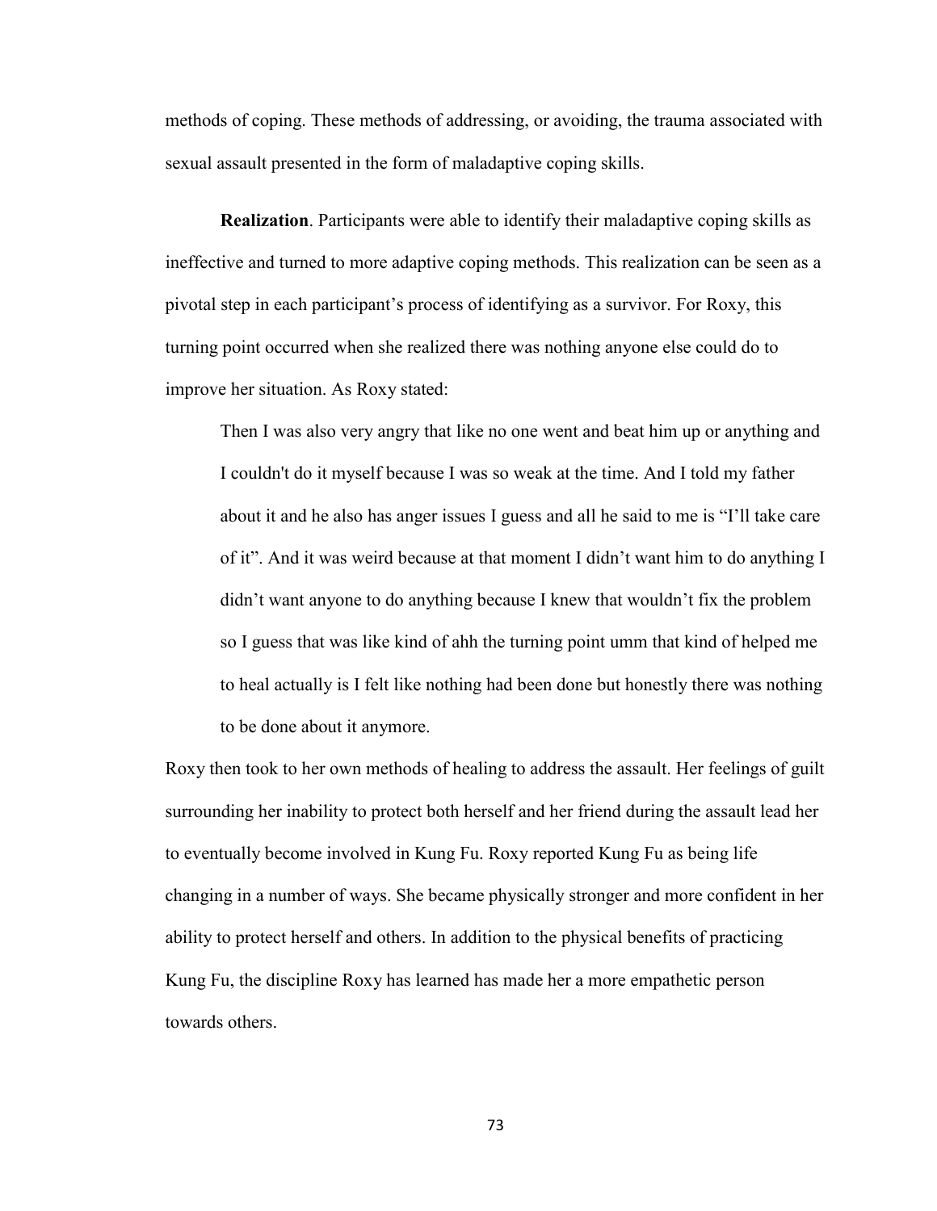methods of coping. These methods of addressing, or avoiding, the trauma associated with sexual assault presented in the form of maladaptive coping skills.

**Realization**. Participants were able to identify their maladaptive coping skills as ineffective and turned to more adaptive coping methods. This realization can be seen as a pivotal step in each participant's process of identifying as a survivor. For Roxy, this turning point occurred when she realized there was nothing anyone else could do to improve her situation. As Roxy stated:

> Then I was also very angry that like no one went and beat him up or anything and I couldn't do it myself because I was so weak at the time. And I told my father about it and he also has anger issues I guess and all he said to me is "I'll take care of it". And it was weird because at that moment I didn't want him to do anything I didn't want anyone to do anything because I knew that wouldn't fix the problem so I guess that was like kind of ahh the turning point umm that kind of helped me to heal actually is I felt like nothing had been done but honestly there was nothing to be done about it anymore.

Roxy then took to her own methods of healing to address the assault. Her feelings of guilt surrounding her inability to protect both herself and her friend during the assault lead her to eventually become involved in Kung Fu. Roxy reported Kung Fu as being life changing in a number of ways. She became physically stronger and more confident in her ability to protect herself and others. In addition to the physical benefits of practicing Kung Fu, the discipline Roxy has learned has made her a more empathetic person towards others.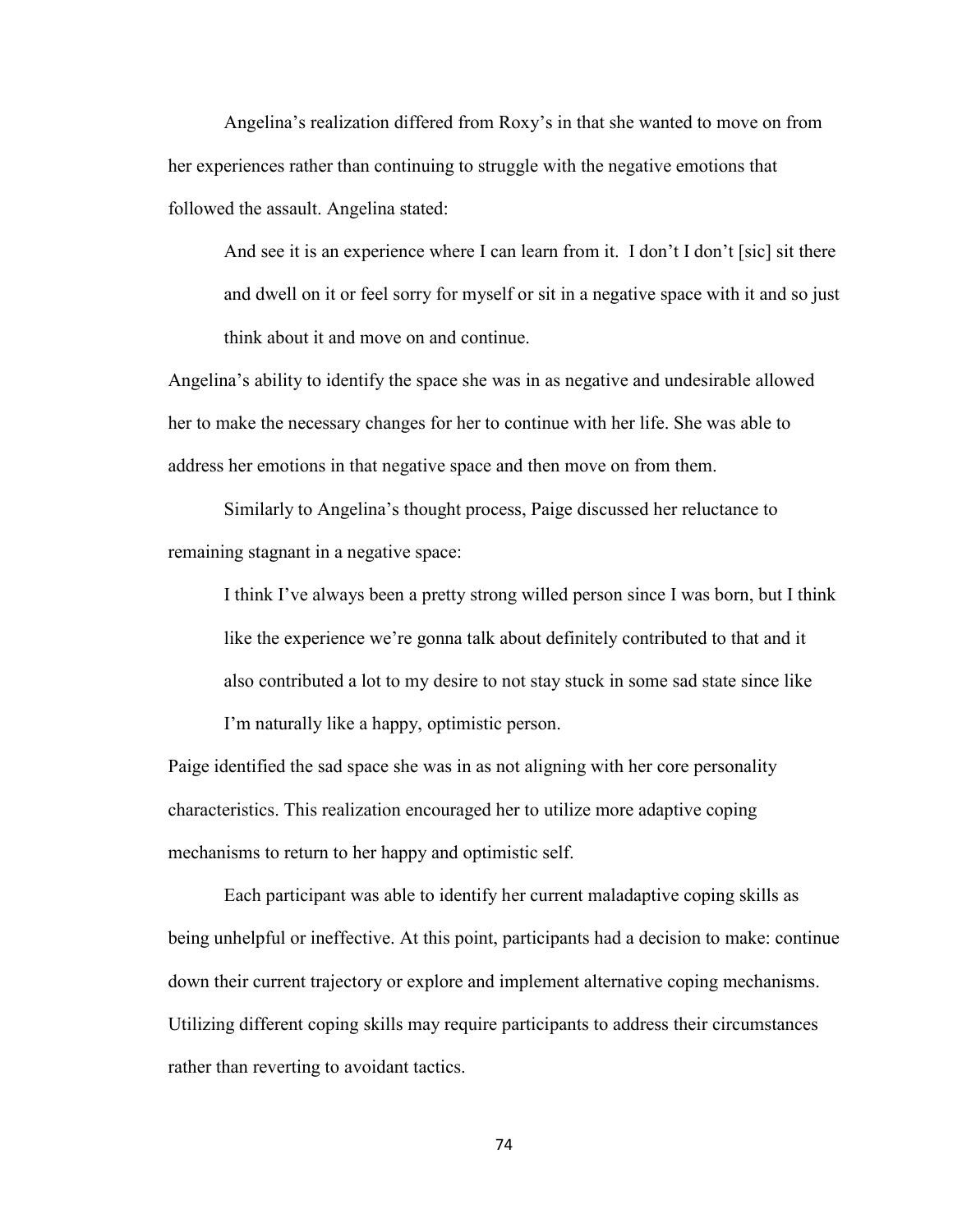Angelina's realization differed from Roxy's in that she wanted to move on from her experiences rather than continuing to struggle with the negative emotions that followed the assault. Angelina stated:

> And see it is an experience where I can learn from it. I don't I don't [sic] sit there and dwell on it or feel sorry for myself or sit in a negative space with it and so just think about it and move on and continue.

Angelina's ability to identify the space she was in as negative and undesirable allowed her to make the necessary changes for her to continue with her life. She was able to address her emotions in that negative space and then move on from them.

Similarly to Angelina's thought process, Paige discussed her reluctance to remaining stagnant in a negative space:

> I think I've always been a pretty strong willed person since I was born, but I think like the experience we're gonna talk about definitely contributed to that and it also contributed a lot to my desire to not stay stuck in some sad state since like I'm naturally like a happy, optimistic person.

Paige identified the sad space she was in as not aligning with her core personality characteristics. This realization encouraged her to utilize more adaptive coping mechanisms to return to her happy and optimistic self.

Each participant was able to identify her current maladaptive coping skills as being unhelpful or ineffective. At this point, participants had a decision to make: continue down their current trajectory or explore and implement alternative coping mechanisms. Utilizing different coping skills may require participants to address their circumstances rather than reverting to avoidant tactics.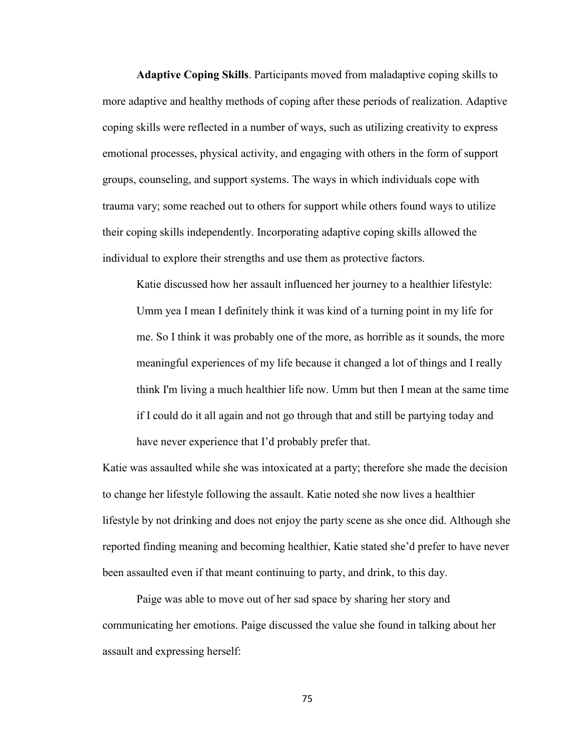**Adaptive Coping Skills**. Participants moved from maladaptive coping skills to more adaptive and healthy methods of coping after these periods of realization. Adaptive coping skills were reflected in a number of ways, such as utilizing creativity to express emotional processes, physical activity, and engaging with others in the form of support groups, counseling, and support systems. The ways in which individuals cope with trauma vary; some reached out to others for support while others found ways to utilize their coping skills independently. Incorporating adaptive coping skills allowed the individual to explore their strengths and use them as protective factors.

Katie discussed how her assault influenced her journey to a healthier lifestyle:

> Umm yea I mean I definitely think it was kind of a turning point in my life for me. So I think it was probably one of the more, as horrible as it sounds, the more meaningful experiences of my life because it changed a lot of things and I really think I'm living a much healthier life now. Umm but then I mean at the same time if I could do it all again and not go through that and still be partying today and have never experience that I'd probably prefer that.

Katie was assaulted while she was intoxicated at a party; therefore she made the decision to change her lifestyle following the assault. Katie noted she now lives a healthier lifestyle by not drinking and does not enjoy the party scene as she once did. Although she reported finding meaning and becoming healthier, Katie stated she'd prefer to have never been assaulted even if that meant continuing to party, and drink, to this day.

Paige was able to move out of her sad space by sharing her story and communicating her emotions. Paige discussed the value she found in talking about her assault and expressing herself: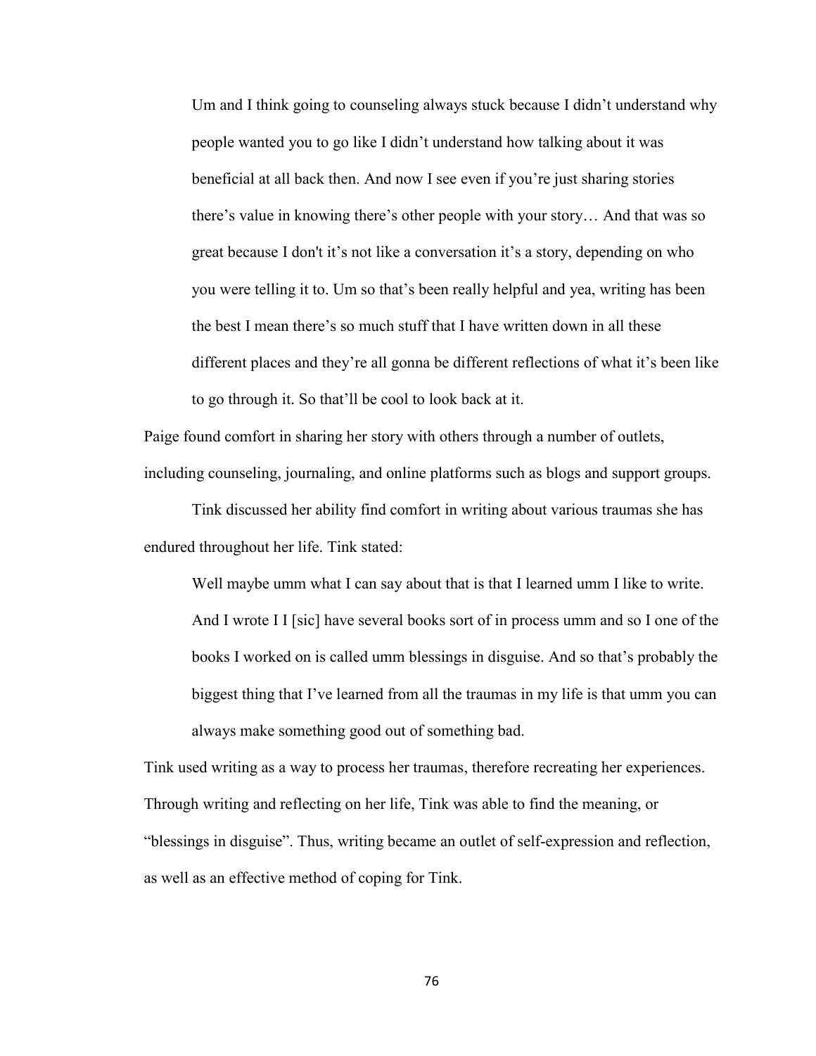> Um and I think going to counseling always stuck because I didn't understand why people wanted you to go like I didn't understand how talking about it was beneficial at all back then. And now I see even if you're just sharing stories there's value in knowing there's other people with your story… And that was so great because I don't it's not like a conversation it's a story, depending on who you were telling it to. Um so that's been really helpful and yea, writing has been the best I mean there's so much stuff that I have written down in all these different places and they're all gonna be different reflections of what it's been like to go through it. So that'll be cool to look back at it.

Paige found comfort in sharing her story with others through a number of outlets, including counseling, journaling, and online platforms such as blogs and support groups.

Tink discussed her ability find comfort in writing about various traumas she has endured throughout her life. Tink stated:

> Well maybe umm what I can say about that is that I learned umm I like to write. And I wrote I I [sic] have several books sort of in process umm and so I one of the books I worked on is called umm blessings in disguise. And so that's probably the biggest thing that I've learned from all the traumas in my life is that umm you can always make something good out of something bad.

Tink used writing as a way to process her traumas, therefore recreating her experiences. Through writing and reflecting on her life, Tink was able to find the meaning, or "blessings in disguise". Thus, writing became an outlet of self-expression and reflection, as well as an effective method of coping for Tink.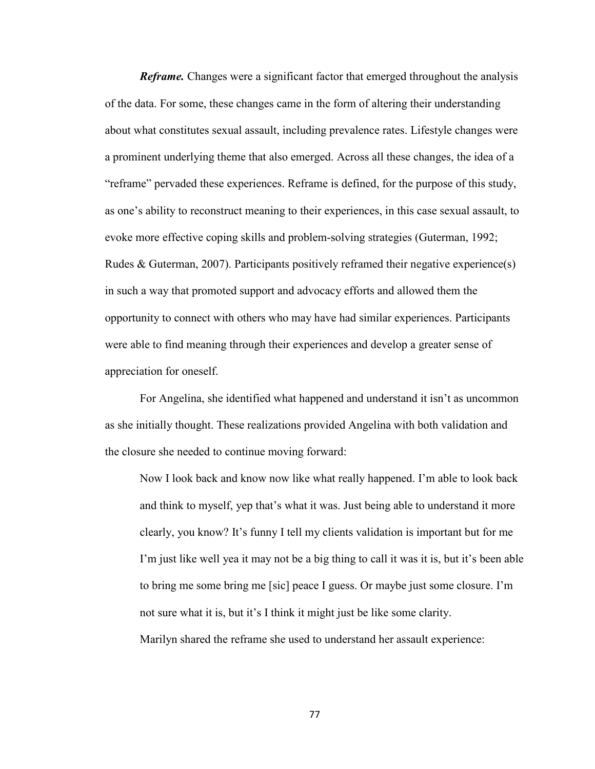***Reframe.*** Changes were a significant factor that emerged throughout the analysis of the data. For some, these changes came in the form of altering their understanding about what constitutes sexual assault, including prevalence rates. Lifestyle changes were a prominent underlying theme that also emerged. Across all these changes, the idea of a "reframe" pervaded these experiences. Reframe is defined, for the purpose of this study, as one's ability to reconstruct meaning to their experiences, in this case sexual assault, to evoke more effective coping skills and problem-solving strategies (Guterman, 1992; Rudes & Guterman, 2007). Participants positively reframed their negative experience(s) in such a way that promoted support and advocacy efforts and allowed them the opportunity to connect with others who may have had similar experiences. Participants were able to find meaning through their experiences and develop a greater sense of appreciation for oneself.

For Angelina, she identified what happened and understand it isn't as uncommon as she initially thought. These realizations provided Angelina with both validation and the closure she needed to continue moving forward:

> Now I look back and know now like what really happened. I'm able to look back and think to myself, yep that's what it was. Just being able to understand it more clearly, you know? It's funny I tell my clients validation is important but for me I'm just like well yea it may not be a big thing to call it was it is, but it's been able to bring me some bring me [sic] peace I guess. Or maybe just some closure. I'm not sure what it is, but it's I think it might just be like some clarity.

Marilyn shared the reframe she used to understand her assault experience: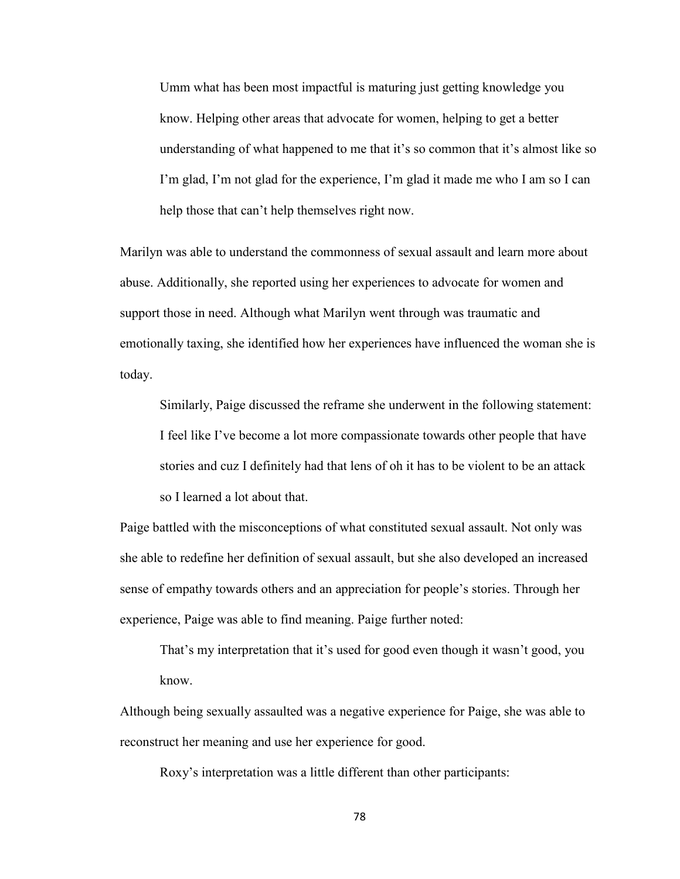> Umm what has been most impactful is maturing just getting knowledge you know. Helping other areas that advocate for women, helping to get a better understanding of what happened to me that it's so common that it's almost like so I'm glad, I'm not glad for the experience, I'm glad it made me who I am so I can help those that can't help themselves right now.

Marilyn was able to understand the commonness of sexual assault and learn more about abuse. Additionally, she reported using her experiences to advocate for women and support those in need. Although what Marilyn went through was traumatic and emotionally taxing, she identified how her experiences have influenced the woman she is today.

Similarly, Paige discussed the reframe she underwent in the following statement:

> I feel like I've become a lot more compassionate towards other people that have stories and cuz I definitely had that lens of oh it has to be violent to be an attack so I learned a lot about that.

Paige battled with the misconceptions of what constituted sexual assault. Not only was she able to redefine her definition of sexual assault, but she also developed an increased sense of empathy towards others and an appreciation for people's stories. Through her experience, Paige was able to find meaning. Paige further noted:

> That's my interpretation that it's used for good even though it wasn't good, you know.

Although being sexually assaulted was a negative experience for Paige, she was able to reconstruct her meaning and use her experience for good.

Roxy's interpretation was a little different than other participants: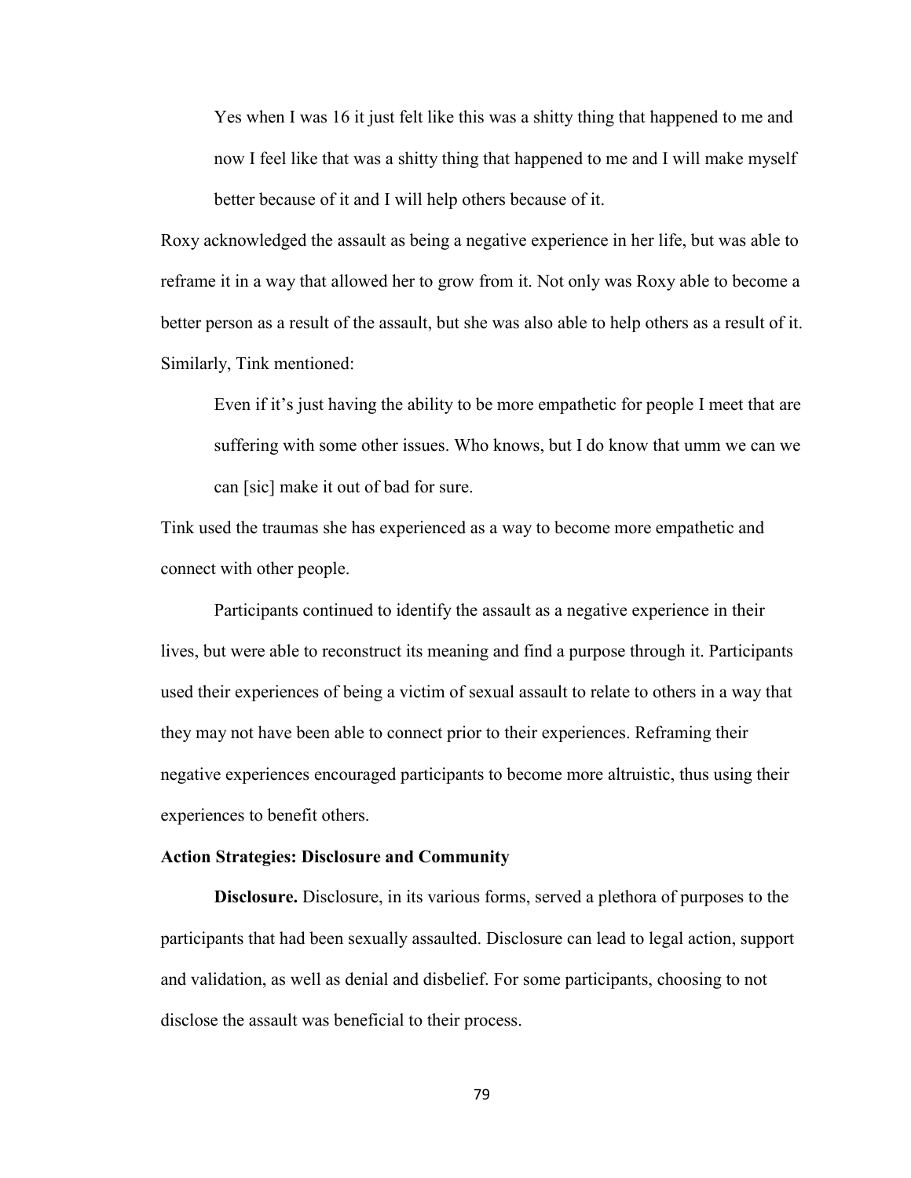> Yes when I was 16 it just felt like this was a shitty thing that happened to me and now I feel like that was a shitty thing that happened to me and I will make myself better because of it and I will help others because of it.

Roxy acknowledged the assault as being a negative experience in her life, but was able to reframe it in a way that allowed her to grow from it. Not only was Roxy able to become a better person as a result of the assault, but she was also able to help others as a result of it. Similarly, Tink mentioned:

> Even if it's just having the ability to be more empathetic for people I meet that are suffering with some other issues. Who knows, but I do know that umm we can we can [sic] make it out of bad for sure.

Tink used the traumas she has experienced as a way to become more empathetic and connect with other people.

Participants continued to identify the assault as a negative experience in their lives, but were able to reconstruct its meaning and find a purpose through it. Participants used their experiences of being a victim of sexual assault to relate to others in a way that they may not have been able to connect prior to their experiences. Reframing their negative experiences encouraged participants to become more altruistic, thus using their experiences to benefit others.

### Action Strategies: Disclosure and Community

**Disclosure.** Disclosure, in its various forms, served a plethora of purposes to the participants that had been sexually assaulted. Disclosure can lead to legal action, support and validation, as well as denial and disbelief. For some participants, choosing to not disclose the assault was beneficial to their process.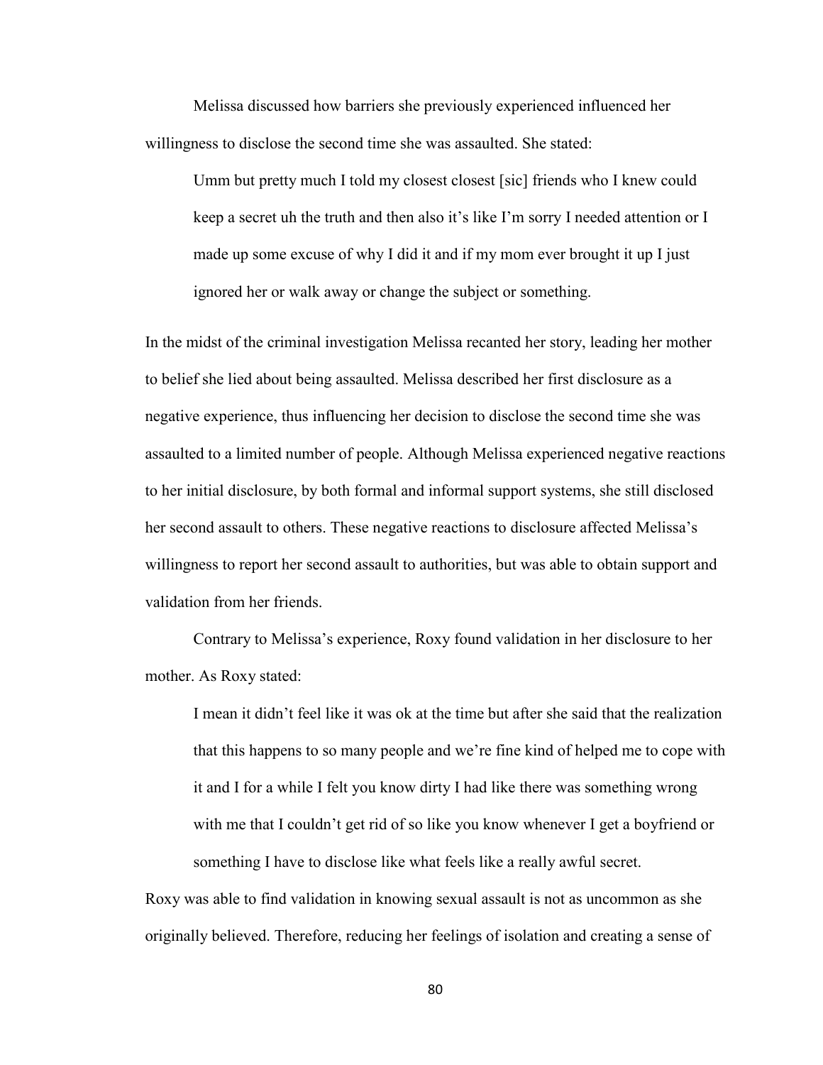Melissa discussed how barriers she previously experienced influenced her willingness to disclose the second time she was assaulted. She stated:

> Umm but pretty much I told my closest closest [sic] friends who I knew could keep a secret uh the truth and then also it's like I'm sorry I needed attention or I made up some excuse of why I did it and if my mom ever brought it up I just ignored her or walk away or change the subject or something.

In the midst of the criminal investigation Melissa recanted her story, leading her mother to belief she lied about being assaulted. Melissa described her first disclosure as a negative experience, thus influencing her decision to disclose the second time she was assaulted to a limited number of people. Although Melissa experienced negative reactions to her initial disclosure, by both formal and informal support systems, she still disclosed her second assault to others. These negative reactions to disclosure affected Melissa's willingness to report her second assault to authorities, but was able to obtain support and validation from her friends.

Contrary to Melissa's experience, Roxy found validation in her disclosure to her mother. As Roxy stated:

> I mean it didn't feel like it was ok at the time but after she said that the realization that this happens to so many people and we're fine kind of helped me to cope with it and I for a while I felt you know dirty I had like there was something wrong with me that I couldn't get rid of so like you know whenever I get a boyfriend or something I have to disclose like what feels like a really awful secret.

Roxy was able to find validation in knowing sexual assault is not as uncommon as she originally believed. Therefore, reducing her feelings of isolation and creating a sense of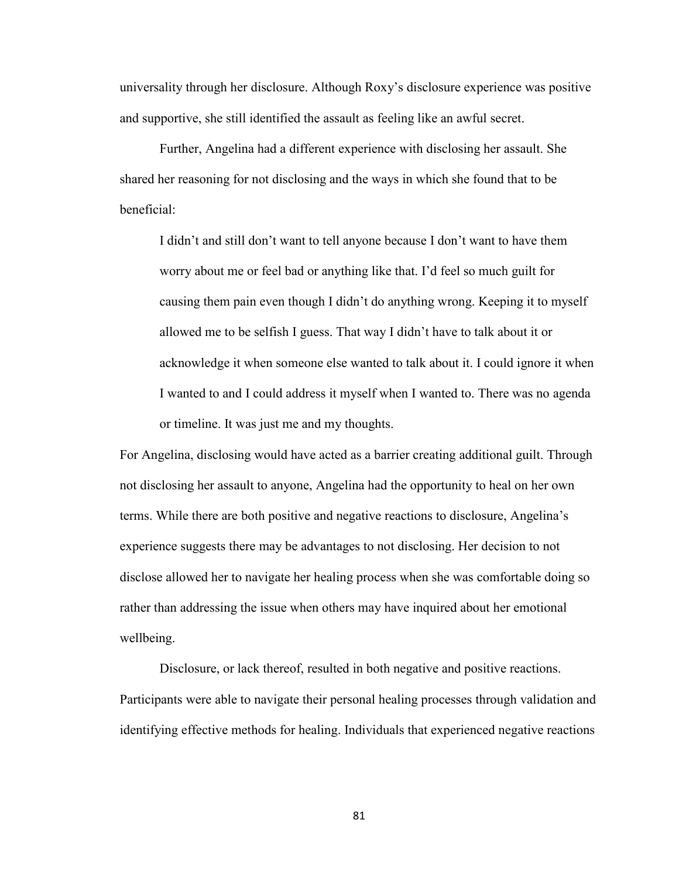universality through her disclosure. Although Roxy's disclosure experience was positive and supportive, she still identified the assault as feeling like an awful secret.

Further, Angelina had a different experience with disclosing her assault. She shared her reasoning for not disclosing and the ways in which she found that to be beneficial:

> I didn't and still don't want to tell anyone because I don't want to have them worry about me or feel bad or anything like that. I'd feel so much guilt for causing them pain even though I didn't do anything wrong. Keeping it to myself allowed me to be selfish I guess. That way I didn't have to talk about it or acknowledge it when someone else wanted to talk about it. I could ignore it when I wanted to and I could address it myself when I wanted to. There was no agenda or timeline. It was just me and my thoughts.

For Angelina, disclosing would have acted as a barrier creating additional guilt. Through not disclosing her assault to anyone, Angelina had the opportunity to heal on her own terms. While there are both positive and negative reactions to disclosure, Angelina's experience suggests there may be advantages to not disclosing. Her decision to not disclose allowed her to navigate her healing process when she was comfortable doing so rather than addressing the issue when others may have inquired about her emotional wellbeing.

Disclosure, or lack thereof, resulted in both negative and positive reactions. Participants were able to navigate their personal healing processes through validation and identifying effective methods for healing. Individuals that experienced negative reactions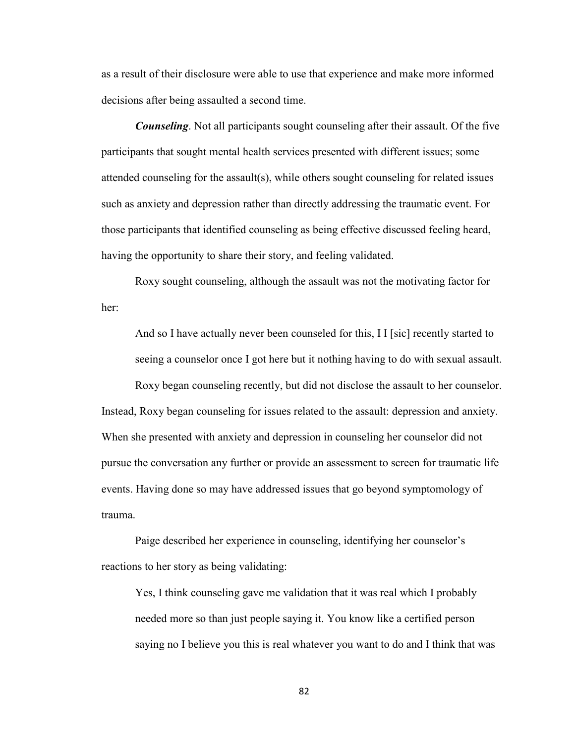as a result of their disclosure were able to use that experience and make more informed decisions after being assaulted a second time.

***Counseling***. Not all participants sought counseling after their assault. Of the five participants that sought mental health services presented with different issues; some attended counseling for the assault(s), while others sought counseling for related issues such as anxiety and depression rather than directly addressing the traumatic event. For those participants that identified counseling as being effective discussed feeling heard, having the opportunity to share their story, and feeling validated.

Roxy sought counseling, although the assault was not the motivating factor for her:

> And so I have actually never been counseled for this, I I [sic] recently started to seeing a counselor once I got here but it nothing having to do with sexual assault.

Roxy began counseling recently, but did not disclose the assault to her counselor. Instead, Roxy began counseling for issues related to the assault: depression and anxiety. When she presented with anxiety and depression in counseling her counselor did not pursue the conversation any further or provide an assessment to screen for traumatic life events. Having done so may have addressed issues that go beyond symptomology of trauma.

Paige described her experience in counseling, identifying her counselor's reactions to her story as being validating:

> Yes, I think counseling gave me validation that it was real which I probably needed more so than just people saying it. You know like a certified person saying no I believe you this is real whatever you want to do and I think that was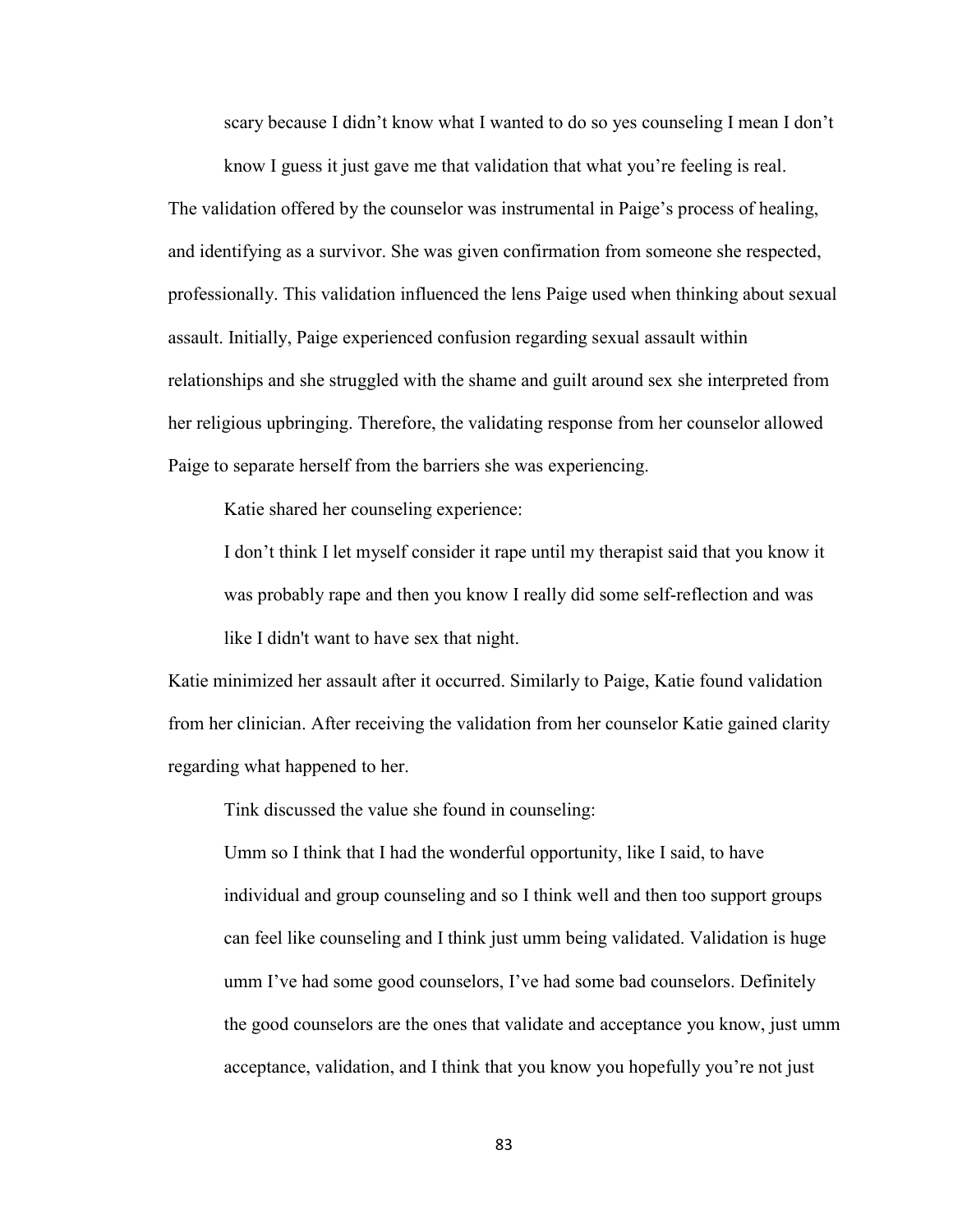> scary because I didn't know what I wanted to do so yes counseling I mean I don't know I guess it just gave me that validation that what you're feeling is real.

The validation offered by the counselor was instrumental in Paige's process of healing, and identifying as a survivor. She was given confirmation from someone she respected, professionally. This validation influenced the lens Paige used when thinking about sexual assault. Initially, Paige experienced confusion regarding sexual assault within relationships and she struggled with the shame and guilt around sex she interpreted from her religious upbringing. Therefore, the validating response from her counselor allowed Paige to separate herself from the barriers she was experiencing.

Katie shared her counseling experience:

> I don't think I let myself consider it rape until my therapist said that you know it was probably rape and then you know I really did some self-reflection and was like I didn't want to have sex that night.

Katie minimized her assault after it occurred. Similarly to Paige, Katie found validation from her clinician. After receiving the validation from her counselor Katie gained clarity regarding what happened to her.

Tink discussed the value she found in counseling:

> Umm so I think that I had the wonderful opportunity, like I said, to have individual and group counseling and so I think well and then too support groups can feel like counseling and I think just umm being validated. Validation is huge umm I've had some good counselors, I've had some bad counselors. Definitely the good counselors are the ones that validate and acceptance you know, just umm acceptance, validation, and I think that you know you hopefully you're not just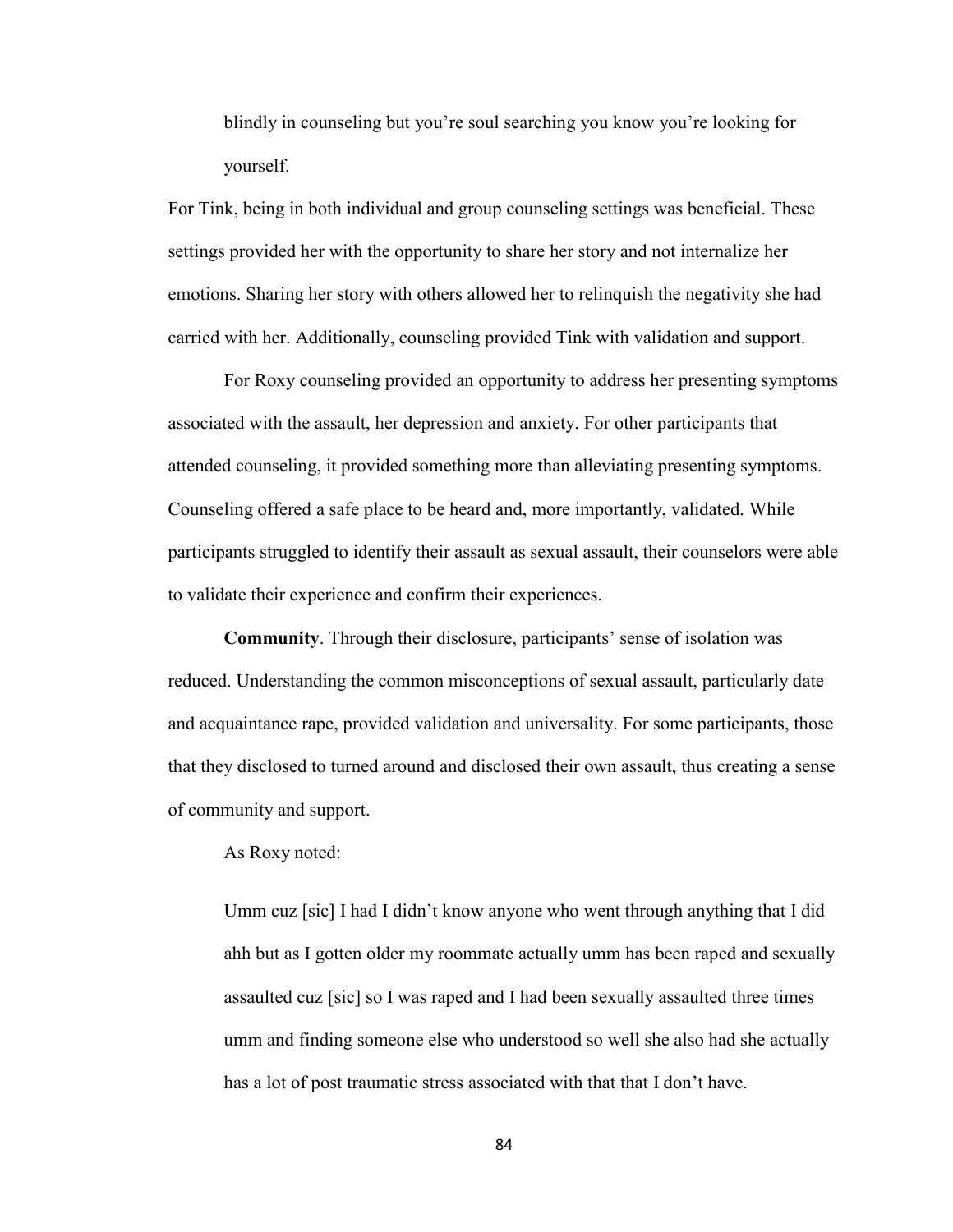> blindly in counseling but you're soul searching you know you're looking for yourself.

For Tink, being in both individual and group counseling settings was beneficial. These settings provided her with the opportunity to share her story and not internalize her emotions. Sharing her story with others allowed her to relinquish the negativity she had carried with her. Additionally, counseling provided Tink with validation and support.

For Roxy counseling provided an opportunity to address her presenting symptoms associated with the assault, her depression and anxiety. For other participants that attended counseling, it provided something more than alleviating presenting symptoms. Counseling offered a safe place to be heard and, more importantly, validated. While participants struggled to identify their assault as sexual assault, their counselors were able to validate their experience and confirm their experiences.

**Community**. Through their disclosure, participants' sense of isolation was reduced. Understanding the common misconceptions of sexual assault, particularly date and acquaintance rape, provided validation and universality. For some participants, those that they disclosed to turned around and disclosed their own assault, thus creating a sense of community and support.

As Roxy noted:

> Umm cuz [sic] I had I didn't know anyone who went through anything that I did ahh but as I gotten older my roommate actually umm has been raped and sexually assaulted cuz [sic] so I was raped and I had been sexually assaulted three times umm and finding someone else who understood so well she also had she actually has a lot of post traumatic stress associated with that that I don't have.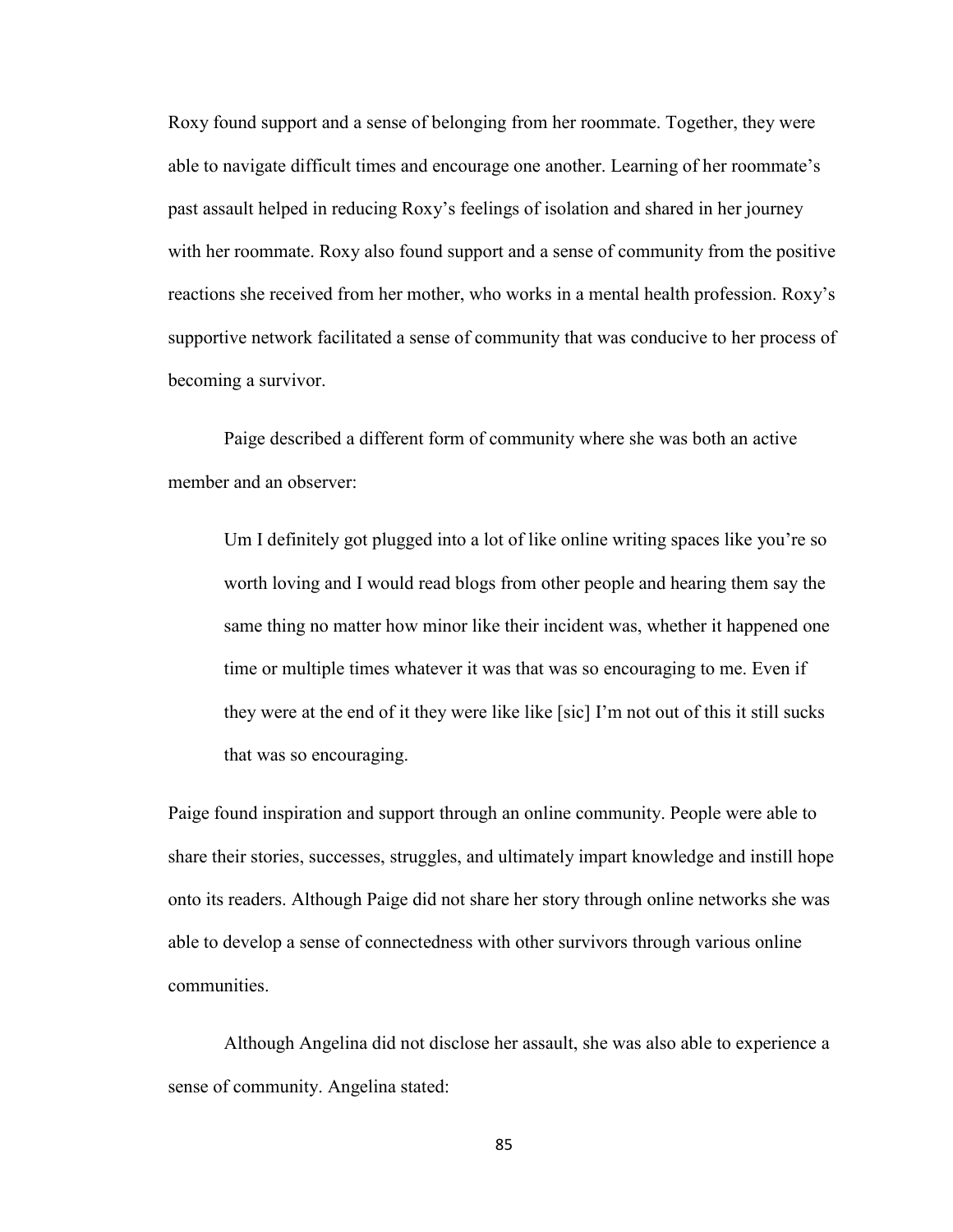Roxy found support and a sense of belonging from her roommate. Together, they were able to navigate difficult times and encourage one another. Learning of her roommate's past assault helped in reducing Roxy's feelings of isolation and shared in her journey with her roommate. Roxy also found support and a sense of community from the positive reactions she received from her mother, who works in a mental health profession. Roxy's supportive network facilitated a sense of community that was conducive to her process of becoming a survivor.

Paige described a different form of community where she was both an active member and an observer:

> Um I definitely got plugged into a lot of like online writing spaces like you're so worth loving and I would read blogs from other people and hearing them say the same thing no matter how minor like their incident was, whether it happened one time or multiple times whatever it was that was so encouraging to me. Even if they were at the end of it they were like like [sic] I'm not out of this it still sucks that was so encouraging.

Paige found inspiration and support through an online community. People were able to share their stories, successes, struggles, and ultimately impart knowledge and instill hope onto its readers. Although Paige did not share her story through online networks she was able to develop a sense of connectedness with other survivors through various online communities.

Although Angelina did not disclose her assault, she was also able to experience a sense of community. Angelina stated: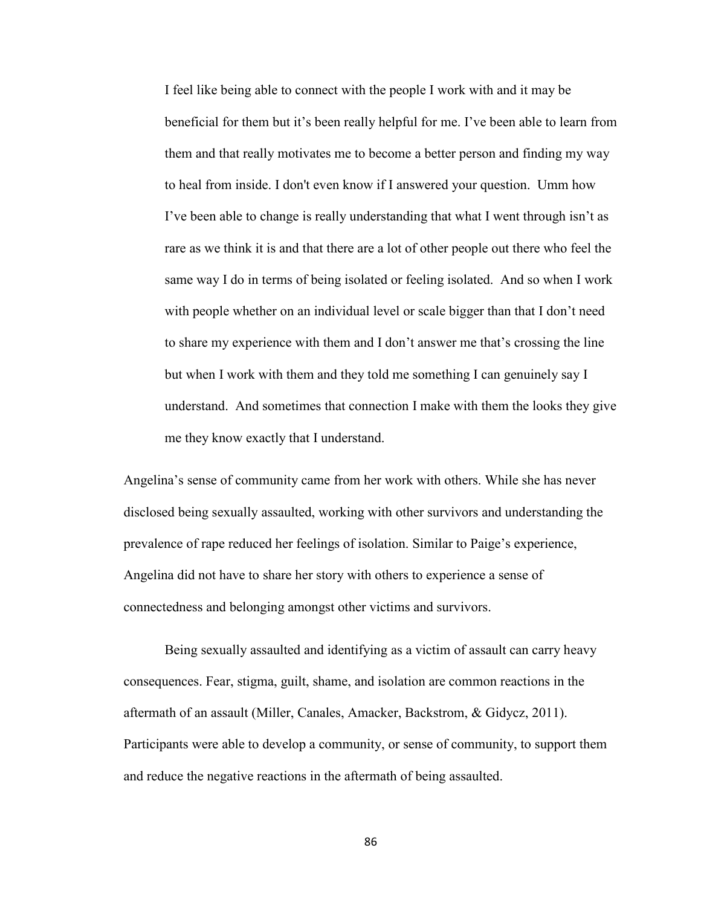> I feel like being able to connect with the people I work with and it may be beneficial for them but it's been really helpful for me. I've been able to learn from them and that really motivates me to become a better person and finding my way to heal from inside. I don't even know if I answered your question. Umm how I've been able to change is really understanding that what I went through isn't as rare as we think it is and that there are a lot of other people out there who feel the same way I do in terms of being isolated or feeling isolated. And so when I work with people whether on an individual level or scale bigger than that I don't need to share my experience with them and I don't answer me that's crossing the line but when I work with them and they told me something I can genuinely say I understand. And sometimes that connection I make with them the looks they give me they know exactly that I understand.

Angelina's sense of community came from her work with others. While she has never disclosed being sexually assaulted, working with other survivors and understanding the prevalence of rape reduced her feelings of isolation. Similar to Paige's experience, Angelina did not have to share her story with others to experience a sense of connectedness and belonging amongst other victims and survivors.

Being sexually assaulted and identifying as a victim of assault can carry heavy consequences. Fear, stigma, guilt, shame, and isolation are common reactions in the aftermath of an assault (Miller, Canales, Amacker, Backstrom, & Gidycz, 2011). Participants were able to develop a community, or sense of community, to support them and reduce the negative reactions in the aftermath of being assaulted.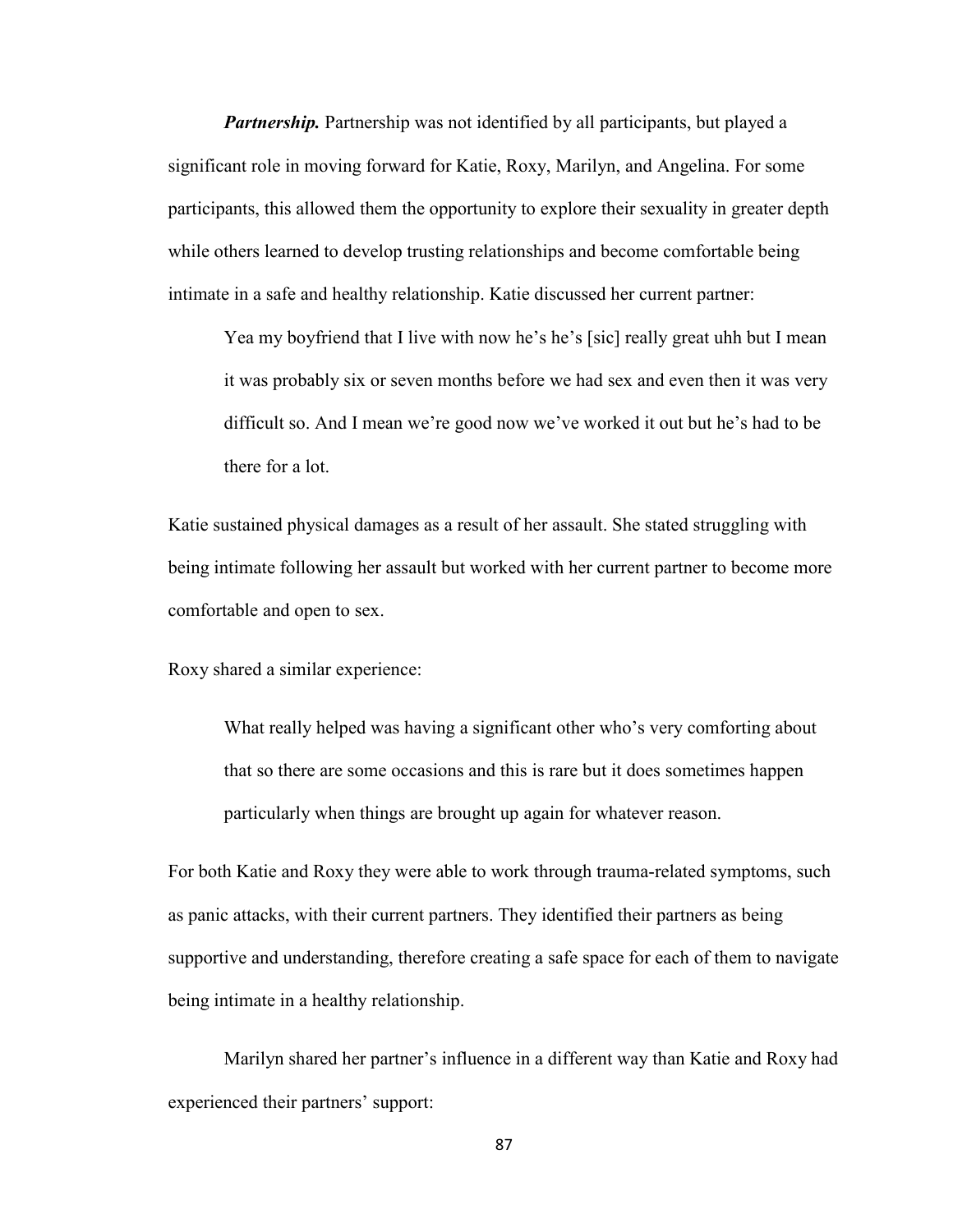***Partnership.*** Partnership was not identified by all participants, but played a significant role in moving forward for Katie, Roxy, Marilyn, and Angelina. For some participants, this allowed them the opportunity to explore their sexuality in greater depth while others learned to develop trusting relationships and become comfortable being intimate in a safe and healthy relationship. Katie discussed her current partner:

> Yea my boyfriend that I live with now he's he's [sic] really great uhh but I mean it was probably six or seven months before we had sex and even then it was very difficult so. And I mean we're good now we've worked it out but he's had to be there for a lot.

Katie sustained physical damages as a result of her assault. She stated struggling with being intimate following her assault but worked with her current partner to become more comfortable and open to sex.

Roxy shared a similar experience:

> What really helped was having a significant other who's very comforting about that so there are some occasions and this is rare but it does sometimes happen particularly when things are brought up again for whatever reason.

For both Katie and Roxy they were able to work through trauma-related symptoms, such as panic attacks, with their current partners. They identified their partners as being supportive and understanding, therefore creating a safe space for each of them to navigate being intimate in a healthy relationship.

Marilyn shared her partner's influence in a different way than Katie and Roxy had experienced their partners' support: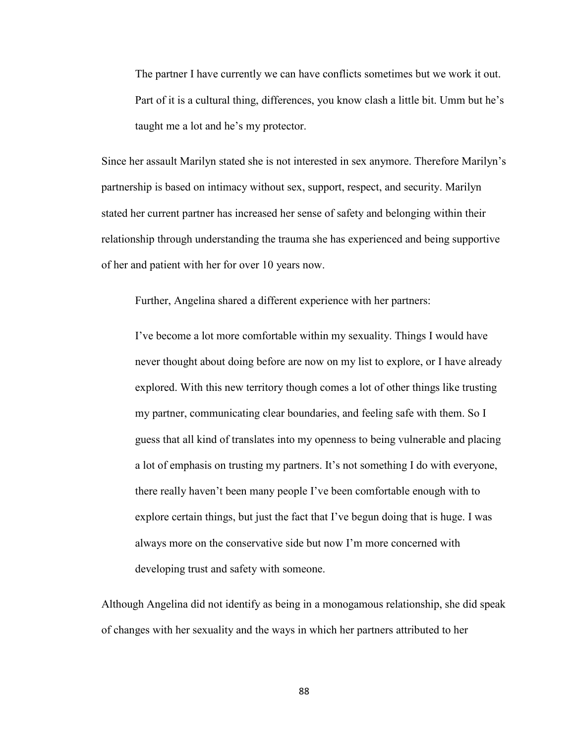> The partner I have currently we can have conflicts sometimes but we work it out. Part of it is a cultural thing, differences, you know clash a little bit. Umm but he's taught me a lot and he's my protector.

Since her assault Marilyn stated she is not interested in sex anymore. Therefore Marilyn's partnership is based on intimacy without sex, support, respect, and security. Marilyn stated her current partner has increased her sense of safety and belonging within their relationship through understanding the trauma she has experienced and being supportive of her and patient with her for over 10 years now.

Further, Angelina shared a different experience with her partners:

> I've become a lot more comfortable within my sexuality. Things I would have never thought about doing before are now on my list to explore, or I have already explored. With this new territory though comes a lot of other things like trusting my partner, communicating clear boundaries, and feeling safe with them. So I guess that all kind of translates into my openness to being vulnerable and placing a lot of emphasis on trusting my partners. It's not something I do with everyone, there really haven't been many people I've been comfortable enough with to explore certain things, but just the fact that I've begun doing that is huge. I was always more on the conservative side but now I'm more concerned with developing trust and safety with someone.

Although Angelina did not identify as being in a monogamous relationship, she did speak of changes with her sexuality and the ways in which her partners attributed to her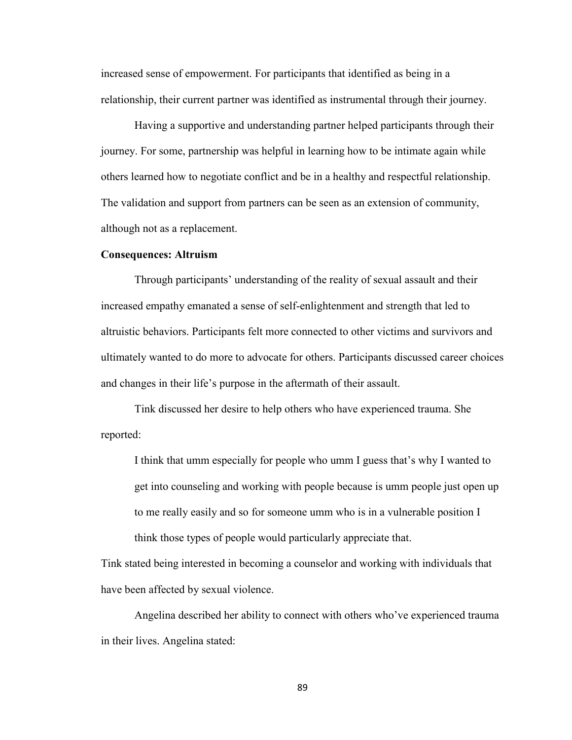increased sense of empowerment. For participants that identified as being in a relationship, their current partner was identified as instrumental through their journey.

Having a supportive and understanding partner helped participants through their journey. For some, partnership was helpful in learning how to be intimate again while others learned how to negotiate conflict and be in a healthy and respectful relationship. The validation and support from partners can be seen as an extension of community, although not as a replacement.

**Consequences: Altruism**

Through participants' understanding of the reality of sexual assault and their increased empathy emanated a sense of self-enlightenment and strength that led to altruistic behaviors. Participants felt more connected to other victims and survivors and ultimately wanted to do more to advocate for others. Participants discussed career choices and changes in their life's purpose in the aftermath of their assault.

Tink discussed her desire to help others who have experienced trauma. She reported:

> I think that umm especially for people who umm I guess that's why I wanted to get into counseling and working with people because is umm people just open up to me really easily and so for someone umm who is in a vulnerable position I think those types of people would particularly appreciate that.

Tink stated being interested in becoming a counselor and working with individuals that have been affected by sexual violence.

Angelina described her ability to connect with others who've experienced trauma in their lives. Angelina stated: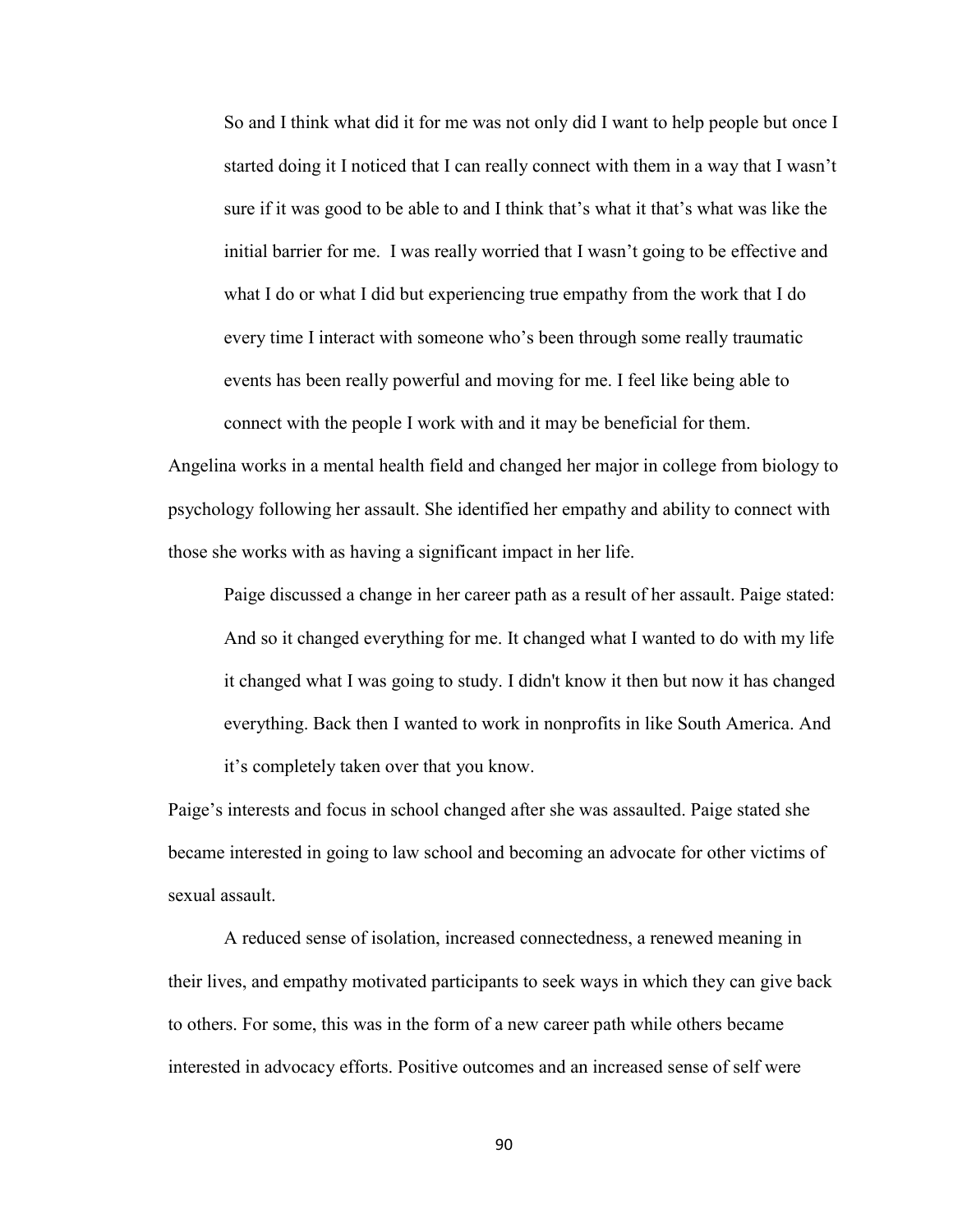> So and I think what did it for me was not only did I want to help people but once I started doing it I noticed that I can really connect with them in a way that I wasn't sure if it was good to be able to and I think that's what it that's what was like the initial barrier for me. I was really worried that I wasn't going to be effective and what I do or what I did but experiencing true empathy from the work that I do every time I interact with someone who's been through some really traumatic events has been really powerful and moving for me. I feel like being able to connect with the people I work with and it may be beneficial for them.

Angelina works in a mental health field and changed her major in college from biology to psychology following her assault. She identified her empathy and ability to connect with those she works with as having a significant impact in her life.

Paige discussed a change in her career path as a result of her assault. Paige stated:

> And so it changed everything for me. It changed what I wanted to do with my life it changed what I was going to study. I didn't know it then but now it has changed everything. Back then I wanted to work in nonprofits in like South America. And it's completely taken over that you know.

Paige's interests and focus in school changed after she was assaulted. Paige stated she became interested in going to law school and becoming an advocate for other victims of sexual assault.

A reduced sense of isolation, increased connectedness, a renewed meaning in their lives, and empathy motivated participants to seek ways in which they can give back to others. For some, this was in the form of a new career path while others became interested in advocacy efforts. Positive outcomes and an increased sense of self were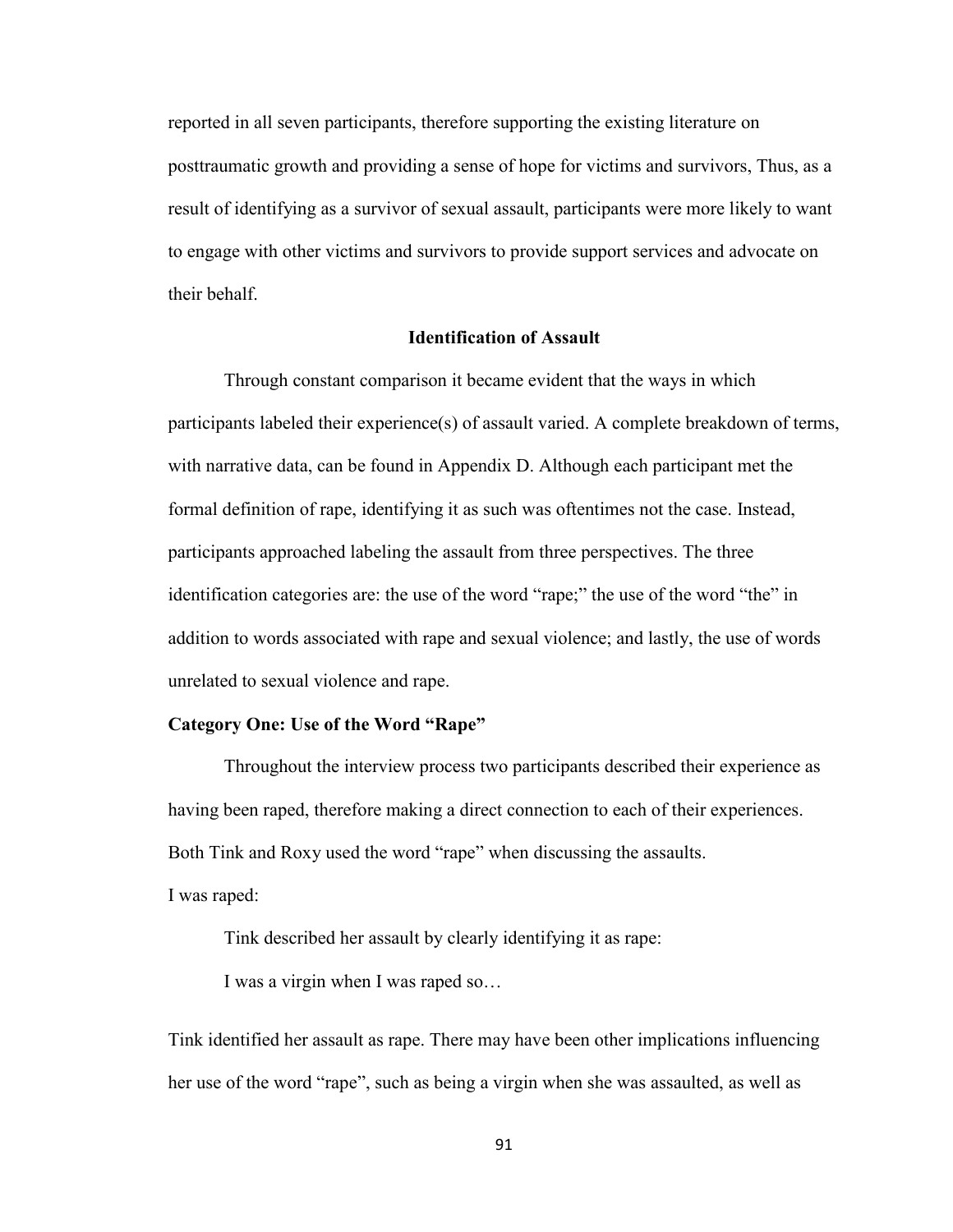reported in all seven participants, therefore supporting the existing literature on posttraumatic growth and providing a sense of hope for victims and survivors, Thus, as a result of identifying as a survivor of sexual assault, participants were more likely to want to engage with other victims and survivors to provide support services and advocate on their behalf.

## Identification of Assault

Through constant comparison it became evident that the ways in which participants labeled their experience(s) of assault varied. A complete breakdown of terms, with narrative data, can be found in Appendix D. Although each participant met the formal definition of rape, identifying it as such was oftentimes not the case. Instead, participants approached labeling the assault from three perspectives. The three identification categories are: the use of the word "rape;" the use of the word "the" in addition to words associated with rape and sexual violence; and lastly, the use of words unrelated to sexual violence and rape.

### Category One: Use of the Word "Rape"

Throughout the interview process two participants described their experience as having been raped, therefore making a direct connection to each of their experiences. Both Tink and Roxy used the word "rape" when discussing the assaults.

I was raped:

Tink described her assault by clearly identifying it as rape:

> I was a virgin when I was raped so…

Tink identified her assault as rape. There may have been other implications influencing her use of the word "rape", such as being a virgin when she was assaulted, as well as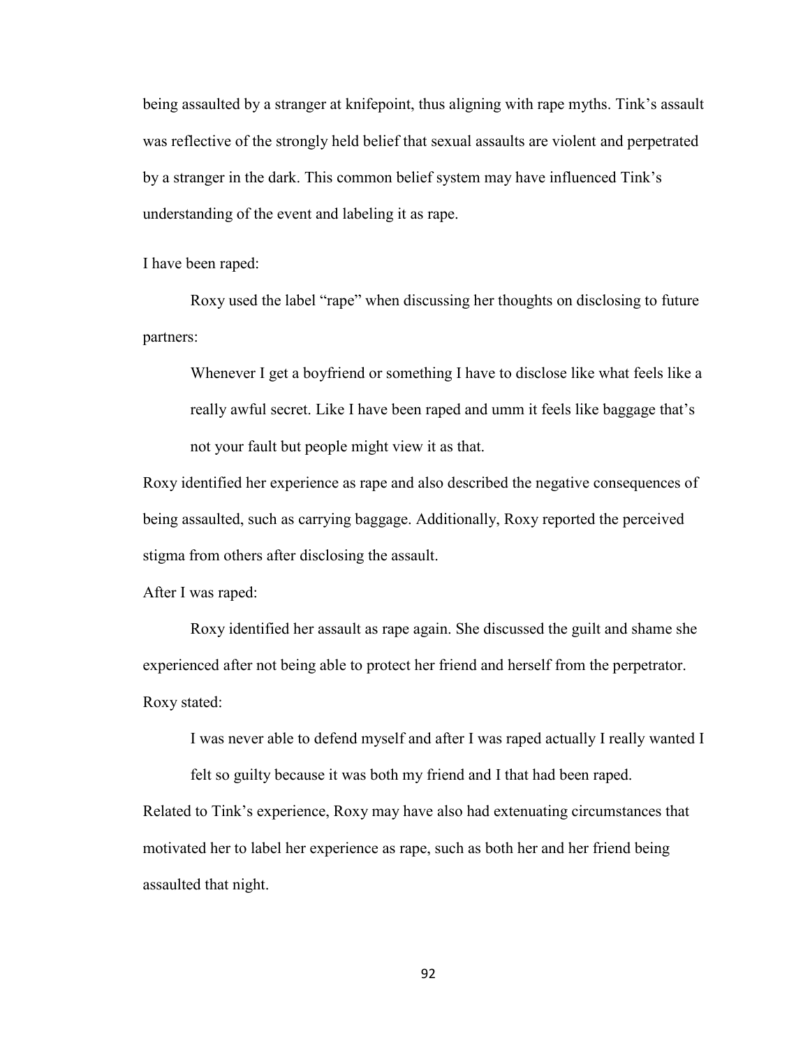being assaulted by a stranger at knifepoint, thus aligning with rape myths. Tink's assault was reflective of the strongly held belief that sexual assaults are violent and perpetrated by a stranger in the dark. This common belief system may have influenced Tink's understanding of the event and labeling it as rape.

I have been raped:

Roxy used the label "rape" when discussing her thoughts on disclosing to future partners:

> Whenever I get a boyfriend or something I have to disclose like what feels like a really awful secret. Like I have been raped and umm it feels like baggage that's not your fault but people might view it as that.

Roxy identified her experience as rape and also described the negative consequences of being assaulted, such as carrying baggage. Additionally, Roxy reported the perceived stigma from others after disclosing the assault.

After I was raped:

Roxy identified her assault as rape again. She discussed the guilt and shame she experienced after not being able to protect her friend and herself from the perpetrator. Roxy stated:

> I was never able to defend myself and after I was raped actually I really wanted I felt so guilty because it was both my friend and I that had been raped.

Related to Tink's experience, Roxy may have also had extenuating circumstances that motivated her to label her experience as rape, such as both her and her friend being assaulted that night.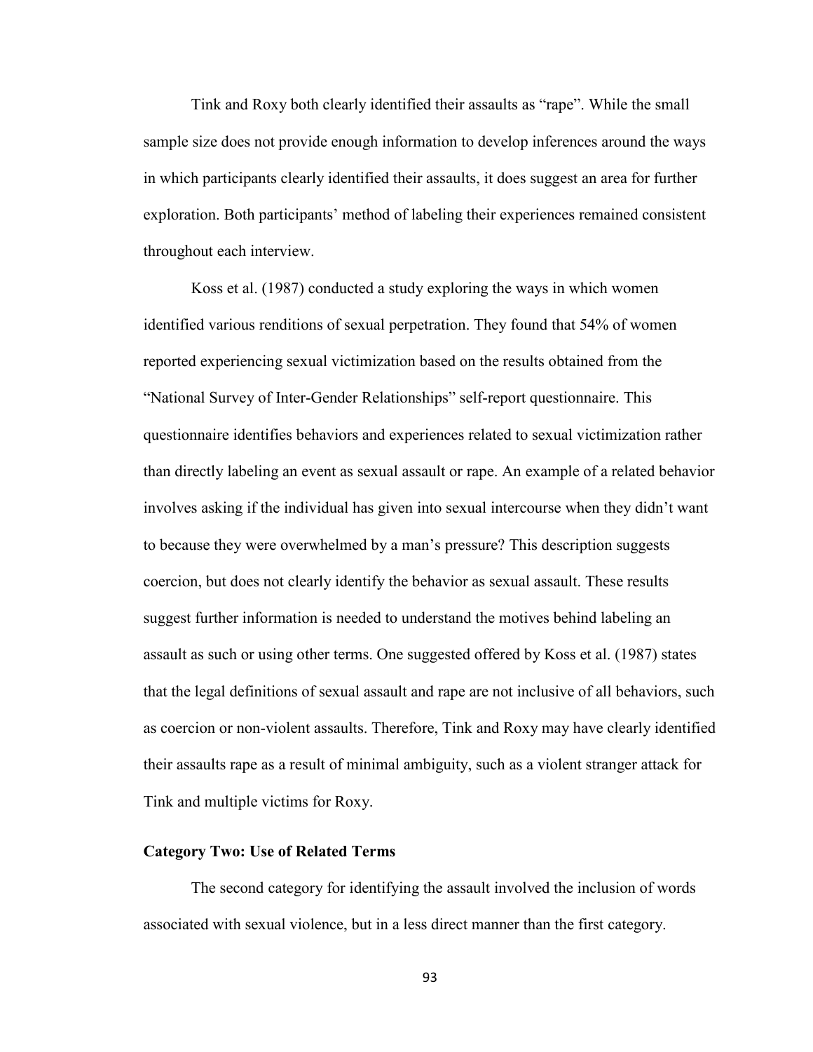Tink and Roxy both clearly identified their assaults as "rape". While the small sample size does not provide enough information to develop inferences around the ways in which participants clearly identified their assaults, it does suggest an area for further exploration. Both participants' method of labeling their experiences remained consistent throughout each interview.

Koss et al. (1987) conducted a study exploring the ways in which women identified various renditions of sexual perpetration. They found that 54% of women reported experiencing sexual victimization based on the results obtained from the "National Survey of Inter-Gender Relationships" self-report questionnaire. This questionnaire identifies behaviors and experiences related to sexual victimization rather than directly labeling an event as sexual assault or rape. An example of a related behavior involves asking if the individual has given into sexual intercourse when they didn't want to because they were overwhelmed by a man's pressure? This description suggests coercion, but does not clearly identify the behavior as sexual assault. These results suggest further information is needed to understand the motives behind labeling an assault as such or using other terms. One suggested offered by Koss et al. (1987) states that the legal definitions of sexual assault and rape are not inclusive of all behaviors, such as coercion or non-violent assaults. Therefore, Tink and Roxy may have clearly identified their assaults rape as a result of minimal ambiguity, such as a violent stranger attack for Tink and multiple victims for Roxy.

### Category Two: Use of Related Terms

The second category for identifying the assault involved the inclusion of words associated with sexual violence, but in a less direct manner than the first category.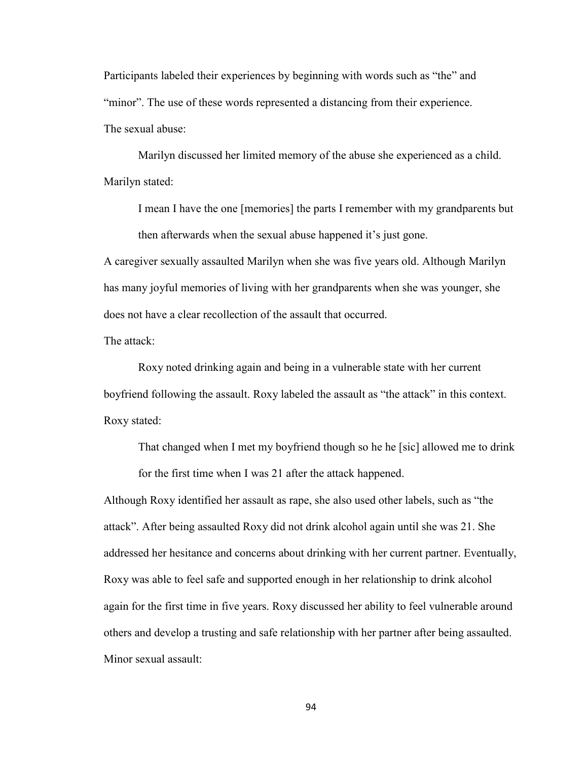Participants labeled their experiences by beginning with words such as "the" and "minor". The use of these words represented a distancing from their experience.

The sexual abuse:

Marilyn discussed her limited memory of the abuse she experienced as a child. Marilyn stated:

> I mean I have the one [memories] the parts I remember with my grandparents but then afterwards when the sexual abuse happened it's just gone.

A caregiver sexually assaulted Marilyn when she was five years old. Although Marilyn has many joyful memories of living with her grandparents when she was younger, she does not have a clear recollection of the assault that occurred.

The attack:

Roxy noted drinking again and being in a vulnerable state with her current boyfriend following the assault. Roxy labeled the assault as "the attack" in this context. Roxy stated:

> That changed when I met my boyfriend though so he he [sic] allowed me to drink for the first time when I was 21 after the attack happened.

Although Roxy identified her assault as rape, she also used other labels, such as "the attack". After being assaulted Roxy did not drink alcohol again until she was 21. She addressed her hesitance and concerns about drinking with her current partner. Eventually, Roxy was able to feel safe and supported enough in her relationship to drink alcohol again for the first time in five years. Roxy discussed her ability to feel vulnerable around others and develop a trusting and safe relationship with her partner after being assaulted.

Minor sexual assault: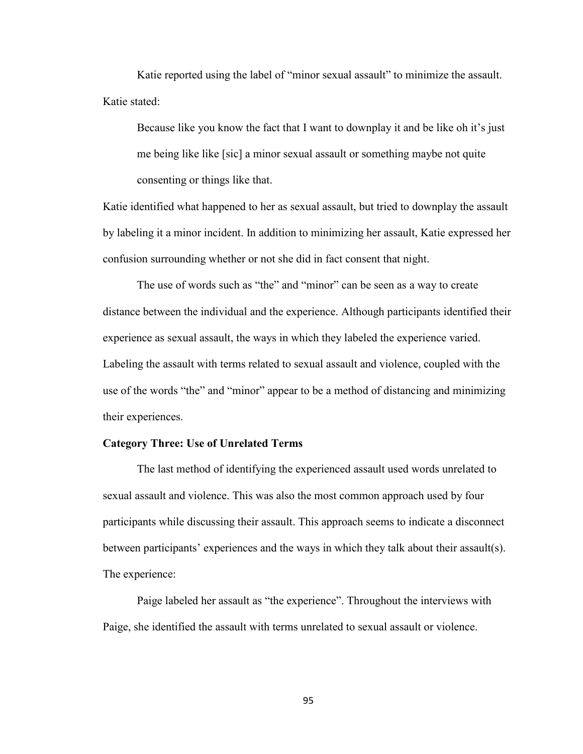Katie reported using the label of "minor sexual assault" to minimize the assault. Katie stated:

> Because like you know the fact that I want to downplay it and be like oh it's just me being like like [sic] a minor sexual assault or something maybe not quite consenting or things like that.

Katie identified what happened to her as sexual assault, but tried to downplay the assault by labeling it a minor incident. In addition to minimizing her assault, Katie expressed her confusion surrounding whether or not she did in fact consent that night.

The use of words such as "the" and "minor" can be seen as a way to create distance between the individual and the experience. Although participants identified their experience as sexual assault, the ways in which they labeled the experience varied. Labeling the assault with terms related to sexual assault and violence, coupled with the use of the words "the" and "minor" appear to be a method of distancing and minimizing their experiences.

**Category Three: Use of Unrelated Terms**

The last method of identifying the experienced assault used words unrelated to sexual assault and violence. This was also the most common approach used by four participants while discussing their assault. This approach seems to indicate a disconnect between participants' experiences and the ways in which they talk about their assault(s). The experience:

Paige labeled her assault as "the experience". Throughout the interviews with Paige, she identified the assault with terms unrelated to sexual assault or violence.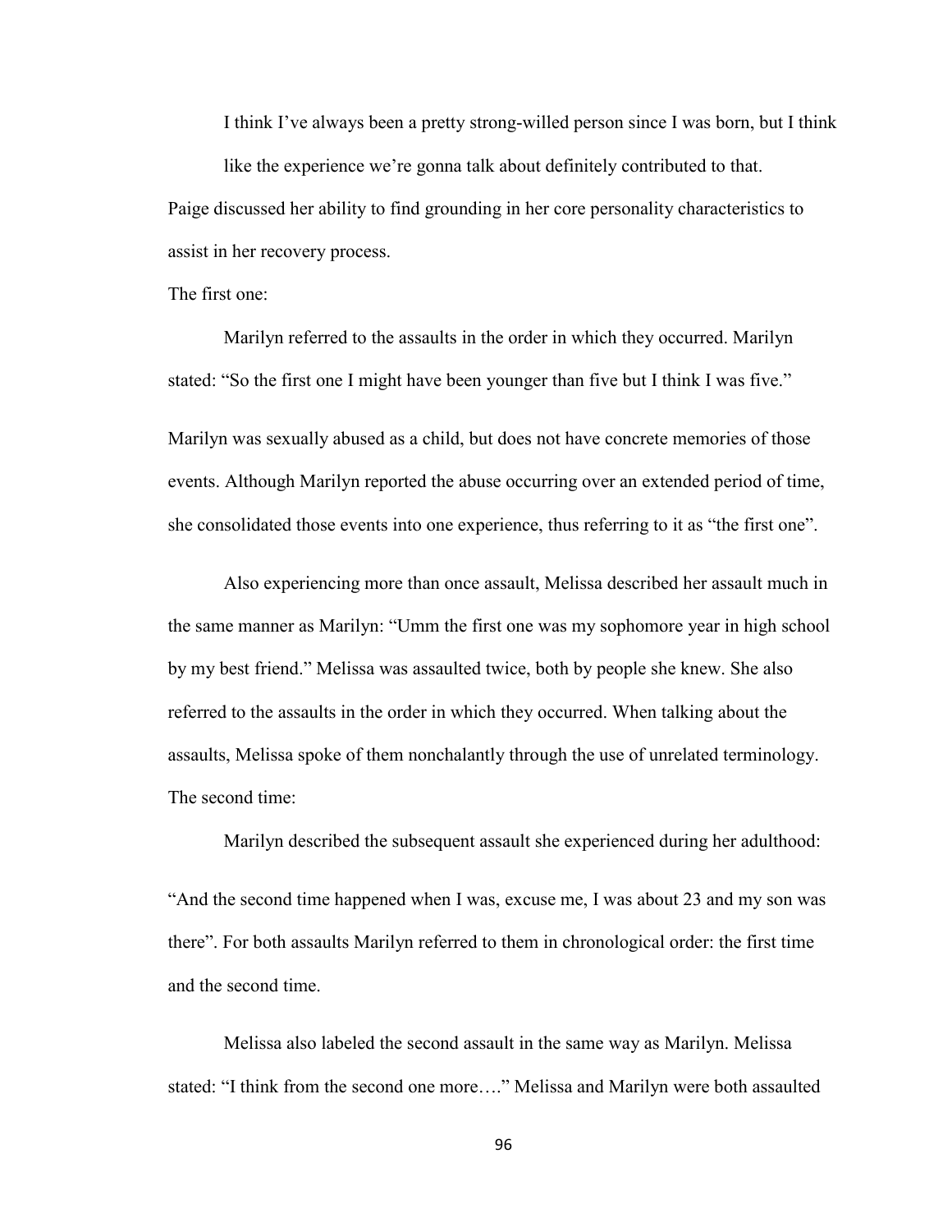> I think I've always been a pretty strong-willed person since I was born, but I think like the experience we're gonna talk about definitely contributed to that.

Paige discussed her ability to find grounding in her core personality characteristics to assist in her recovery process.

The first one:

Marilyn referred to the assaults in the order in which they occurred. Marilyn stated: "So the first one I might have been younger than five but I think I was five."

Marilyn was sexually abused as a child, but does not have concrete memories of those events. Although Marilyn reported the abuse occurring over an extended period of time, she consolidated those events into one experience, thus referring to it as "the first one".

Also experiencing more than once assault, Melissa described her assault much in the same manner as Marilyn: "Umm the first one was my sophomore year in high school by my best friend." Melissa was assaulted twice, both by people she knew. She also referred to the assaults in the order in which they occurred. When talking about the assaults, Melissa spoke of them nonchalantly through the use of unrelated terminology.

The second time:

Marilyn described the subsequent assault she experienced during her adulthood:

"And the second time happened when I was, excuse me, I was about 23 and my son was there". For both assaults Marilyn referred to them in chronological order: the first time and the second time.

Melissa also labeled the second assault in the same way as Marilyn. Melissa stated: "I think from the second one more…." Melissa and Marilyn were both assaulted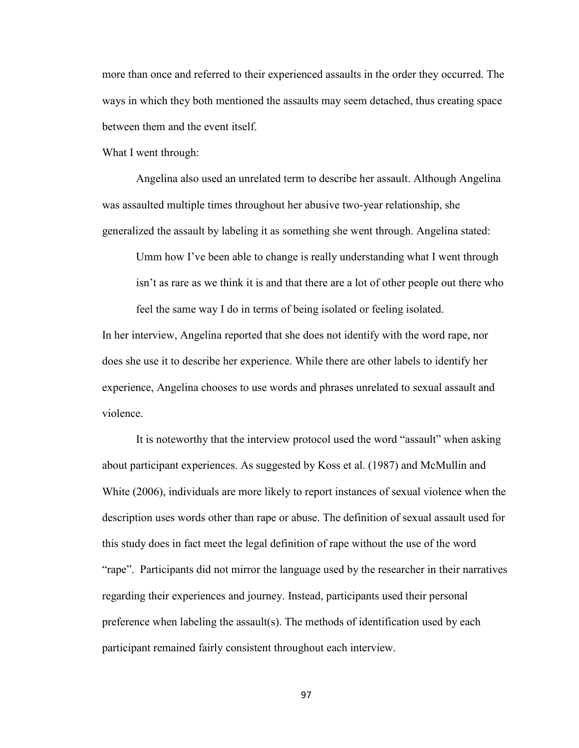more than once and referred to their experienced assaults in the order they occurred. The ways in which they both mentioned the assaults may seem detached, thus creating space between them and the event itself.

What I went through:

Angelina also used an unrelated term to describe her assault. Although Angelina was assaulted multiple times throughout her abusive two-year relationship, she generalized the assault by labeling it as something she went through. Angelina stated:

> Umm how I've been able to change is really understanding what I went through isn't as rare as we think it is and that there are a lot of other people out there who feel the same way I do in terms of being isolated or feeling isolated.

In her interview, Angelina reported that she does not identify with the word rape, nor does she use it to describe her experience. While there are other labels to identify her experience, Angelina chooses to use words and phrases unrelated to sexual assault and violence.

It is noteworthy that the interview protocol used the word "assault" when asking about participant experiences. As suggested by Koss et al. (1987) and McMullin and White (2006), individuals are more likely to report instances of sexual violence when the description uses words other than rape or abuse. The definition of sexual assault used for this study does in fact meet the legal definition of rape without the use of the word "rape". Participants did not mirror the language used by the researcher in their narratives regarding their experiences and journey. Instead, participants used their personal preference when labeling the assault(s). The methods of identification used by each participant remained fairly consistent throughout each interview.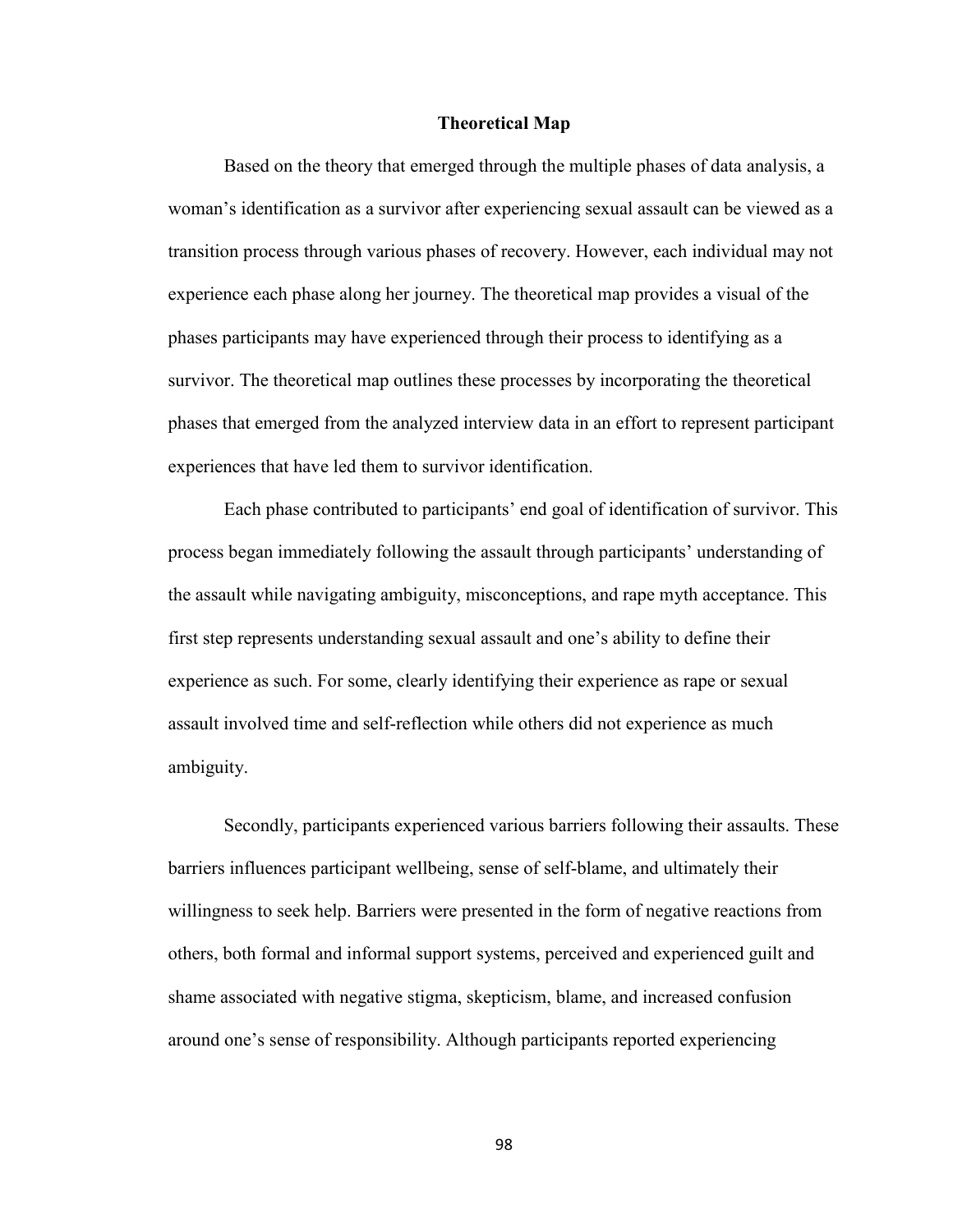## Theoretical Map

Based on the theory that emerged through the multiple phases of data analysis, a woman's identification as a survivor after experiencing sexual assault can be viewed as a transition process through various phases of recovery. However, each individual may not experience each phase along her journey. The theoretical map provides a visual of the phases participants may have experienced through their process to identifying as a survivor. The theoretical map outlines these processes by incorporating the theoretical phases that emerged from the analyzed interview data in an effort to represent participant experiences that have led them to survivor identification.

Each phase contributed to participants' end goal of identification of survivor. This process began immediately following the assault through participants' understanding of the assault while navigating ambiguity, misconceptions, and rape myth acceptance. This first step represents understanding sexual assault and one's ability to define their experience as such. For some, clearly identifying their experience as rape or sexual assault involved time and self-reflection while others did not experience as much ambiguity.

Secondly, participants experienced various barriers following their assaults. These barriers influences participant wellbeing, sense of self-blame, and ultimately their willingness to seek help. Barriers were presented in the form of negative reactions from others, both formal and informal support systems, perceived and experienced guilt and shame associated with negative stigma, skepticism, blame, and increased confusion around one's sense of responsibility. Although participants reported experiencing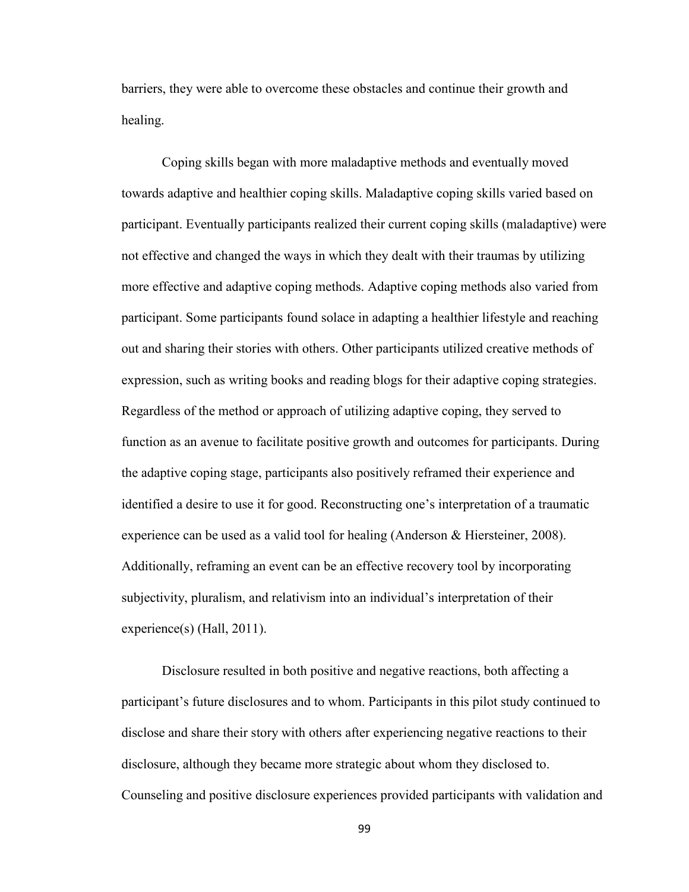barriers, they were able to overcome these obstacles and continue their growth and healing.

Coping skills began with more maladaptive methods and eventually moved towards adaptive and healthier coping skills. Maladaptive coping skills varied based on participant. Eventually participants realized their current coping skills (maladaptive) were not effective and changed the ways in which they dealt with their traumas by utilizing more effective and adaptive coping methods. Adaptive coping methods also varied from participant. Some participants found solace in adapting a healthier lifestyle and reaching out and sharing their stories with others. Other participants utilized creative methods of expression, such as writing books and reading blogs for their adaptive coping strategies. Regardless of the method or approach of utilizing adaptive coping, they served to function as an avenue to facilitate positive growth and outcomes for participants. During the adaptive coping stage, participants also positively reframed their experience and identified a desire to use it for good. Reconstructing one's interpretation of a traumatic experience can be used as a valid tool for healing (Anderson & Hiersteiner, 2008). Additionally, reframing an event can be an effective recovery tool by incorporating subjectivity, pluralism, and relativism into an individual's interpretation of their experience(s) (Hall, 2011).

Disclosure resulted in both positive and negative reactions, both affecting a participant's future disclosures and to whom. Participants in this pilot study continued to disclose and share their story with others after experiencing negative reactions to their disclosure, although they became more strategic about whom they disclosed to. Counseling and positive disclosure experiences provided participants with validation and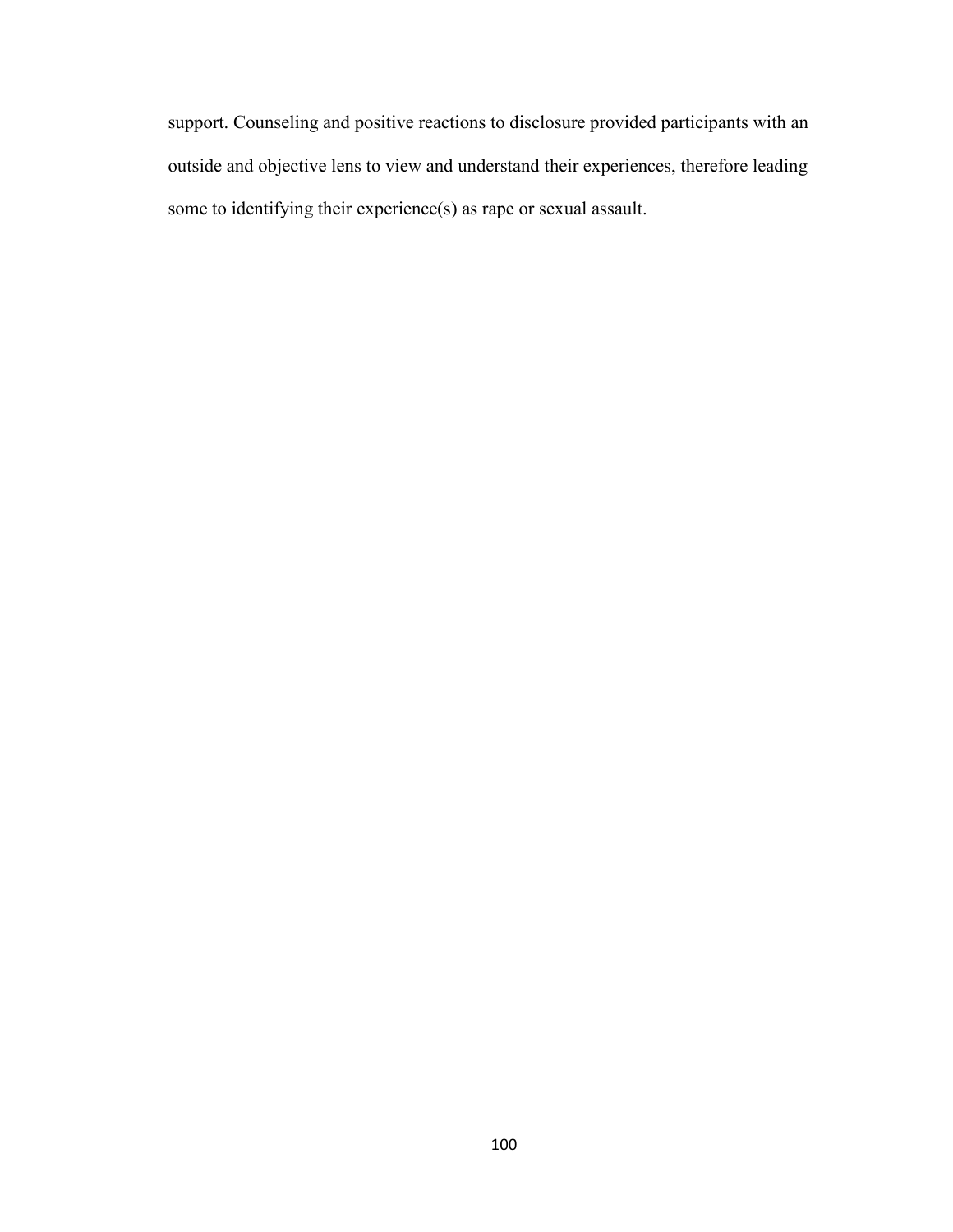support. Counseling and positive reactions to disclosure provided participants with an outside and objective lens to view and understand their experiences, therefore leading some to identifying their experience(s) as rape or sexual assault.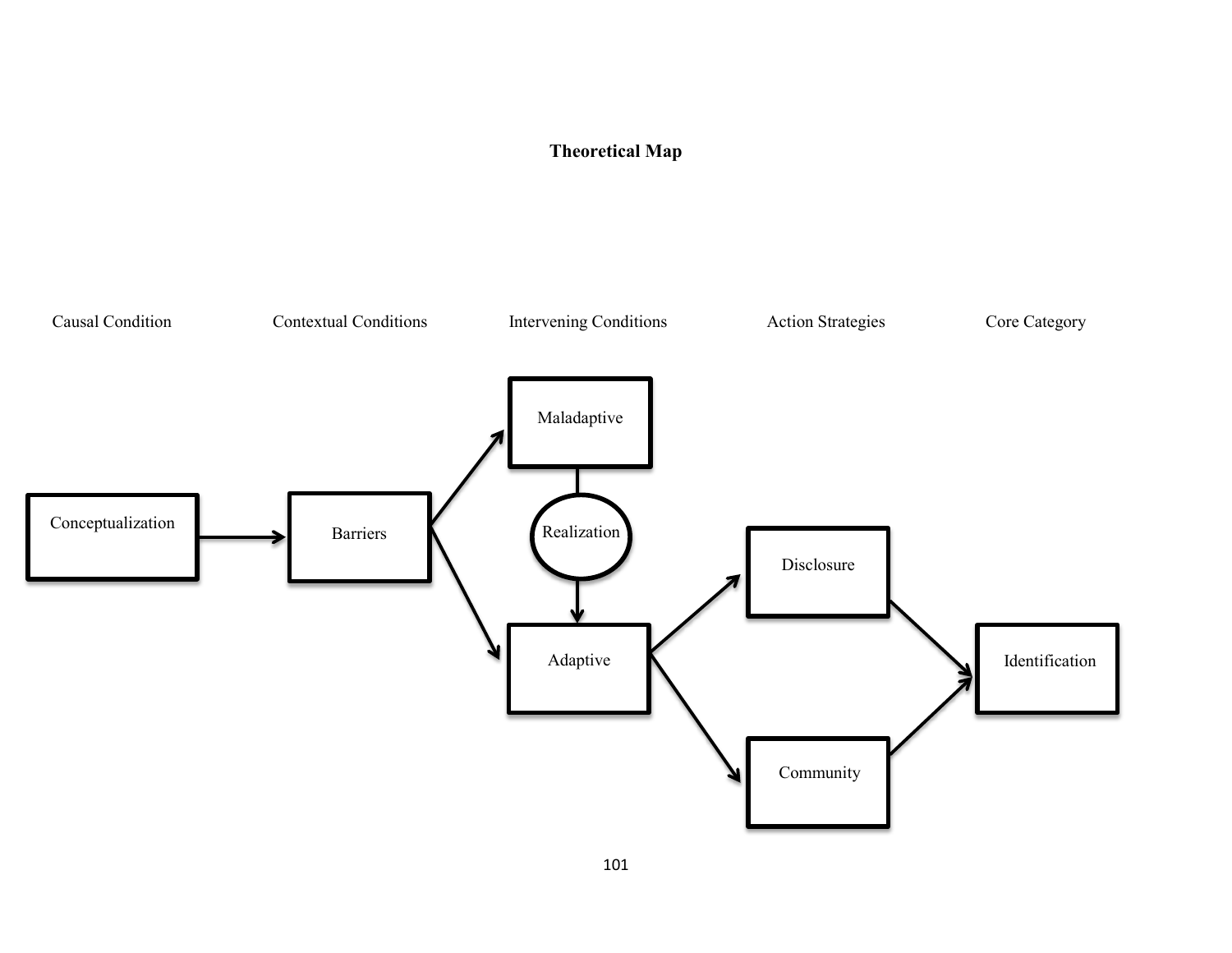**Theoretical Map**

Causal Condition — Contextual Conditions — Intervening Conditions — Action Strategies — Core Category

Conceptualization → Barriers → Maladaptive / Adaptive

Maladaptive — Realization → Adaptive

Adaptive → Disclosure / Community → Identification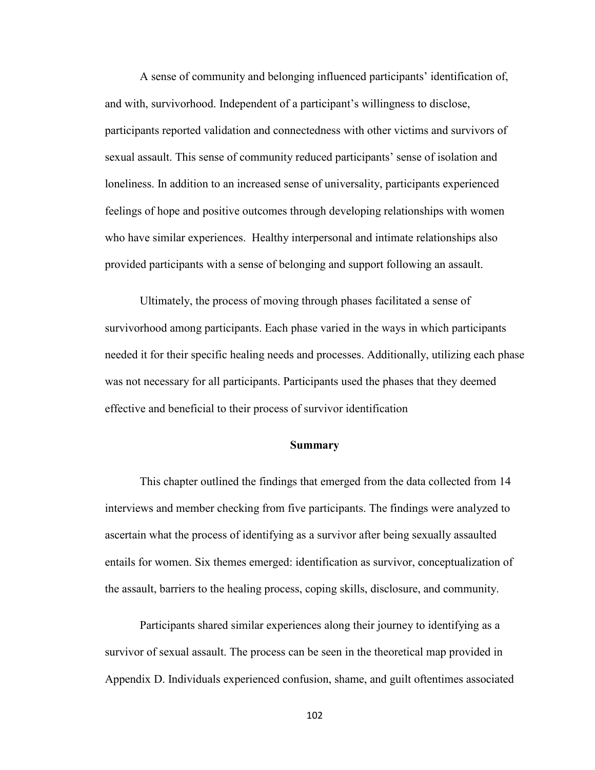A sense of community and belonging influenced participants' identification of, and with, survivorhood. Independent of a participant's willingness to disclose, participants reported validation and connectedness with other victims and survivors of sexual assault. This sense of community reduced participants' sense of isolation and loneliness. In addition to an increased sense of universality, participants experienced feelings of hope and positive outcomes through developing relationships with women who have similar experiences. Healthy interpersonal and intimate relationships also provided participants with a sense of belonging and support following an assault.

Ultimately, the process of moving through phases facilitated a sense of survivorhood among participants. Each phase varied in the ways in which participants needed it for their specific healing needs and processes. Additionally, utilizing each phase was not necessary for all participants. Participants used the phases that they deemed effective and beneficial to their process of survivor identification

## Summary

This chapter outlined the findings that emerged from the data collected from 14 interviews and member checking from five participants. The findings were analyzed to ascertain what the process of identifying as a survivor after being sexually assaulted entails for women. Six themes emerged: identification as survivor, conceptualization of the assault, barriers to the healing process, coping skills, disclosure, and community.

Participants shared similar experiences along their journey to identifying as a survivor of sexual assault. The process can be seen in the theoretical map provided in Appendix D. Individuals experienced confusion, shame, and guilt oftentimes associated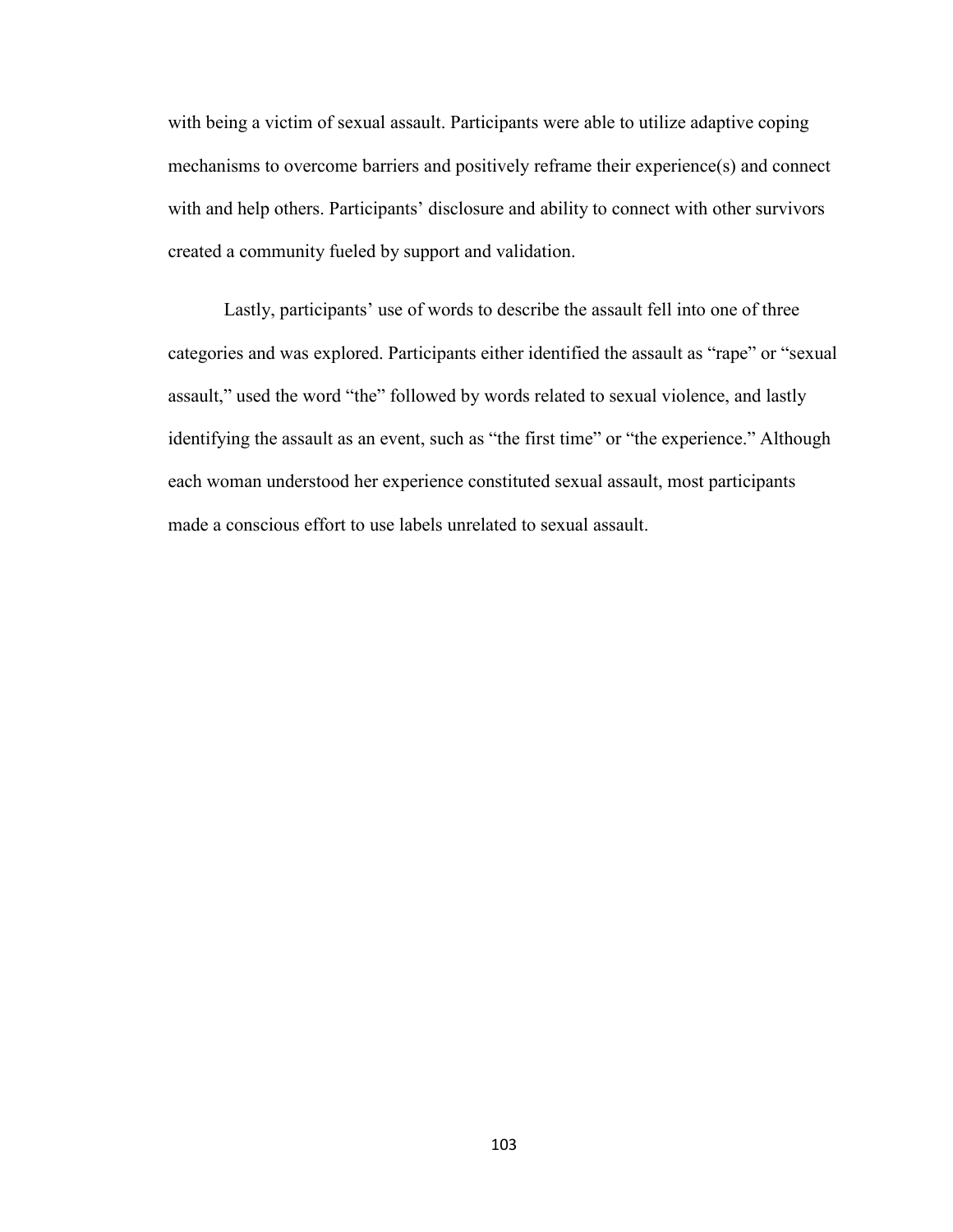with being a victim of sexual assault. Participants were able to utilize adaptive coping mechanisms to overcome barriers and positively reframe their experience(s) and connect with and help others. Participants' disclosure and ability to connect with other survivors created a community fueled by support and validation.

Lastly, participants' use of words to describe the assault fell into one of three categories and was explored. Participants either identified the assault as "rape" or "sexual assault," used the word "the" followed by words related to sexual violence, and lastly identifying the assault as an event, such as "the first time" or "the experience." Although each woman understood her experience constituted sexual assault, most participants made a conscious effort to use labels unrelated to sexual assault.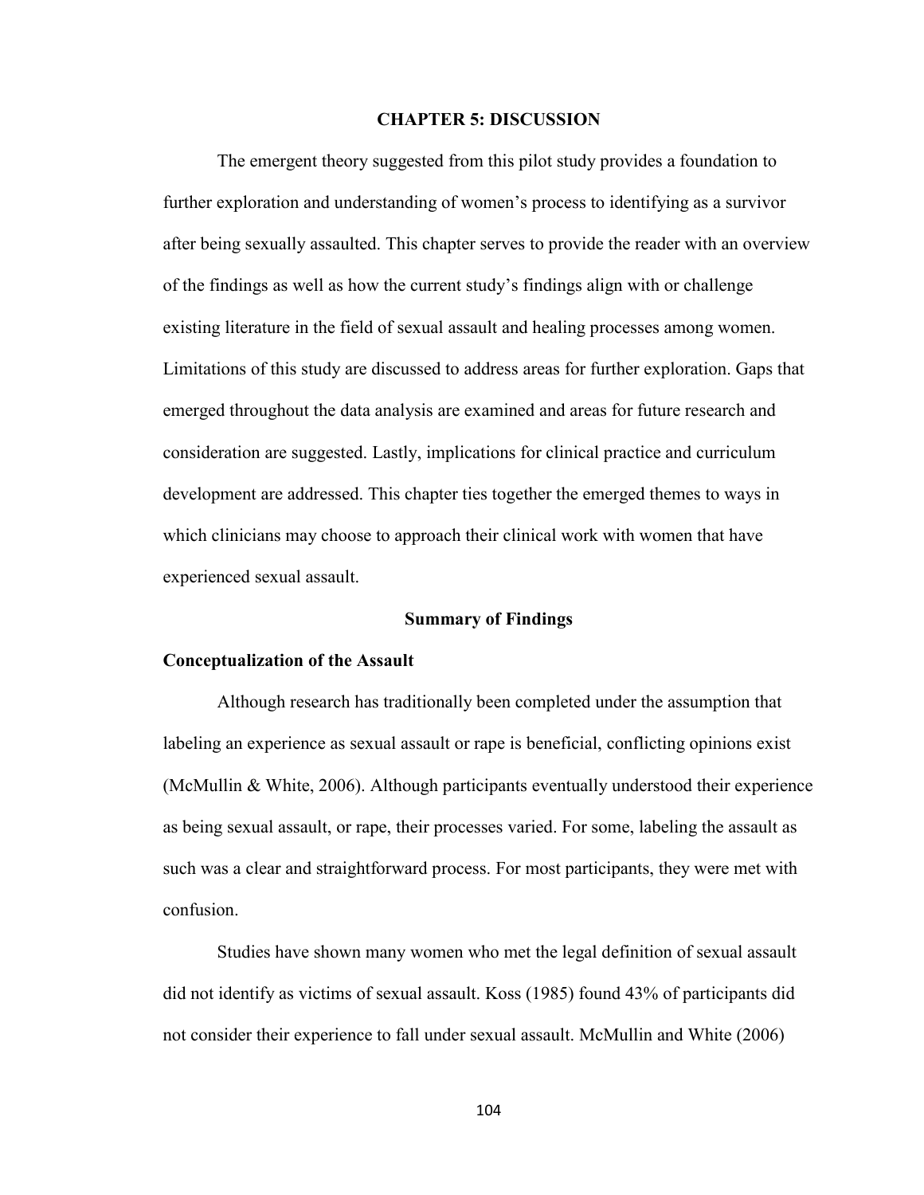# CHAPTER 5: DISCUSSION

The emergent theory suggested from this pilot study provides a foundation to further exploration and understanding of women's process to identifying as a survivor after being sexually assaulted. This chapter serves to provide the reader with an overview of the findings as well as how the current study's findings align with or challenge existing literature in the field of sexual assault and healing processes among women. Limitations of this study are discussed to address areas for further exploration. Gaps that emerged throughout the data analysis are examined and areas for future research and consideration are suggested. Lastly, implications for clinical practice and curriculum development are addressed. This chapter ties together the emerged themes to ways in which clinicians may choose to approach their clinical work with women that have experienced sexual assault.

## Summary of Findings

### Conceptualization of the Assault

Although research has traditionally been completed under the assumption that labeling an experience as sexual assault or rape is beneficial, conflicting opinions exist (McMullin & White, 2006). Although participants eventually understood their experience as being sexual assault, or rape, their processes varied. For some, labeling the assault as such was a clear and straightforward process. For most participants, they were met with confusion.

Studies have shown many women who met the legal definition of sexual assault did not identify as victims of sexual assault. Koss (1985) found 43% of participants did not consider their experience to fall under sexual assault. McMullin and White (2006)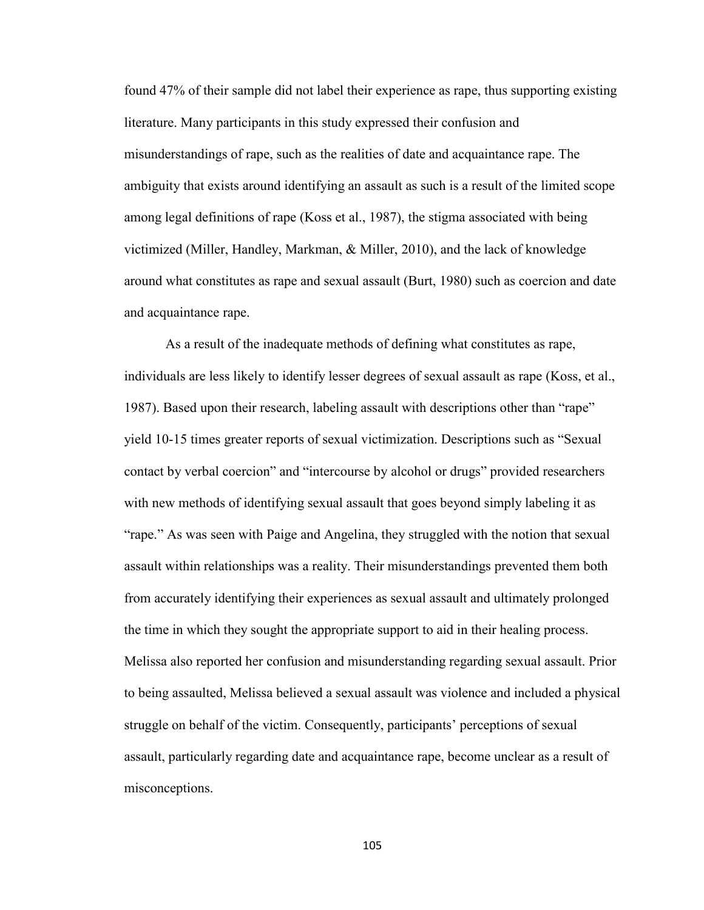found 47% of their sample did not label their experience as rape, thus supporting existing literature. Many participants in this study expressed their confusion and misunderstandings of rape, such as the realities of date and acquaintance rape. The ambiguity that exists around identifying an assault as such is a result of the limited scope among legal definitions of rape (Koss et al., 1987), the stigma associated with being victimized (Miller, Handley, Markman, & Miller, 2010), and the lack of knowledge around what constitutes as rape and sexual assault (Burt, 1980) such as coercion and date and acquaintance rape.

As a result of the inadequate methods of defining what constitutes as rape, individuals are less likely to identify lesser degrees of sexual assault as rape (Koss, et al., 1987). Based upon their research, labeling assault with descriptions other than "rape" yield 10-15 times greater reports of sexual victimization. Descriptions such as "Sexual contact by verbal coercion" and "intercourse by alcohol or drugs" provided researchers with new methods of identifying sexual assault that goes beyond simply labeling it as "rape." As was seen with Paige and Angelina, they struggled with the notion that sexual assault within relationships was a reality. Their misunderstandings prevented them both from accurately identifying their experiences as sexual assault and ultimately prolonged the time in which they sought the appropriate support to aid in their healing process. Melissa also reported her confusion and misunderstanding regarding sexual assault. Prior to being assaulted, Melissa believed a sexual assault was violence and included a physical struggle on behalf of the victim. Consequently, participants' perceptions of sexual assault, particularly regarding date and acquaintance rape, become unclear as a result of misconceptions.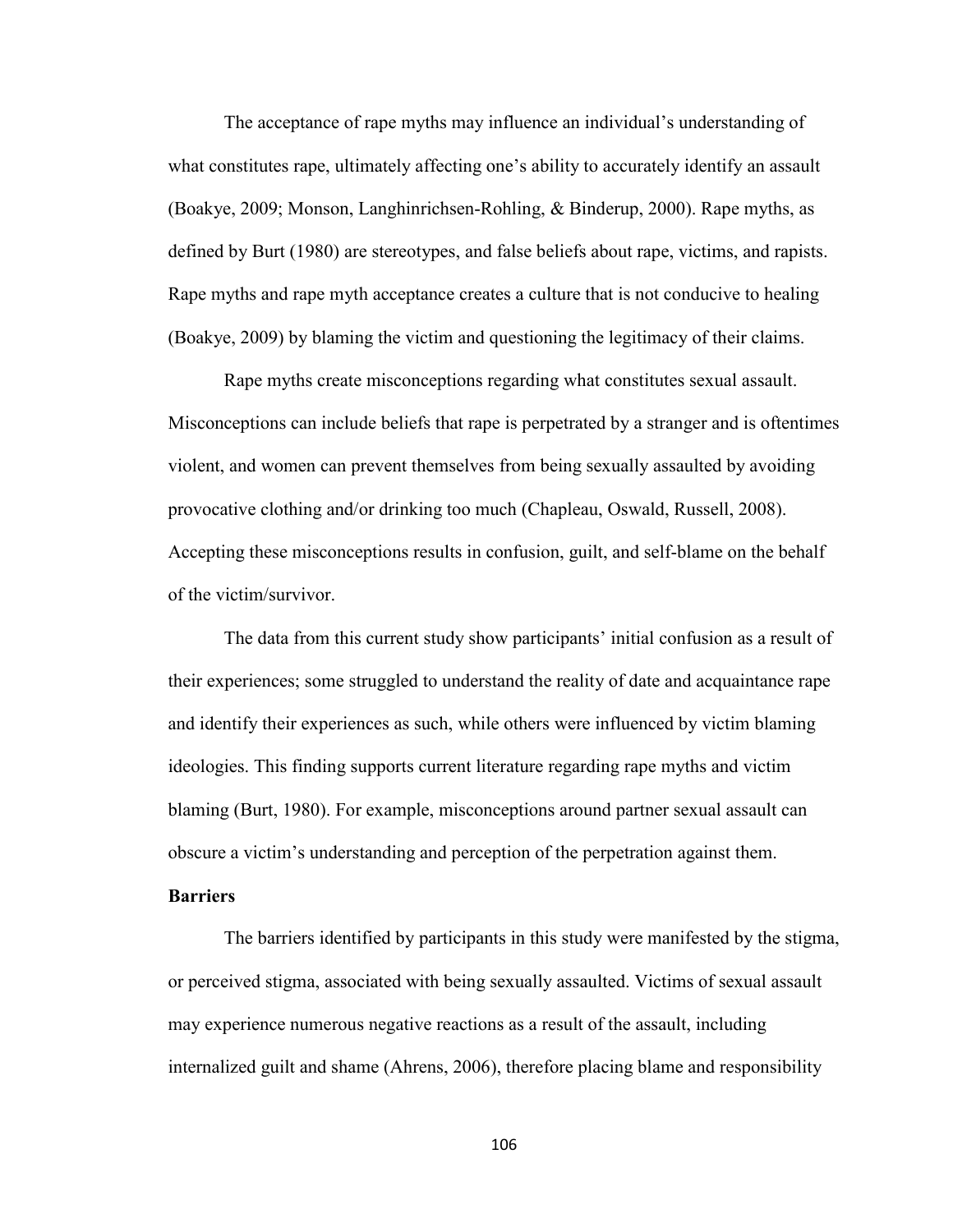The acceptance of rape myths may influence an individual's understanding of what constitutes rape, ultimately affecting one's ability to accurately identify an assault (Boakye, 2009; Monson, Langhinrichsen-Rohling, & Binderup, 2000). Rape myths, as defined by Burt (1980) are stereotypes, and false beliefs about rape, victims, and rapists. Rape myths and rape myth acceptance creates a culture that is not conducive to healing (Boakye, 2009) by blaming the victim and questioning the legitimacy of their claims.

Rape myths create misconceptions regarding what constitutes sexual assault. Misconceptions can include beliefs that rape is perpetrated by a stranger and is oftentimes violent, and women can prevent themselves from being sexually assaulted by avoiding provocative clothing and/or drinking too much (Chapleau, Oswald, Russell, 2008). Accepting these misconceptions results in confusion, guilt, and self-blame on the behalf of the victim/survivor.

The data from this current study show participants' initial confusion as a result of their experiences; some struggled to understand the reality of date and acquaintance rape and identify their experiences as such, while others were influenced by victim blaming ideologies. This finding supports current literature regarding rape myths and victim blaming (Burt, 1980). For example, misconceptions around partner sexual assault can obscure a victim's understanding and perception of the perpetration against them.

**Barriers**

The barriers identified by participants in this study were manifested by the stigma, or perceived stigma, associated with being sexually assaulted. Victims of sexual assault may experience numerous negative reactions as a result of the assault, including internalized guilt and shame (Ahrens, 2006), therefore placing blame and responsibility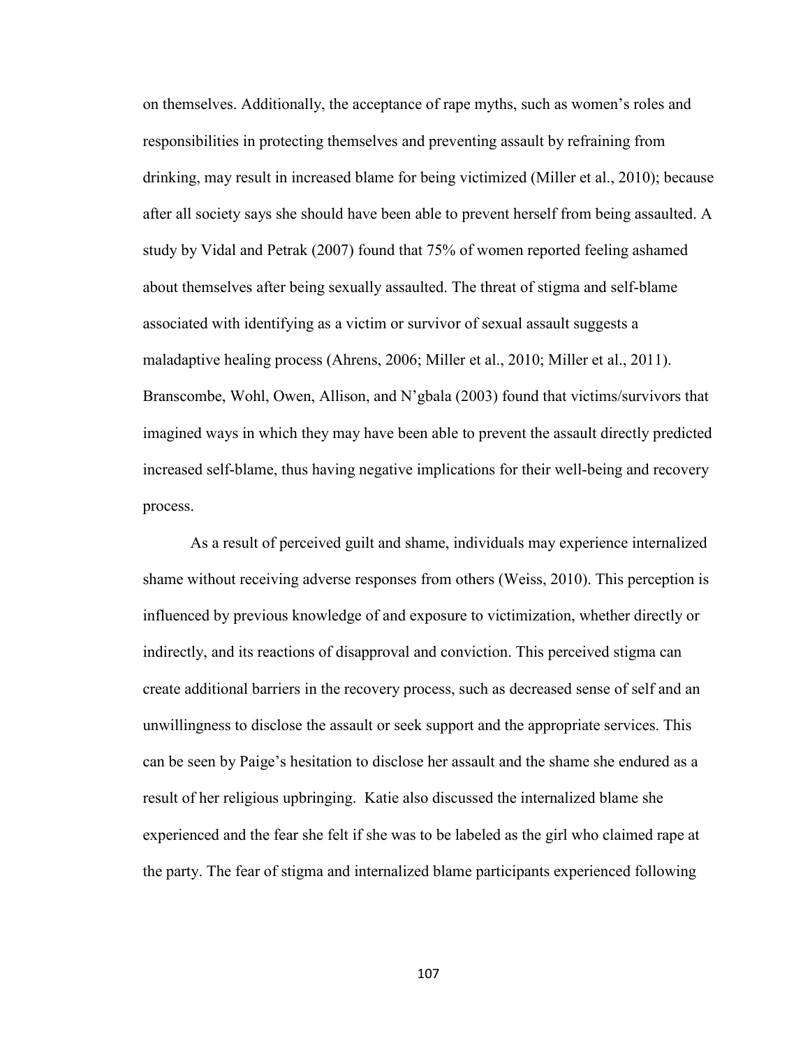on themselves. Additionally, the acceptance of rape myths, such as women's roles and responsibilities in protecting themselves and preventing assault by refraining from drinking, may result in increased blame for being victimized (Miller et al., 2010); because after all society says she should have been able to prevent herself from being assaulted. A study by Vidal and Petrak (2007) found that 75% of women reported feeling ashamed about themselves after being sexually assaulted. The threat of stigma and self-blame associated with identifying as a victim or survivor of sexual assault suggests a maladaptive healing process (Ahrens, 2006; Miller et al., 2010; Miller et al., 2011). Branscombe, Wohl, Owen, Allison, and N'gbala (2003) found that victims/survivors that imagined ways in which they may have been able to prevent the assault directly predicted increased self-blame, thus having negative implications for their well-being and recovery process.

As a result of perceived guilt and shame, individuals may experience internalized shame without receiving adverse responses from others (Weiss, 2010). This perception is influenced by previous knowledge of and exposure to victimization, whether directly or indirectly, and its reactions of disapproval and conviction. This perceived stigma can create additional barriers in the recovery process, such as decreased sense of self and an unwillingness to disclose the assault or seek support and the appropriate services. This can be seen by Paige's hesitation to disclose her assault and the shame she endured as a result of her religious upbringing. Katie also discussed the internalized blame she experienced and the fear she felt if she was to be labeled as the girl who claimed rape at the party. The fear of stigma and internalized blame participants experienced following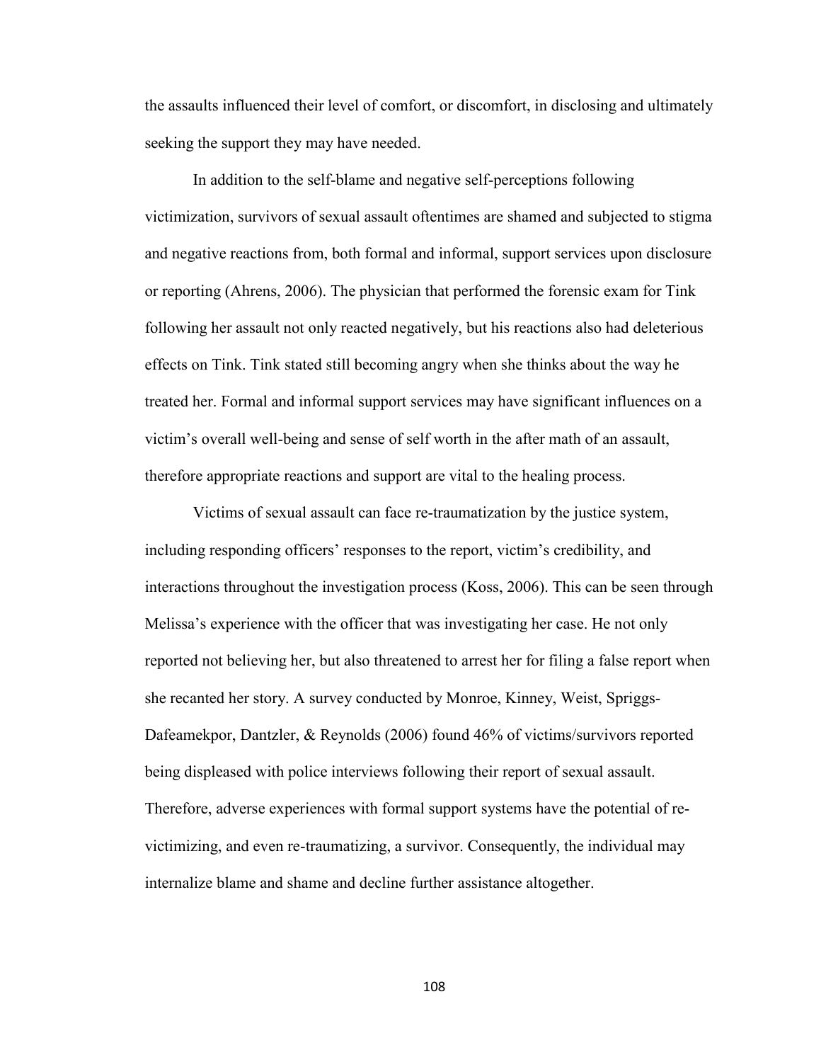the assaults influenced their level of comfort, or discomfort, in disclosing and ultimately seeking the support they may have needed.

In addition to the self-blame and negative self-perceptions following victimization, survivors of sexual assault oftentimes are shamed and subjected to stigma and negative reactions from, both formal and informal, support services upon disclosure or reporting (Ahrens, 2006). The physician that performed the forensic exam for Tink following her assault not only reacted negatively, but his reactions also had deleterious effects on Tink. Tink stated still becoming angry when she thinks about the way he treated her. Formal and informal support services may have significant influences on a victim's overall well-being and sense of self worth in the after math of an assault, therefore appropriate reactions and support are vital to the healing process.

Victims of sexual assault can face re-traumatization by the justice system, including responding officers' responses to the report, victim's credibility, and interactions throughout the investigation process (Koss, 2006). This can be seen through Melissa's experience with the officer that was investigating her case. He not only reported not believing her, but also threatened to arrest her for filing a false report when she recanted her story. A survey conducted by Monroe, Kinney, Weist, Spriggs-Dafeamekpor, Dantzler, & Reynolds (2006) found 46% of victims/survivors reported being displeased with police interviews following their report of sexual assault. Therefore, adverse experiences with formal support systems have the potential of re-victimizing, and even re-traumatizing, a survivor. Consequently, the individual may internalize blame and shame and decline further assistance altogether.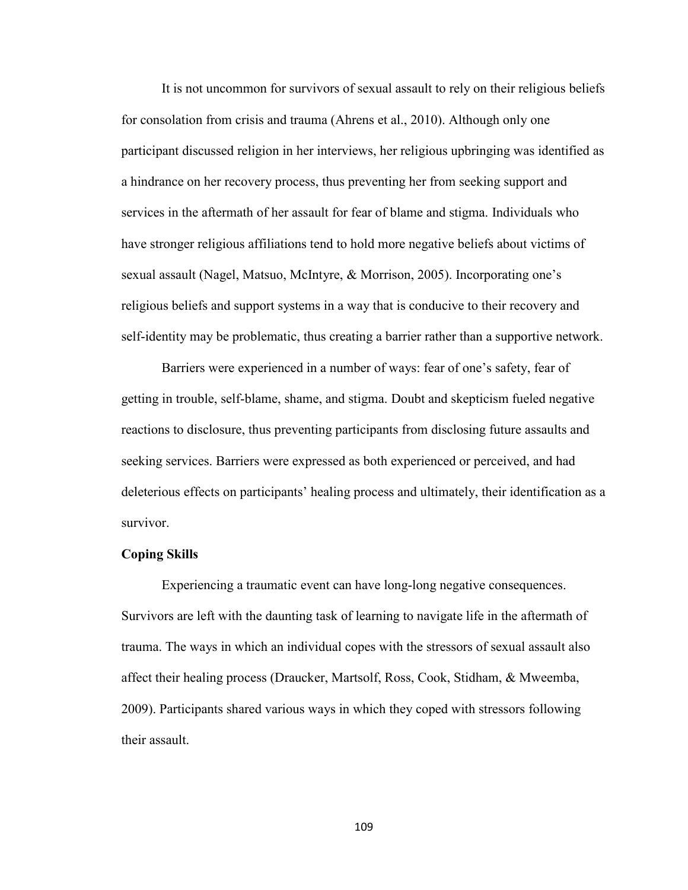It is not uncommon for survivors of sexual assault to rely on their religious beliefs for consolation from crisis and trauma (Ahrens et al., 2010). Although only one participant discussed religion in her interviews, her religious upbringing was identified as a hindrance on her recovery process, thus preventing her from seeking support and services in the aftermath of her assault for fear of blame and stigma. Individuals who have stronger religious affiliations tend to hold more negative beliefs about victims of sexual assault (Nagel, Matsuo, McIntyre, & Morrison, 2005). Incorporating one's religious beliefs and support systems in a way that is conducive to their recovery and self-identity may be problematic, thus creating a barrier rather than a supportive network.

Barriers were experienced in a number of ways: fear of one's safety, fear of getting in trouble, self-blame, shame, and stigma. Doubt and skepticism fueled negative reactions to disclosure, thus preventing participants from disclosing future assaults and seeking services. Barriers were expressed as both experienced or perceived, and had deleterious effects on participants' healing process and ultimately, their identification as a survivor.

**Coping Skills**

Experiencing a traumatic event can have long-long negative consequences. Survivors are left with the daunting task of learning to navigate life in the aftermath of trauma. The ways in which an individual copes with the stressors of sexual assault also affect their healing process (Draucker, Martsolf, Ross, Cook, Stidham, & Mweemba, 2009). Participants shared various ways in which they coped with stressors following their assault.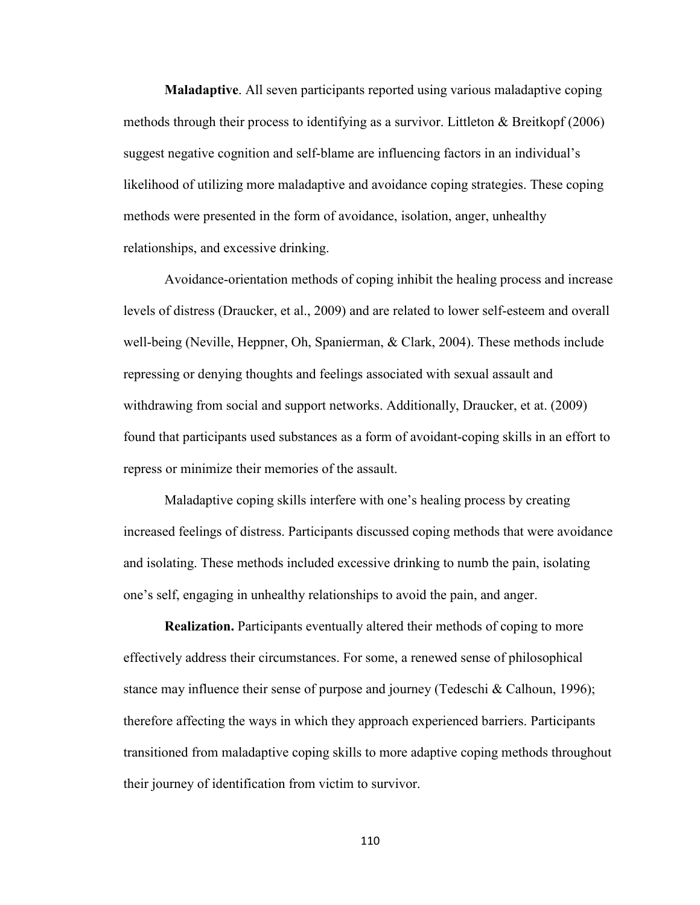**Maladaptive**. All seven participants reported using various maladaptive coping methods through their process to identifying as a survivor. Littleton & Breitkopf (2006) suggest negative cognition and self-blame are influencing factors in an individual's likelihood of utilizing more maladaptive and avoidance coping strategies. These coping methods were presented in the form of avoidance, isolation, anger, unhealthy relationships, and excessive drinking.

Avoidance-orientation methods of coping inhibit the healing process and increase levels of distress (Draucker, et al., 2009) and are related to lower self-esteem and overall well-being (Neville, Heppner, Oh, Spanierman, & Clark, 2004). These methods include repressing or denying thoughts and feelings associated with sexual assault and withdrawing from social and support networks. Additionally, Draucker, et at. (2009) found that participants used substances as a form of avoidant-coping skills in an effort to repress or minimize their memories of the assault.

Maladaptive coping skills interfere with one's healing process by creating increased feelings of distress. Participants discussed coping methods that were avoidance and isolating. These methods included excessive drinking to numb the pain, isolating one's self, engaging in unhealthy relationships to avoid the pain, and anger.

**Realization.** Participants eventually altered their methods of coping to more effectively address their circumstances. For some, a renewed sense of philosophical stance may influence their sense of purpose and journey (Tedeschi & Calhoun, 1996); therefore affecting the ways in which they approach experienced barriers. Participants transitioned from maladaptive coping skills to more adaptive coping methods throughout their journey of identification from victim to survivor.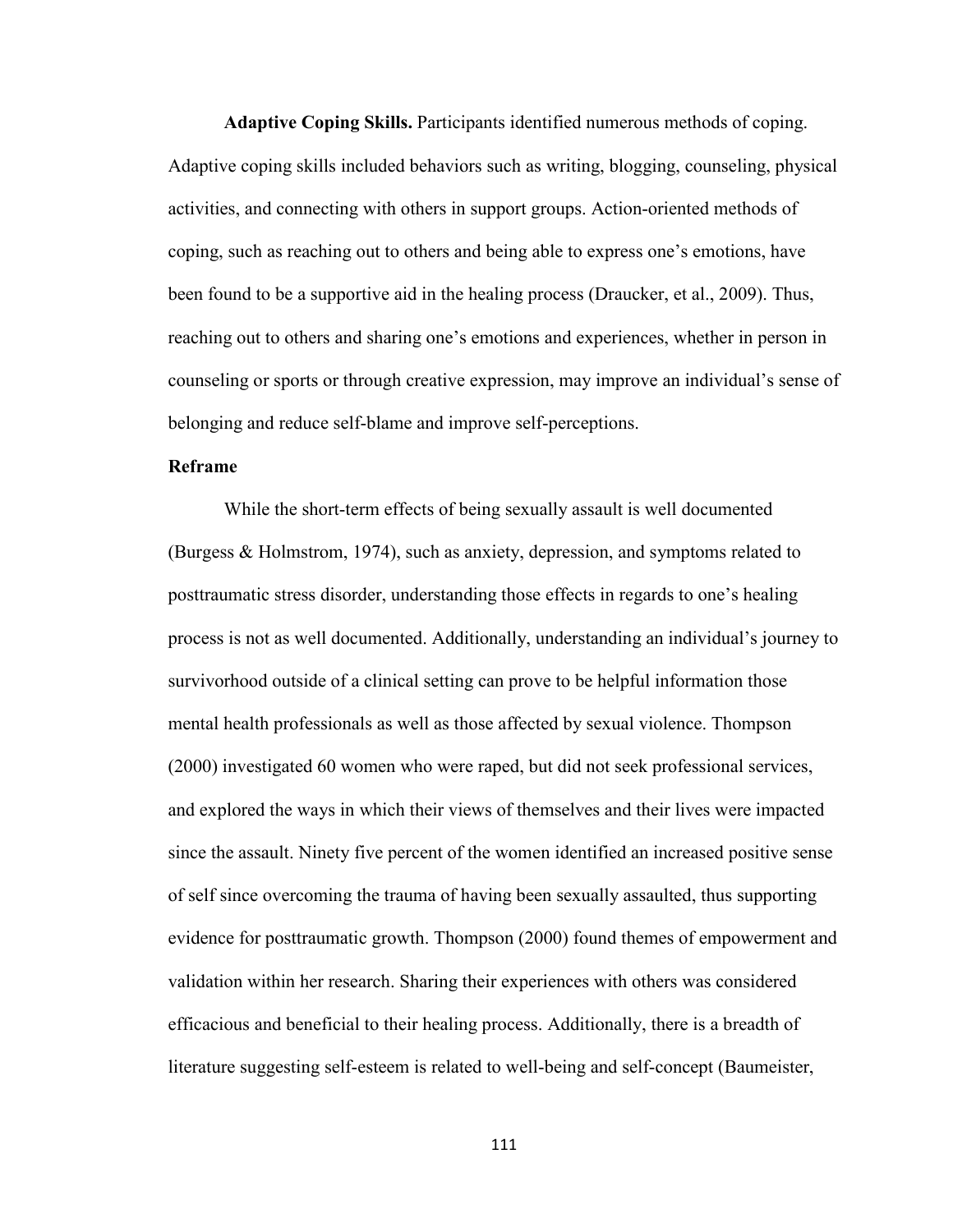**Adaptive Coping Skills.** Participants identified numerous methods of coping. Adaptive coping skills included behaviors such as writing, blogging, counseling, physical activities, and connecting with others in support groups. Action-oriented methods of coping, such as reaching out to others and being able to express one's emotions, have been found to be a supportive aid in the healing process (Draucker, et al., 2009). Thus, reaching out to others and sharing one's emotions and experiences, whether in person in counseling or sports or through creative expression, may improve an individual's sense of belonging and reduce self-blame and improve self-perceptions.

## Reframe

While the short-term effects of being sexually assault is well documented (Burgess & Holmstrom, 1974), such as anxiety, depression, and symptoms related to posttraumatic stress disorder, understanding those effects in regards to one's healing process is not as well documented. Additionally, understanding an individual's journey to survivorhood outside of a clinical setting can prove to be helpful information those mental health professionals as well as those affected by sexual violence. Thompson (2000) investigated 60 women who were raped, but did not seek professional services, and explored the ways in which their views of themselves and their lives were impacted since the assault. Ninety five percent of the women identified an increased positive sense of self since overcoming the trauma of having been sexually assaulted, thus supporting evidence for posttraumatic growth. Thompson (2000) found themes of empowerment and validation within her research. Sharing their experiences with others was considered efficacious and beneficial to their healing process. Additionally, there is a breadth of literature suggesting self-esteem is related to well-being and self-concept (Baumeister,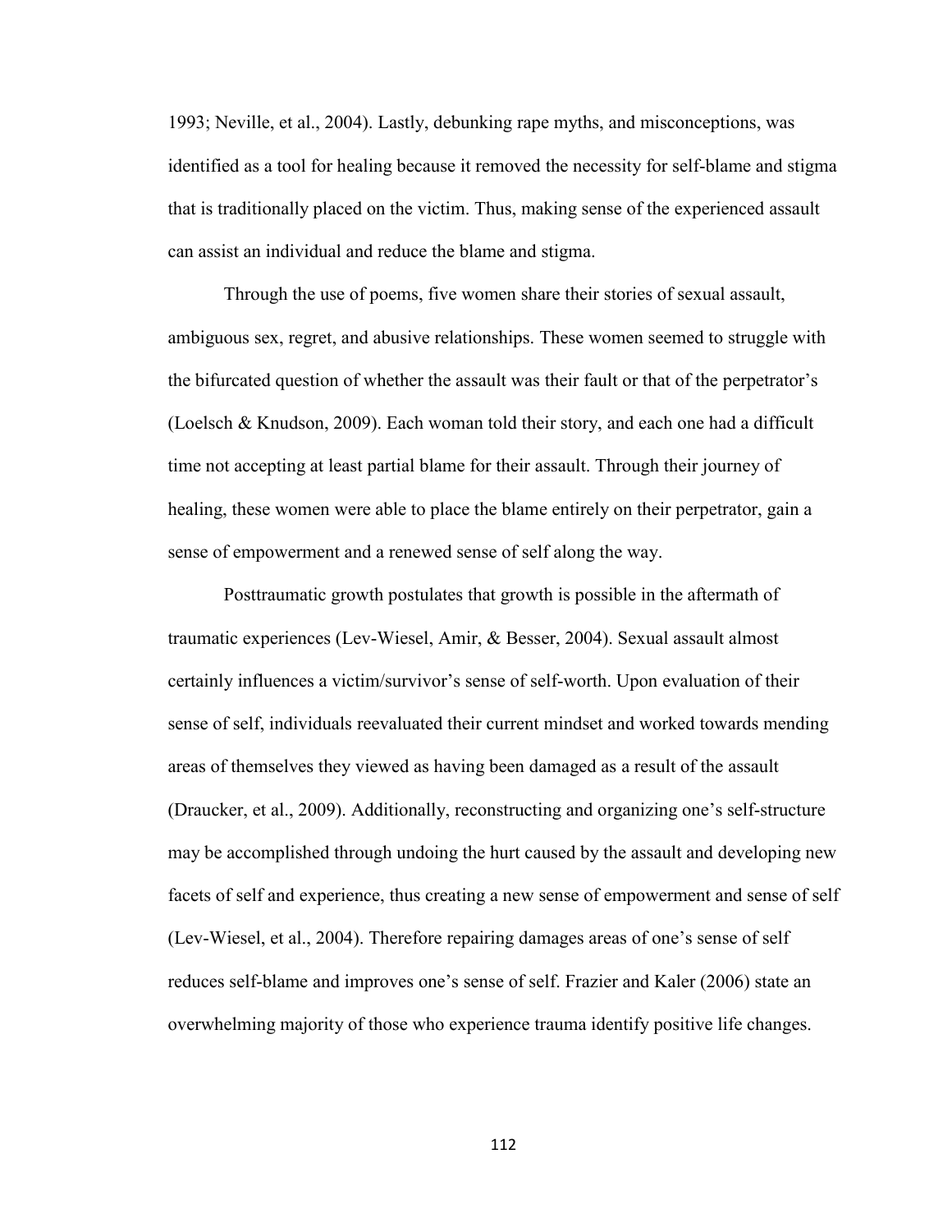1993; Neville, et al., 2004). Lastly, debunking rape myths, and misconceptions, was identified as a tool for healing because it removed the necessity for self-blame and stigma that is traditionally placed on the victim. Thus, making sense of the experienced assault can assist an individual and reduce the blame and stigma.

Through the use of poems, five women share their stories of sexual assault, ambiguous sex, regret, and abusive relationships. These women seemed to struggle with the bifurcated question of whether the assault was their fault or that of the perpetrator's (Loelsch & Knudson, 2009). Each woman told their story, and each one had a difficult time not accepting at least partial blame for their assault. Through their journey of healing, these women were able to place the blame entirely on their perpetrator, gain a sense of empowerment and a renewed sense of self along the way.

Posttraumatic growth postulates that growth is possible in the aftermath of traumatic experiences (Lev-Wiesel, Amir, & Besser, 2004). Sexual assault almost certainly influences a victim/survivor's sense of self-worth. Upon evaluation of their sense of self, individuals reevaluated their current mindset and worked towards mending areas of themselves they viewed as having been damaged as a result of the assault (Draucker, et al., 2009). Additionally, reconstructing and organizing one's self-structure may be accomplished through undoing the hurt caused by the assault and developing new facets of self and experience, thus creating a new sense of empowerment and sense of self (Lev-Wiesel, et al., 2004). Therefore repairing damages areas of one's sense of self reduces self-blame and improves one's sense of self. Frazier and Kaler (2006) state an overwhelming majority of those who experience trauma identify positive life changes.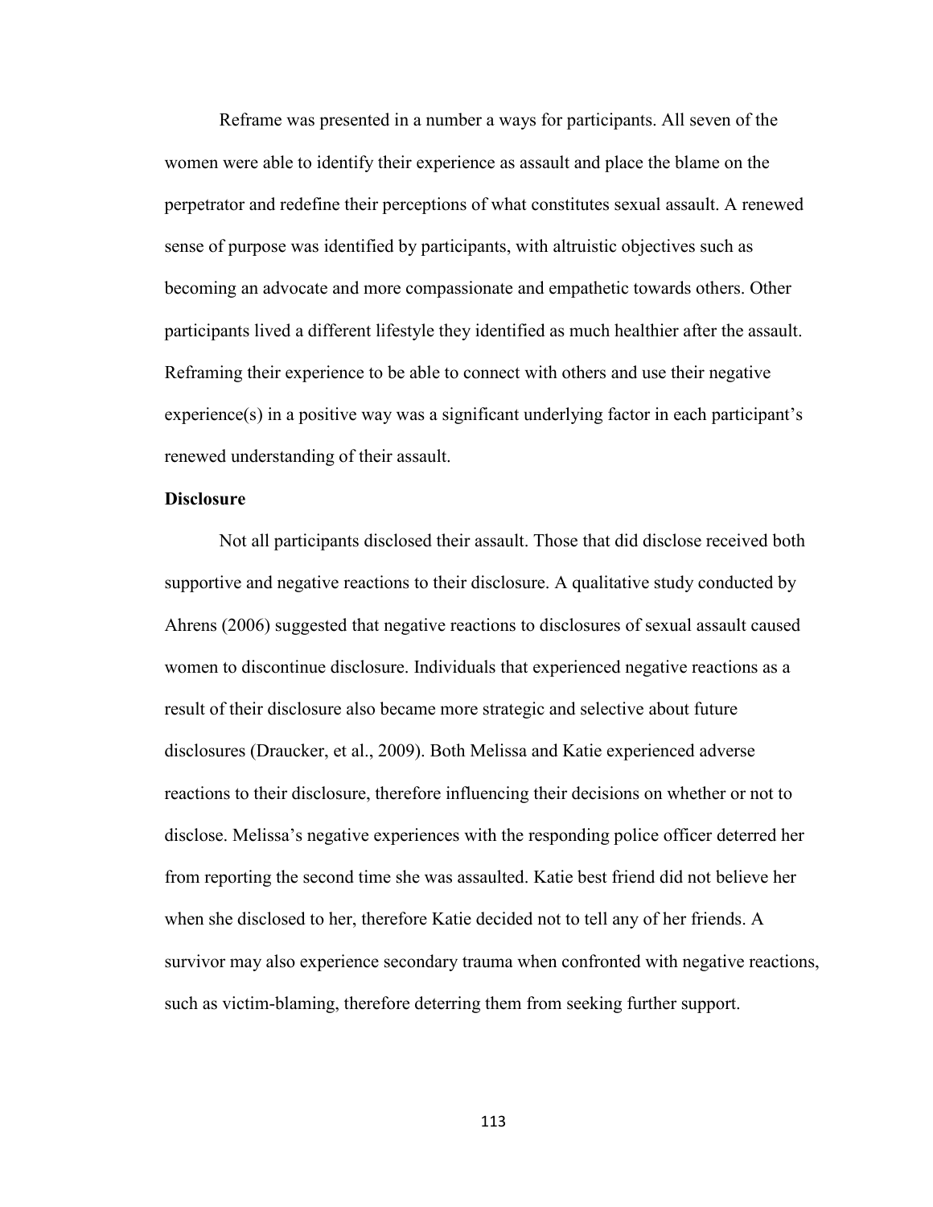Reframe was presented in a number a ways for participants. All seven of the women were able to identify their experience as assault and place the blame on the perpetrator and redefine their perceptions of what constitutes sexual assault. A renewed sense of purpose was identified by participants, with altruistic objectives such as becoming an advocate and more compassionate and empathetic towards others. Other participants lived a different lifestyle they identified as much healthier after the assault. Reframing their experience to be able to connect with others and use their negative experience(s) in a positive way was a significant underlying factor in each participant's renewed understanding of their assault.

**Disclosure**

Not all participants disclosed their assault. Those that did disclose received both supportive and negative reactions to their disclosure. A qualitative study conducted by Ahrens (2006) suggested that negative reactions to disclosures of sexual assault caused women to discontinue disclosure. Individuals that experienced negative reactions as a result of their disclosure also became more strategic and selective about future disclosures (Draucker, et al., 2009). Both Melissa and Katie experienced adverse reactions to their disclosure, therefore influencing their decisions on whether or not to disclose. Melissa's negative experiences with the responding police officer deterred her from reporting the second time she was assaulted. Katie best friend did not believe her when she disclosed to her, therefore Katie decided not to tell any of her friends. A survivor may also experience secondary trauma when confronted with negative reactions, such as victim-blaming, therefore deterring them from seeking further support.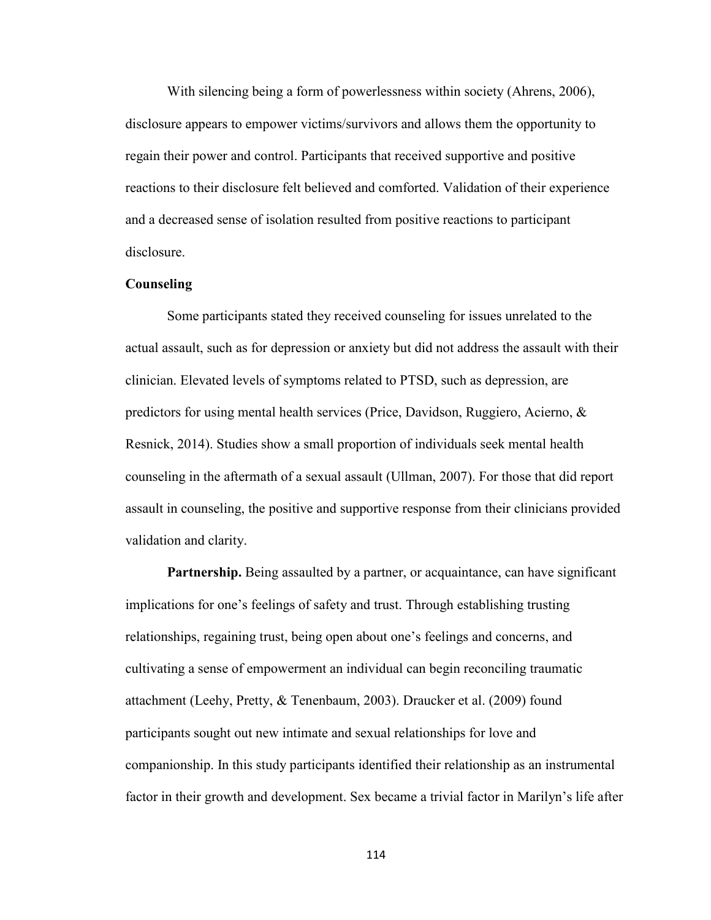With silencing being a form of powerlessness within society (Ahrens, 2006), disclosure appears to empower victims/survivors and allows them the opportunity to regain their power and control. Participants that received supportive and positive reactions to their disclosure felt believed and comforted. Validation of their experience and a decreased sense of isolation resulted from positive reactions to participant disclosure.

## Counseling

Some participants stated they received counseling for issues unrelated to the actual assault, such as for depression or anxiety but did not address the assault with their clinician. Elevated levels of symptoms related to PTSD, such as depression, are predictors for using mental health services (Price, Davidson, Ruggiero, Acierno, & Resnick, 2014). Studies show a small proportion of individuals seek mental health counseling in the aftermath of a sexual assault (Ullman, 2007). For those that did report assault in counseling, the positive and supportive response from their clinicians provided validation and clarity.

**Partnership.** Being assaulted by a partner, or acquaintance, can have significant implications for one's feelings of safety and trust. Through establishing trusting relationships, regaining trust, being open about one's feelings and concerns, and cultivating a sense of empowerment an individual can begin reconciling traumatic attachment (Leehy, Pretty, & Tenenbaum, 2003). Draucker et al. (2009) found participants sought out new intimate and sexual relationships for love and companionship. In this study participants identified their relationship as an instrumental factor in their growth and development. Sex became a trivial factor in Marilyn's life after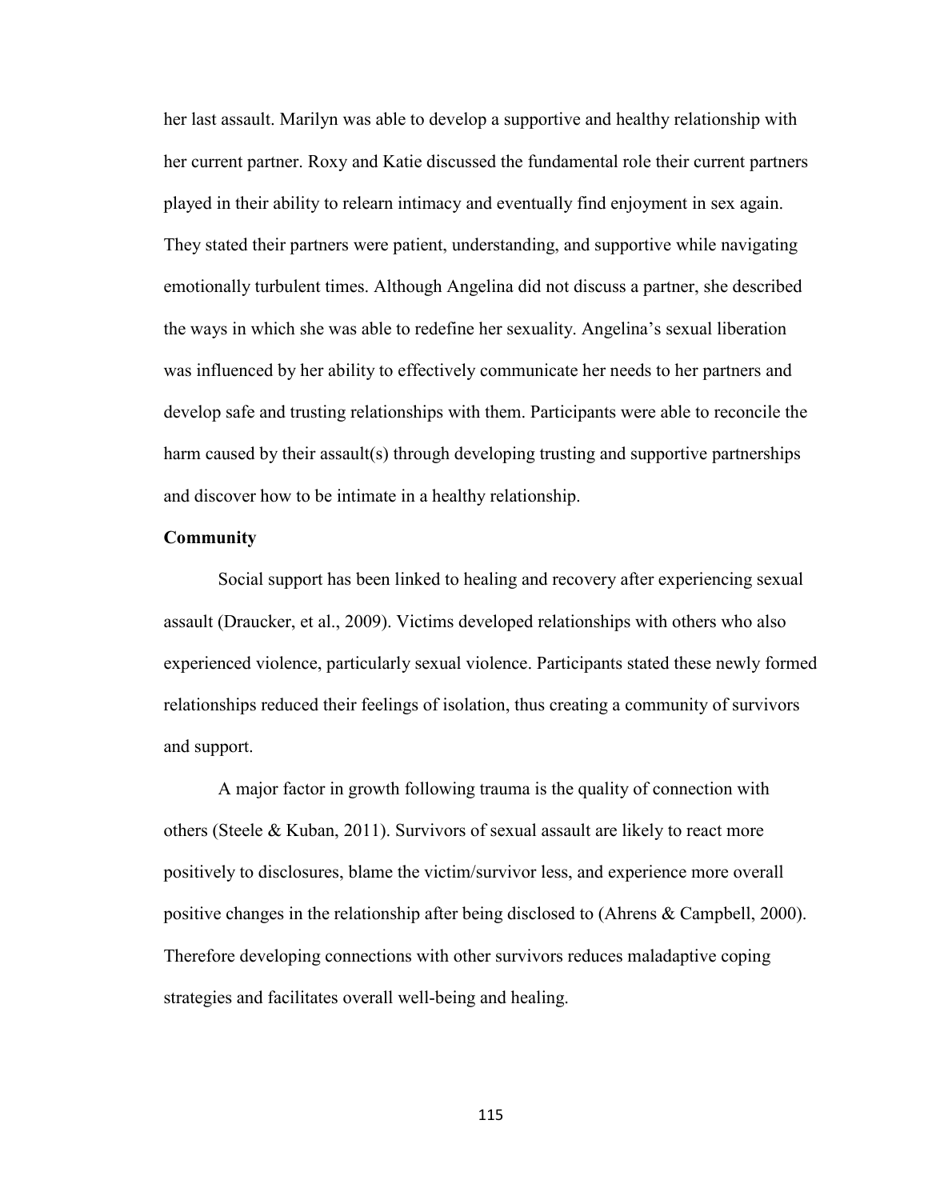her last assault. Marilyn was able to develop a supportive and healthy relationship with her current partner. Roxy and Katie discussed the fundamental role their current partners played in their ability to relearn intimacy and eventually find enjoyment in sex again. They stated their partners were patient, understanding, and supportive while navigating emotionally turbulent times. Although Angelina did not discuss a partner, she described the ways in which she was able to redefine her sexuality. Angelina's sexual liberation was influenced by her ability to effectively communicate her needs to her partners and develop safe and trusting relationships with them. Participants were able to reconcile the harm caused by their assault(s) through developing trusting and supportive partnerships and discover how to be intimate in a healthy relationship.

**Community**

Social support has been linked to healing and recovery after experiencing sexual assault (Draucker, et al., 2009). Victims developed relationships with others who also experienced violence, particularly sexual violence. Participants stated these newly formed relationships reduced their feelings of isolation, thus creating a community of survivors and support.

A major factor in growth following trauma is the quality of connection with others (Steele & Kuban, 2011). Survivors of sexual assault are likely to react more positively to disclosures, blame the victim/survivor less, and experience more overall positive changes in the relationship after being disclosed to (Ahrens & Campbell, 2000). Therefore developing connections with other survivors reduces maladaptive coping strategies and facilitates overall well-being and healing.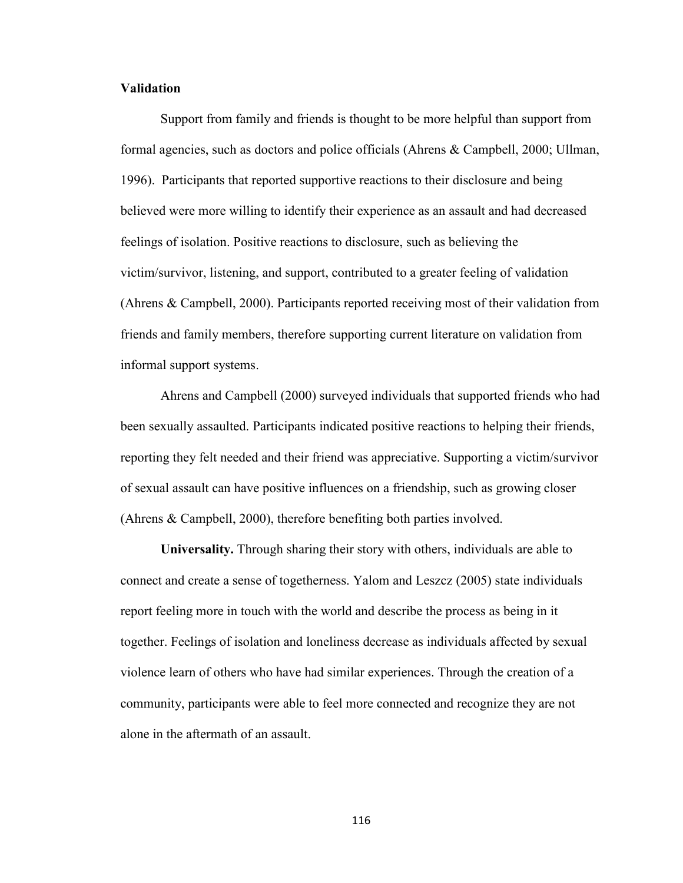**Validation**

Support from family and friends is thought to be more helpful than support from formal agencies, such as doctors and police officials (Ahrens & Campbell, 2000; Ullman, 1996). Participants that reported supportive reactions to their disclosure and being believed were more willing to identify their experience as an assault and had decreased feelings of isolation. Positive reactions to disclosure, such as believing the victim/survivor, listening, and support, contributed to a greater feeling of validation (Ahrens & Campbell, 2000). Participants reported receiving most of their validation from friends and family members, therefore supporting current literature on validation from informal support systems.

Ahrens and Campbell (2000) surveyed individuals that supported friends who had been sexually assaulted. Participants indicated positive reactions to helping their friends, reporting they felt needed and their friend was appreciative. Supporting a victim/survivor of sexual assault can have positive influences on a friendship, such as growing closer (Ahrens & Campbell, 2000), therefore benefiting both parties involved.

**Universality.** Through sharing their story with others, individuals are able to connect and create a sense of togetherness. Yalom and Leszcz (2005) state individuals report feeling more in touch with the world and describe the process as being in it together. Feelings of isolation and loneliness decrease as individuals affected by sexual violence learn of others who have had similar experiences. Through the creation of a community, participants were able to feel more connected and recognize they are not alone in the aftermath of an assault.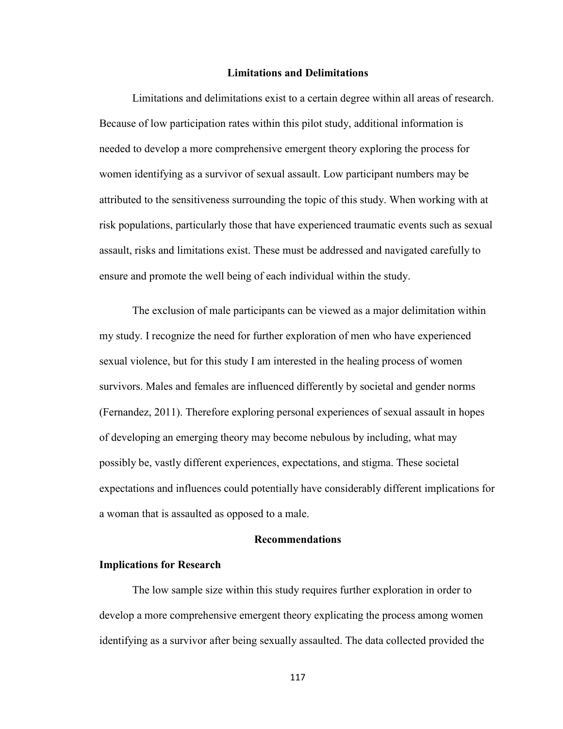## Limitations and Delimitations

Limitations and delimitations exist to a certain degree within all areas of research. Because of low participation rates within this pilot study, additional information is needed to develop a more comprehensive emergent theory exploring the process for women identifying as a survivor of sexual assault. Low participant numbers may be attributed to the sensitiveness surrounding the topic of this study. When working with at risk populations, particularly those that have experienced traumatic events such as sexual assault, risks and limitations exist. These must be addressed and navigated carefully to ensure and promote the well being of each individual within the study.

The exclusion of male participants can be viewed as a major delimitation within my study. I recognize the need for further exploration of men who have experienced sexual violence, but for this study I am interested in the healing process of women survivors. Males and females are influenced differently by societal and gender norms (Fernandez, 2011). Therefore exploring personal experiences of sexual assault in hopes of developing an emerging theory may become nebulous by including, what may possibly be, vastly different experiences, expectations, and stigma. These societal expectations and influences could potentially have considerably different implications for a woman that is assaulted as opposed to a male.

## Recommendations

### Implications for Research

The low sample size within this study requires further exploration in order to develop a more comprehensive emergent theory explicating the process among women identifying as a survivor after being sexually assaulted. The data collected provided the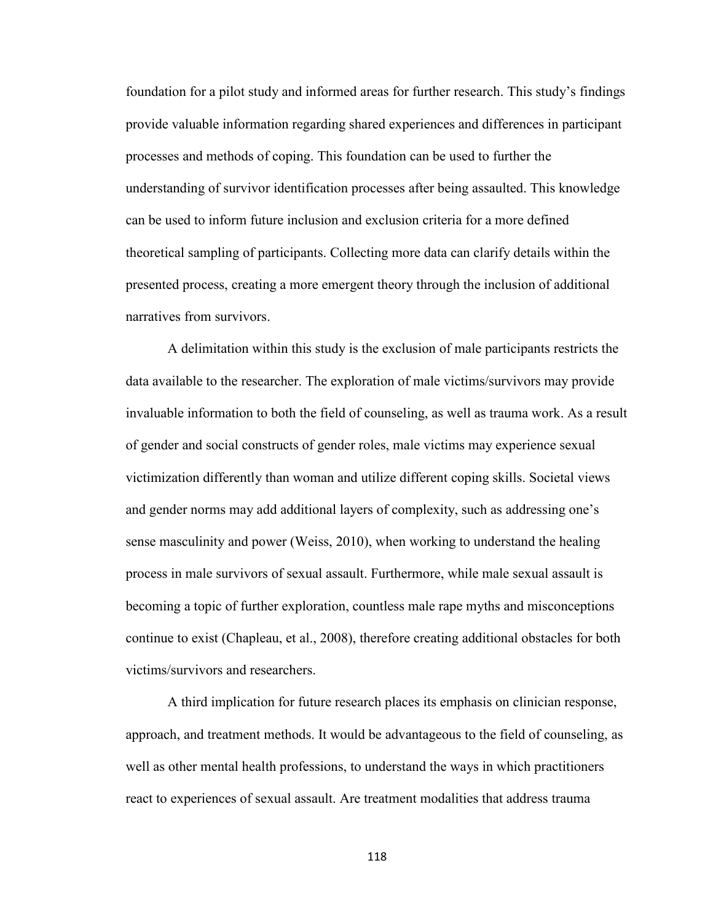foundation for a pilot study and informed areas for further research. This study's findings provide valuable information regarding shared experiences and differences in participant processes and methods of coping. This foundation can be used to further the understanding of survivor identification processes after being assaulted. This knowledge can be used to inform future inclusion and exclusion criteria for a more defined theoretical sampling of participants. Collecting more data can clarify details within the presented process, creating a more emergent theory through the inclusion of additional narratives from survivors.

A delimitation within this study is the exclusion of male participants restricts the data available to the researcher. The exploration of male victims/survivors may provide invaluable information to both the field of counseling, as well as trauma work. As a result of gender and social constructs of gender roles, male victims may experience sexual victimization differently than woman and utilize different coping skills. Societal views and gender norms may add additional layers of complexity, such as addressing one's sense masculinity and power (Weiss, 2010), when working to understand the healing process in male survivors of sexual assault. Furthermore, while male sexual assault is becoming a topic of further exploration, countless male rape myths and misconceptions continue to exist (Chapleau, et al., 2008), therefore creating additional obstacles for both victims/survivors and researchers.

A third implication for future research places its emphasis on clinician response, approach, and treatment methods. It would be advantageous to the field of counseling, as well as other mental health professions, to understand the ways in which practitioners react to experiences of sexual assault. Are treatment modalities that address trauma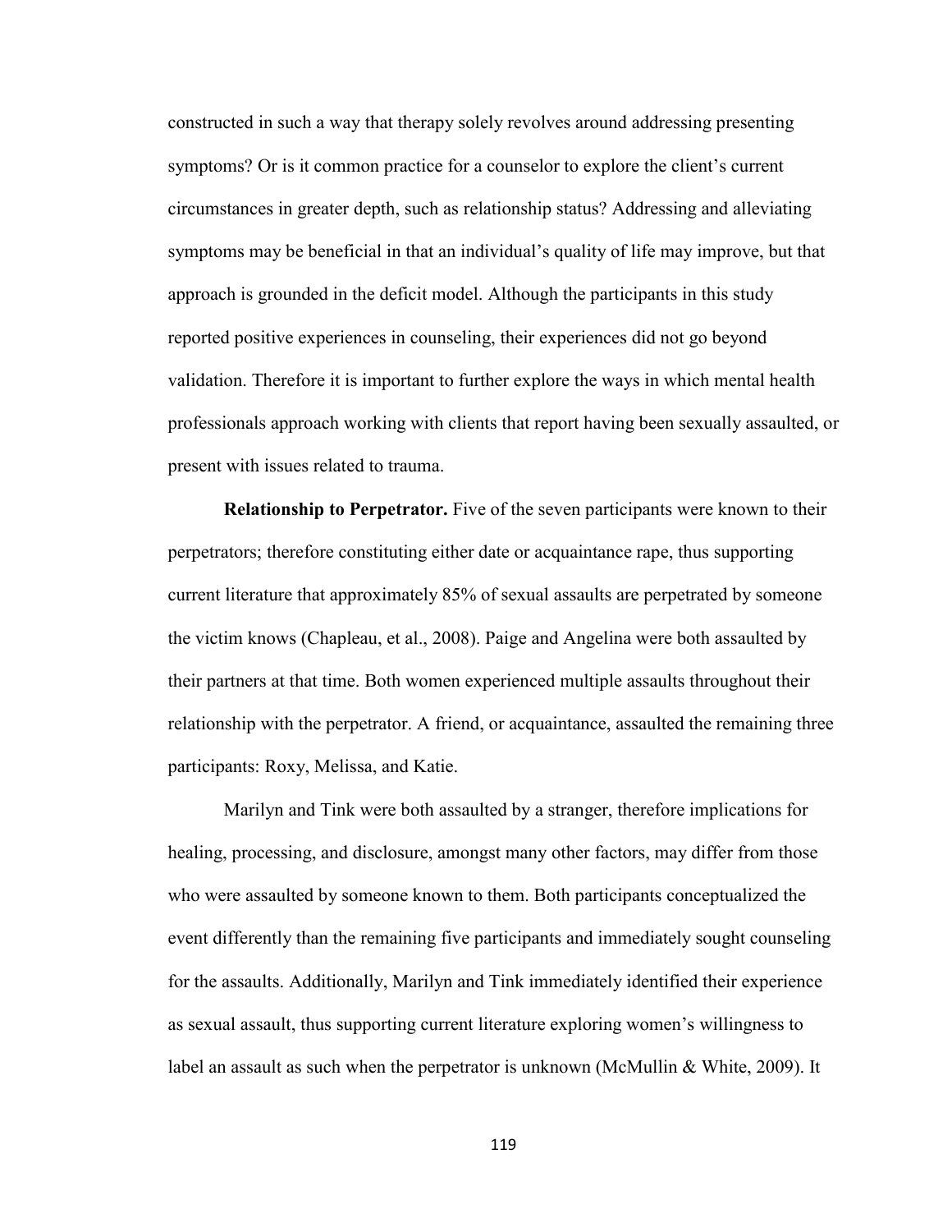constructed in such a way that therapy solely revolves around addressing presenting symptoms? Or is it common practice for a counselor to explore the client's current circumstances in greater depth, such as relationship status? Addressing and alleviating symptoms may be beneficial in that an individual's quality of life may improve, but that approach is grounded in the deficit model. Although the participants in this study reported positive experiences in counseling, their experiences did not go beyond validation. Therefore it is important to further explore the ways in which mental health professionals approach working with clients that report having been sexually assaulted, or present with issues related to trauma.

**Relationship to Perpetrator.** Five of the seven participants were known to their perpetrators; therefore constituting either date or acquaintance rape, thus supporting current literature that approximately 85% of sexual assaults are perpetrated by someone the victim knows (Chapleau, et al., 2008). Paige and Angelina were both assaulted by their partners at that time. Both women experienced multiple assaults throughout their relationship with the perpetrator. A friend, or acquaintance, assaulted the remaining three participants: Roxy, Melissa, and Katie.

Marilyn and Tink were both assaulted by a stranger, therefore implications for healing, processing, and disclosure, amongst many other factors, may differ from those who were assaulted by someone known to them. Both participants conceptualized the event differently than the remaining five participants and immediately sought counseling for the assaults. Additionally, Marilyn and Tink immediately identified their experience as sexual assault, thus supporting current literature exploring women's willingness to label an assault as such when the perpetrator is unknown (McMullin & White, 2009). It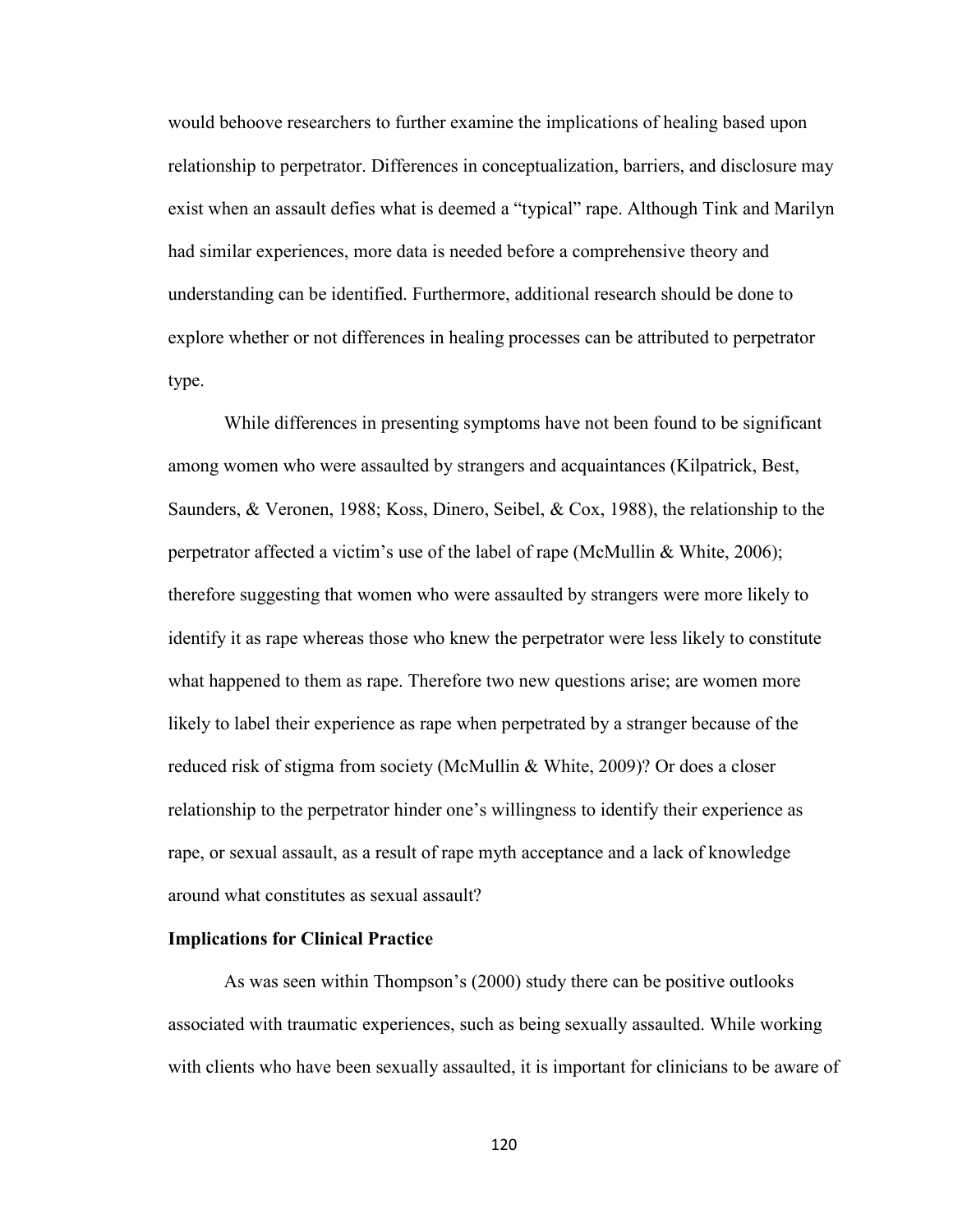would behoove researchers to further examine the implications of healing based upon relationship to perpetrator. Differences in conceptualization, barriers, and disclosure may exist when an assault defies what is deemed a "typical" rape. Although Tink and Marilyn had similar experiences, more data is needed before a comprehensive theory and understanding can be identified. Furthermore, additional research should be done to explore whether or not differences in healing processes can be attributed to perpetrator type.

While differences in presenting symptoms have not been found to be significant among women who were assaulted by strangers and acquaintances (Kilpatrick, Best, Saunders, & Veronen, 1988; Koss, Dinero, Seibel, & Cox, 1988), the relationship to the perpetrator affected a victim's use of the label of rape (McMullin & White, 2006); therefore suggesting that women who were assaulted by strangers were more likely to identify it as rape whereas those who knew the perpetrator were less likely to constitute what happened to them as rape. Therefore two new questions arise; are women more likely to label their experience as rape when perpetrated by a stranger because of the reduced risk of stigma from society (McMullin & White, 2009)? Or does a closer relationship to the perpetrator hinder one's willingness to identify their experience as rape, or sexual assault, as a result of rape myth acceptance and a lack of knowledge around what constitutes as sexual assault?

**Implications for Clinical Practice**

As was seen within Thompson's (2000) study there can be positive outlooks associated with traumatic experiences, such as being sexually assaulted. While working with clients who have been sexually assaulted, it is important for clinicians to be aware of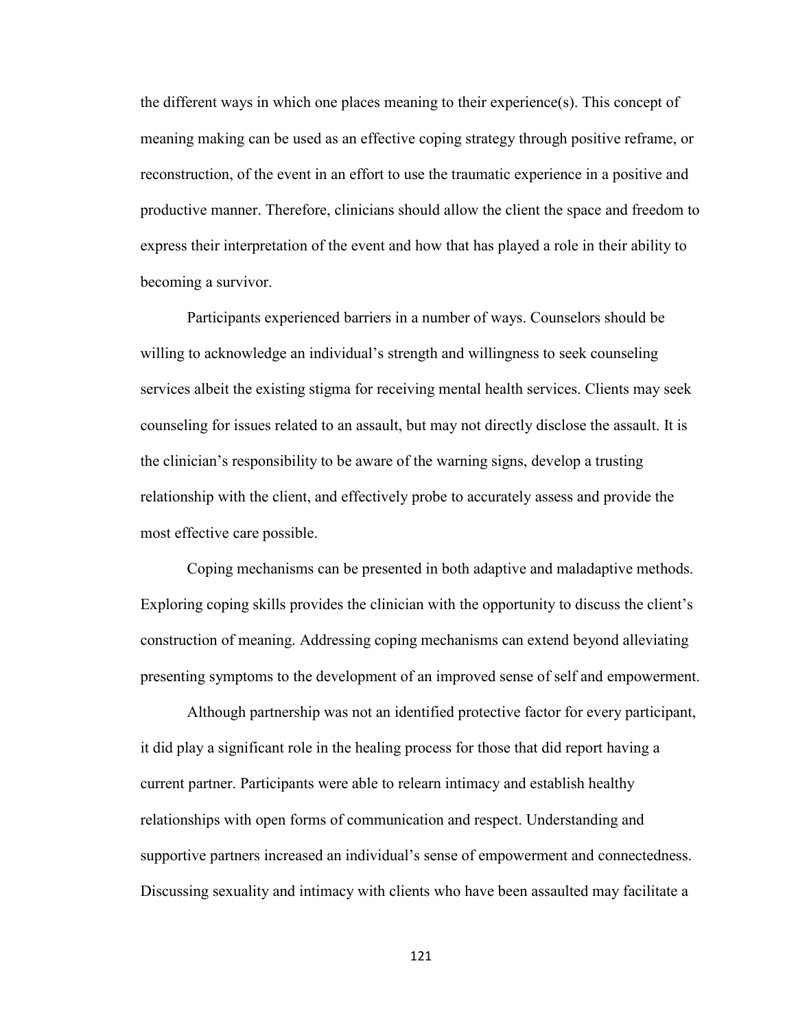the different ways in which one places meaning to their experience(s). This concept of meaning making can be used as an effective coping strategy through positive reframe, or reconstruction, of the event in an effort to use the traumatic experience in a positive and productive manner. Therefore, clinicians should allow the client the space and freedom to express their interpretation of the event and how that has played a role in their ability to becoming a survivor.

Participants experienced barriers in a number of ways. Counselors should be willing to acknowledge an individual's strength and willingness to seek counseling services albeit the existing stigma for receiving mental health services. Clients may seek counseling for issues related to an assault, but may not directly disclose the assault. It is the clinician's responsibility to be aware of the warning signs, develop a trusting relationship with the client, and effectively probe to accurately assess and provide the most effective care possible.

Coping mechanisms can be presented in both adaptive and maladaptive methods. Exploring coping skills provides the clinician with the opportunity to discuss the client's construction of meaning. Addressing coping mechanisms can extend beyond alleviating presenting symptoms to the development of an improved sense of self and empowerment.

Although partnership was not an identified protective factor for every participant, it did play a significant role in the healing process for those that did report having a current partner. Participants were able to relearn intimacy and establish healthy relationships with open forms of communication and respect. Understanding and supportive partners increased an individual's sense of empowerment and connectedness. Discussing sexuality and intimacy with clients who have been assaulted may facilitate a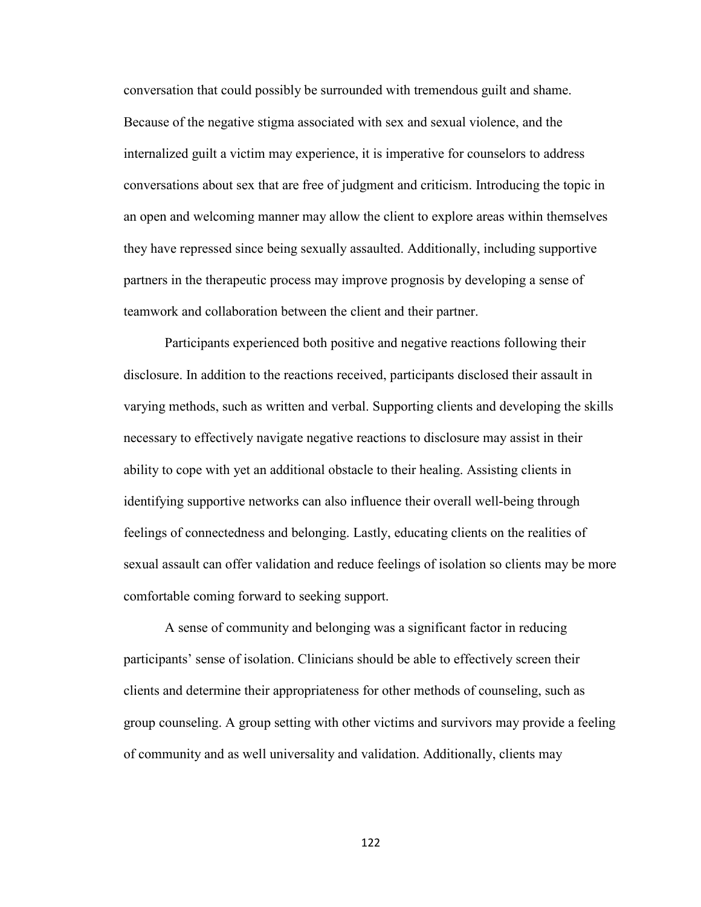conversation that could possibly be surrounded with tremendous guilt and shame. Because of the negative stigma associated with sex and sexual violence, and the internalized guilt a victim may experience, it is imperative for counselors to address conversations about sex that are free of judgment and criticism. Introducing the topic in an open and welcoming manner may allow the client to explore areas within themselves they have repressed since being sexually assaulted. Additionally, including supportive partners in the therapeutic process may improve prognosis by developing a sense of teamwork and collaboration between the client and their partner.

Participants experienced both positive and negative reactions following their disclosure. In addition to the reactions received, participants disclosed their assault in varying methods, such as written and verbal. Supporting clients and developing the skills necessary to effectively navigate negative reactions to disclosure may assist in their ability to cope with yet an additional obstacle to their healing. Assisting clients in identifying supportive networks can also influence their overall well-being through feelings of connectedness and belonging. Lastly, educating clients on the realities of sexual assault can offer validation and reduce feelings of isolation so clients may be more comfortable coming forward to seeking support.

A sense of community and belonging was a significant factor in reducing participants' sense of isolation. Clinicians should be able to effectively screen their clients and determine their appropriateness for other methods of counseling, such as group counseling. A group setting with other victims and survivors may provide a feeling of community and as well universality and validation. Additionally, clients may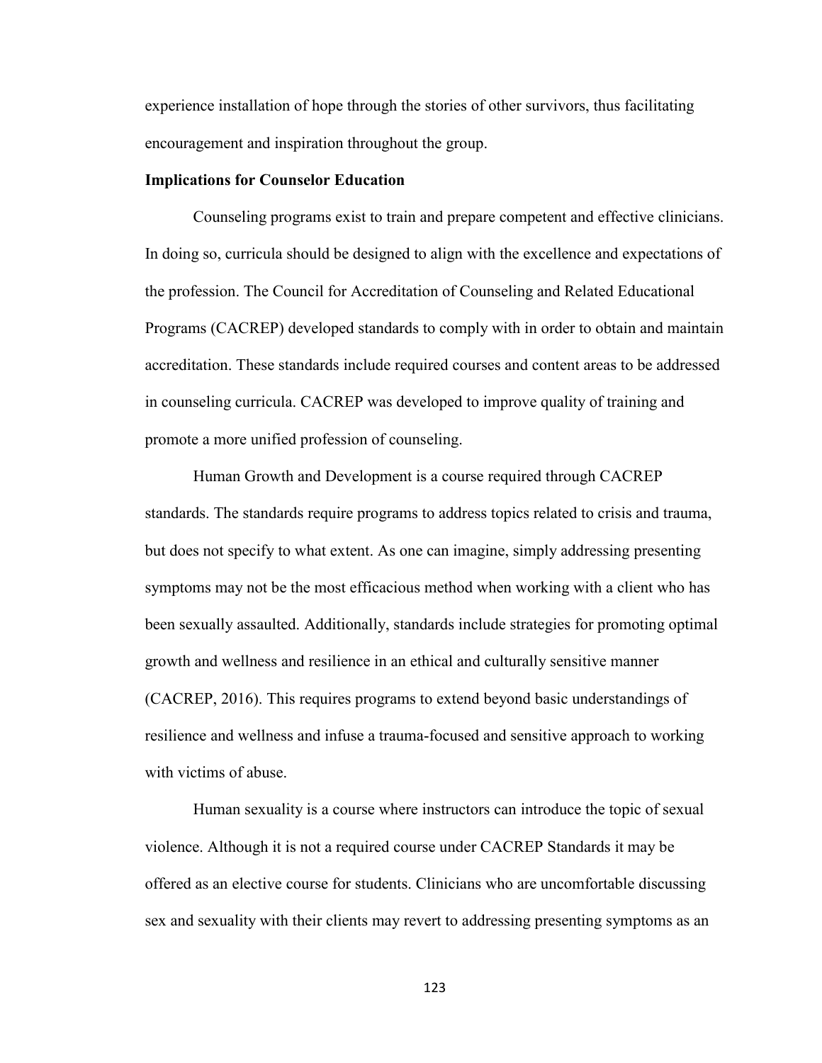experience installation of hope through the stories of other survivors, thus facilitating encouragement and inspiration throughout the group.

**Implications for Counselor Education**

Counseling programs exist to train and prepare competent and effective clinicians. In doing so, curricula should be designed to align with the excellence and expectations of the profession. The Council for Accreditation of Counseling and Related Educational Programs (CACREP) developed standards to comply with in order to obtain and maintain accreditation. These standards include required courses and content areas to be addressed in counseling curricula. CACREP was developed to improve quality of training and promote a more unified profession of counseling.

Human Growth and Development is a course required through CACREP standards. The standards require programs to address topics related to crisis and trauma, but does not specify to what extent. As one can imagine, simply addressing presenting symptoms may not be the most efficacious method when working with a client who has been sexually assaulted. Additionally, standards include strategies for promoting optimal growth and wellness and resilience in an ethical and culturally sensitive manner (CACREP, 2016). This requires programs to extend beyond basic understandings of resilience and wellness and infuse a trauma-focused and sensitive approach to working with victims of abuse.

Human sexuality is a course where instructors can introduce the topic of sexual violence. Although it is not a required course under CACREP Standards it may be offered as an elective course for students. Clinicians who are uncomfortable discussing sex and sexuality with their clients may revert to addressing presenting symptoms as an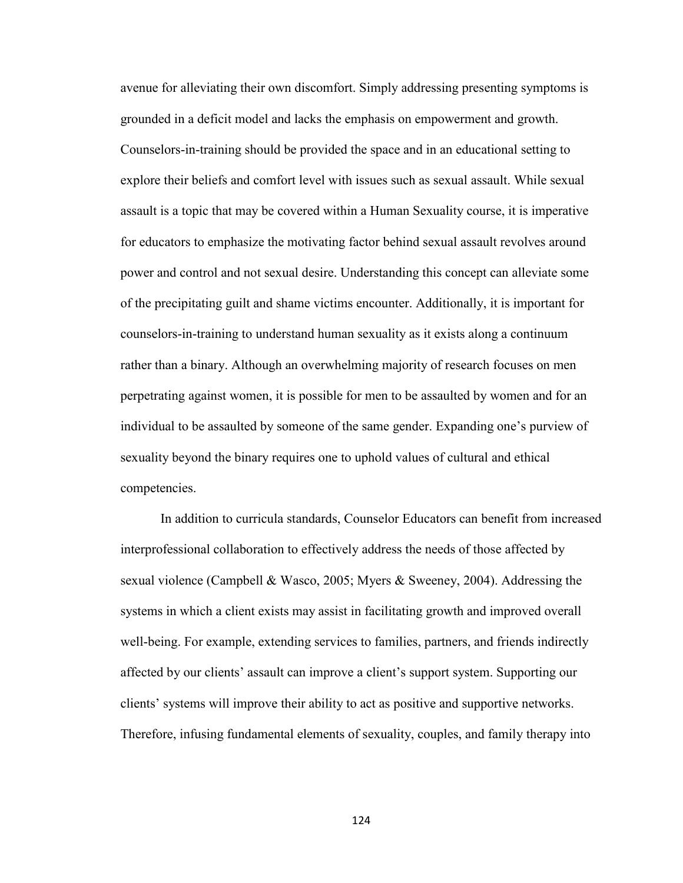avenue for alleviating their own discomfort. Simply addressing presenting symptoms is grounded in a deficit model and lacks the emphasis on empowerment and growth. Counselors-in-training should be provided the space and in an educational setting to explore their beliefs and comfort level with issues such as sexual assault. While sexual assault is a topic that may be covered within a Human Sexuality course, it is imperative for educators to emphasize the motivating factor behind sexual assault revolves around power and control and not sexual desire. Understanding this concept can alleviate some of the precipitating guilt and shame victims encounter. Additionally, it is important for counselors-in-training to understand human sexuality as it exists along a continuum rather than a binary. Although an overwhelming majority of research focuses on men perpetrating against women, it is possible for men to be assaulted by women and for an individual to be assaulted by someone of the same gender. Expanding one's purview of sexuality beyond the binary requires one to uphold values of cultural and ethical competencies.

In addition to curricula standards, Counselor Educators can benefit from increased interprofessional collaboration to effectively address the needs of those affected by sexual violence (Campbell & Wasco, 2005; Myers & Sweeney, 2004). Addressing the systems in which a client exists may assist in facilitating growth and improved overall well-being. For example, extending services to families, partners, and friends indirectly affected by our clients' assault can improve a client's support system. Supporting our clients' systems will improve their ability to act as positive and supportive networks. Therefore, infusing fundamental elements of sexuality, couples, and family therapy into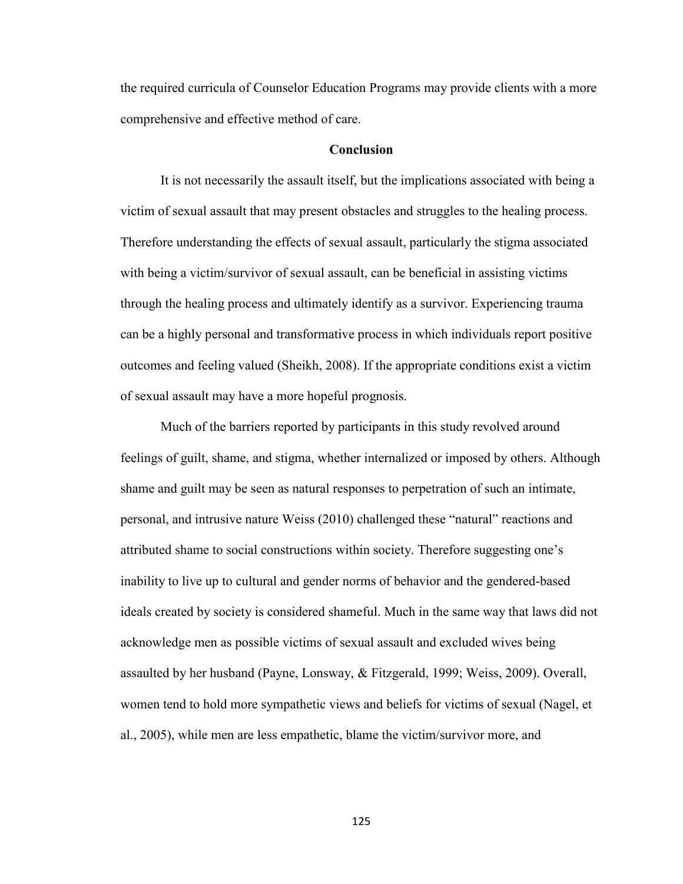the required curricula of Counselor Education Programs may provide clients with a more comprehensive and effective method of care.

## Conclusion

It is not necessarily the assault itself, but the implications associated with being a victim of sexual assault that may present obstacles and struggles to the healing process. Therefore understanding the effects of sexual assault, particularly the stigma associated with being a victim/survivor of sexual assault, can be beneficial in assisting victims through the healing process and ultimately identify as a survivor. Experiencing trauma can be a highly personal and transformative process in which individuals report positive outcomes and feeling valued (Sheikh, 2008). If the appropriate conditions exist a victim of sexual assault may have a more hopeful prognosis.

Much of the barriers reported by participants in this study revolved around feelings of guilt, shame, and stigma, whether internalized or imposed by others. Although shame and guilt may be seen as natural responses to perpetration of such an intimate, personal, and intrusive nature Weiss (2010) challenged these "natural" reactions and attributed shame to social constructions within society. Therefore suggesting one's inability to live up to cultural and gender norms of behavior and the gendered-based ideals created by society is considered shameful. Much in the same way that laws did not acknowledge men as possible victims of sexual assault and excluded wives being assaulted by her husband (Payne, Lonsway, & Fitzgerald, 1999; Weiss, 2009). Overall, women tend to hold more sympathetic views and beliefs for victims of sexual (Nagel, et al., 2005), while men are less empathetic, blame the victim/survivor more, and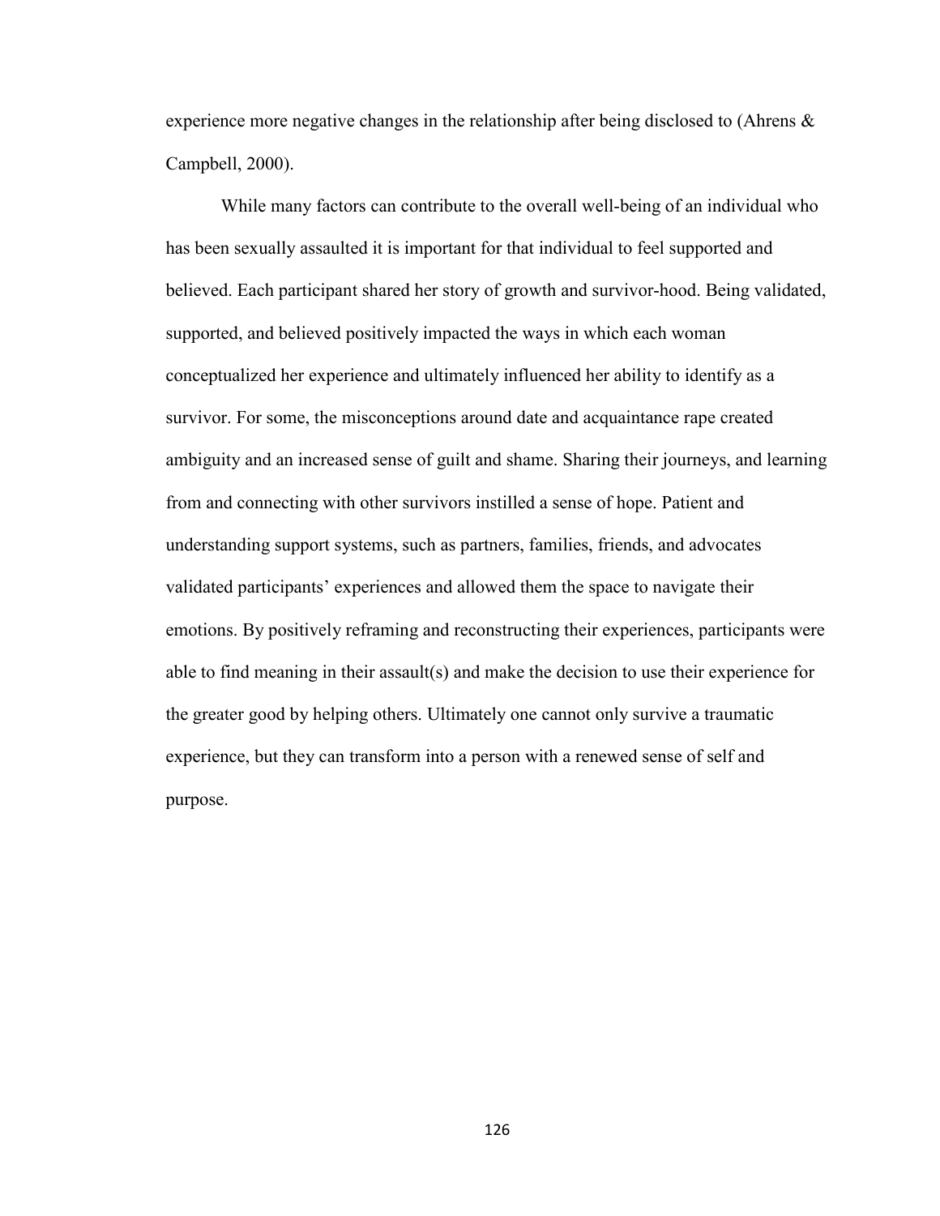experience more negative changes in the relationship after being disclosed to (Ahrens & Campbell, 2000).

While many factors can contribute to the overall well-being of an individual who has been sexually assaulted it is important for that individual to feel supported and believed. Each participant shared her story of growth and survivor-hood. Being validated, supported, and believed positively impacted the ways in which each woman conceptualized her experience and ultimately influenced her ability to identify as a survivor. For some, the misconceptions around date and acquaintance rape created ambiguity and an increased sense of guilt and shame. Sharing their journeys, and learning from and connecting with other survivors instilled a sense of hope. Patient and understanding support systems, such as partners, families, friends, and advocates validated participants' experiences and allowed them the space to navigate their emotions. By positively reframing and reconstructing their experiences, participants were able to find meaning in their assault(s) and make the decision to use their experience for the greater good by helping others. Ultimately one cannot only survive a traumatic experience, but they can transform into a person with a renewed sense of self and purpose.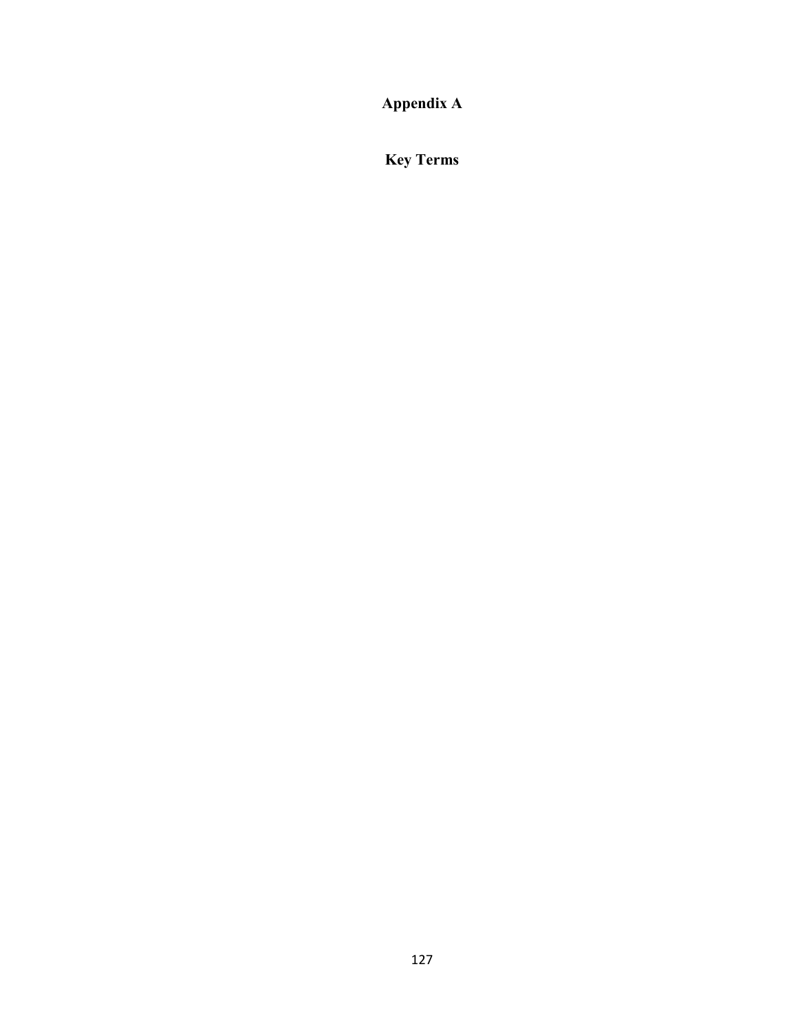# Appendix A

## Key Terms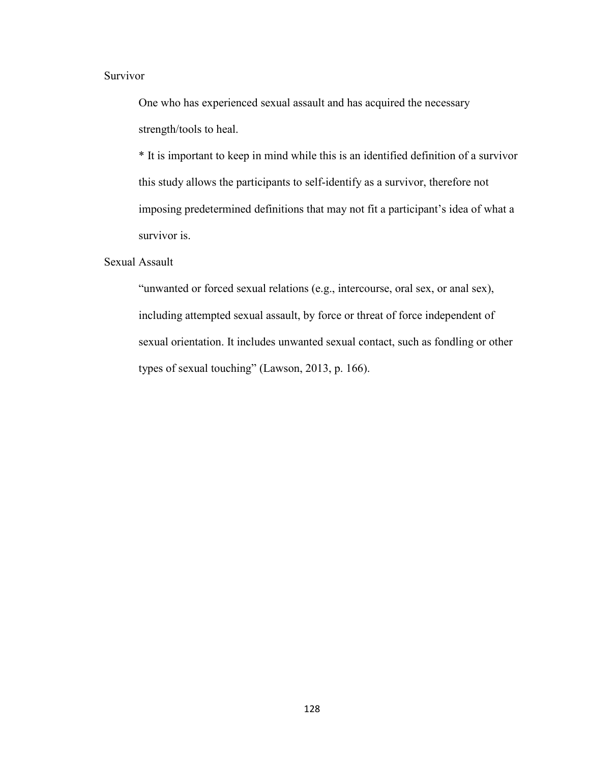Survivor

One who has experienced sexual assault and has acquired the necessary strength/tools to heal.

* It is important to keep in mind while this is an identified definition of a survivor this study allows the participants to self-identify as a survivor, therefore not imposing predetermined definitions that may not fit a participant's idea of what a survivor is.

Sexual Assault

"unwanted or forced sexual relations (e.g., intercourse, oral sex, or anal sex), including attempted sexual assault, by force or threat of force independent of sexual orientation. It includes unwanted sexual contact, such as fondling or other types of sexual touching" (Lawson, 2013, p. 166).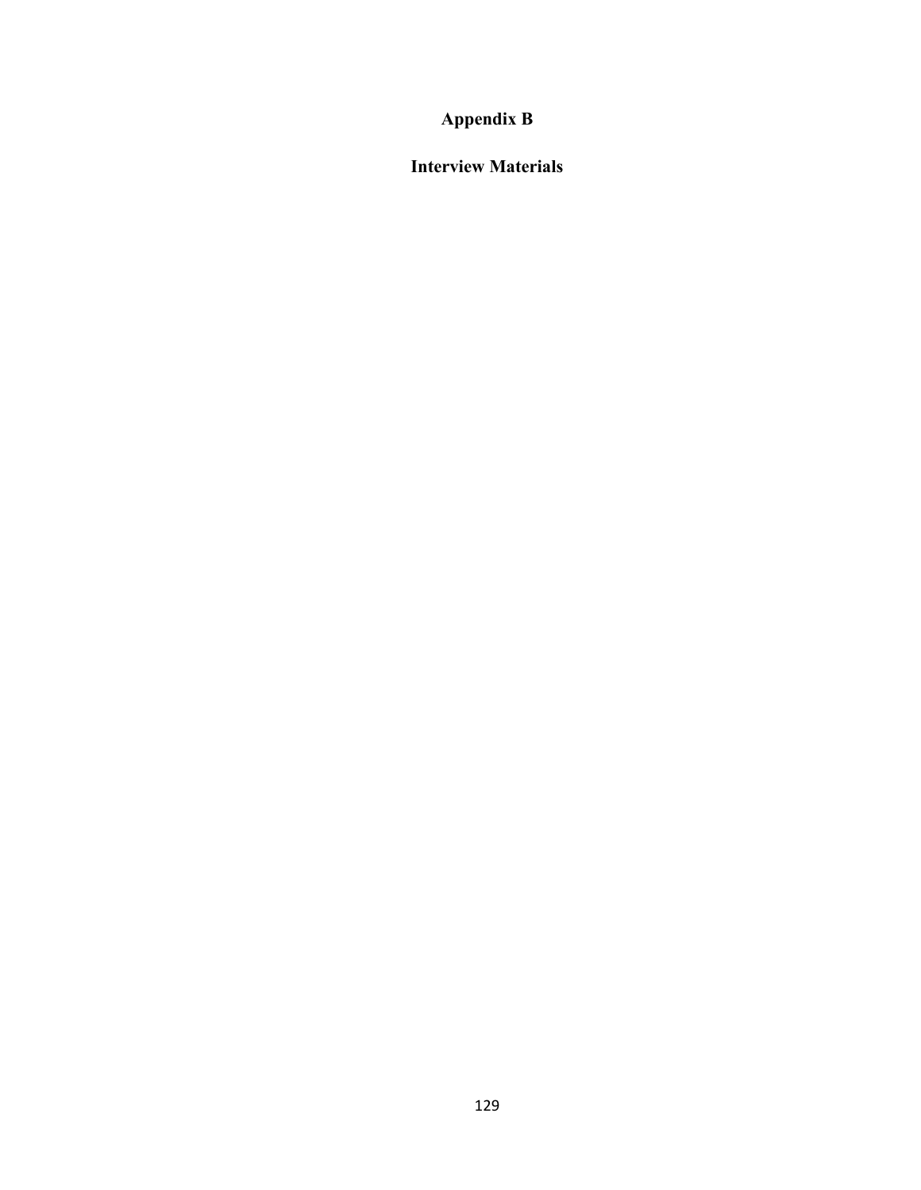# Appendix B

## Interview Materials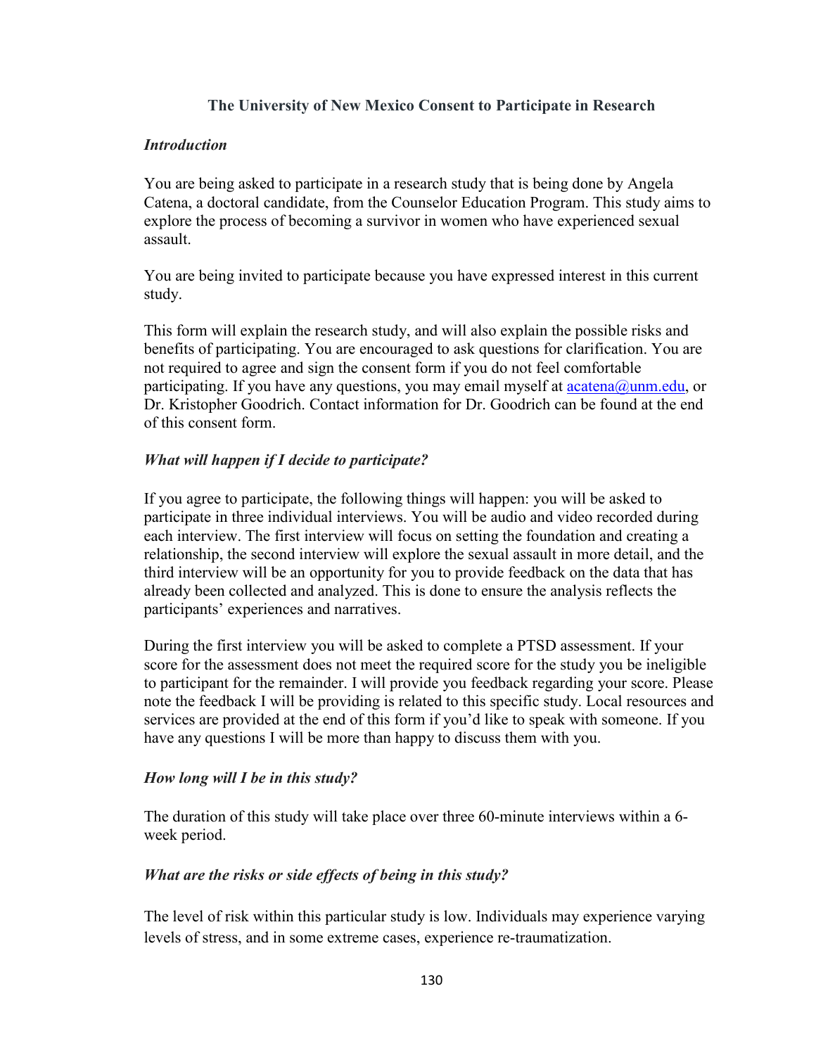**The University of New Mexico Consent to Participate in Research**

***Introduction***

You are being asked to participate in a research study that is being done by Angela Catena, a doctoral candidate, from the Counselor Education Program. This study aims to explore the process of becoming a survivor in women who have experienced sexual assault.

You are being invited to participate because you have expressed interest in this current study.

This form will explain the research study, and will also explain the possible risks and benefits of participating. You are encouraged to ask questions for clarification. You are not required to agree and sign the consent form if you do not feel comfortable participating. If you have any questions, you may email myself at acatena@unm.edu, or Dr. Kristopher Goodrich. Contact information for Dr. Goodrich can be found at the end of this consent form.

***What will happen if I decide to participate?***

If you agree to participate, the following things will happen: you will be asked to participate in three individual interviews. You will be audio and video recorded during each interview. The first interview will focus on setting the foundation and creating a relationship, the second interview will explore the sexual assault in more detail, and the third interview will be an opportunity for you to provide feedback on the data that has already been collected and analyzed. This is done to ensure the analysis reflects the participants' experiences and narratives.

During the first interview you will be asked to complete a PTSD assessment. If your score for the assessment does not meet the required score for the study you be ineligible to participant for the remainder. I will provide you feedback regarding your score. Please note the feedback I will be providing is related to this specific study. Local resources and services are provided at the end of this form if you'd like to speak with someone. If you have any questions I will be more than happy to discuss them with you.

***How long will I be in this study?***

The duration of this study will take place over three 60-minute interviews within a 6-week period.

***What are the risks or side effects of being in this study?***

The level of risk within this particular study is low. Individuals may experience varying levels of stress, and in some extreme cases, experience re-traumatization.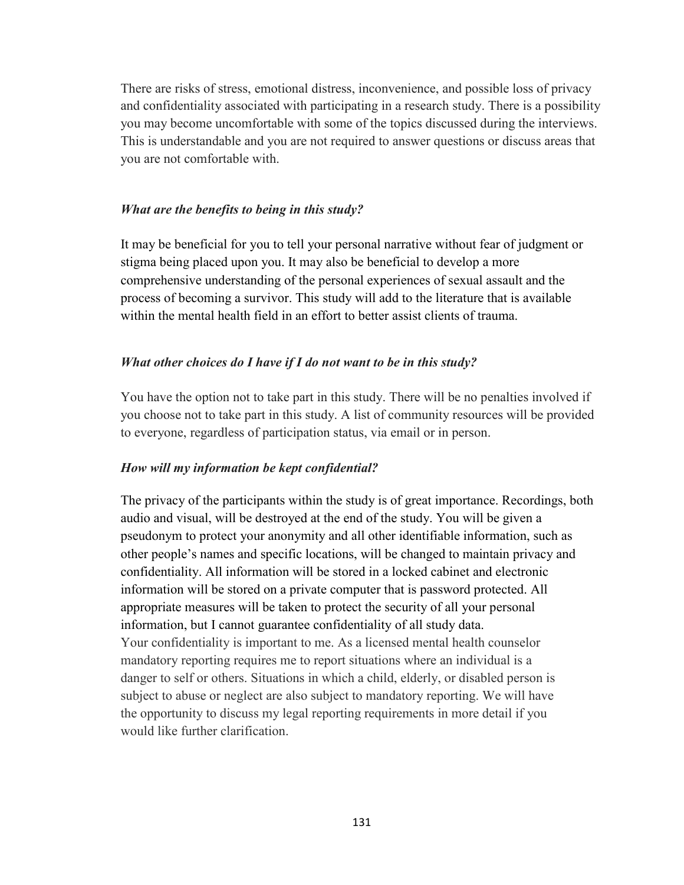There are risks of stress, emotional distress, inconvenience, and possible loss of privacy and confidentiality associated with participating in a research study. There is a possibility you may become uncomfortable with some of the topics discussed during the interviews. This is understandable and you are not required to answer questions or discuss areas that you are not comfortable with.

***What are the benefits to being in this study?***

It may be beneficial for you to tell your personal narrative without fear of judgment or stigma being placed upon you. It may also be beneficial to develop a more comprehensive understanding of the personal experiences of sexual assault and the process of becoming a survivor. This study will add to the literature that is available within the mental health field in an effort to better assist clients of trauma.

***What other choices do I have if I do not want to be in this study?***

You have the option not to take part in this study. There will be no penalties involved if you choose not to take part in this study. A list of community resources will be provided to everyone, regardless of participation status, via email or in person.

***How will my information be kept confidential?***

The privacy of the participants within the study is of great importance. Recordings, both audio and visual, will be destroyed at the end of the study. You will be given a pseudonym to protect your anonymity and all other identifiable information, such as other people's names and specific locations, will be changed to maintain privacy and confidentiality. All information will be stored in a locked cabinet and electronic information will be stored on a private computer that is password protected. All appropriate measures will be taken to protect the security of all your personal information, but I cannot guarantee confidentiality of all study data.
Your confidentiality is important to me. As a licensed mental health counselor mandatory reporting requires me to report situations where an individual is a danger to self or others. Situations in which a child, elderly, or disabled person is subject to abuse or neglect are also subject to mandatory reporting. We will have the opportunity to discuss my legal reporting requirements in more detail if you would like further clarification.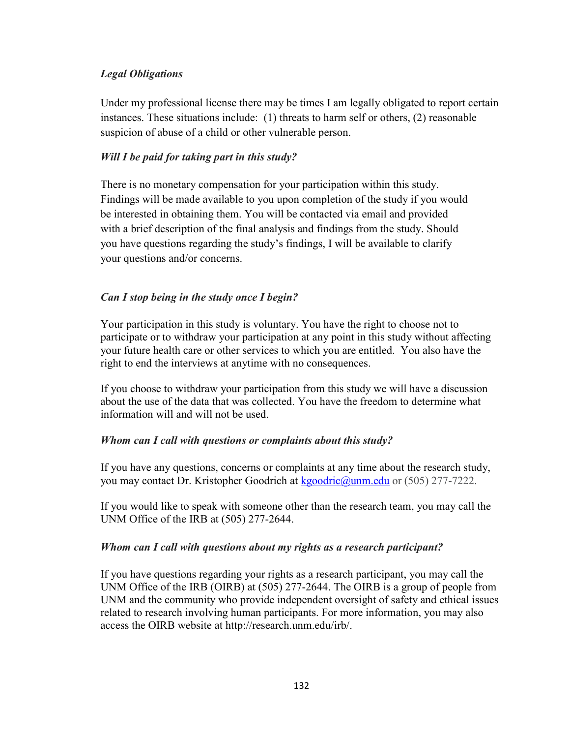*Legal Obligations*

Under my professional license there may be times I am legally obligated to report certain instances. These situations include: (1) threats to harm self or others, (2) reasonable suspicion of abuse of a child or other vulnerable person.

*Will I be paid for taking part in this study?*

There is no monetary compensation for your participation within this study. Findings will be made available to you upon completion of the study if you would be interested in obtaining them. You will be contacted via email and provided with a brief description of the final analysis and findings from the study. Should you have questions regarding the study's findings, I will be available to clarify your questions and/or concerns.

*Can I stop being in the study once I begin?*

Your participation in this study is voluntary. You have the right to choose not to participate or to withdraw your participation at any point in this study without affecting your future health care or other services to which you are entitled. You also have the right to end the interviews at anytime with no consequences.

If you choose to withdraw your participation from this study we will have a discussion about the use of the data that was collected. You have the freedom to determine what information will and will not be used.

*Whom can I call with questions or complaints about this study?*

If you have any questions, concerns or complaints at any time about the research study, you may contact Dr. Kristopher Goodrich at kgoodric@unm.edu or (505) 277-7222.

If you would like to speak with someone other than the research team, you may call the UNM Office of the IRB at (505) 277-2644.

*Whom can I call with questions about my rights as a research participant?*

If you have questions regarding your rights as a research participant, you may call the UNM Office of the IRB (OIRB) at (505) 277-2644. The OIRB is a group of people from UNM and the community who provide independent oversight of safety and ethical issues related to research involving human participants. For more information, you may also access the OIRB website at http://research.unm.edu/irb/.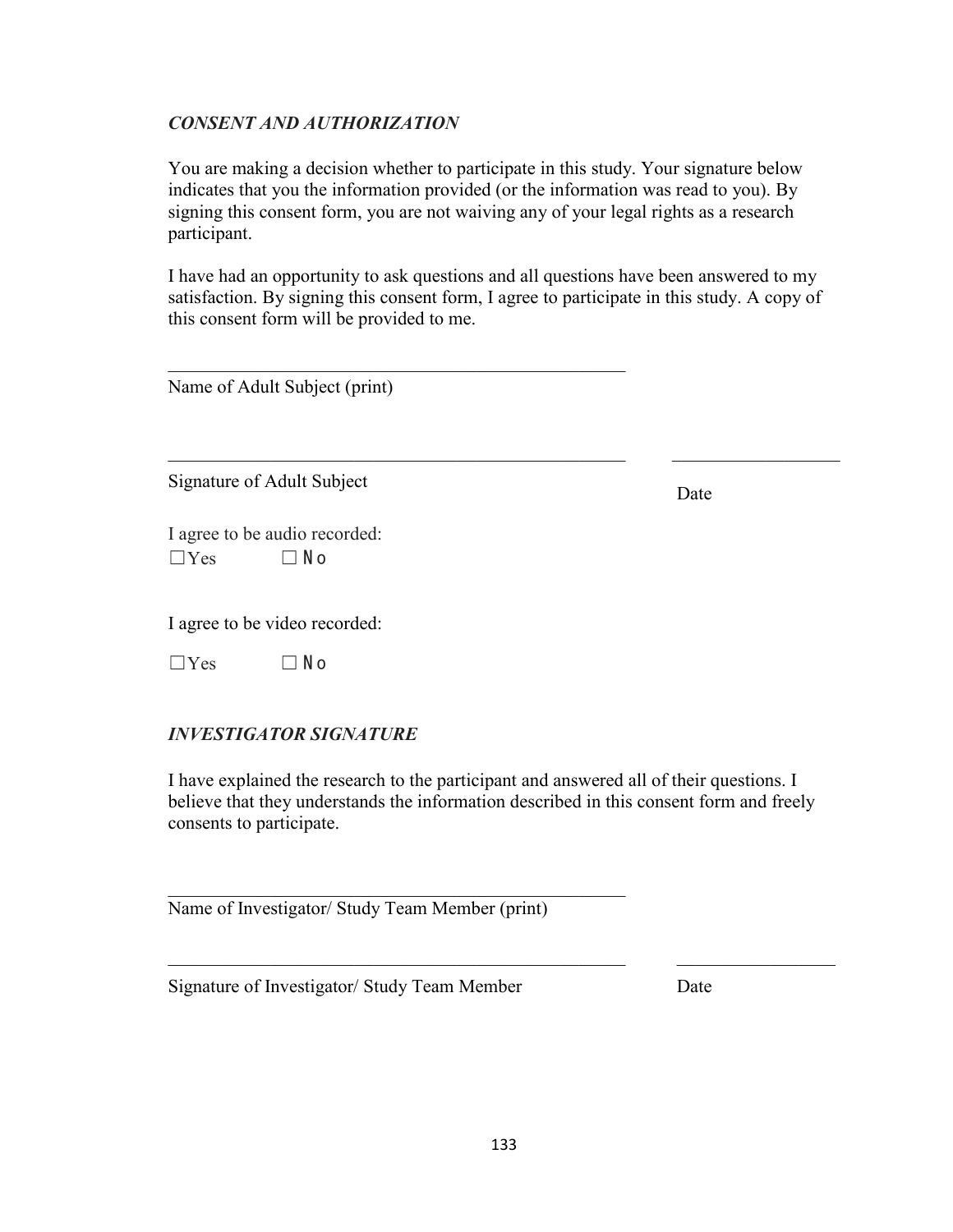*CONSENT AND AUTHORIZATION*

You are making a decision whether to participate in this study. Your signature below indicates that you the information provided (or the information was read to you). By signing this consent form, you are not waiving any of your legal rights as a research participant.

I have had an opportunity to ask questions and all questions have been answered to my satisfaction. By signing this consent form, I agree to participate in this study. A copy of this consent form will be provided to me.

\_\_\_\_\_\_\_\_\_\_\_\_\_\_\_\_\_\_\_\_\_\_\_\_\_\_\_\_\_\_\_\_\_\_\_\_\_\_\_\_\_\_\_\_\_\_\_\_

Name of Adult Subject (print)

\_\_\_\_\_\_\_\_\_\_\_\_\_\_\_\_\_\_\_\_\_\_\_\_\_\_\_\_\_\_\_\_\_\_\_\_\_\_\_\_\_\_\_\_\_\_\_\_ \_\_\_\_\_\_\_\_\_\_\_\_\_\_\_\_\_\_

Signature of Adult Subject Date

I agree to be audio recorded:

☐Yes ☐No

I agree to be video recorded:

☐Yes ☐No

*INVESTIGATOR SIGNATURE*

I have explained the research to the participant and answered all of their questions. I believe that they understands the information described in this consent form and freely consents to participate.

\_\_\_\_\_\_\_\_\_\_\_\_\_\_\_\_\_\_\_\_\_\_\_\_\_\_\_\_\_\_\_\_\_\_\_\_\_\_\_\_\_\_\_\_\_\_\_\_

Name of Investigator/ Study Team Member (print)

\_\_\_\_\_\_\_\_\_\_\_\_\_\_\_\_\_\_\_\_\_\_\_\_\_\_\_\_\_\_\_\_\_\_\_\_\_\_\_\_\_\_\_\_\_\_\_\_ \_\_\_\_\_\_\_\_\_\_\_\_\_\_\_\_\_\_

Signature of Investigator/ Study Team Member Date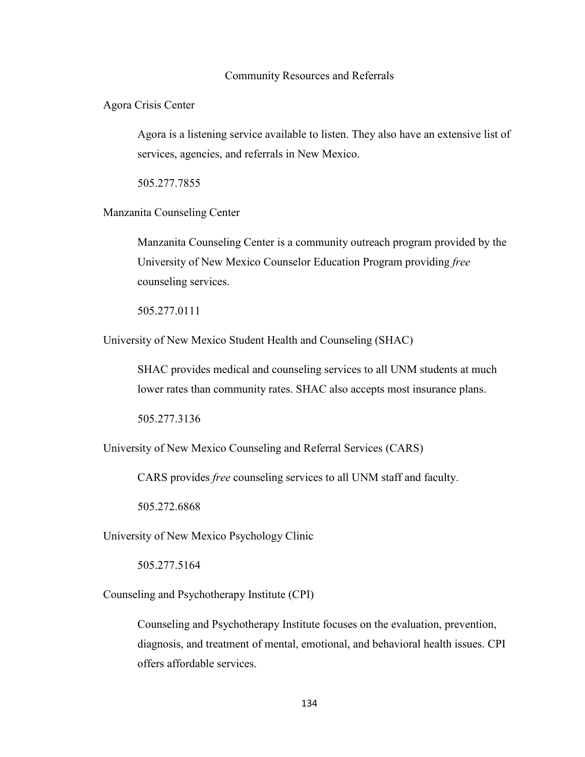## Community Resources and Referrals

Agora Crisis Center

Agora is a listening service available to listen. They also have an extensive list of services, agencies, and referrals in New Mexico.

505.277.7855

Manzanita Counseling Center

Manzanita Counseling Center is a community outreach program provided by the University of New Mexico Counselor Education Program providing *free* counseling services.

505.277.0111

University of New Mexico Student Health and Counseling (SHAC)

SHAC provides medical and counseling services to all UNM students at much lower rates than community rates. SHAC also accepts most insurance plans.

505.277.3136

University of New Mexico Counseling and Referral Services (CARS)

CARS provides *free* counseling services to all UNM staff and faculty.

505.272.6868

University of New Mexico Psychology Clinic

505.277.5164

Counseling and Psychotherapy Institute (CPI)

Counseling and Psychotherapy Institute focuses on the evaluation, prevention, diagnosis, and treatment of mental, emotional, and behavioral health issues. CPI offers affordable services.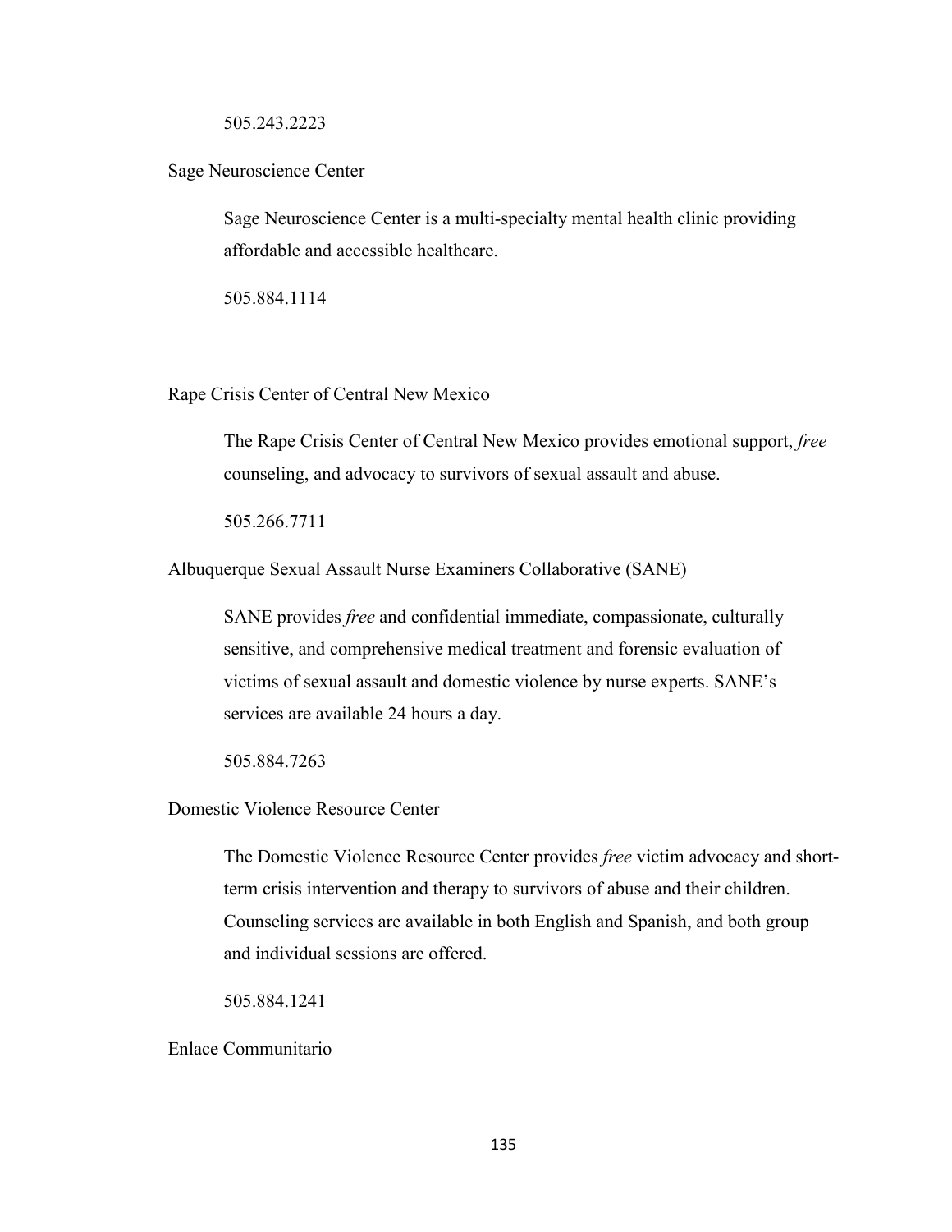505.243.2223

Sage Neuroscience Center

Sage Neuroscience Center is a multi-specialty mental health clinic providing affordable and accessible healthcare.

505.884.1114

Rape Crisis Center of Central New Mexico

The Rape Crisis Center of Central New Mexico provides emotional support, *free* counseling, and advocacy to survivors of sexual assault and abuse.

505.266.7711

Albuquerque Sexual Assault Nurse Examiners Collaborative (SANE)

SANE provides *free* and confidential immediate, compassionate, culturally sensitive, and comprehensive medical treatment and forensic evaluation of victims of sexual assault and domestic violence by nurse experts. SANE's services are available 24 hours a day.

505.884.7263

Domestic Violence Resource Center

The Domestic Violence Resource Center provides *free* victim advocacy and short-term crisis intervention and therapy to survivors of abuse and their children. Counseling services are available in both English and Spanish, and both group and individual sessions are offered.

505.884.1241

Enlace Communitario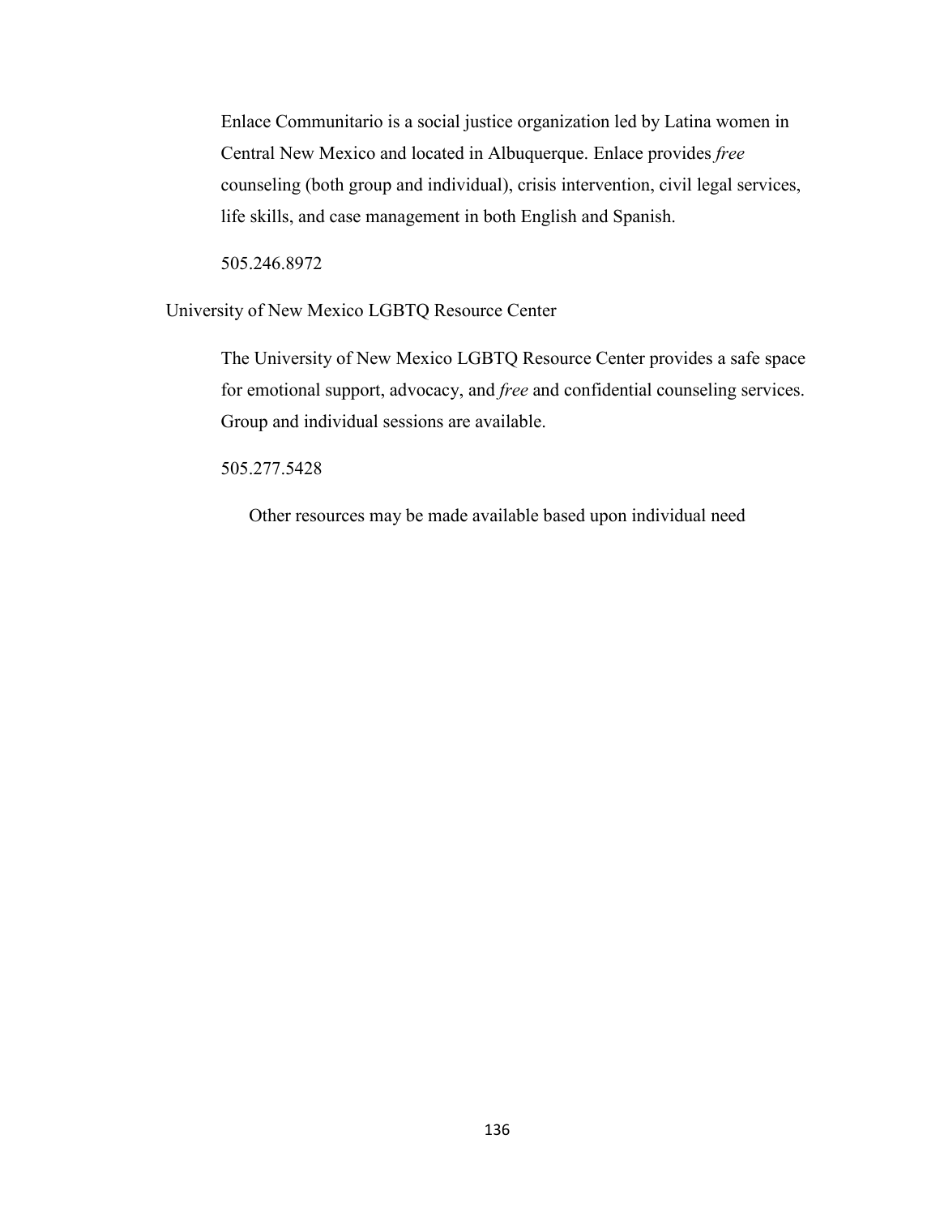Enlace Communitario is a social justice organization led by Latina women in Central New Mexico and located in Albuquerque. Enlace provides *free* counseling (both group and individual), crisis intervention, civil legal services, life skills, and case management in both English and Spanish.

505.246.8972

University of New Mexico LGBTQ Resource Center

The University of New Mexico LGBTQ Resource Center provides a safe space for emotional support, advocacy, and *free* and confidential counseling services. Group and individual sessions are available.

505.277.5428

Other resources may be made available based upon individual need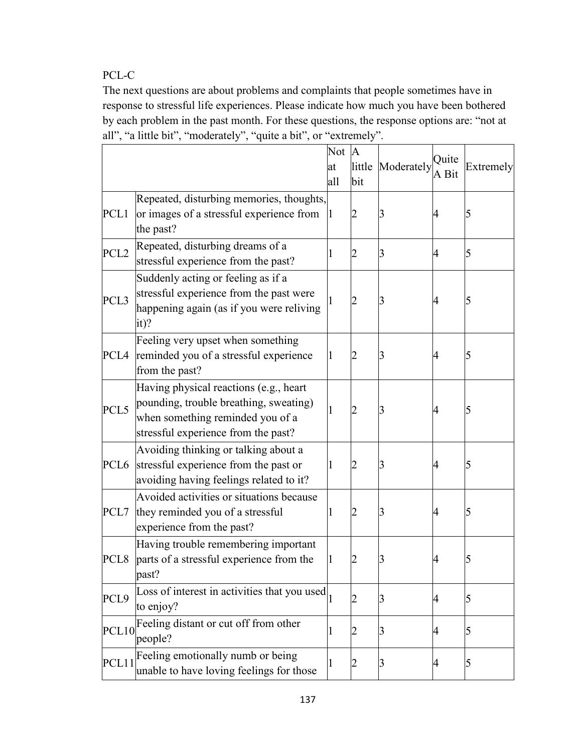PCL-C

The next questions are about problems and complaints that people sometimes have in response to stressful life experiences. Please indicate how much you have been bothered by each problem in the past month. For these questions, the response options are: "not at all", "a little bit", "moderately", "quite a bit", or "extremely".

| | | Not at all | A little bit | Moderately | Quite A Bit | Extremely |
|---|---|---|---|---|---|---|
| PCL1 | Repeated, disturbing memories, thoughts, or images of a stressful experience from the past? | 1 | 2 | 3 | 4 | 5 |
| PCL2 | Repeated, disturbing dreams of a stressful experience from the past? | 1 | 2 | 3 | 4 | 5 |
| PCL3 | Suddenly acting or feeling as if a stressful experience from the past were happening again (as if you were reliving it)? | 1 | 2 | 3 | 4 | 5 |
| PCL4 | Feeling very upset when something reminded you of a stressful experience from the past? | 1 | 2 | 3 | 4 | 5 |
| PCL5 | Having physical reactions (e.g., heart pounding, trouble breathing, sweating) when something reminded you of a stressful experience from the past? | 1 | 2 | 3 | 4 | 5 |
| PCL6 | Avoiding thinking or talking about a stressful experience from the past or avoiding having feelings related to it? | 1 | 2 | 3 | 4 | 5 |
| PCL7 | Avoided activities or situations because they reminded you of a stressful experience from the past? | 1 | 2 | 3 | 4 | 5 |
| PCL8 | Having trouble remembering important parts of a stressful experience from the past? | 1 | 2 | 3 | 4 | 5 |
| PCL9 | Loss of interest in activities that you used to enjoy? | 1 | 2 | 3 | 4 | 5 |
| PCL10 | Feeling distant or cut off from other people? | 1 | 2 | 3 | 4 | 5 |
| PCL11 | Feeling emotionally numb or being unable to have loving feelings for those | 1 | 2 | 3 | 4 | 5 |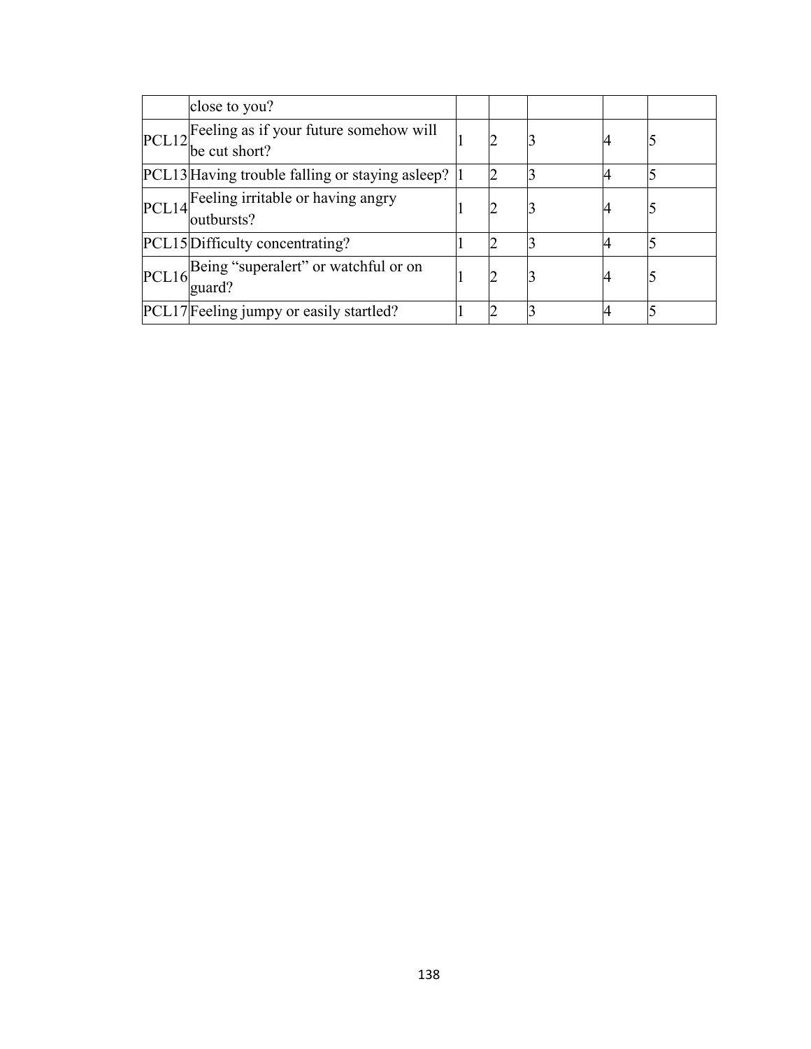| | | | | | | |
|---|---|---|---|---|---|---|
| | close to you? | | | | | |
| PCL12 | Feeling as if your future somehow will be cut short? | 1 | 2 | 3 | 4 | 5 |
| PCL13 | Having trouble falling or staying asleep? | 1 | 2 | 3 | 4 | 5 |
| PCL14 | Feeling irritable or having angry outbursts? | 1 | 2 | 3 | 4 | 5 |
| PCL15 | Difficulty concentrating? | 1 | 2 | 3 | 4 | 5 |
| PCL16 | Being “superalert” or watchful or on guard? | 1 | 2 | 3 | 4 | 5 |
| PCL17 | Feeling jumpy or easily startled? | 1 | 2 | 3 | 4 | 5 |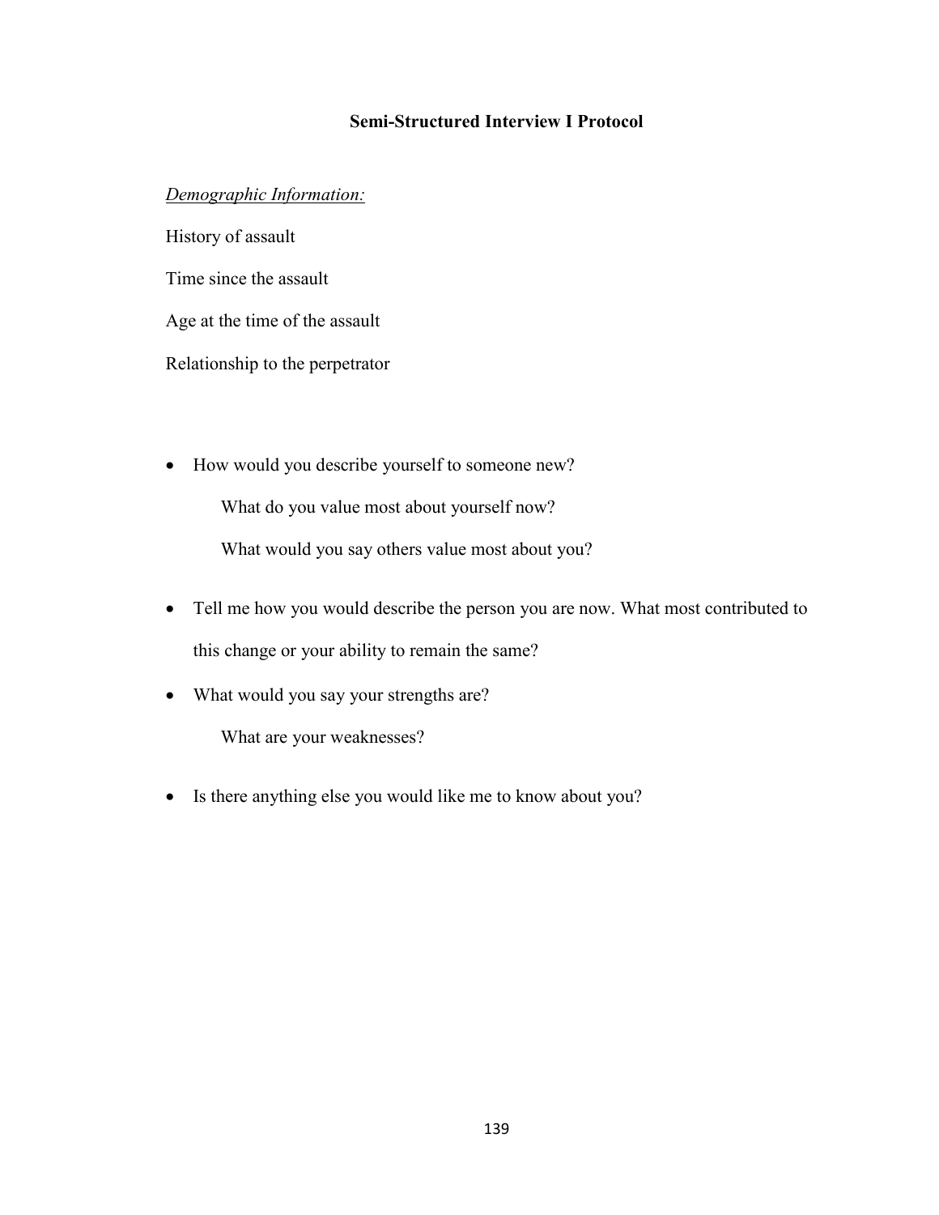## Semi-Structured Interview I Protocol

*Demographic Information:*

History of assault

Time since the assault

Age at the time of the assault

Relationship to the perpetrator

- How would you describe yourself to someone new?

  What do you value most about yourself now?

  What would you say others value most about you?

- Tell me how you would describe the person you are now. What most contributed to this change or your ability to remain the same?

- What would you say your strengths are?

  What are your weaknesses?

- Is there anything else you would like me to know about you?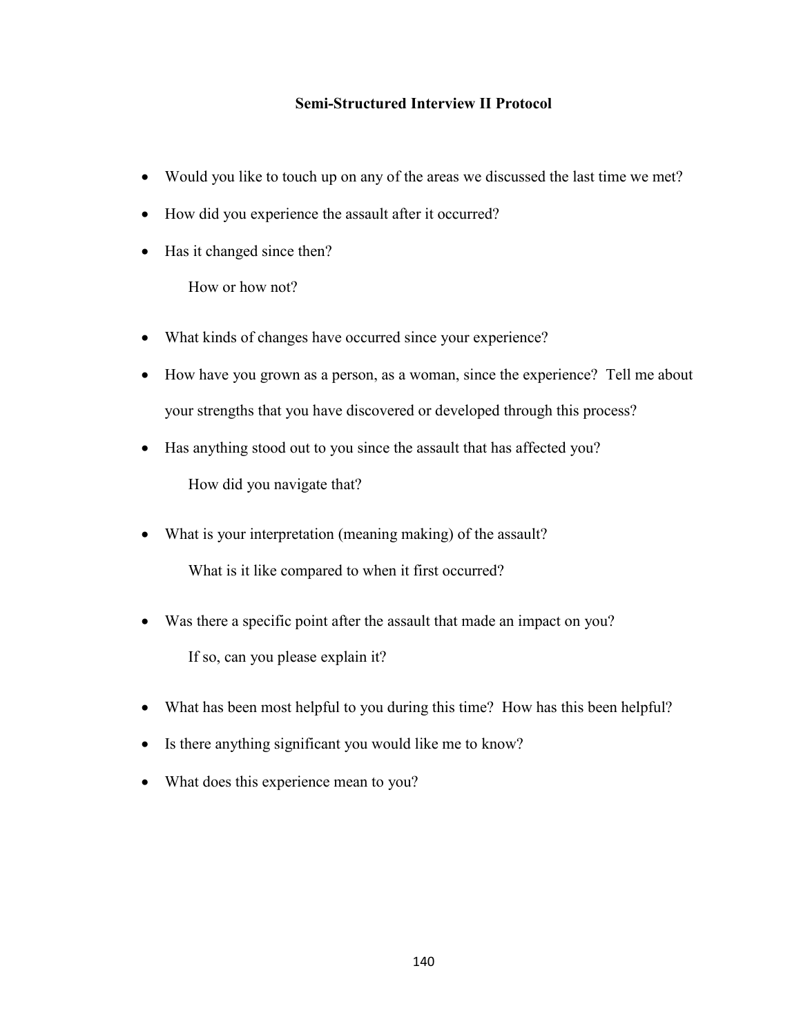## Semi-Structured Interview II Protocol

- Would you like to touch up on any of the areas we discussed the last time we met?
- How did you experience the assault after it occurred?
- Has it changed since then?

    How or how not?

- What kinds of changes have occurred since your experience?
- How have you grown as a person, as a woman, since the experience? Tell me about your strengths that you have discovered or developed through this process?
- Has anything stood out to you since the assault that has affected you?

    How did you navigate that?

- What is your interpretation (meaning making) of the assault?

    What is it like compared to when it first occurred?

- Was there a specific point after the assault that made an impact on you?

    If so, can you please explain it?

- What has been most helpful to you during this time? How has this been helpful?
- Is there anything significant you would like me to know?
- What does this experience mean to you?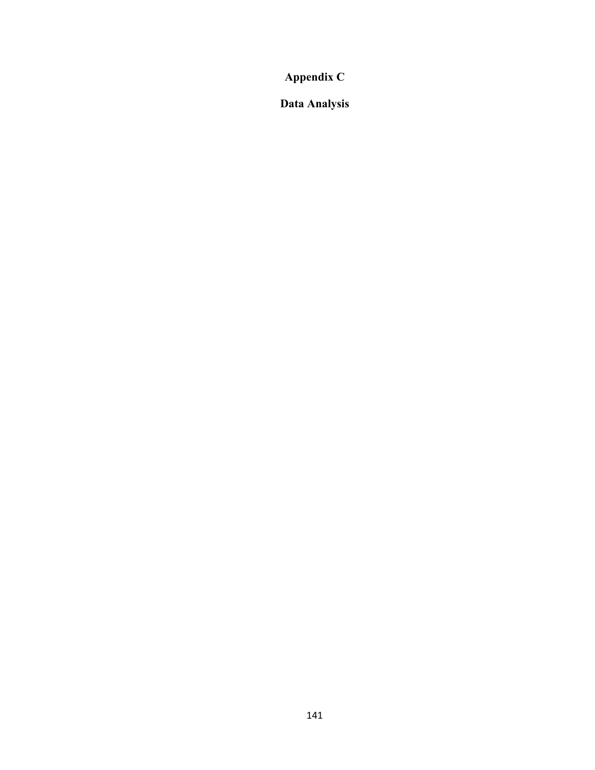# Appendix C

## Data Analysis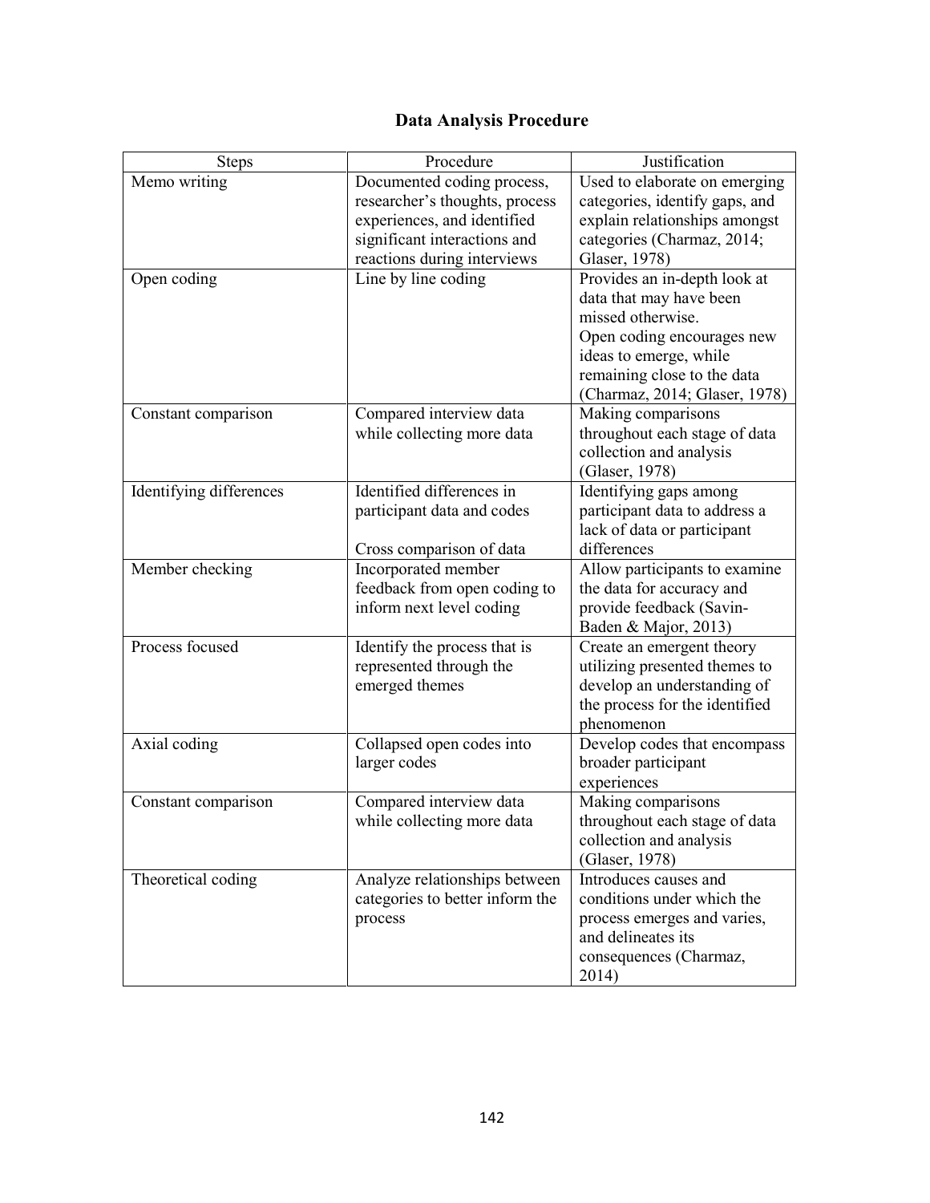# Data Analysis Procedure

| Steps | Procedure | Justification |
|---|---|---|
| Memo writing | Documented coding process, researcher's thoughts, process experiences, and identified significant interactions and reactions during interviews | Used to elaborate on emerging categories, identify gaps, and explain relationships amongst categories (Charmaz, 2014; Glaser, 1978) |
| Open coding | Line by line coding | Provides an in-depth look at data that may have been missed otherwise. Open coding encourages new ideas to emerge, while remaining close to the data (Charmaz, 2014; Glaser, 1978) |
| Constant comparison | Compared interview data while collecting more data | Making comparisons throughout each stage of data collection and analysis (Glaser, 1978) |
| Identifying differences | Identified differences in participant data and codes<br><br>Cross comparison of data | Identifying gaps among participant data to address a lack of data or participant differences |
| Member checking | Incorporated member feedback from open coding to inform next level coding | Allow participants to examine the data for accuracy and provide feedback (Savin-Baden & Major, 2013) |
| Process focused | Identify the process that is represented through the emerged themes | Create an emergent theory utilizing presented themes to develop an understanding of the process for the identified phenomenon |
| Axial coding | Collapsed open codes into larger codes | Develop codes that encompass broader participant experiences |
| Constant comparison | Compared interview data while collecting more data | Making comparisons throughout each stage of data collection and analysis (Glaser, 1978) |
| Theoretical coding | Analyze relationships between categories to better inform the process | Introduces causes and conditions under which the process emerges and varies, and delineates its consequences (Charmaz, 2014) |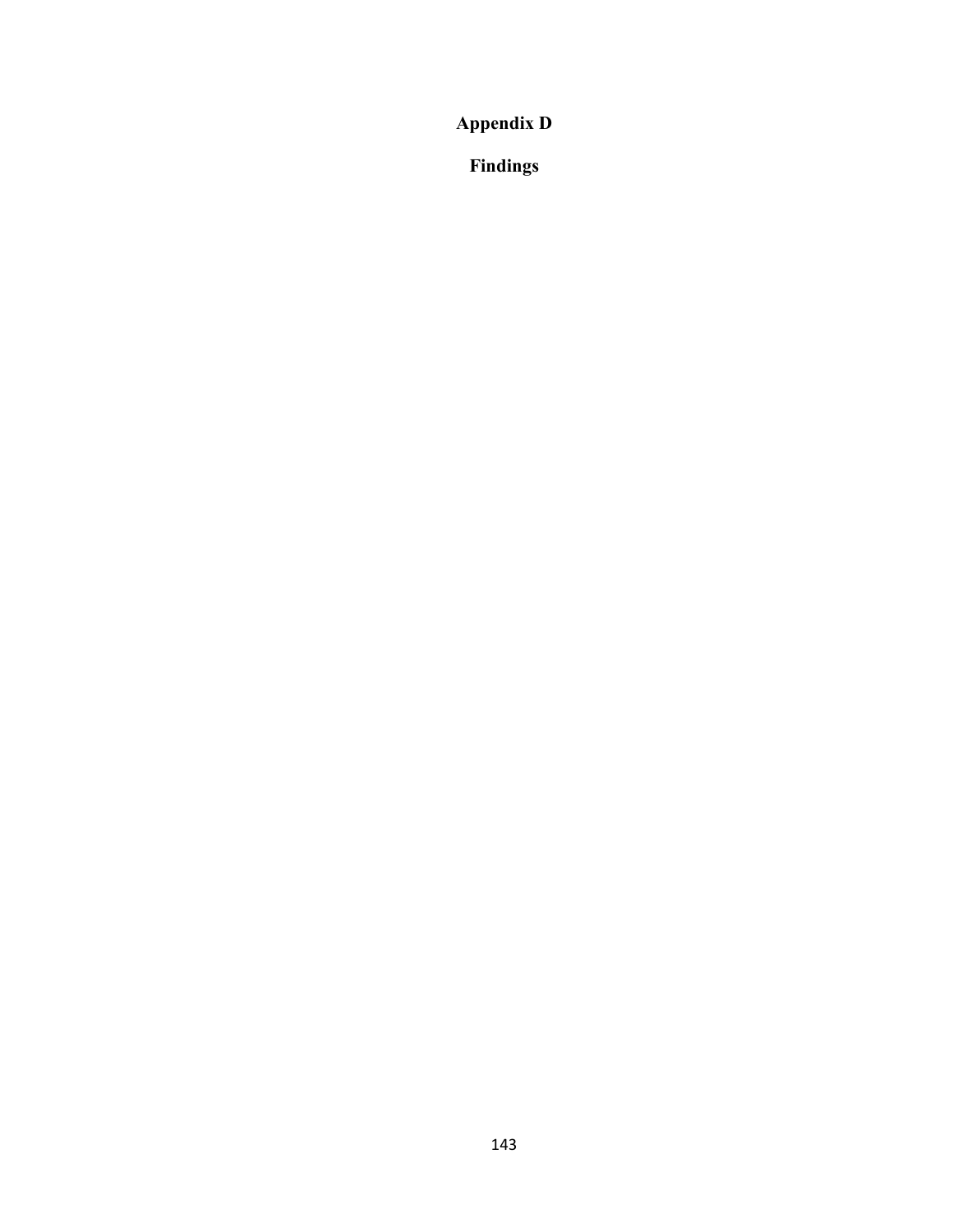# Appendix D

## Findings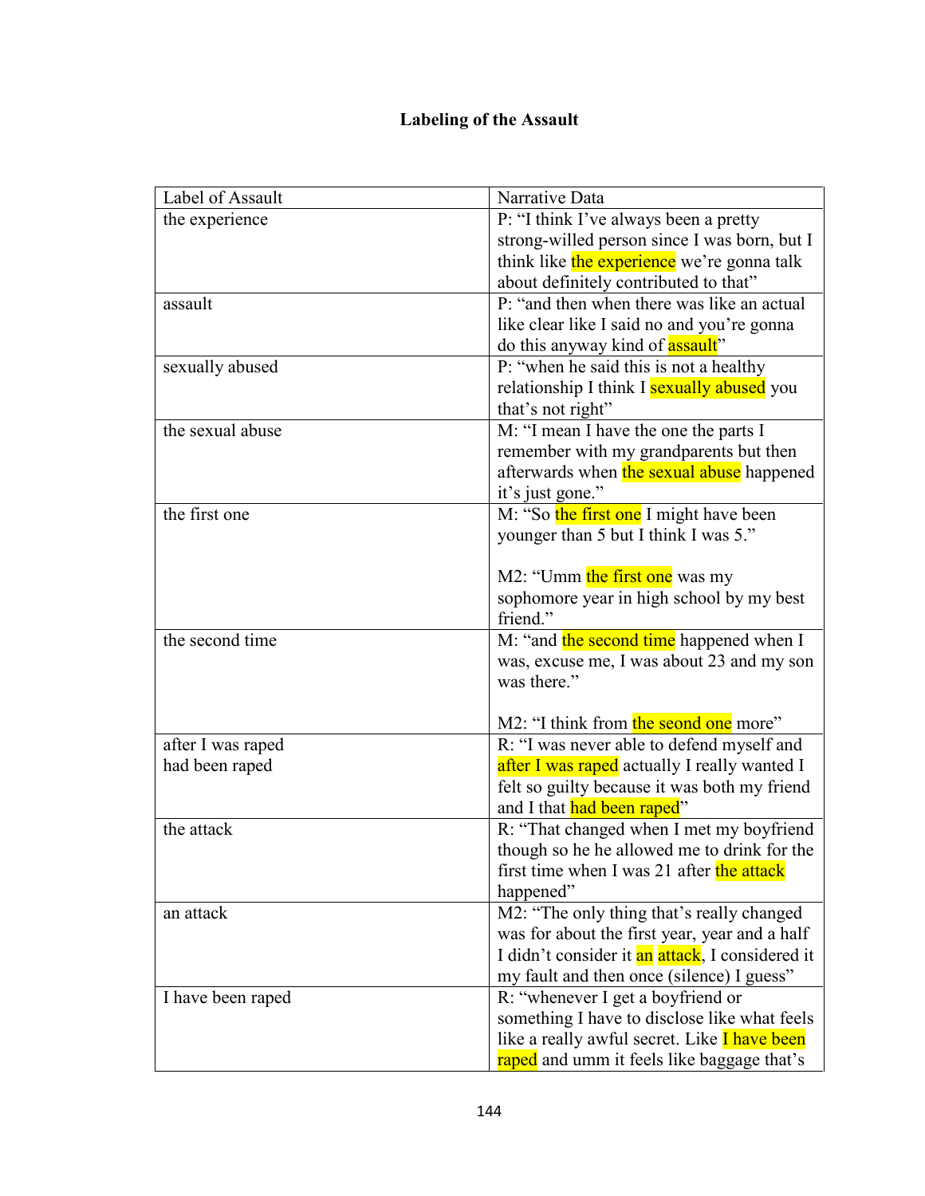**Labeling of the Assault**

| Label of Assault | Narrative Data |
|---|---|
| the experience | P: "I think I've always been a pretty strong-willed person since I was born, but I think like the experience we're gonna talk about definitely contributed to that" |
| assault | P: "and then when there was like an actual like clear like I said no and you're gonna do this anyway kind of assault" |
| sexually abused | P: "when he said this is not a healthy relationship I think I sexually abused you that's not right" |
| the sexual abuse | M: "I mean I have the one the parts I remember with my grandparents but then afterwards when the sexual abuse happened it's just gone." |
| the first one | M: "So the first one I might have been younger than 5 but I think I was 5."<br><br>M2: "Umm the first one was my sophomore year in high school by my best friend." |
| the second time | M: "and the second time happened when I was, excuse me, I was about 23 and my son was there."<br><br>M2: "I think from the seond one more" |
| after I was raped<br>had been raped | R: "I was never able to defend myself and after I was raped actually I really wanted I felt so guilty because it was both my friend and I that had been raped" |
| the attack | R: "That changed when I met my boyfriend though so he he allowed me to drink for the first time when I was 21 after the attack happened" |
| an attack | M2: "The only thing that's really changed was for about the first year, year and a half I didn't consider it an attack, I considered it my fault and then once (silence) I guess" |
| I have been raped | R: "whenever I get a boyfriend or something I have to disclose like what feels like a really awful secret. Like I have been raped and umm it feels like baggage that's |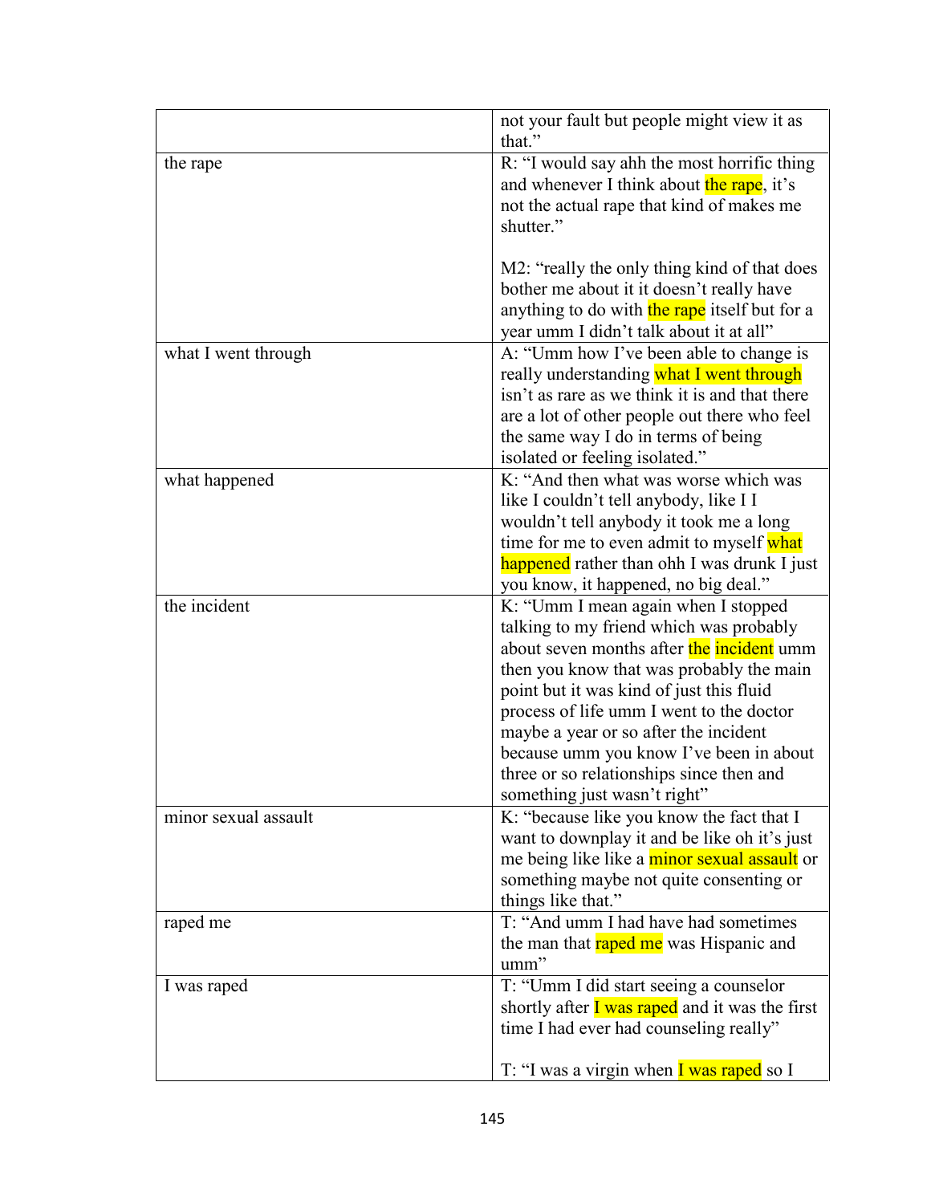| | |
|---|---|
| | not your fault but people might view it as that." |
| the rape | R: "I would say ahh the most horrific thing and whenever I think about the rape, it's not the actual rape that kind of makes me shutter."<br><br>M2: "really the only thing kind of that does bother me about it it doesn't really have anything to do with the rape itself but for a year umm I didn't talk about it at all" |
| what I went through | A: "Umm how I've been able to change is really understanding what I went through isn't as rare as we think it is and that there are a lot of other people out there who feel the same way I do in terms of being isolated or feeling isolated." |
| what happened | K: "And then what was worse which was like I couldn't tell anybody, like I I wouldn't tell anybody it took me a long time for me to even admit to myself what happened rather than ohh I was drunk I just you know, it happened, no big deal." |
| the incident | K: "Umm I mean again when I stopped talking to my friend which was probably about seven months after the incident umm then you know that was probably the main point but it was kind of just this fluid process of life umm I went to the doctor maybe a year or so after the incident because umm you know I've been in about three or so relationships since then and something just wasn't right" |
| minor sexual assault | K: "because like you know the fact that I want to downplay it and be like oh it's just me being like like a minor sexual assault or something maybe not quite consenting or things like that." |
| raped me | T: "And umm I had have had sometimes the man that raped me was Hispanic and umm" |
| I was raped | T: "Umm I did start seeing a counselor shortly after I was raped and it was the first time I had ever had counseling really"<br><br>T: "I was a virgin when I was raped so I |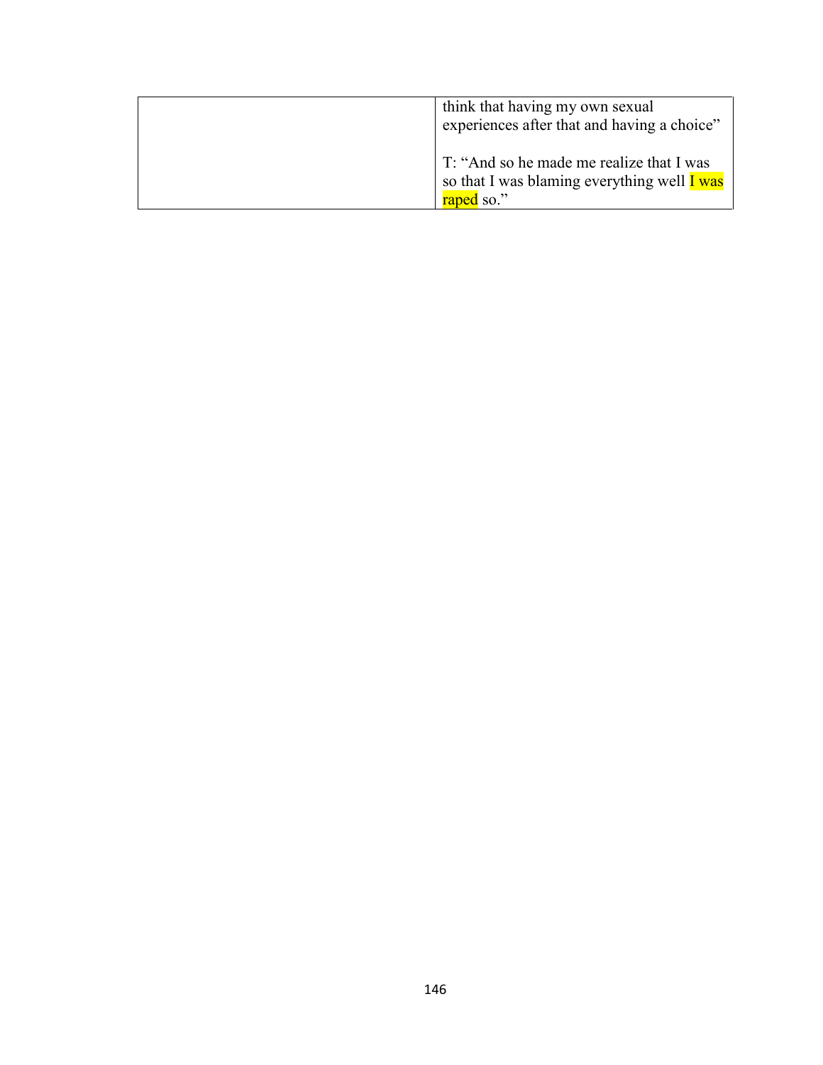| | |
|---|---|
| | think that having my own sexual experiences after that and having a choice"<br><br>T: "And so he made me realize that I was so that I was blaming everything well I was raped so." |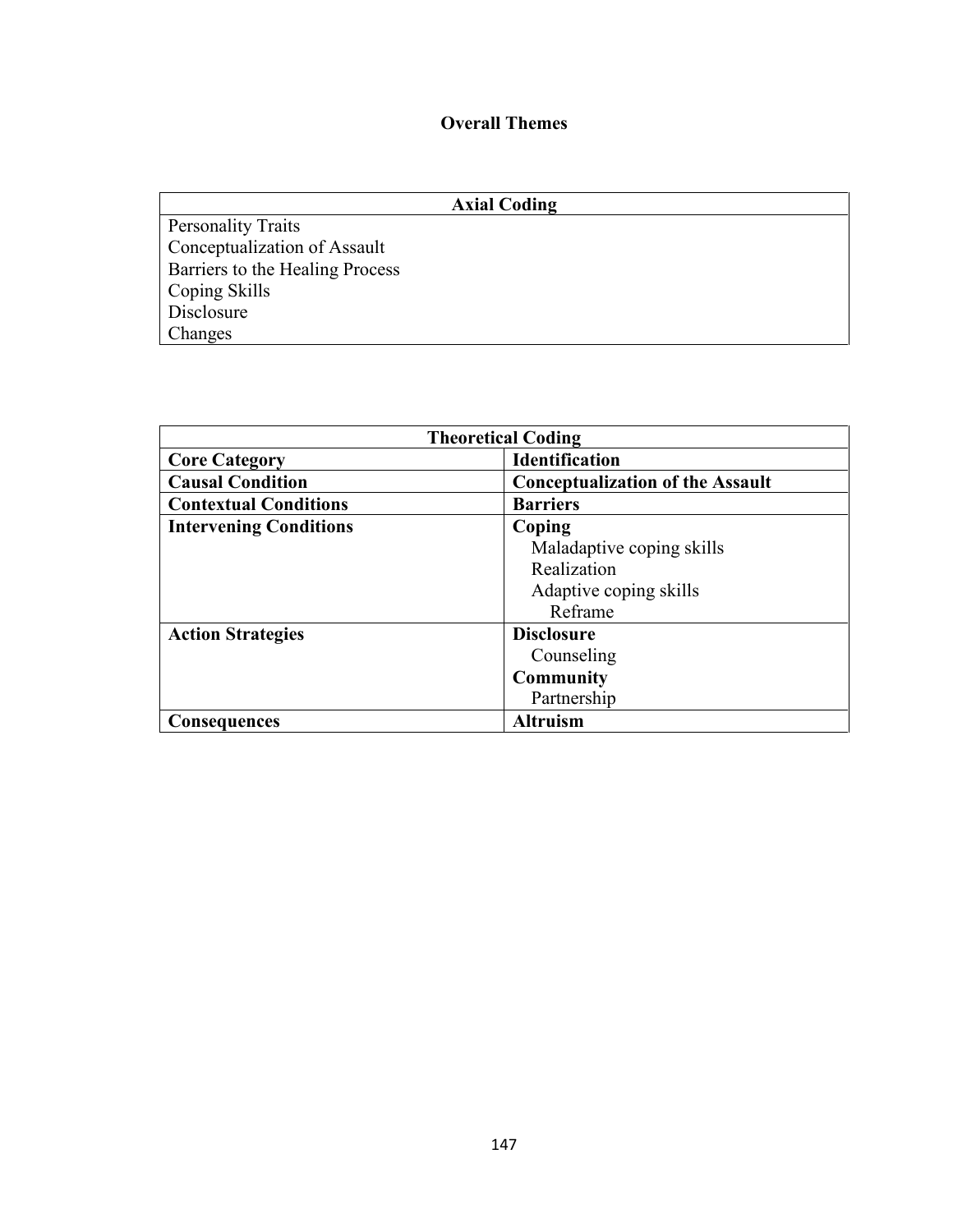## Overall Themes

| Axial Coding |
| --- |
| Personality Traits |
| Conceptualization of Assault |
| Barriers to the Healing Process |
| Coping Skills |
| Disclosure |
| Changes |

| Theoretical Coding | |
| --- | --- |
| **Core Category** | **Identification** |
| **Causal Condition** | **Conceptualization of the Assault** |
| **Contextual Conditions** | **Barriers** |
| **Intervening Conditions** | **Coping**<br>Maladaptive coping skills<br>Realization<br>Adaptive coping skills<br>Reframe |
| **Action Strategies** | **Disclosure**<br>Counseling<br>**Community**<br>Partnership |
| **Consequences** | **Altruism** |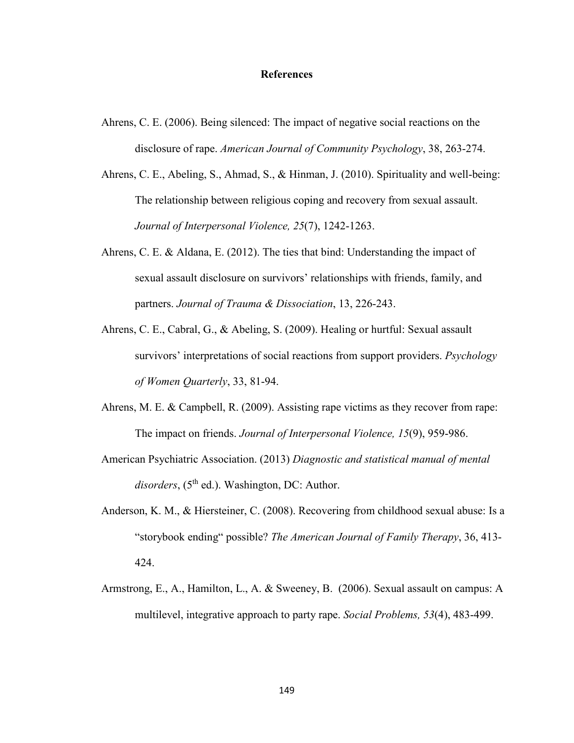# References

Ahrens, C. E. (2006). Being silenced: The impact of negative social reactions on the disclosure of rape. *American Journal of Community Psychology*, 38, 263-274.

Ahrens, C. E., Abeling, S., Ahmad, S., & Hinman, J. (2010). Spirituality and well-being: The relationship between religious coping and recovery from sexual assault. *Journal of Interpersonal Violence, 25*(7), 1242-1263.

Ahrens, C. E. & Aldana, E. (2012). The ties that bind: Understanding the impact of sexual assault disclosure on survivors' relationships with friends, family, and partners. *Journal of Trauma & Dissociation*, 13, 226-243.

Ahrens, C. E., Cabral, G., & Abeling, S. (2009). Healing or hurtful: Sexual assault survivors' interpretations of social reactions from support providers. *Psychology of Women Quarterly*, 33, 81-94.

Ahrens, M. E. & Campbell, R. (2009). Assisting rape victims as they recover from rape: The impact on friends. *Journal of Interpersonal Violence, 15*(9), 959-986.

American Psychiatric Association. (2013) *Diagnostic and statistical manual of mental disorders*, (5th ed.). Washington, DC: Author.

Anderson, K. M., & Hiersteiner, C. (2008). Recovering from childhood sexual abuse: Is a "storybook ending" possible? *The American Journal of Family Therapy*, 36, 413-424.

Armstrong, E., A., Hamilton, L., A. & Sweeney, B. (2006). Sexual assault on campus: A multilevel, integrative approach to party rape. *Social Problems, 53*(4), 483-499.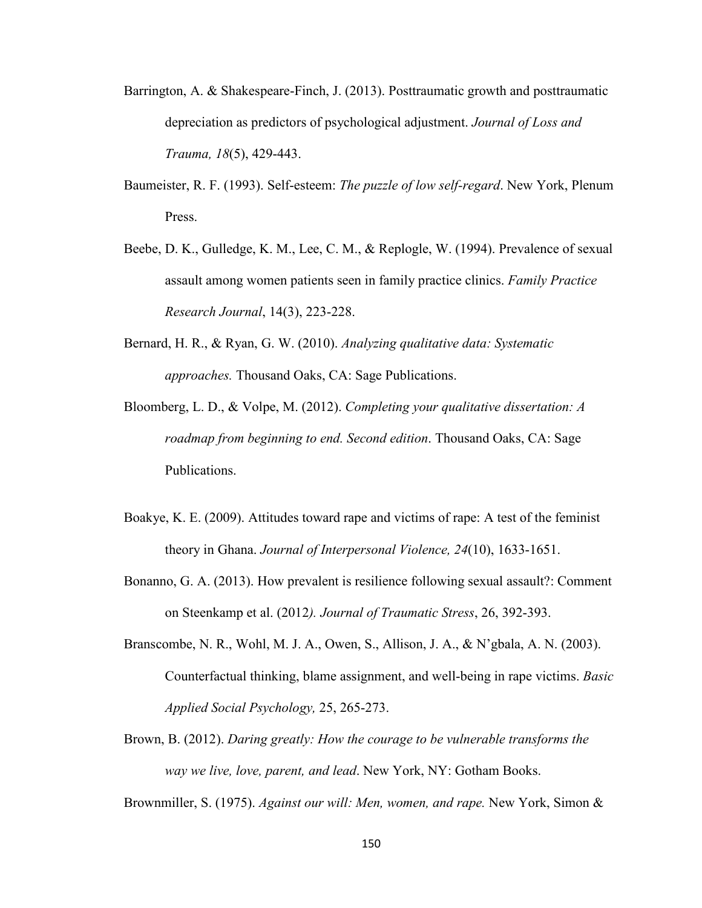Barrington, A. & Shakespeare-Finch, J. (2013). Posttraumatic growth and posttraumatic depreciation as predictors of psychological adjustment. *Journal of Loss and Trauma, 18*(5), 429-443.

Baumeister, R. F. (1993). Self-esteem: *The puzzle of low self-regard*. New York, Plenum Press.

Beebe, D. K., Gulledge, K. M., Lee, C. M., & Replogle, W. (1994). Prevalence of sexual assault among women patients seen in family practice clinics. *Family Practice Research Journal*, 14(3), 223-228.

Bernard, H. R., & Ryan, G. W. (2010). *Analyzing qualitative data: Systematic approaches.* Thousand Oaks, CA: Sage Publications.

Bloomberg, L. D., & Volpe, M. (2012). *Completing your qualitative dissertation: A roadmap from beginning to end. Second edition*. Thousand Oaks, CA: Sage Publications.

Boakye, K. E. (2009). Attitudes toward rape and victims of rape: A test of the feminist theory in Ghana. *Journal of Interpersonal Violence, 24*(10), 1633-1651.

Bonanno, G. A. (2013). How prevalent is resilience following sexual assault?: Comment on Steenkamp et al. (2012*). Journal of Traumatic Stress*, 26, 392-393.

Branscombe, N. R., Wohl, M. J. A., Owen, S., Allison, J. A., & N'gbala, A. N. (2003). Counterfactual thinking, blame assignment, and well-being in rape victims. *Basic Applied Social Psychology,* 25, 265-273.

Brown, B. (2012). *Daring greatly: How the courage to be vulnerable transforms the way we live, love, parent, and lead*. New York, NY: Gotham Books.

Brownmiller, S. (1975). *Against our will: Men, women, and rape.* New York, Simon &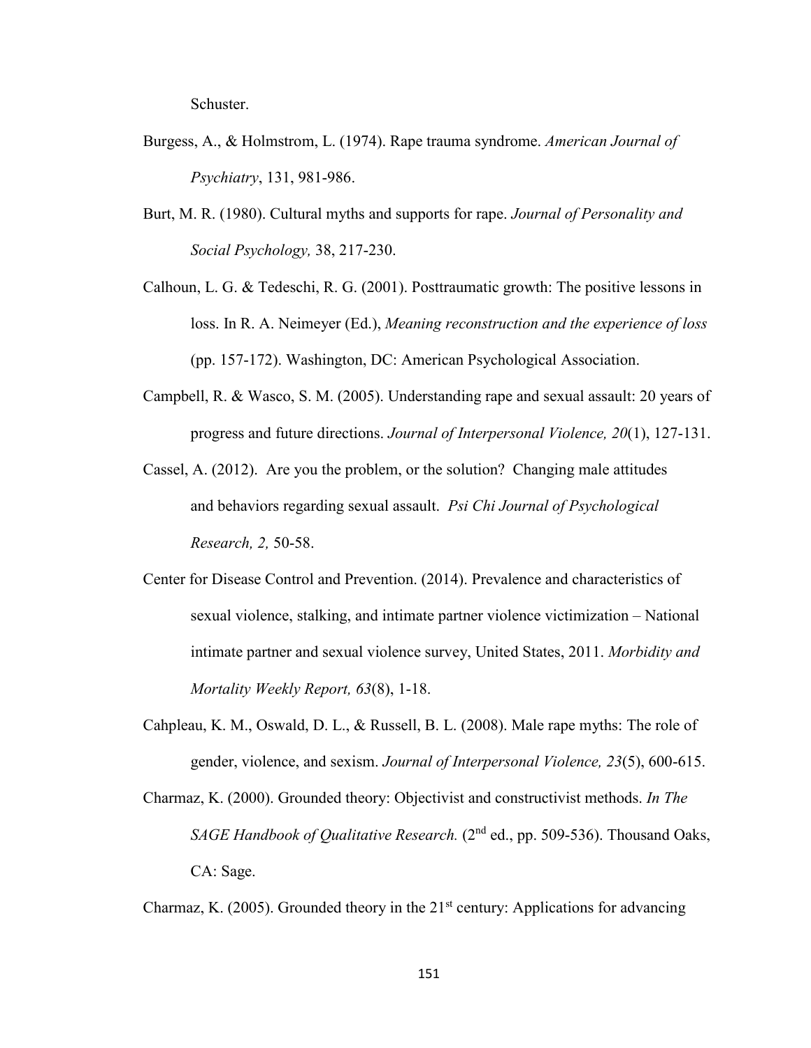Schuster.

Burgess, A., & Holmstrom, L. (1974). Rape trauma syndrome. *American Journal of Psychiatry*, 131, 981-986.

Burt, M. R. (1980). Cultural myths and supports for rape. *Journal of Personality and Social Psychology,* 38, 217-230.

Calhoun, L. G. & Tedeschi, R. G. (2001). Posttraumatic growth: The positive lessons in loss. In R. A. Neimeyer (Ed.), *Meaning reconstruction and the experience of loss* (pp. 157-172). Washington, DC: American Psychological Association.

Campbell, R. & Wasco, S. M. (2005). Understanding rape and sexual assault: 20 years of progress and future directions. *Journal of Interpersonal Violence, 20*(1), 127-131.

Cassel, A. (2012). Are you the problem, or the solution? Changing male attitudes and behaviors regarding sexual assault. *Psi Chi Journal of Psychological Research, 2,* 50-58.

Center for Disease Control and Prevention. (2014). Prevalence and characteristics of sexual violence, stalking, and intimate partner violence victimization – National intimate partner and sexual violence survey, United States, 2011. *Morbidity and Mortality Weekly Report, 63*(8), 1-18.

Cahpleau, K. M., Oswald, D. L., & Russell, B. L. (2008). Male rape myths: The role of gender, violence, and sexism. *Journal of Interpersonal Violence, 23*(5), 600-615.

Charmaz, K. (2000). Grounded theory: Objectivist and constructivist methods. *In The SAGE Handbook of Qualitative Research.* (2nd ed., pp. 509-536). Thousand Oaks, CA: Sage.

Charmaz, K. (2005). Grounded theory in the 21st century: Applications for advancing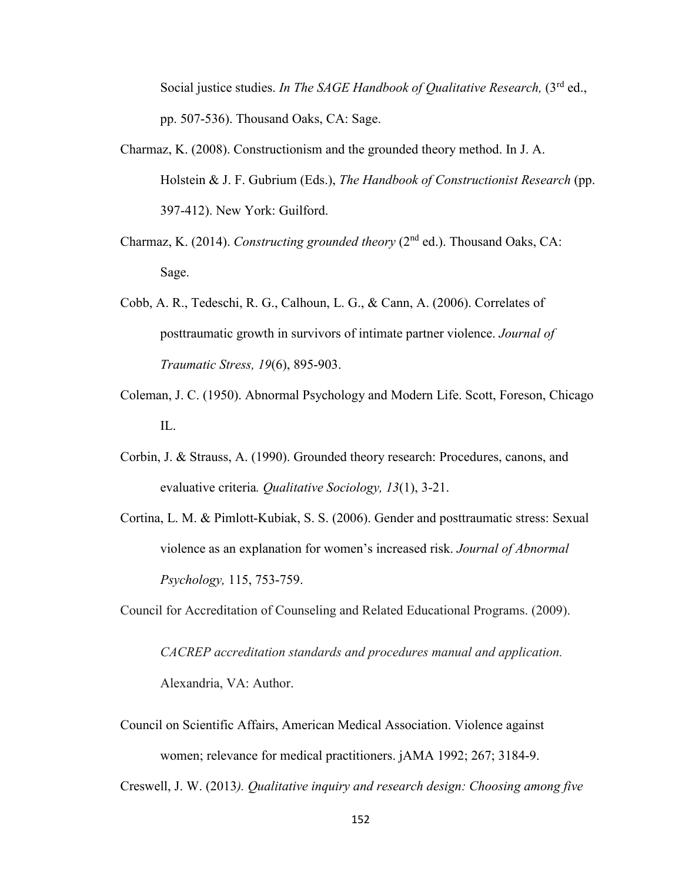Social justice studies. *In The SAGE Handbook of Qualitative Research,* (3rd ed., pp. 507-536). Thousand Oaks, CA: Sage.

Charmaz, K. (2008). Constructionism and the grounded theory method. In J. A. Holstein & J. F. Gubrium (Eds.), *The Handbook of Constructionist Research* (pp. 397-412). New York: Guilford.

Charmaz, K. (2014). *Constructing grounded theory* (2nd ed.). Thousand Oaks, CA: Sage.

Cobb, A. R., Tedeschi, R. G., Calhoun, L. G., & Cann, A. (2006). Correlates of posttraumatic growth in survivors of intimate partner violence. *Journal of Traumatic Stress, 19*(6), 895-903.

Coleman, J. C. (1950). Abnormal Psychology and Modern Life. Scott, Foreson, Chicago IL.

Corbin, J. & Strauss, A. (1990). Grounded theory research: Procedures, canons, and evaluative criteria*. Qualitative Sociology, 13*(1), 3-21.

Cortina, L. M. & Pimlott-Kubiak, S. S. (2006). Gender and posttraumatic stress: Sexual violence as an explanation for women's increased risk. *Journal of Abnormal Psychology,* 115, 753-759.

Council for Accreditation of Counseling and Related Educational Programs. (2009). *CACREP accreditation standards and procedures manual and application.* Alexandria, VA: Author.

Council on Scientific Affairs, American Medical Association. Violence against women; relevance for medical practitioners. jAMA 1992; 267; 3184-9.

Creswell, J. W. (2013*). Qualitative inquiry and research design: Choosing among five*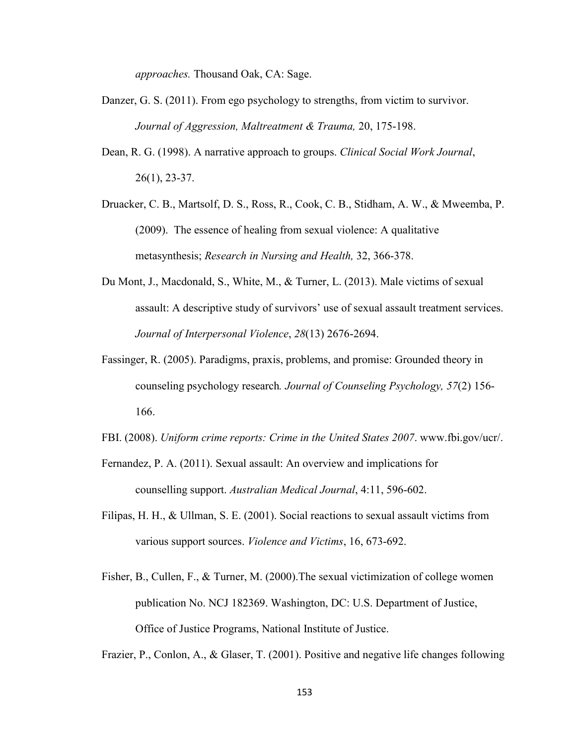*approaches.* Thousand Oak, CA: Sage.

Danzer, G. S. (2011). From ego psychology to strengths, from victim to survivor. *Journal of Aggression, Maltreatment & Trauma,* 20, 175-198.

Dean, R. G. (1998). A narrative approach to groups. *Clinical Social Work Journal*, 26(1), 23-37.

Druacker, C. B., Martsolf, D. S., Ross, R., Cook, C. B., Stidham, A. W., & Mweemba, P. (2009). The essence of healing from sexual violence: A qualitative metasynthesis; *Research in Nursing and Health,* 32, 366-378.

Du Mont, J., Macdonald, S., White, M., & Turner, L. (2013). Male victims of sexual assault: A descriptive study of survivors' use of sexual assault treatment services. *Journal of Interpersonal Violence*, *28*(13) 2676-2694.

Fassinger, R. (2005). Paradigms, praxis, problems, and promise: Grounded theory in counseling psychology research*. Journal of Counseling Psychology, 57*(2) 156-166.

FBI. (2008). *Uniform crime reports: Crime in the United States 2007*. www.fbi.gov/ucr/.

Fernandez, P. A. (2011). Sexual assault: An overview and implications for counselling support. *Australian Medical Journal*, 4:11, 596-602.

Filipas, H. H., & Ullman, S. E. (2001). Social reactions to sexual assault victims from various support sources. *Violence and Victims*, 16, 673-692.

Fisher, B., Cullen, F., & Turner, M. (2000).The sexual victimization of college women publication No. NCJ 182369. Washington, DC: U.S. Department of Justice, Office of Justice Programs, National Institute of Justice.

Frazier, P., Conlon, A., & Glaser, T. (2001). Positive and negative life changes following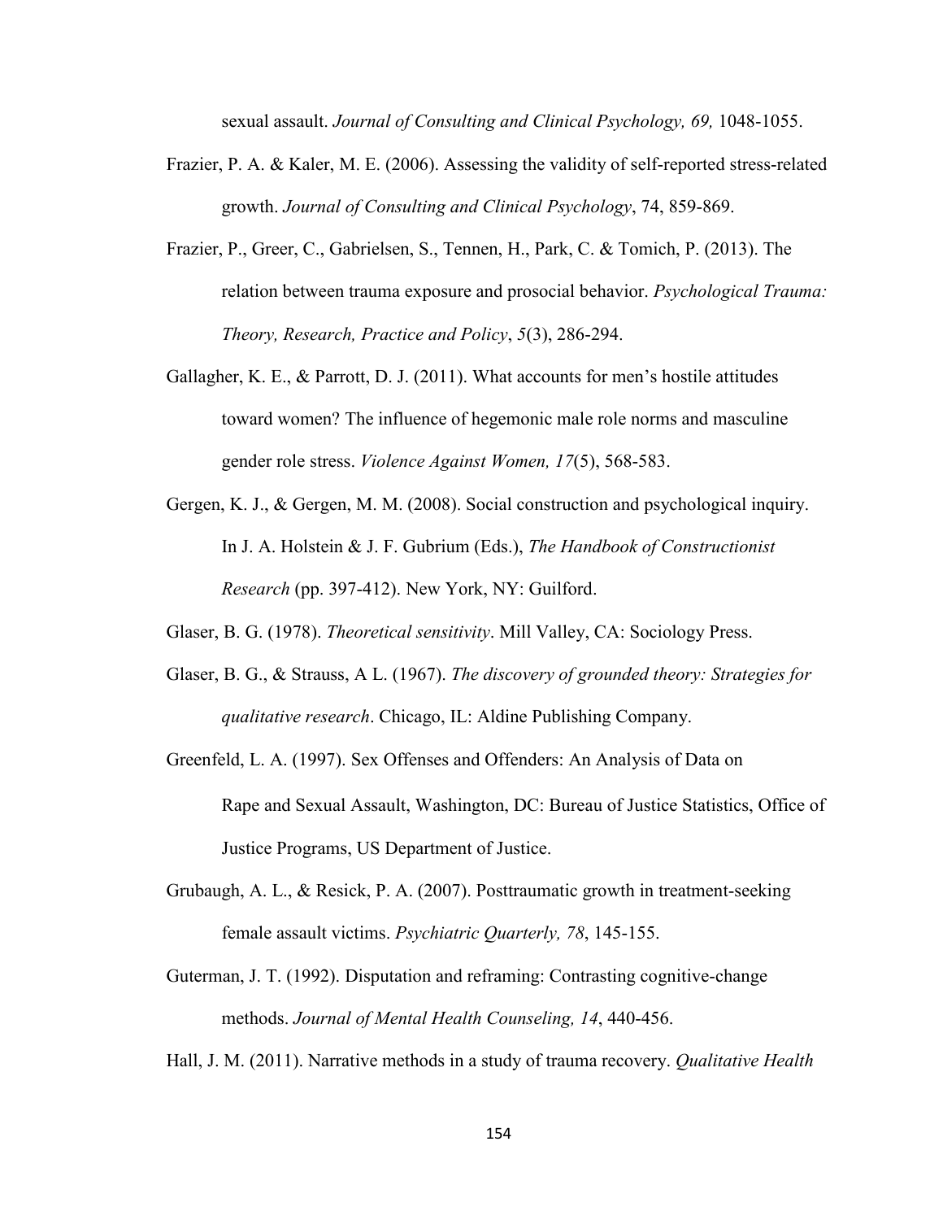sexual assault. *Journal of Consulting and Clinical Psychology, 69,* 1048-1055.

Frazier, P. A. & Kaler, M. E. (2006). Assessing the validity of self-reported stress-related growth. *Journal of Consulting and Clinical Psychology*, 74, 859-869.

Frazier, P., Greer, C., Gabrielsen, S., Tennen, H., Park, C. & Tomich, P. (2013). The relation between trauma exposure and prosocial behavior. *Psychological Trauma: Theory, Research, Practice and Policy*, *5*(3), 286-294.

Gallagher, K. E., & Parrott, D. J. (2011). What accounts for men's hostile attitudes toward women? The influence of hegemonic male role norms and masculine gender role stress. *Violence Against Women, 17*(5), 568-583.

Gergen, K. J., & Gergen, M. M. (2008). Social construction and psychological inquiry. In J. A. Holstein & J. F. Gubrium (Eds.), *The Handbook of Constructionist Research* (pp. 397-412). New York, NY: Guilford.

Glaser, B. G. (1978). *Theoretical sensitivity*. Mill Valley, CA: Sociology Press.

Glaser, B. G., & Strauss, A L. (1967). *The discovery of grounded theory: Strategies for qualitative research*. Chicago, IL: Aldine Publishing Company.

Greenfeld, L. A. (1997). Sex Offenses and Offenders: An Analysis of Data on Rape and Sexual Assault, Washington, DC: Bureau of Justice Statistics, Office of Justice Programs, US Department of Justice.

Grubaugh, A. L., & Resick, P. A. (2007). Posttraumatic growth in treatment-seeking female assault victims. *Psychiatric Quarterly, 78*, 145-155.

Guterman, J. T. (1992). Disputation and reframing: Contrasting cognitive-change methods. *Journal of Mental Health Counseling, 14*, 440-456.

Hall, J. M. (2011). Narrative methods in a study of trauma recovery. *Qualitative Health*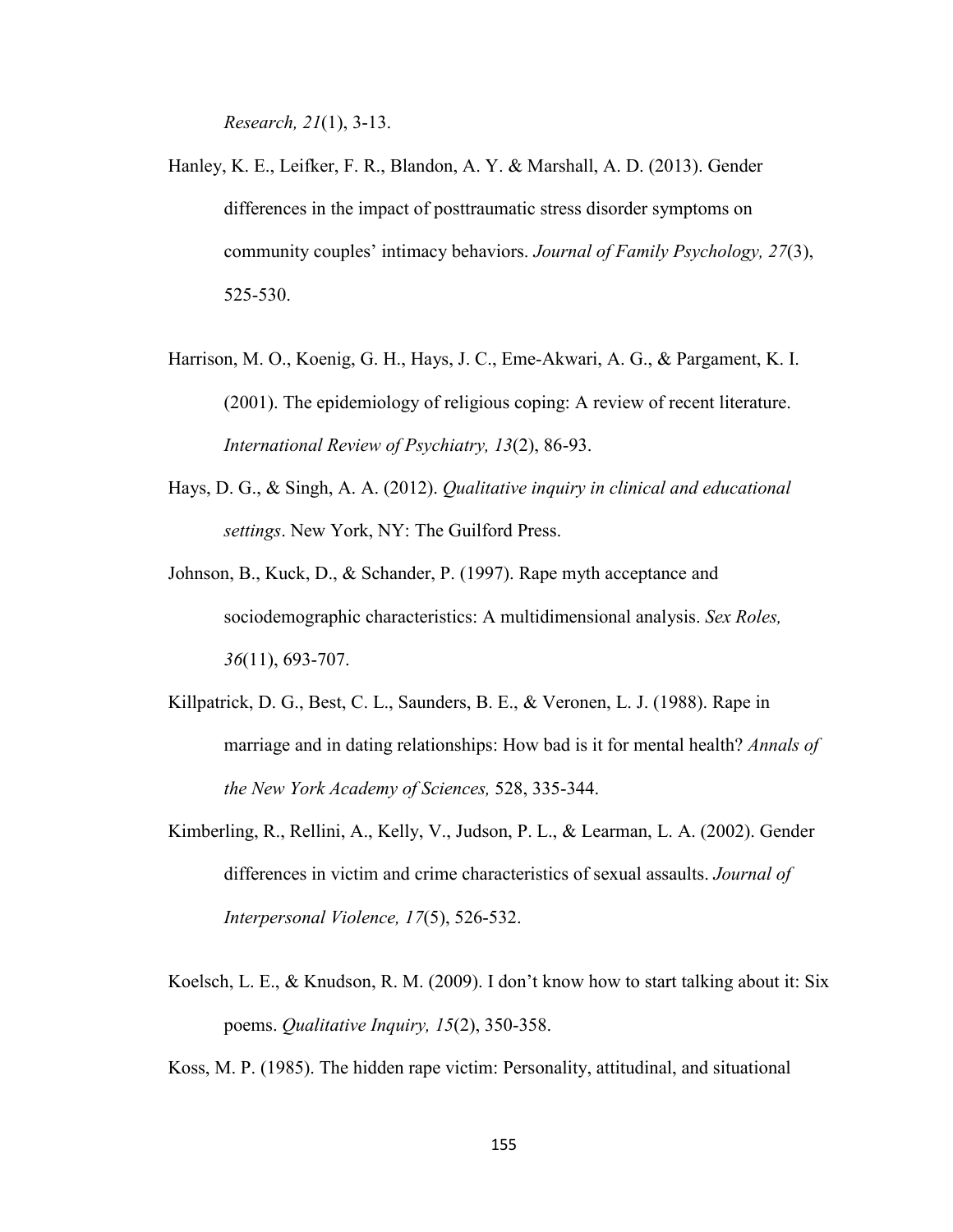*Research, 21*(1), 3-13.

Hanley, K. E., Leifker, F. R., Blandon, A. Y. & Marshall, A. D. (2013). Gender differences in the impact of posttraumatic stress disorder symptoms on community couples' intimacy behaviors. *Journal of Family Psychology, 27*(3), 525-530.

Harrison, M. O., Koenig, G. H., Hays, J. C., Eme-Akwari, A. G., & Pargament, K. I. (2001). The epidemiology of religious coping: A review of recent literature. *International Review of Psychiatry, 13*(2), 86-93.

Hays, D. G., & Singh, A. A. (2012). *Qualitative inquiry in clinical and educational settings*. New York, NY: The Guilford Press.

Johnson, B., Kuck, D., & Schander, P. (1997). Rape myth acceptance and sociodemographic characteristics: A multidimensional analysis. *Sex Roles, 36*(11), 693-707.

Killpatrick, D. G., Best, C. L., Saunders, B. E., & Veronen, L. J. (1988). Rape in marriage and in dating relationships: How bad is it for mental health? *Annals of the New York Academy of Sciences,* 528, 335-344.

Kimberling, R., Rellini, A., Kelly, V., Judson, P. L., & Learman, L. A. (2002). Gender differences in victim and crime characteristics of sexual assaults. *Journal of Interpersonal Violence, 17*(5), 526-532.

Koelsch, L. E., & Knudson, R. M. (2009). I don't know how to start talking about it: Six poems. *Qualitative Inquiry, 15*(2), 350-358.

Koss, M. P. (1985). The hidden rape victim: Personality, attitudinal, and situational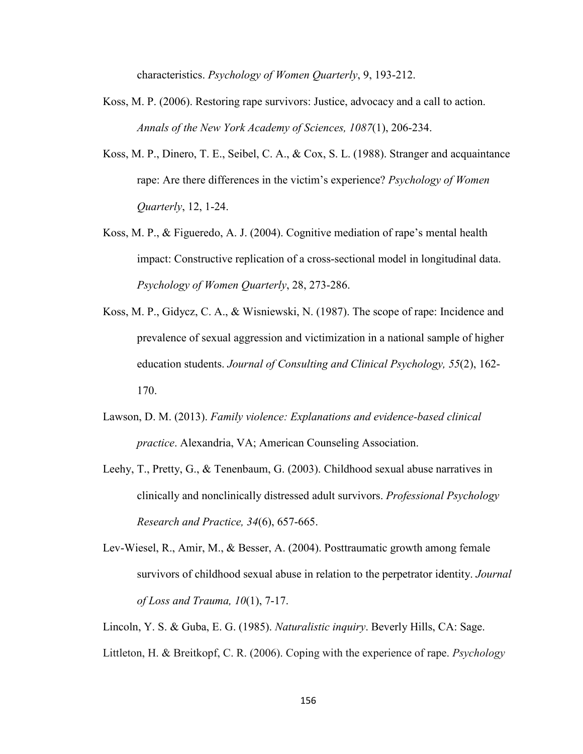characteristics. *Psychology of Women Quarterly*, 9, 193-212.

Koss, M. P. (2006). Restoring rape survivors: Justice, advocacy and a call to action. *Annals of the New York Academy of Sciences, 1087*(1), 206-234.

Koss, M. P., Dinero, T. E., Seibel, C. A., & Cox, S. L. (1988). Stranger and acquaintance rape: Are there differences in the victim's experience? *Psychology of Women Quarterly*, 12, 1-24.

Koss, M. P., & Figueredo, A. J. (2004). Cognitive mediation of rape's mental health impact: Constructive replication of a cross-sectional model in longitudinal data. *Psychology of Women Quarterly*, 28, 273-286.

Koss, M. P., Gidycz, C. A., & Wisniewski, N. (1987). The scope of rape: Incidence and prevalence of sexual aggression and victimization in a national sample of higher education students. *Journal of Consulting and Clinical Psychology, 55*(2), 162-170.

Lawson, D. M. (2013). *Family violence: Explanations and evidence-based clinical practice*. Alexandria, VA; American Counseling Association.

Leehy, T., Pretty, G., & Tenenbaum, G. (2003). Childhood sexual abuse narratives in clinically and nonclinically distressed adult survivors. *Professional Psychology Research and Practice, 34*(6), 657-665.

Lev-Wiesel, R., Amir, M., & Besser, A. (2004). Posttraumatic growth among female survivors of childhood sexual abuse in relation to the perpetrator identity. *Journal of Loss and Trauma, 10*(1), 7-17.

Lincoln, Y. S. & Guba, E. G. (1985). *Naturalistic inquiry*. Beverly Hills, CA: Sage.

Littleton, H. & Breitkopf, C. R. (2006). Coping with the experience of rape. *Psychology*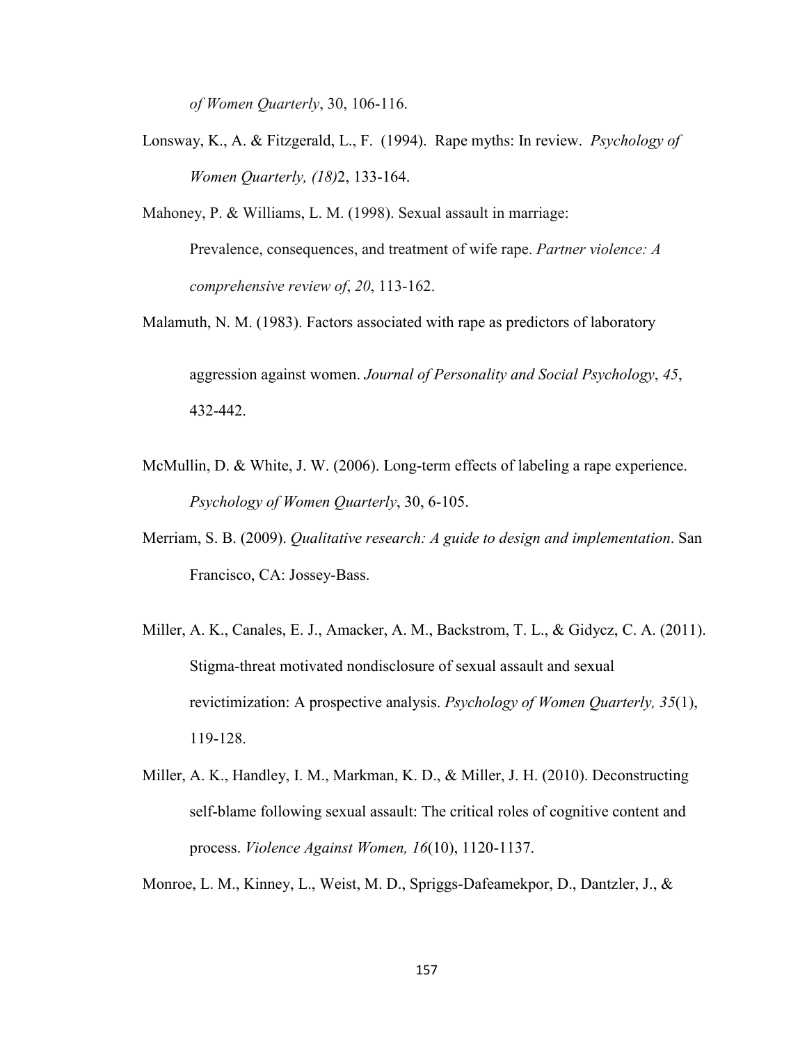*of Women Quarterly*, 30, 106-116.

Lonsway, K., A. & Fitzgerald, L., F. (1994). Rape myths: In review. *Psychology of Women Quarterly, (18)*2, 133-164.

Mahoney, P. & Williams, L. M. (1998). Sexual assault in marriage: Prevalence, consequences, and treatment of wife rape. *Partner violence: A comprehensive review of*, *20*, 113-162.

Malamuth, N. M. (1983). Factors associated with rape as predictors of laboratory aggression against women. *Journal of Personality and Social Psychology*, *45*, 432-442.

McMullin, D. & White, J. W. (2006). Long-term effects of labeling a rape experience. *Psychology of Women Quarterly*, 30, 6-105.

Merriam, S. B. (2009). *Qualitative research: A guide to design and implementation*. San Francisco, CA: Jossey-Bass.

Miller, A. K., Canales, E. J., Amacker, A. M., Backstrom, T. L., & Gidycz, C. A. (2011). Stigma-threat motivated nondisclosure of sexual assault and sexual revictimization: A prospective analysis. *Psychology of Women Quarterly, 35*(1), 119-128.

Miller, A. K., Handley, I. M., Markman, K. D., & Miller, J. H. (2010). Deconstructing self-blame following sexual assault: The critical roles of cognitive content and process. *Violence Against Women, 16*(10), 1120-1137.

Monroe, L. M., Kinney, L., Weist, M. D., Spriggs-Dafeamekpor, D., Dantzler, J., &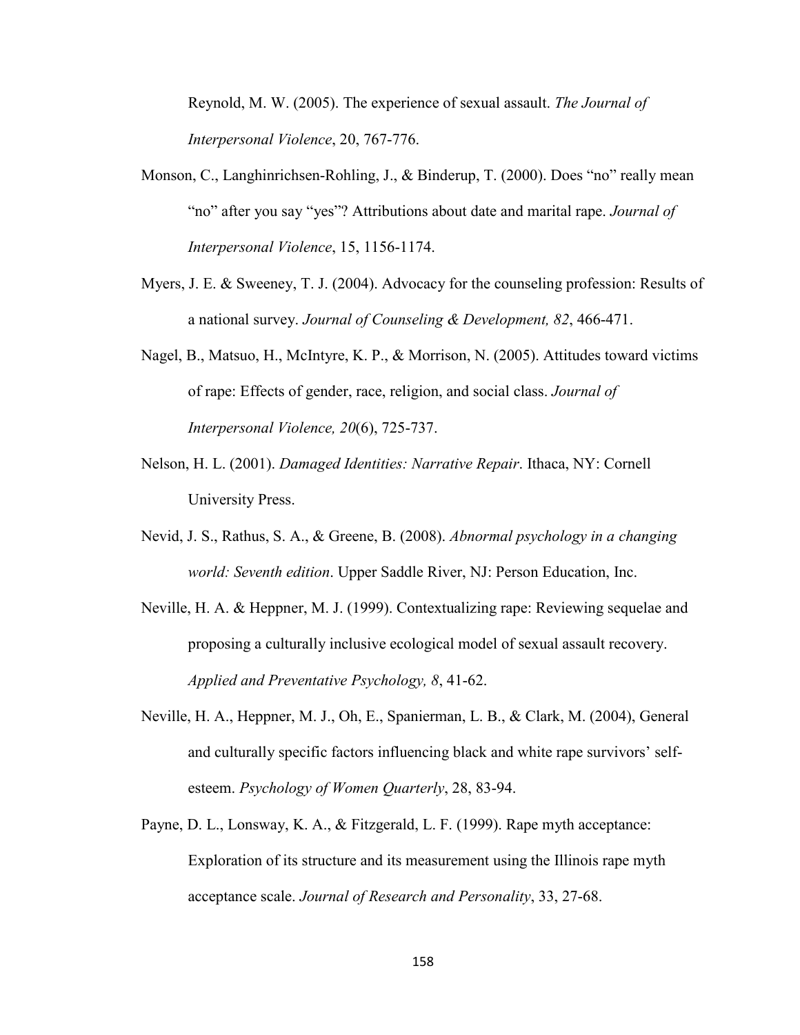Reynold, M. W. (2005). The experience of sexual assault. *The Journal of Interpersonal Violence*, 20, 767-776.

Monson, C., Langhinrichsen-Rohling, J., & Binderup, T. (2000). Does "no" really mean "no" after you say "yes"? Attributions about date and marital rape. *Journal of Interpersonal Violence*, 15, 1156-1174.

Myers, J. E. & Sweeney, T. J. (2004). Advocacy for the counseling profession: Results of a national survey. *Journal of Counseling & Development, 82*, 466-471.

Nagel, B., Matsuo, H., McIntyre, K. P., & Morrison, N. (2005). Attitudes toward victims of rape: Effects of gender, race, religion, and social class. *Journal of Interpersonal Violence, 20*(6), 725-737.

Nelson, H. L. (2001). *Damaged Identities: Narrative Repair*. Ithaca, NY: Cornell University Press.

Nevid, J. S., Rathus, S. A., & Greene, B. (2008). *Abnormal psychology in a changing world: Seventh edition*. Upper Saddle River, NJ: Person Education, Inc.

Neville, H. A. & Heppner, M. J. (1999). Contextualizing rape: Reviewing sequelae and proposing a culturally inclusive ecological model of sexual assault recovery. *Applied and Preventative Psychology, 8*, 41-62.

Neville, H. A., Heppner, M. J., Oh, E., Spanierman, L. B., & Clark, M. (2004), General and culturally specific factors influencing black and white rape survivors' self-esteem. *Psychology of Women Quarterly*, 28, 83-94.

Payne, D. L., Lonsway, K. A., & Fitzgerald, L. F. (1999). Rape myth acceptance: Exploration of its structure and its measurement using the Illinois rape myth acceptance scale. *Journal of Research and Personality*, 33, 27-68.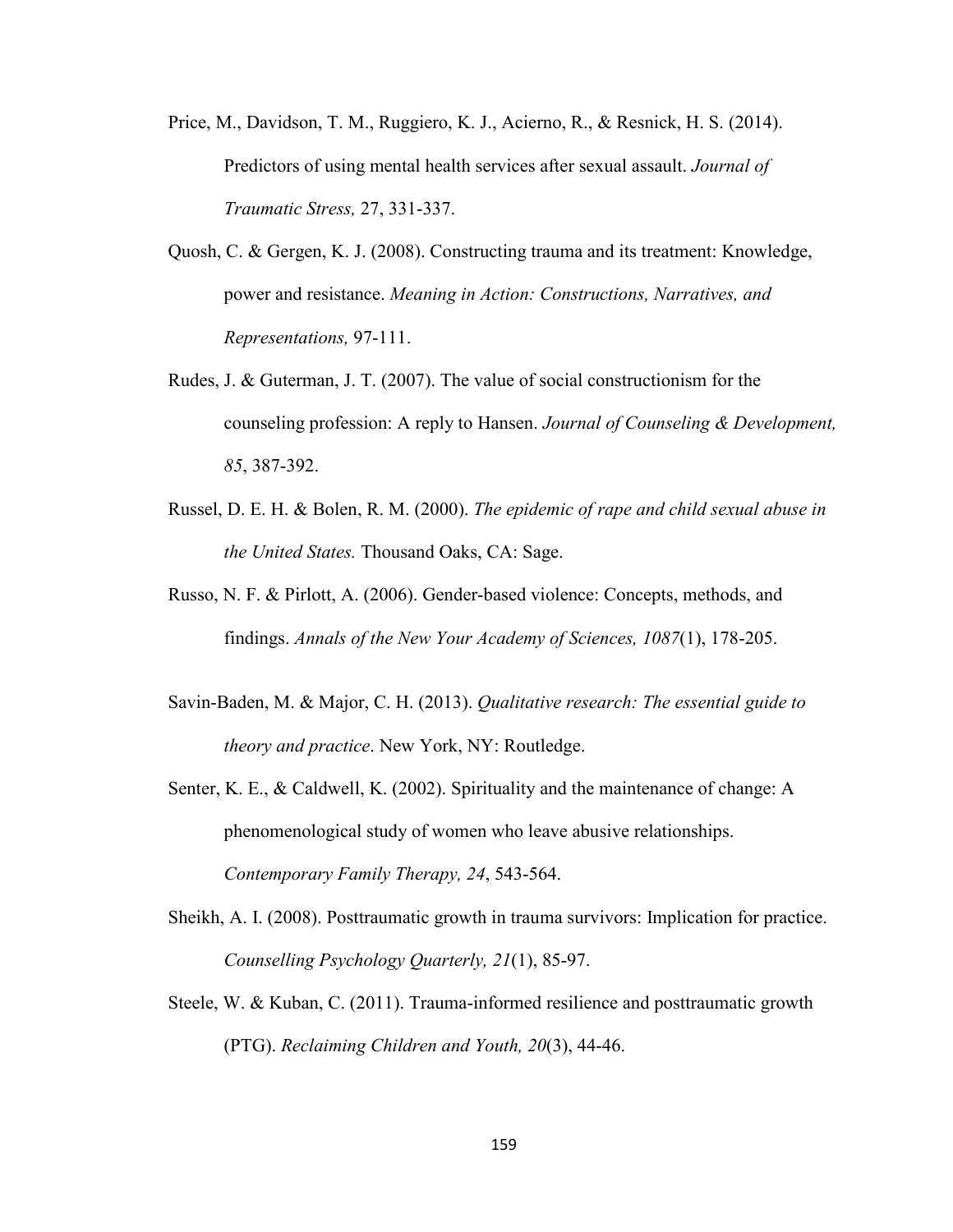Price, M., Davidson, T. M., Ruggiero, K. J., Acierno, R., & Resnick, H. S. (2014). Predictors of using mental health services after sexual assault. *Journal of Traumatic Stress,* 27, 331-337.

Quosh, C. & Gergen, K. J. (2008). Constructing trauma and its treatment: Knowledge, power and resistance. *Meaning in Action: Constructions, Narratives, and Representations,* 97-111.

Rudes, J. & Guterman, J. T. (2007). The value of social constructionism for the counseling profession: A reply to Hansen. *Journal of Counseling & Development, 85*, 387-392.

Russel, D. E. H. & Bolen, R. M. (2000). *The epidemic of rape and child sexual abuse in the United States.* Thousand Oaks, CA: Sage.

Russo, N. F. & Pirlott, A. (2006). Gender-based violence: Concepts, methods, and findings. *Annals of the New Your Academy of Sciences, 1087*(1), 178-205.

Savin-Baden, M. & Major, C. H. (2013). *Qualitative research: The essential guide to theory and practice*. New York, NY: Routledge.

Senter, K. E., & Caldwell, K. (2002). Spirituality and the maintenance of change: A phenomenological study of women who leave abusive relationships. *Contemporary Family Therapy, 24*, 543-564.

Sheikh, A. I. (2008). Posttraumatic growth in trauma survivors: Implication for practice. *Counselling Psychology Quarterly, 21*(1), 85-97.

Steele, W. & Kuban, C. (2011). Trauma-informed resilience and posttraumatic growth (PTG). *Reclaiming Children and Youth, 20*(3), 44-46.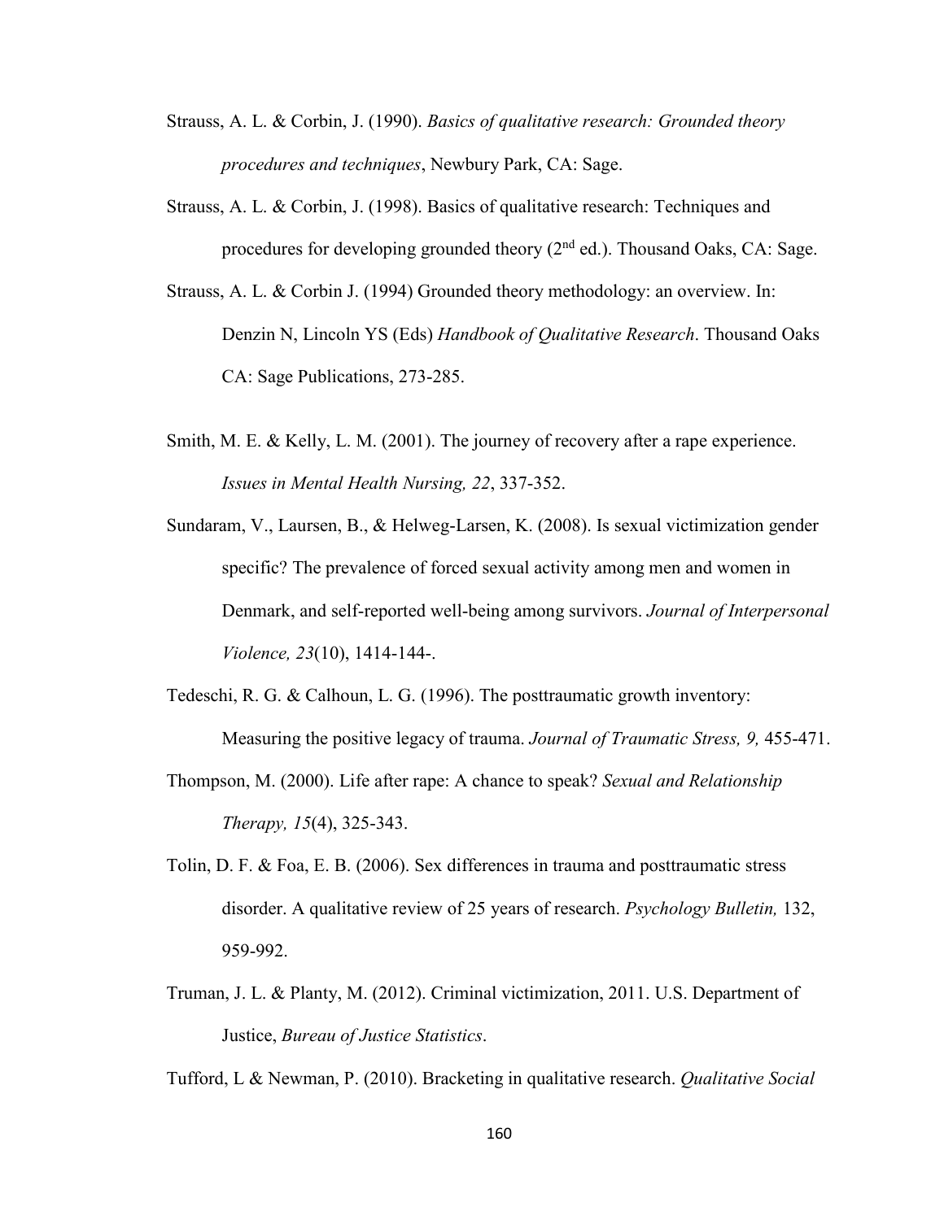Strauss, A. L. & Corbin, J. (1990). *Basics of qualitative research: Grounded theory procedures and techniques*, Newbury Park, CA: Sage.

Strauss, A. L. & Corbin, J. (1998). Basics of qualitative research: Techniques and procedures for developing grounded theory (2nd ed.). Thousand Oaks, CA: Sage.

Strauss, A. L. & Corbin J. (1994) Grounded theory methodology: an overview. In: Denzin N, Lincoln YS (Eds) *Handbook of Qualitative Research*. Thousand Oaks CA: Sage Publications, 273-285.

Smith, M. E. & Kelly, L. M. (2001). The journey of recovery after a rape experience. *Issues in Mental Health Nursing, 22*, 337-352.

Sundaram, V., Laursen, B., & Helweg-Larsen, K. (2008). Is sexual victimization gender specific? The prevalence of forced sexual activity among men and women in Denmark, and self-reported well-being among survivors. *Journal of Interpersonal Violence, 23*(10), 1414-144-.

Tedeschi, R. G. & Calhoun, L. G. (1996). The posttraumatic growth inventory: Measuring the positive legacy of trauma. *Journal of Traumatic Stress, 9,* 455-471.

Thompson, M. (2000). Life after rape: A chance to speak? *Sexual and Relationship Therapy, 15*(4), 325-343.

Tolin, D. F. & Foa, E. B. (2006). Sex differences in trauma and posttraumatic stress disorder. A qualitative review of 25 years of research. *Psychology Bulletin,* 132, 959-992.

Truman, J. L. & Planty, M. (2012). Criminal victimization, 2011. U.S. Department of Justice, *Bureau of Justice Statistics*.

Tufford, L & Newman, P. (2010). Bracketing in qualitative research. *Qualitative Social*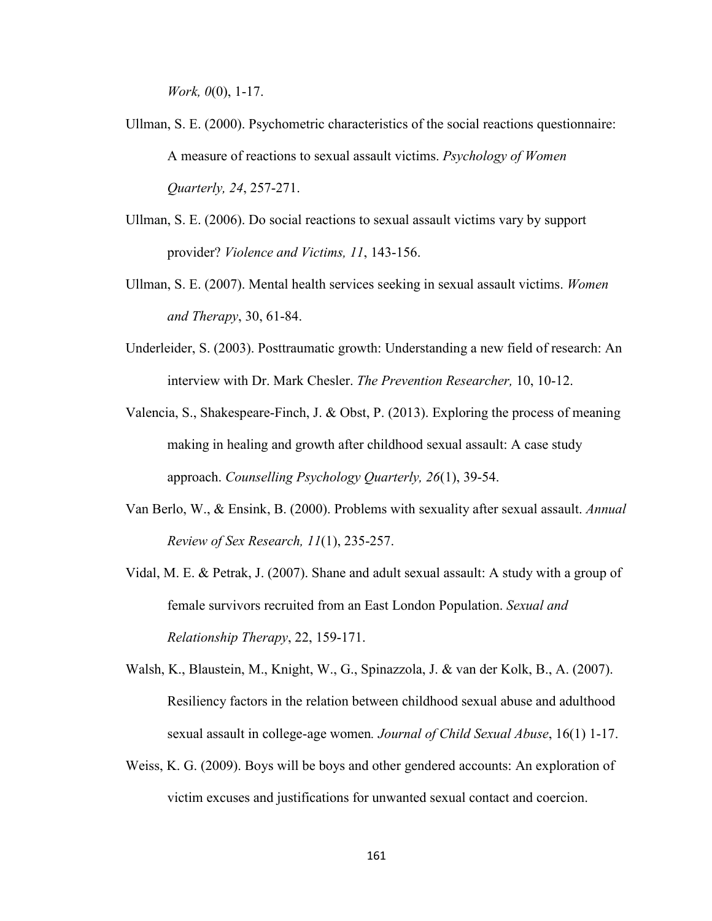*Work, 0*(0), 1-17.

Ullman, S. E. (2000). Psychometric characteristics of the social reactions questionnaire: A measure of reactions to sexual assault victims. *Psychology of Women Quarterly, 24*, 257-271.

Ullman, S. E. (2006). Do social reactions to sexual assault victims vary by support provider? *Violence and Victims, 11*, 143-156.

Ullman, S. E. (2007). Mental health services seeking in sexual assault victims. *Women and Therapy*, 30, 61-84.

Underleider, S. (2003). Posttraumatic growth: Understanding a new field of research: An interview with Dr. Mark Chesler. *The Prevention Researcher,* 10, 10-12.

Valencia, S., Shakespeare-Finch, J. & Obst, P. (2013). Exploring the process of meaning making in healing and growth after childhood sexual assault: A case study approach. *Counselling Psychology Quarterly, 26*(1), 39-54.

Van Berlo, W., & Ensink, B. (2000). Problems with sexuality after sexual assault. *Annual Review of Sex Research, 11*(1), 235-257.

Vidal, M. E. & Petrak, J. (2007). Shane and adult sexual assault: A study with a group of female survivors recruited from an East London Population. *Sexual and Relationship Therapy*, 22, 159-171.

Walsh, K., Blaustein, M., Knight, W., G., Spinazzola, J. & van der Kolk, B., A. (2007). Resiliency factors in the relation between childhood sexual abuse and adulthood sexual assault in college-age women*. Journal of Child Sexual Abuse*, 16(1) 1-17.

Weiss, K. G. (2009). Boys will be boys and other gendered accounts: An exploration of victim excuses and justifications for unwanted sexual contact and coercion.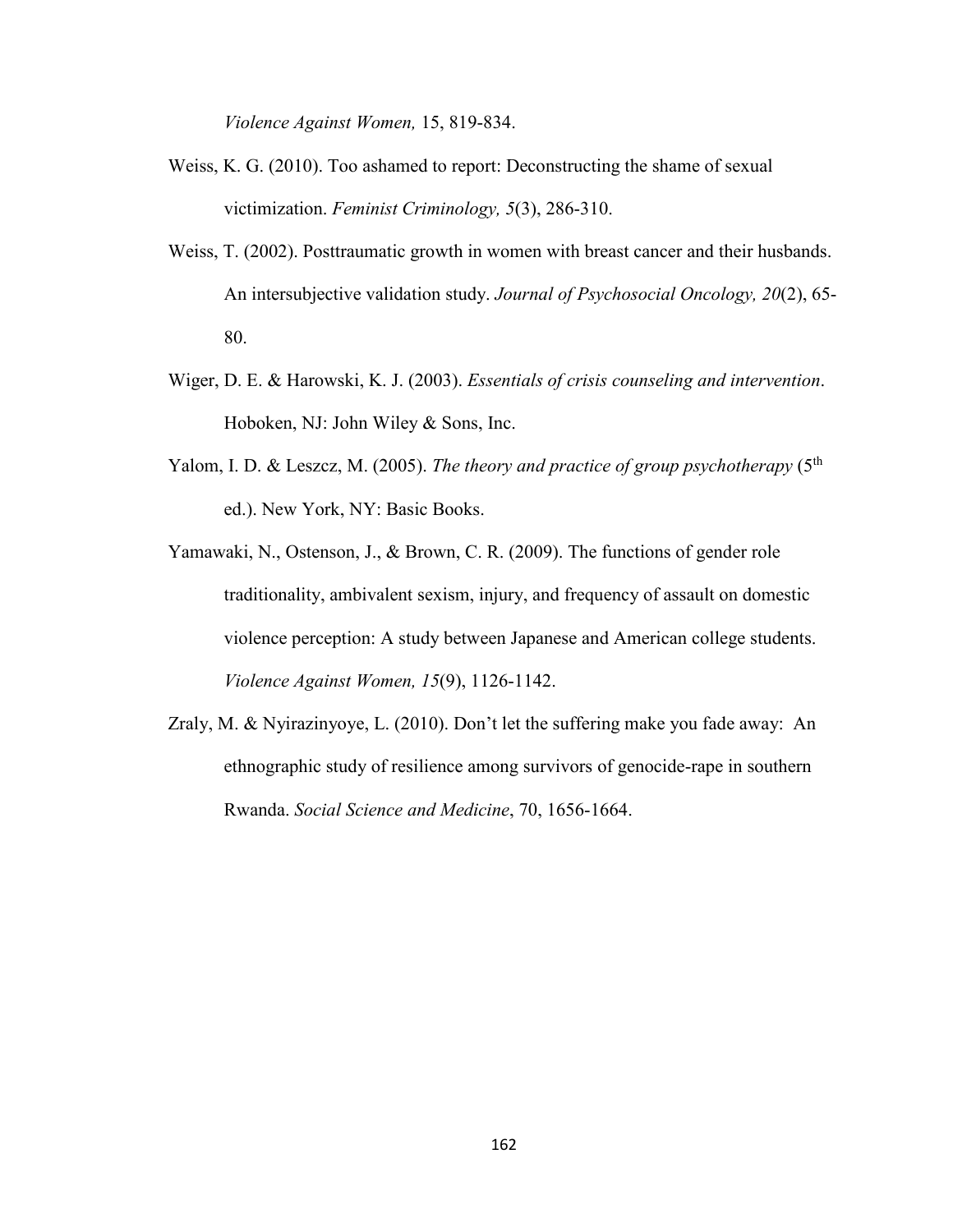*Violence Against Women,* 15, 819-834.

Weiss, K. G. (2010). Too ashamed to report: Deconstructing the shame of sexual victimization. *Feminist Criminology, 5*(3), 286-310.

Weiss, T. (2002). Posttraumatic growth in women with breast cancer and their husbands. An intersubjective validation study. *Journal of Psychosocial Oncology, 20*(2), 65-80.

Wiger, D. E. & Harowski, K. J. (2003). *Essentials of crisis counseling and intervention*. Hoboken, NJ: John Wiley & Sons, Inc.

Yalom, I. D. & Leszcz, M. (2005). *The theory and practice of group psychotherapy* (5th ed.). New York, NY: Basic Books.

Yamawaki, N., Ostenson, J., & Brown, C. R. (2009). The functions of gender role traditionality, ambivalent sexism, injury, and frequency of assault on domestic violence perception: A study between Japanese and American college students. *Violence Against Women, 15*(9), 1126-1142.

Zraly, M. & Nyirazinyoye, L. (2010). Don't let the suffering make you fade away: An ethnographic study of resilience among survivors of genocide-rape in southern Rwanda. *Social Science and Medicine*, 70, 1656-1664.